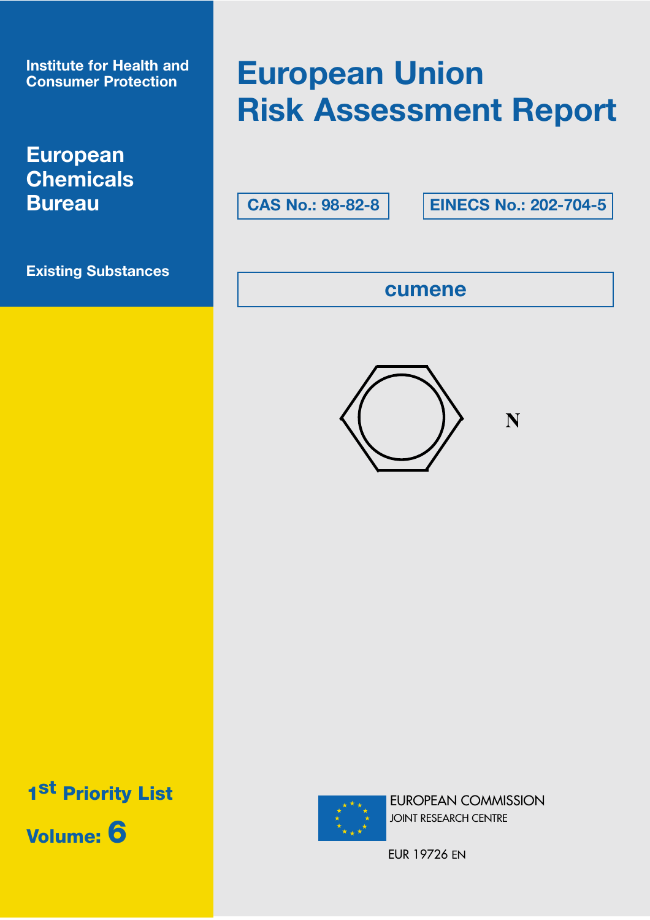Institute for Health and Consumer Protection

**European Chemicals Bureau**

**Existing Substances**

# European Union Risk Assessment Report

**CAS No.: 98-82-8**

**EINECS No.: 202-704-5**

## cumene

N

**1st Priority List**

**Volume: 6**

EUROPEAN COMMISSION
JOINT RESEARCH CENTRE

EUR 19726 EN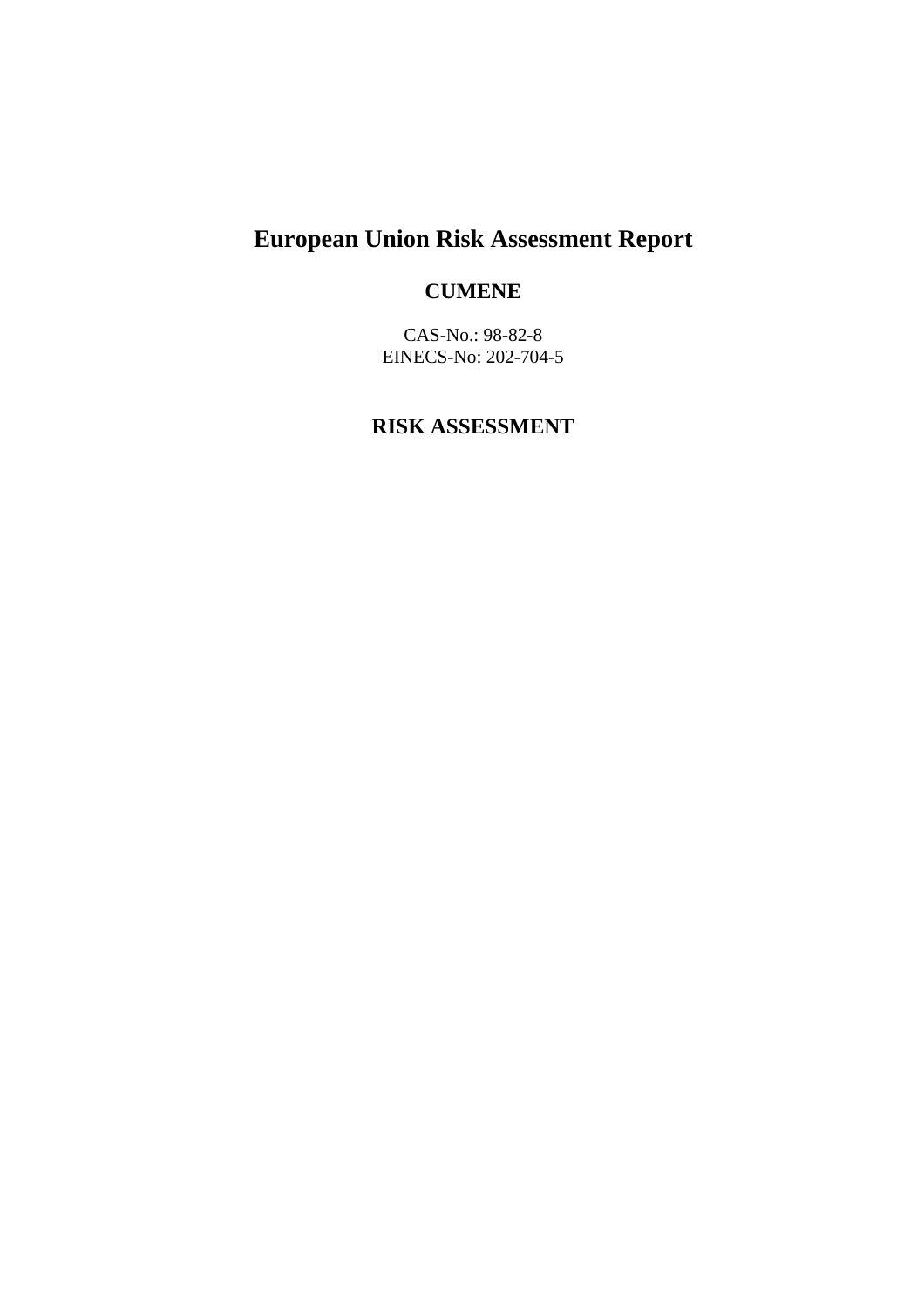# European Union Risk Assessment Report

## CUMENE

CAS-No.: 98-82-8
EINECS-No: 202-704-5

## RISK ASSESSMENT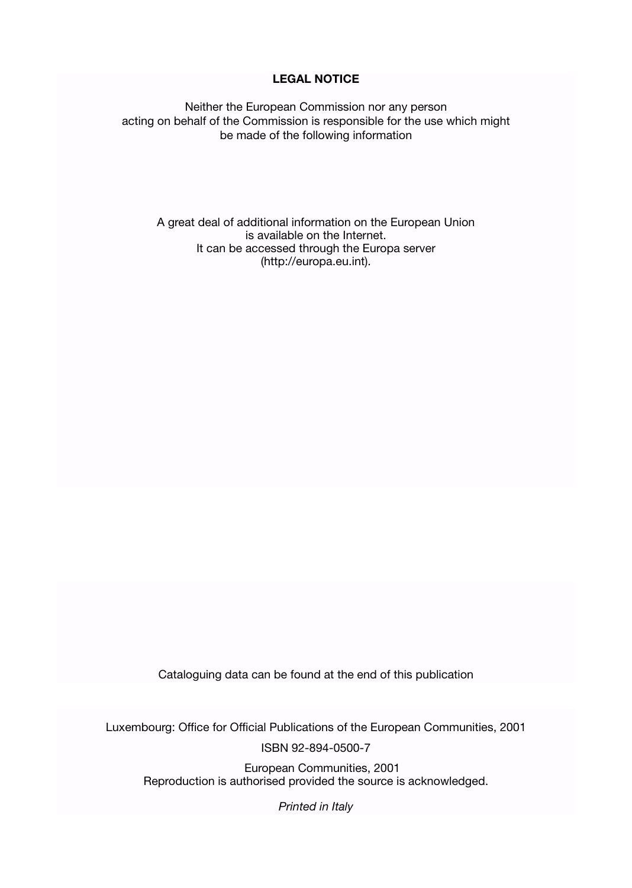**LEGAL NOTICE**

Neither the European Commission nor any person
acting on behalf of the Commission is responsible for the use which might
be made of the following information

A great deal of additional information on the European Union
is available on the Internet.
It can be accessed through the Europa server
(http://europa.eu.int).

Cataloguing data can be found at the end of this publication

Luxembourg: Office for Official Publications of the European Communities, 2001

ISBN 92-894-0500-7

European Communities, 2001
Reproduction is authorised provided the source is acknowledged.

*Printed in Italy*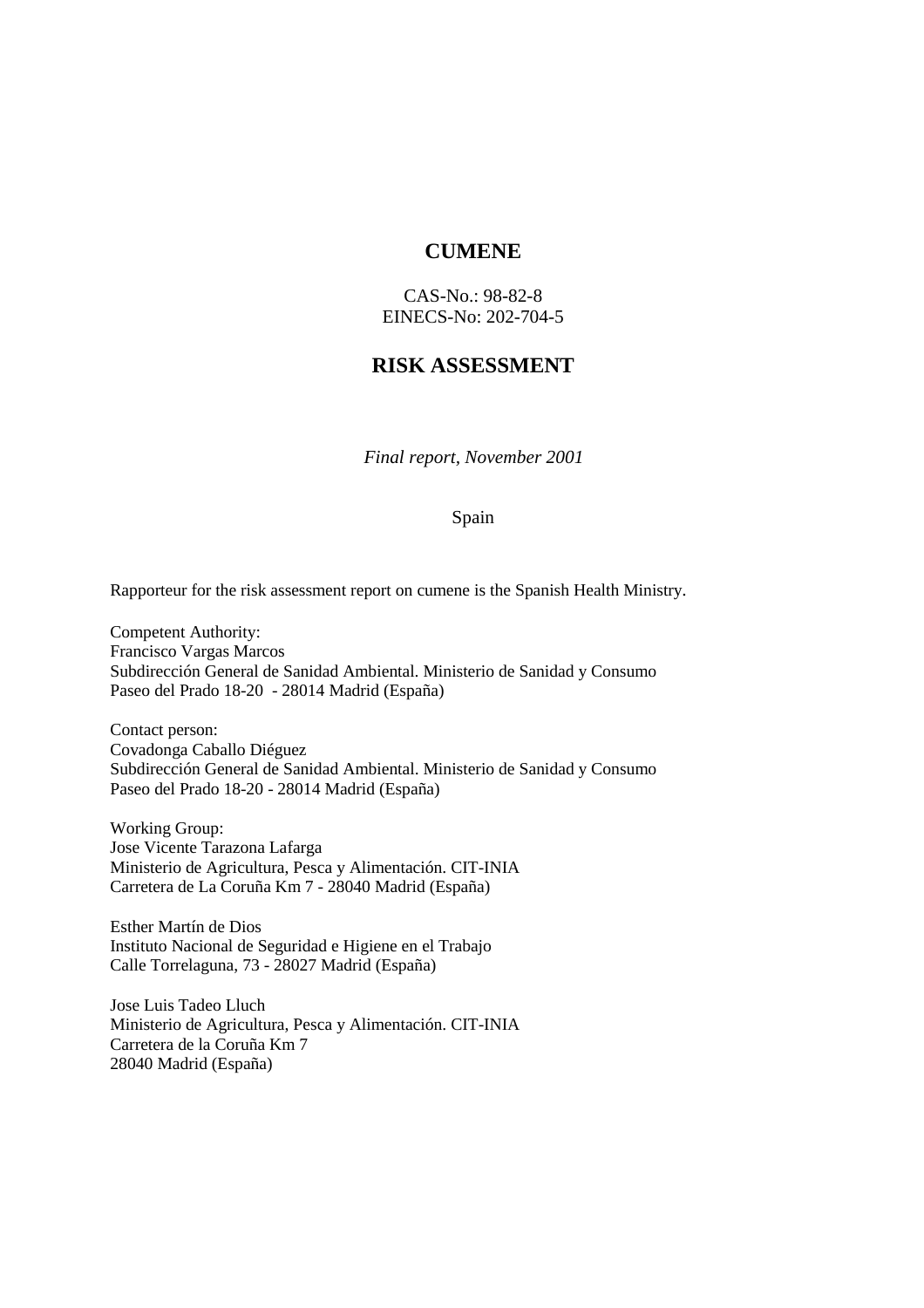# CUMENE

CAS-No.: 98-82-8
EINECS-No: 202-704-5

# RISK ASSESSMENT

*Final report, November 2001*

Spain

Rapporteur for the risk assessment report on cumene is the Spanish Health Ministry.

Competent Authority:
Francisco Vargas Marcos
Subdirección General de Sanidad Ambiental. Ministerio de Sanidad y Consumo
Paseo del Prado 18-20 - 28014 Madrid (España)

Contact person:
Covadonga Caballo Diéguez
Subdirección General de Sanidad Ambiental. Ministerio de Sanidad y Consumo
Paseo del Prado 18-20 - 28014 Madrid (España)

Working Group:
Jose Vicente Tarazona Lafarga
Ministerio de Agricultura, Pesca y Alimentación. CIT-INIA
Carretera de La Coruña Km 7 - 28040 Madrid (España)

Esther Martín de Dios
Instituto Nacional de Seguridad e Higiene en el Trabajo
Calle Torrelaguna, 73 - 28027 Madrid (España)

Jose Luis Tadeo Lluch
Ministerio de Agricultura, Pesca y Alimentación. CIT-INIA
Carretera de la Coruña Km 7
28040 Madrid (España)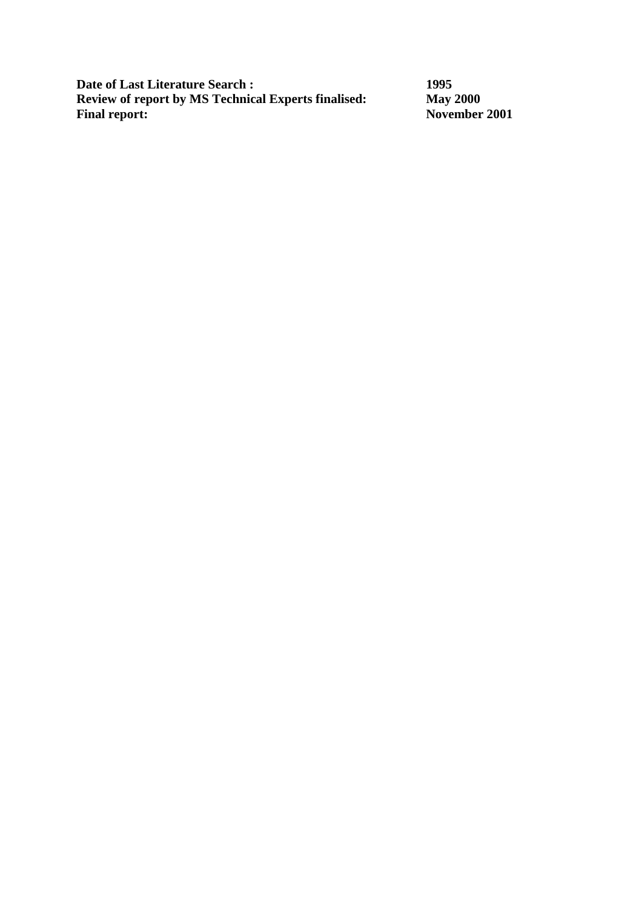| | |
|---|---|
| **Date of Last Literature Search :** | **1995** |
| **Review of report by MS Technical Experts finalised:** | **May 2000** |
| **Final report:** | **November 2001** |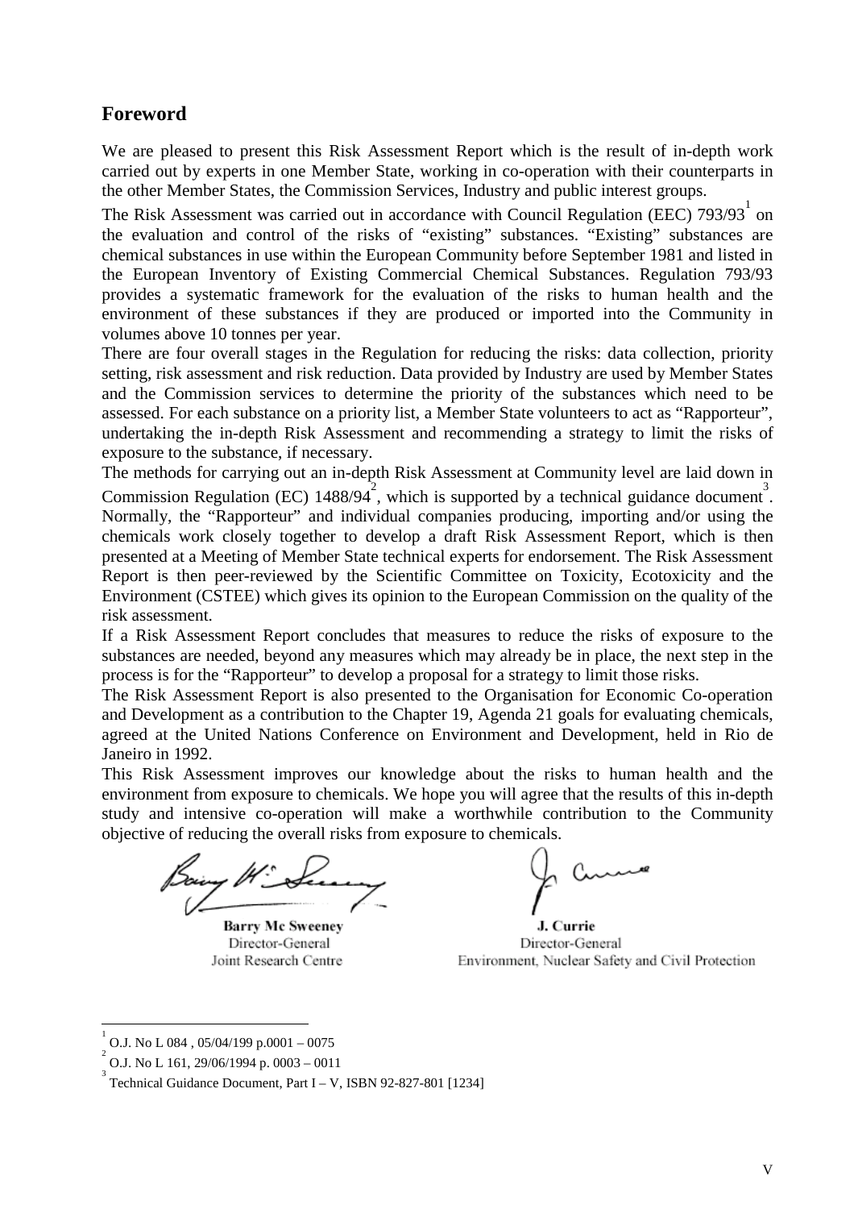## Foreword

We are pleased to present this Risk Assessment Report which is the result of in-depth work carried out by experts in one Member State, working in co-operation with their counterparts in the other Member States, the Commission Services, Industry and public interest groups.

The Risk Assessment was carried out in accordance with Council Regulation (EEC) 793/93[1] on the evaluation and control of the risks of "existing" substances. "Existing" substances are chemical substances in use within the European Community before September 1981 and listed in the European Inventory of Existing Commercial Chemical Substances. Regulation 793/93 provides a systematic framework for the evaluation of the risks to human health and the environment of these substances if they are produced or imported into the Community in volumes above 10 tonnes per year.

There are four overall stages in the Regulation for reducing the risks: data collection, priority setting, risk assessment and risk reduction. Data provided by Industry are used by Member States and the Commission services to determine the priority of the substances which need to be assessed. For each substance on a priority list, a Member State volunteers to act as "Rapporteur", undertaking the in-depth Risk Assessment and recommending a strategy to limit the risks of exposure to the substance, if necessary.

The methods for carrying out an in-depth Risk Assessment at Community level are laid down in Commission Regulation (EC) 1488/94[2], which is supported by a technical guidance document[3]. Normally, the "Rapporteur" and individual companies producing, importing and/or using the chemicals work closely together to develop a draft Risk Assessment Report, which is then presented at a Meeting of Member State technical experts for endorsement. The Risk Assessment Report is then peer-reviewed by the Scientific Committee on Toxicity, Ecotoxicity and the Environment (CSTEE) which gives its opinion to the European Commission on the quality of the risk assessment.

If a Risk Assessment Report concludes that measures to reduce the risks of exposure to the substances are needed, beyond any measures which may already be in place, the next step in the process is for the "Rapporteur" to develop a proposal for a strategy to limit those risks.

The Risk Assessment Report is also presented to the Organisation for Economic Co-operation and Development as a contribution to the Chapter 19, Agenda 21 goals for evaluating chemicals, agreed at the United Nations Conference on Environment and Development, held in Rio de Janeiro in 1992.

This Risk Assessment improves our knowledge about the risks to human health and the environment from exposure to chemicals. We hope you will agree that the results of this in-depth study and intensive co-operation will make a worthwhile contribution to the Community objective of reducing the overall risks from exposure to chemicals.

**Barry Mc Sweeney**
Director-General
Joint Research Centre

**J. Currie**
Director-General
Environment, Nuclear Safety and Civil Protection

---

[1] O.J. No L 084 , 05/04/199 p.0001 – 0075

[2] O.J. No L 161, 29/06/1994 p. 0003 – 0011

[3] Technical Guidance Document, Part I – V, ISBN 92-827-801 [1234]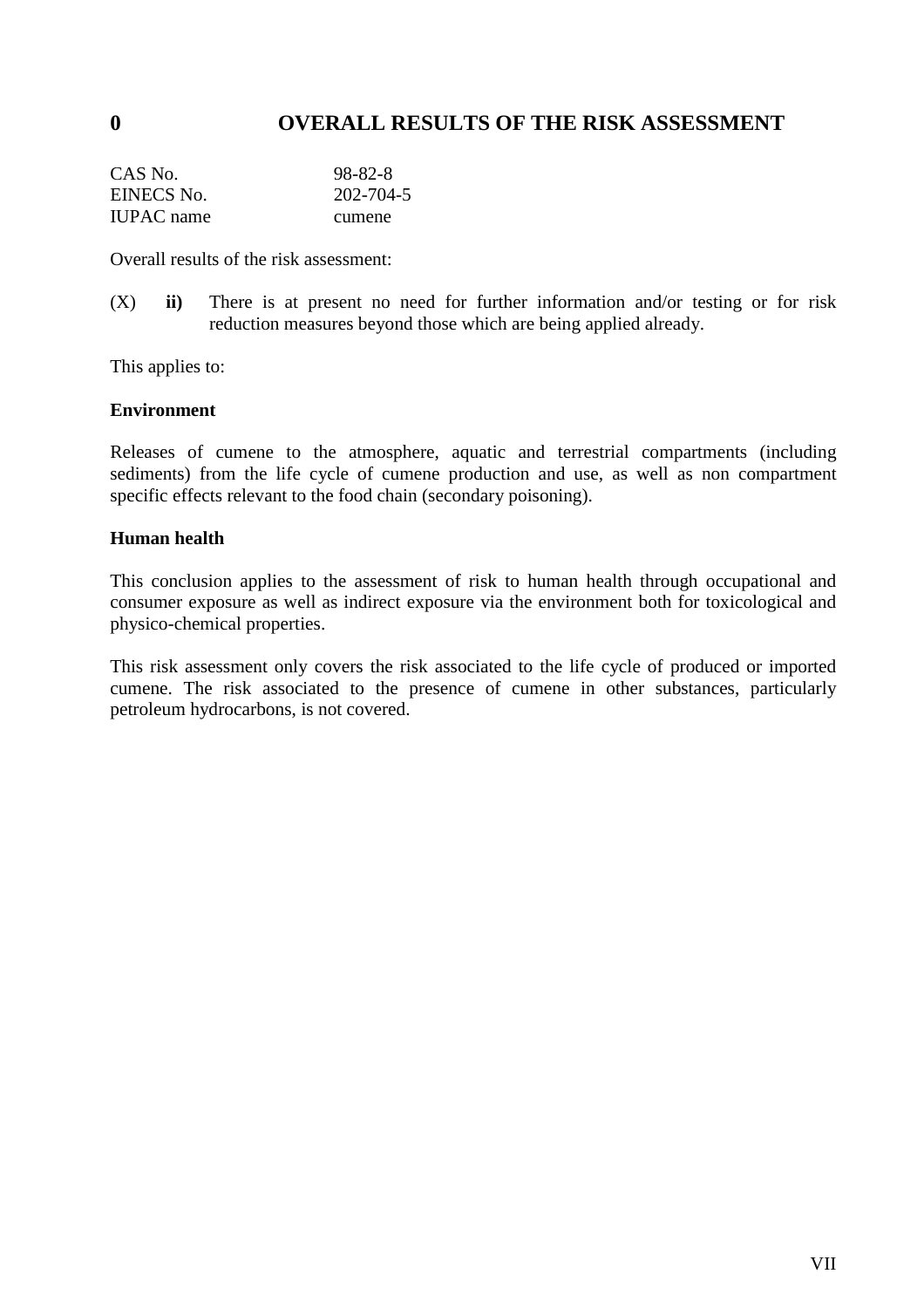# 0 OVERALL RESULTS OF THE RISK ASSESSMENT

| | |
|---|---|
| CAS No. | 98-82-8 |
| EINECS No. | 202-704-5 |
| IUPAC name | cumene |

Overall results of the risk assessment:

(X) **ii)** There is at present no need for further information and/or testing or for risk reduction measures beyond those which are being applied already.

This applies to:

**Environment**

Releases of cumene to the atmosphere, aquatic and terrestrial compartments (including sediments) from the life cycle of cumene production and use, as well as non compartment specific effects relevant to the food chain (secondary poisoning).

**Human health**

This conclusion applies to the assessment of risk to human health through occupational and consumer exposure as well as indirect exposure via the environment both for toxicological and physico-chemical properties.

This risk assessment only covers the risk associated to the life cycle of produced or imported cumene. The risk associated to the presence of cumene in other substances, particularly petroleum hydrocarbons, is not covered.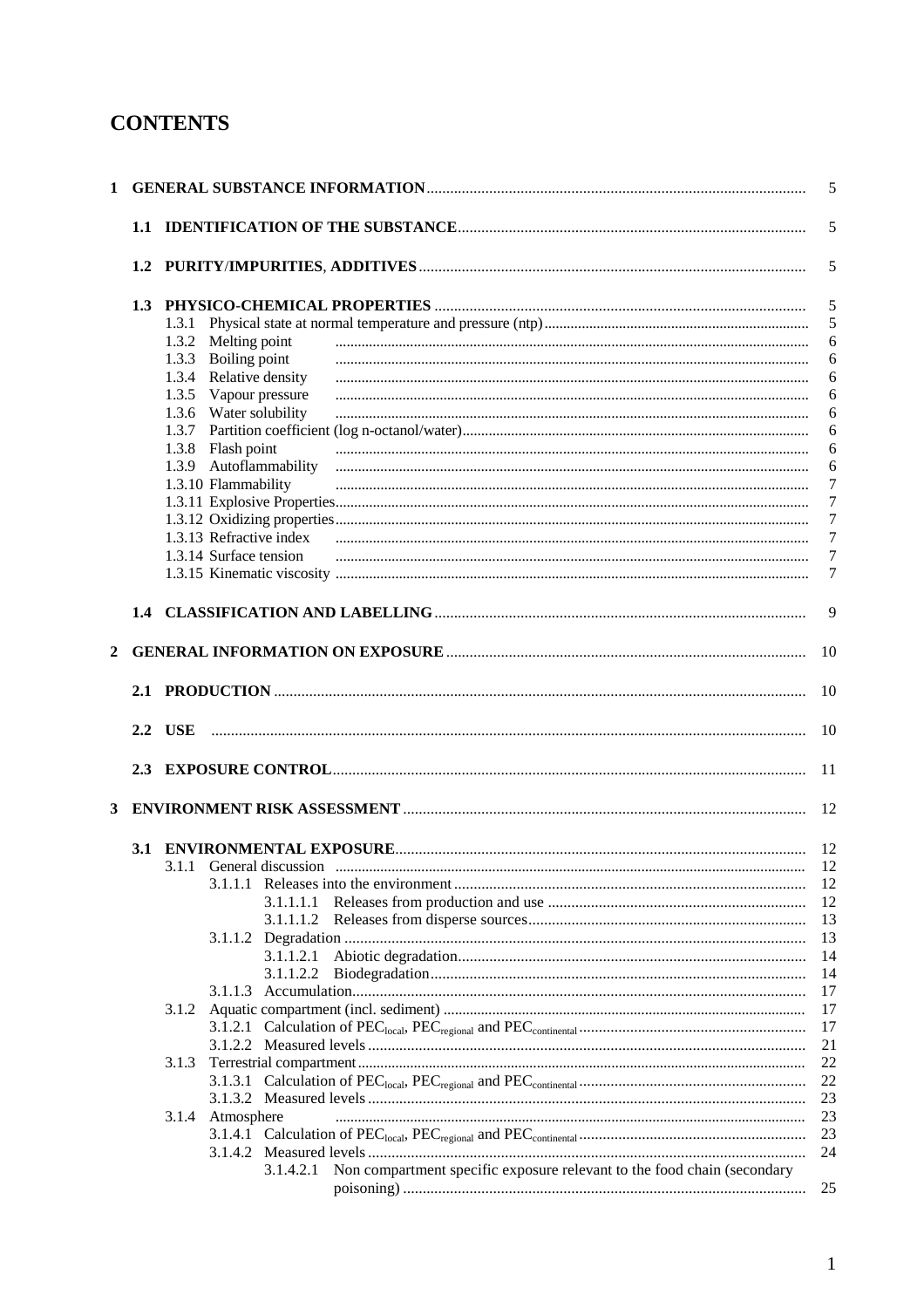# CONTENTS

| | | |
|---|---|---|
| **1** | **GENERAL SUBSTANCE INFORMATION** | 5 |
| **1.1** | **IDENTIFICATION OF THE SUBSTANCE** | 5 |
| **1.2** | **PURITY/IMPURITIES, ADDITIVES** | 5 |
| **1.3** | **PHYSICO-CHEMICAL PROPERTIES** | 5 |
| 1.3.1 | Physical state at normal temperature and pressure (ntp) | 5 |
| 1.3.2 | Melting point | 6 |
| 1.3.3 | Boiling point | 6 |
| 1.3.4 | Relative density | 6 |
| 1.3.5 | Vapour pressure | 6 |
| 1.3.6 | Water solubility | 6 |
| 1.3.7 | Partition coefficient (log n-octanol/water) | 6 |
| 1.3.8 | Flash point | 6 |
| 1.3.9 | Autoflammability | 6 |
| 1.3.10 | Flammability | 7 |
| 1.3.11 | Explosive Properties | 7 |
| 1.3.12 | Oxidizing properties | 7 |
| 1.3.13 | Refractive index | 7 |
| 1.3.14 | Surface tension | 7 |
| 1.3.15 | Kinematic viscosity | 7 |
| **1.4** | **CLASSIFICATION AND LABELLING** | 9 |
| **2** | **GENERAL INFORMATION ON EXPOSURE** | 10 |
| **2.1** | **PRODUCTION** | 10 |
| **2.2** | **USE** | 10 |
| **2.3** | **EXPOSURE CONTROL** | 11 |
| **3** | **ENVIRONMENT RISK ASSESSMENT** | 12 |
| **3.1** | **ENVIRONMENTAL EXPOSURE** | 12 |
| 3.1.1 | General discussion | 12 |
| 3.1.1.1 | Releases into the environment | 12 |
| 3.1.1.1.1 | Releases from production and use | 12 |
| 3.1.1.1.2 | Releases from disperse sources | 13 |
| 3.1.1.2 | Degradation | 13 |
| 3.1.1.2.1 | Abiotic degradation | 14 |
| 3.1.1.2.2 | Biodegradation | 14 |
| 3.1.1.3 | Accumulation | 17 |
| 3.1.2 | Aquatic compartment (incl. sediment) | 17 |
| 3.1.2.1 | Calculation of $PEC_{local}$, $PEC_{regional}$ and $PEC_{continental}$ | 17 |
| 3.1.2.2 | Measured levels | 21 |
| 3.1.3 | Terrestrial compartment | 22 |
| 3.1.3.1 | Calculation of $PEC_{local}$, $PEC_{regional}$ and $PEC_{continental}$ | 22 |
| 3.1.3.2 | Measured levels | 23 |
| 3.1.4 | Atmosphere | 23 |
| 3.1.4.1 | Calculation of $PEC_{local}$, $PEC_{regional}$ and $PEC_{continental}$ | 23 |
| 3.1.4.2 | Measured levels | 24 |
| 3.1.4.2.1 | Non compartment specific exposure relevant to the food chain (secondary poisoning) | 25 |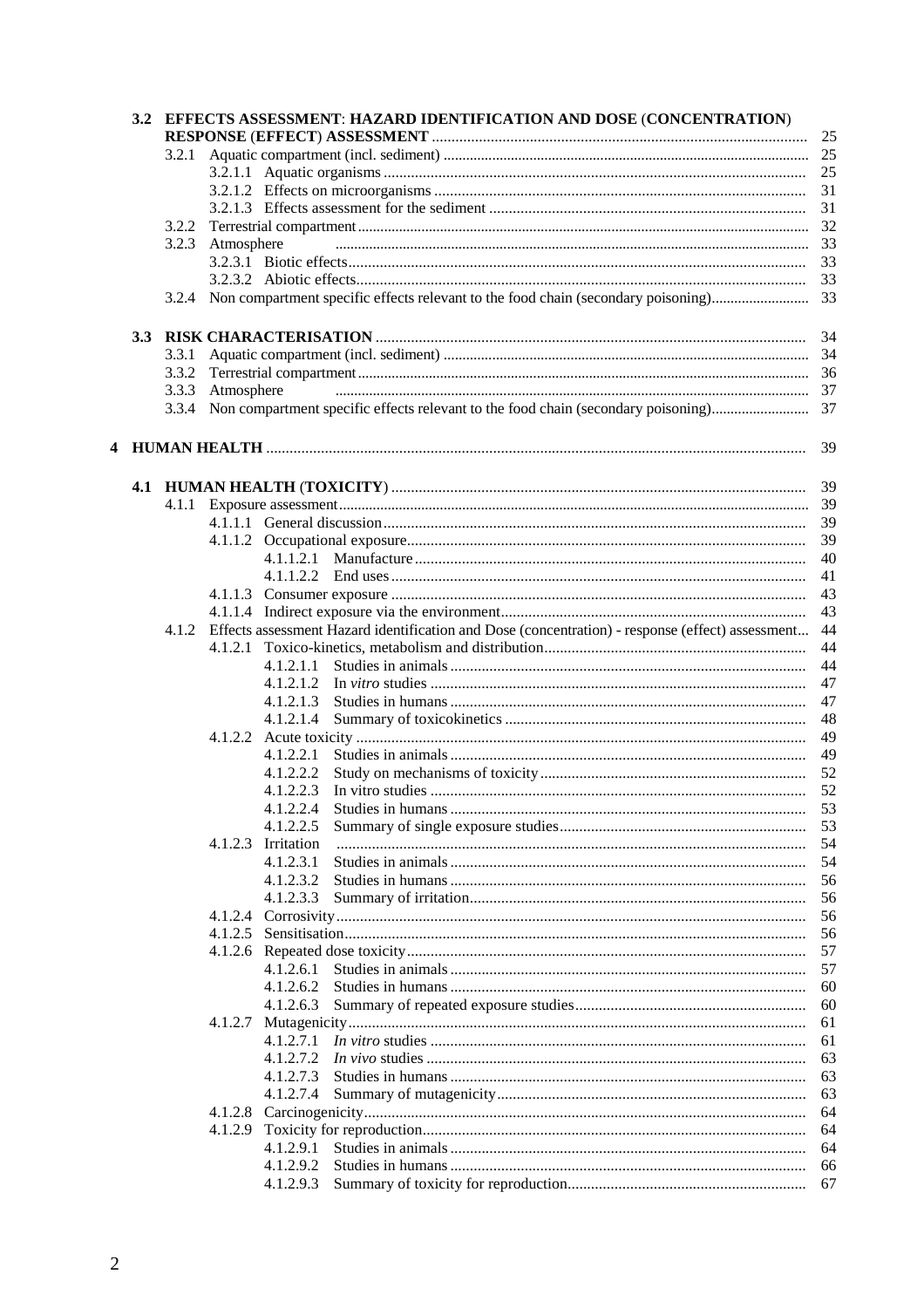3.2 EFFECTS ASSESSMENT: HAZARD IDENTIFICATION AND DOSE (CONCENTRATION) RESPONSE (EFFECT) ASSESSMENT ........ 25
- 3.2.1 Aquatic compartment (incl. sediment) ........ 25
  - 3.2.1.1 Aquatic organisms ........ 25
  - 3.2.1.2 Effects on microorganisms ........ 31
  - 3.2.1.3 Effects assessment for the sediment ........ 31
- 3.2.2 Terrestrial compartment ........ 32
- 3.2.3 Atmosphere ........ 33
  - 3.2.3.1 Biotic effects ........ 33
  - 3.2.3.2 Abiotic effects ........ 33
- 3.2.4 Non compartment specific effects relevant to the food chain (secondary poisoning) ........ 33

3.3 RISK CHARACTERISATION ........ 34
- 3.3.1 Aquatic compartment (incl. sediment) ........ 34
- 3.3.2 Terrestrial compartment ........ 36
- 3.3.3 Atmosphere ........ 37
- 3.3.4 Non compartment specific effects relevant to the food chain (secondary poisoning) ........ 37

4 HUMAN HEALTH ........ 39

4.1 HUMAN HEALTH (TOXICITY) ........ 39
- 4.1.1 Exposure assessment ........ 39
  - 4.1.1.1 General discussion ........ 39
  - 4.1.1.2 Occupational exposure ........ 39
    - 4.1.1.2.1 Manufacture ........ 40
    - 4.1.1.2.2 End uses ........ 41
  - 4.1.1.3 Consumer exposure ........ 43
  - 4.1.1.4 Indirect exposure via the environment ........ 43
- 4.1.2 Effects assessment Hazard identification and Dose (concentration) - response (effect) assessment ........ 44
  - 4.1.2.1 Toxico-kinetics, metabolism and distribution ........ 44
    - 4.1.2.1.1 Studies in animals ........ 44
    - 4.1.2.1.2 In *vitro* studies ........ 47
    - 4.1.2.1.3 Studies in humans ........ 47
    - 4.1.2.1.4 Summary of toxicokinetics ........ 48
  - 4.1.2.2 Acute toxicity ........ 49
    - 4.1.2.2.1 Studies in animals ........ 49
    - 4.1.2.2.2 Study on mechanisms of toxicity ........ 52
    - 4.1.2.2.3 In vitro studies ........ 52
    - 4.1.2.2.4 Studies in humans ........ 53
    - 4.1.2.2.5 Summary of single exposure studies ........ 53
  - 4.1.2.3 Irritation ........ 54
    - 4.1.2.3.1 Studies in animals ........ 54
    - 4.1.2.3.2 Studies in humans ........ 56
    - 4.1.2.3.3 Summary of irritation ........ 56
  - 4.1.2.4 Corrosivity ........ 56
  - 4.1.2.5 Sensitisation ........ 56
  - 4.1.2.6 Repeated dose toxicity ........ 57
    - 4.1.2.6.1 Studies in animals ........ 57
    - 4.1.2.6.2 Studies in humans ........ 60
    - 4.1.2.6.3 Summary of repeated exposure studies ........ 60
  - 4.1.2.7 Mutagenicity ........ 61
    - 4.1.2.7.1 *In vitro* studies ........ 61
    - 4.1.2.7.2 *In vivo* studies ........ 63
    - 4.1.2.7.3 Studies in humans ........ 63
    - 4.1.2.7.4 Summary of mutagenicity ........ 63
  - 4.1.2.8 Carcinogenicity ........ 64
  - 4.1.2.9 Toxicity for reproduction ........ 64
    - 4.1.2.9.1 Studies in animals ........ 64
    - 4.1.2.9.2 Studies in humans ........ 66
    - 4.1.2.9.3 Summary of toxicity for reproduction ........ 67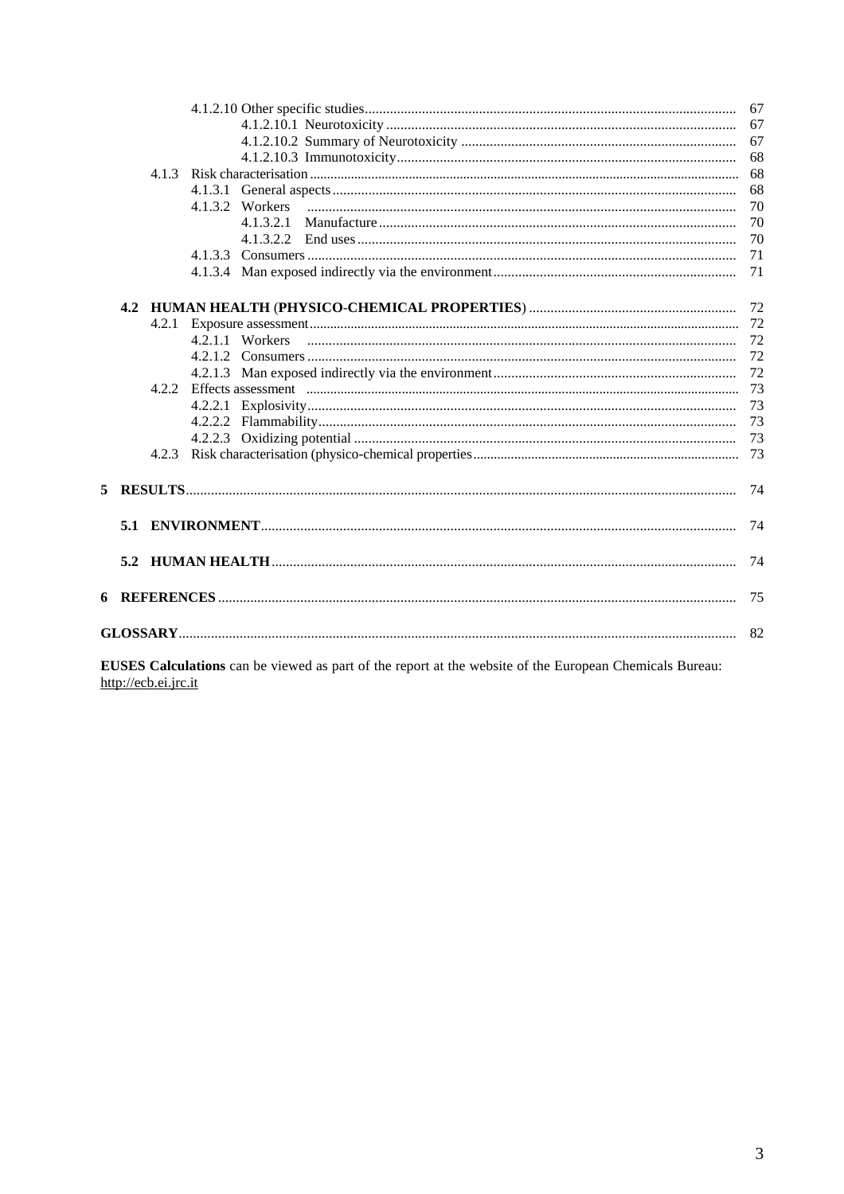4.1.2.10 Other specific studies ........ 67
 4.1.2.10.1 Neurotoxicity ........ 67
 4.1.2.10.2 Summary of Neurotoxicity ........ 67
 4.1.2.10.3 Immunotoxicity ........ 68

4.1.3 Risk characterisation ........ 68
 4.1.3.1 General aspects ........ 68
 4.1.3.2 Workers ........ 70
  4.1.3.2.1 Manufacture ........ 70
  4.1.3.2.2 End uses ........ 70
 4.1.3.3 Consumers ........ 71
 4.1.3.4 Man exposed indirectly via the environment ........ 71

**4.2 HUMAN HEALTH (PHYSICO-CHEMICAL PROPERTIES)** ........ 72

4.2.1 Exposure assessment ........ 72
 4.2.1.1 Workers ........ 72
 4.2.1.2 Consumers ........ 72
 4.2.1.3 Man exposed indirectly via the environment ........ 72

4.2.2 Effects assessment ........ 73
 4.2.2.1 Explosivity ........ 73
 4.2.2.2 Flammability ........ 73
 4.2.2.3 Oxidizing potential ........ 73

4.2.3 Risk characterisation (physico-chemical properties) ........ 73

**5 RESULTS** ........ 74

**5.1 ENVIRONMENT** ........ 74

**5.2 HUMAN HEALTH** ........ 74

**6 REFERENCES** ........ 75

**GLOSSARY** ........ 82

**EUSES Calculations** can be viewed as part of the report at the website of the European Chemicals Bureau: http://ecb.ei.jrc.it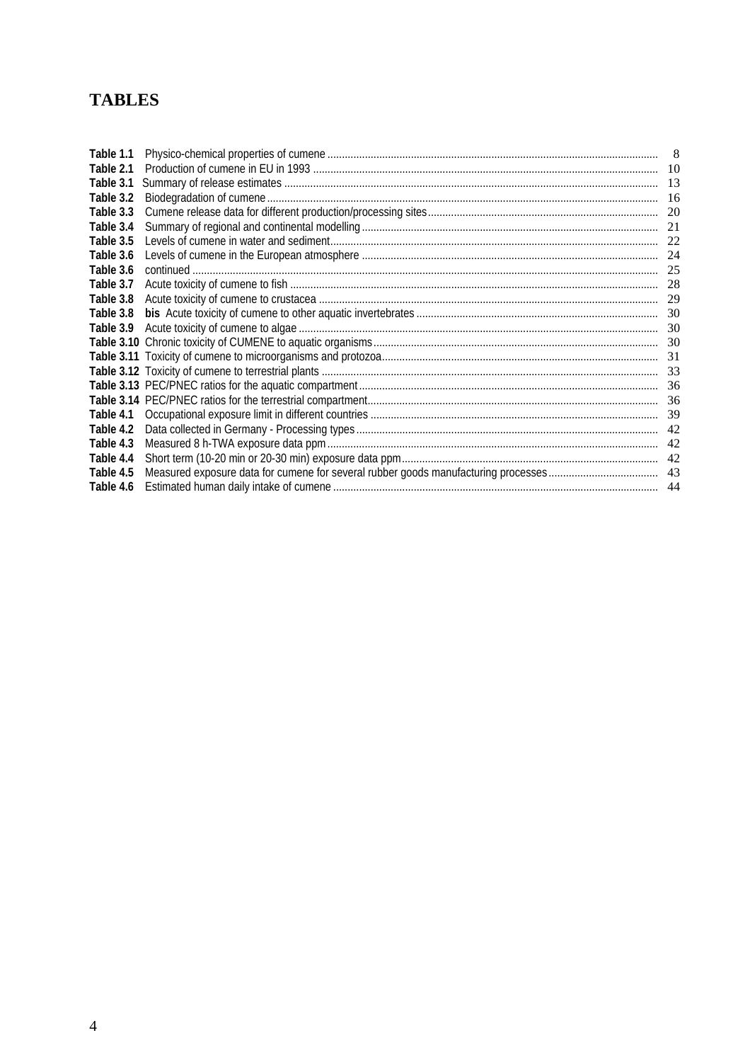# TABLES

| | | |
|---|---|---|
| **Table 1.1** | Physico-chemical properties of cumene | 8 |
| **Table 2.1** | Production of cumene in EU in 1993 | 10 |
| **Table 3.1** | Summary of release estimates | 13 |
| **Table 3.2** | Biodegradation of cumene | 16 |
| **Table 3.3** | Cumene release data for different production/processing sites | 20 |
| **Table 3.4** | Summary of regional and continental modelling | 21 |
| **Table 3.5** | Levels of cumene in water and sediment | 22 |
| **Table 3.6** | Levels of cumene in the European atmosphere | 24 |
| **Table 3.6** | continued | 25 |
| **Table 3.7** | Acute toxicity of cumene to fish | 28 |
| **Table 3.8** | Acute toxicity of cumene to crustacea | 29 |
| **Table 3.8** | **bis** Acute toxicity of cumene to other aquatic invertebrates | 30 |
| **Table 3.9** | Acute toxicity of cumene to algae | 30 |
| **Table 3.10** | Chronic toxicity of CUMENE to aquatic organisms | 30 |
| **Table 3.11** | Toxicity of cumene to microorganisms and protozoa | 31 |
| **Table 3.12** | Toxicity of cumene to terrestrial plants | 33 |
| **Table 3.13** | PEC/PNEC ratios for the aquatic compartment | 36 |
| **Table 3.14** | PEC/PNEC ratios for the terrestrial compartment | 36 |
| **Table 4.1** | Occupational exposure limit in different countries | 39 |
| **Table 4.2** | Data collected in Germany - Processing types | 42 |
| **Table 4.3** | Measured 8 h-TWA exposure data ppm | 42 |
| **Table 4.4** | Short term (10-20 min or 20-30 min) exposure data ppm | 42 |
| **Table 4.5** | Measured exposure data for cumene for several rubber goods manufacturing processes | 43 |
| **Table 4.6** | Estimated human daily intake of cumene | 44 |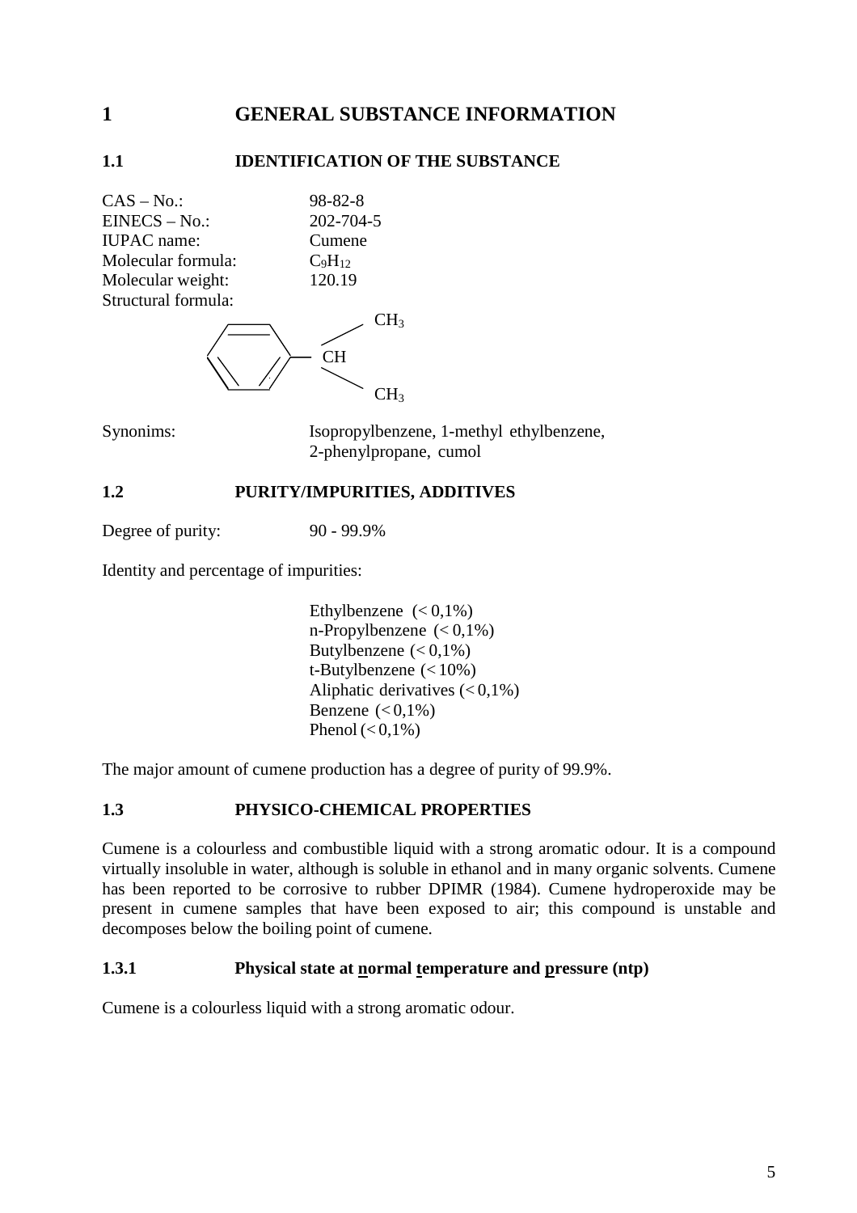# 1 GENERAL SUBSTANCE INFORMATION

## 1.1 IDENTIFICATION OF THE SUBSTANCE

CAS – No.: 98-82-8
EINECS – No.: 202-704-5
IUPAC name: Cumene
Molecular formula: $C_9H_{12}$
Molecular weight: 120.19
Structural formula:

Synonims: Isopropylbenzene, 1-methyl ethylbenzene, 2-phenylpropane, cumol

## 1.2 PURITY/IMPURITIES, ADDITIVES

Degree of purity: 90 - 99.9%

Identity and percentage of impurities:

- Ethylbenzene (< 0,1%)
- n-Propylbenzene (< 0,1%)
- Butylbenzene (< 0,1%)
- t-Butylbenzene (< 10%)
- Aliphatic derivatives (< 0,1%)
- Benzene (< 0,1%)
- Phenol (< 0,1%)

The major amount of cumene production has a degree of purity of 99.9%.

## 1.3 PHYSICO-CHEMICAL PROPERTIES

Cumene is a colourless and combustible liquid with a strong aromatic odour. It is a compound virtually insoluble in water, although is soluble in ethanol and in many organic solvents. Cumene has been reported to be corrosive to rubber DPIMR (1984). Cumene hydroperoxide may be present in cumene samples that have been exposed to air; this compound is unstable and decomposes below the boiling point of cumene.

### 1.3.1 Physical state at normal temperature and pressure (ntp)

Cumene is a colourless liquid with a strong aromatic odour.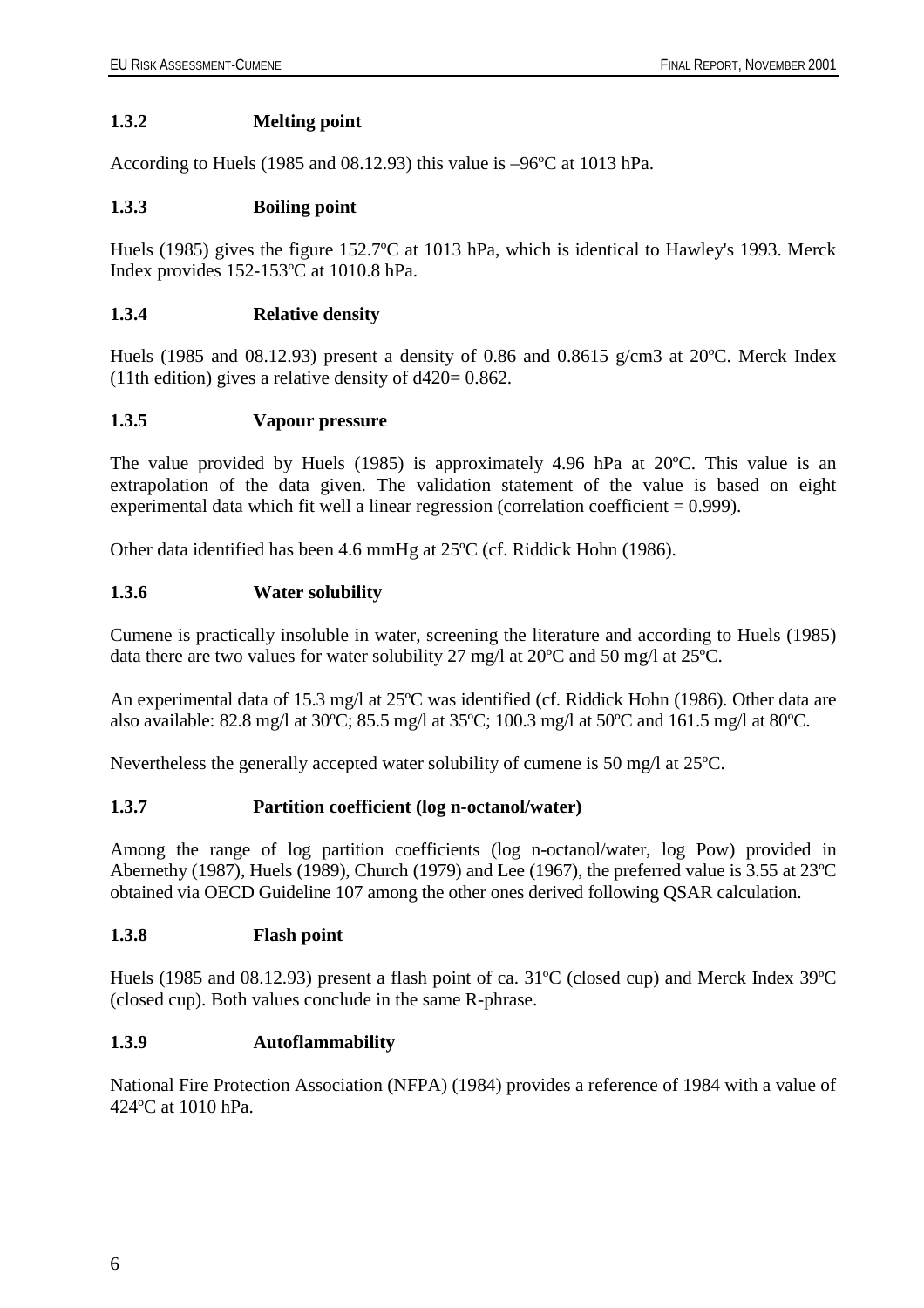### 1.3.2 Melting point

According to Huels (1985 and 08.12.93) this value is –96ºC at 1013 hPa.

### 1.3.3 Boiling point

Huels (1985) gives the figure 152.7ºC at 1013 hPa, which is identical to Hawley's 1993. Merck Index provides 152-153ºC at 1010.8 hPa.

### 1.3.4 Relative density

Huels (1985 and 08.12.93) present a density of 0.86 and 0.8615 g/cm3 at 20ºC. Merck Index (11th edition) gives a relative density of $d_4^{20}$= 0.862.

### 1.3.5 Vapour pressure

The value provided by Huels (1985) is approximately 4.96 hPa at 20ºC. This value is an extrapolation of the data given. The validation statement of the value is based on eight experimental data which fit well a linear regression (correlation coefficient = 0.999).

Other data identified has been 4.6 mmHg at 25ºC (cf. Riddick Hohn (1986).

### 1.3.6 Water solubility

Cumene is practically insoluble in water, screening the literature and according to Huels (1985) data there are two values for water solubility 27 mg/l at 20ºC and 50 mg/l at 25ºC.

An experimental data of 15.3 mg/l at 25ºC was identified (cf. Riddick Hohn (1986). Other data are also available: 82.8 mg/l at 30ºC; 85.5 mg/l at 35ºC; 100.3 mg/l at 50ºC and 161.5 mg/l at 80ºC.

Nevertheless the generally accepted water solubility of cumene is 50 mg/l at 25ºC.

### 1.3.7 Partition coefficient (log n-octanol/water)

Among the range of log partition coefficients (log n-octanol/water, log Pow) provided in Abernethy (1987), Huels (1989), Church (1979) and Lee (1967), the preferred value is 3.55 at 23ºC obtained via OECD Guideline 107 among the other ones derived following QSAR calculation.

### 1.3.8 Flash point

Huels (1985 and 08.12.93) present a flash point of ca. 31ºC (closed cup) and Merck Index 39ºC (closed cup). Both values conclude in the same R-phrase.

### 1.3.9 Autoflammability

National Fire Protection Association (NFPA) (1984) provides a reference of 1984 with a value of 424ºC at 1010 hPa.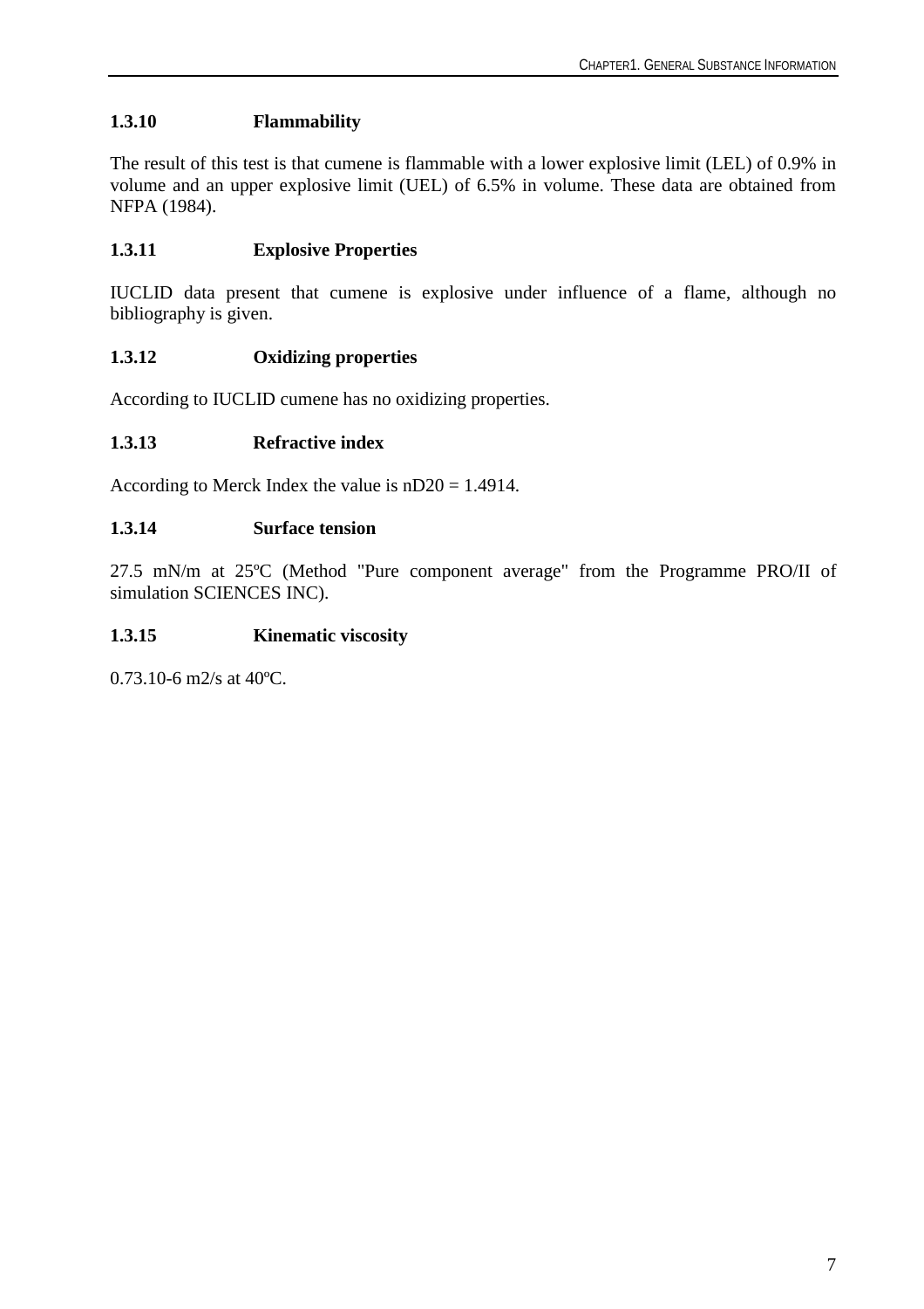### 1.3.10 Flammability

The result of this test is that cumene is flammable with a lower explosive limit (LEL) of 0.9% in volume and an upper explosive limit (UEL) of 6.5% in volume. These data are obtained from NFPA (1984).

### 1.3.11 Explosive Properties

IUCLID data present that cumene is explosive under influence of a flame, although no bibliography is given.

### 1.3.12 Oxidizing properties

According to IUCLID cumene has no oxidizing properties.

### 1.3.13 Refractive index

According to Merck Index the value is nD20 = 1.4914.

### 1.3.14 Surface tension

27.5 mN/m at 25ºC (Method "Pure component average" from the Programme PRO/II of simulation SCIENCES INC).

### 1.3.15 Kinematic viscosity

0.73.10-6 m2/s at 40ºC.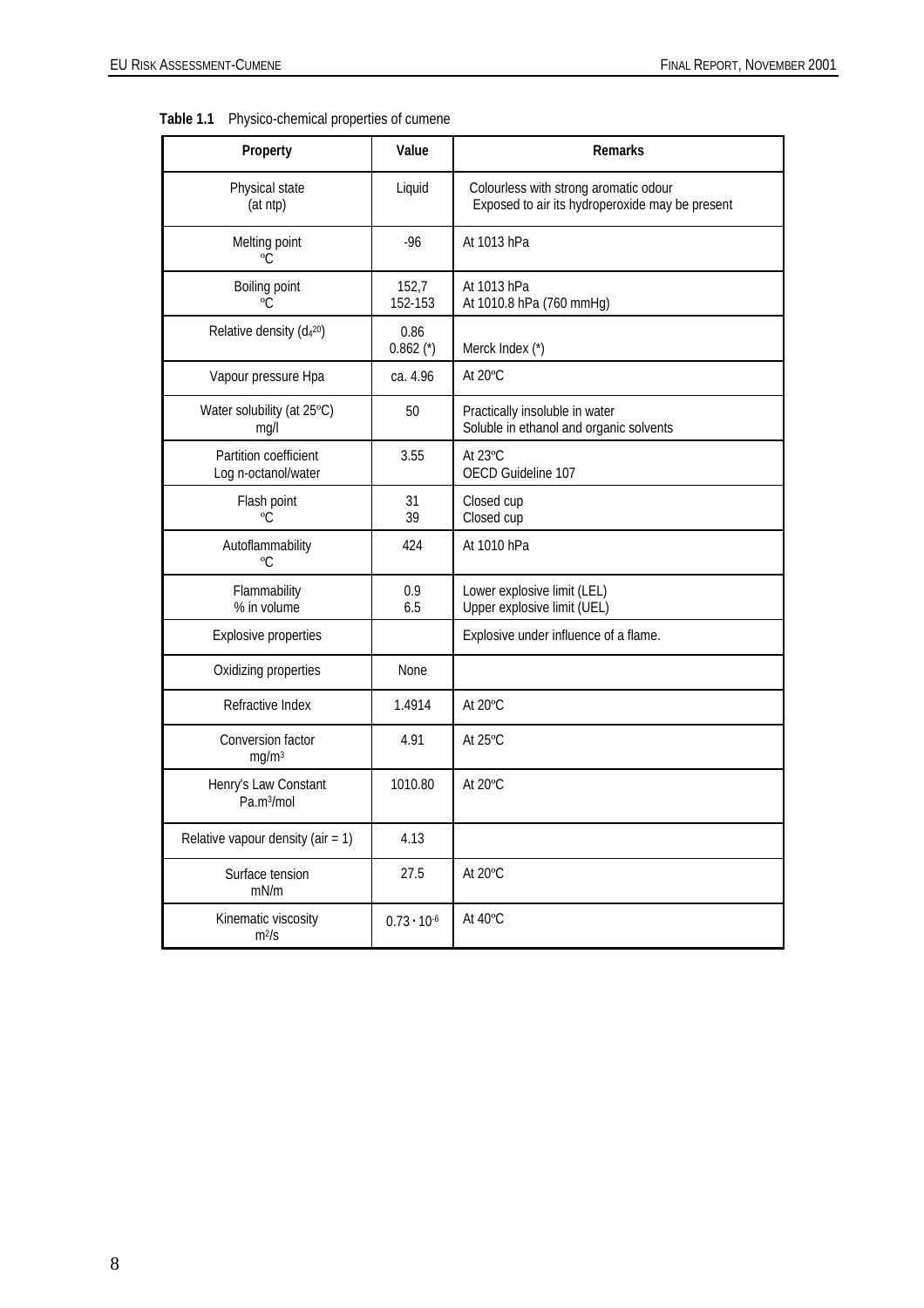**Table 1.1** Physico-chemical properties of cumene

| Property | Value | Remarks |
|---|---|---|
| Physical state (at ntp) | Liquid | Colourless with strong aromatic odour<br>Exposed to air its hydroperoxide may be present |
| Melting point ºC | -96 | At 1013 hPa |
| Boiling point ºC | 152,7<br>152-153 | At 1013 hPa<br>At 1010.8 hPa (760 mmHg) |
| Relative density ($d_4^{20}$) | 0.86<br>0.862 (*) | <br>Merck Index (*) |
| Vapour pressure Hpa | ca. 4.96 | At 20ºC |
| Water solubility (at 25ºC) mg/l | 50 | Practically insoluble in water<br>Soluble in ethanol and organic solvents |
| Partition coefficient Log n-octanol/water | 3.55 | At 23ºC<br>OECD Guideline 107 |
| Flash point ºC | 31<br>39 | Closed cup<br>Closed cup |
| Autoflammability ºC | 424 | At 1010 hPa |
| Flammability % in volume | 0.9<br>6.5 | Lower explosive limit (LEL)<br>Upper explosive limit (UEL) |
| Explosive properties | | Explosive under influence of a flame. |
| Oxidizing properties | None | |
| Refractive Index | 1.4914 | At 20ºC |
| Conversion factor $mg/m^3$ | 4.91 | At 25ºC |
| Henry's Law Constant $Pa.m^3/mol$ | 1010.80 | At 20ºC |
| Relative vapour density (air = 1) | 4.13 | |
| Surface tension mN/m | 27.5 | At 20ºC |
| Kinematic viscosity $m^2/s$ | $0.73 \cdot 10^{-6}$ | At 40ºC |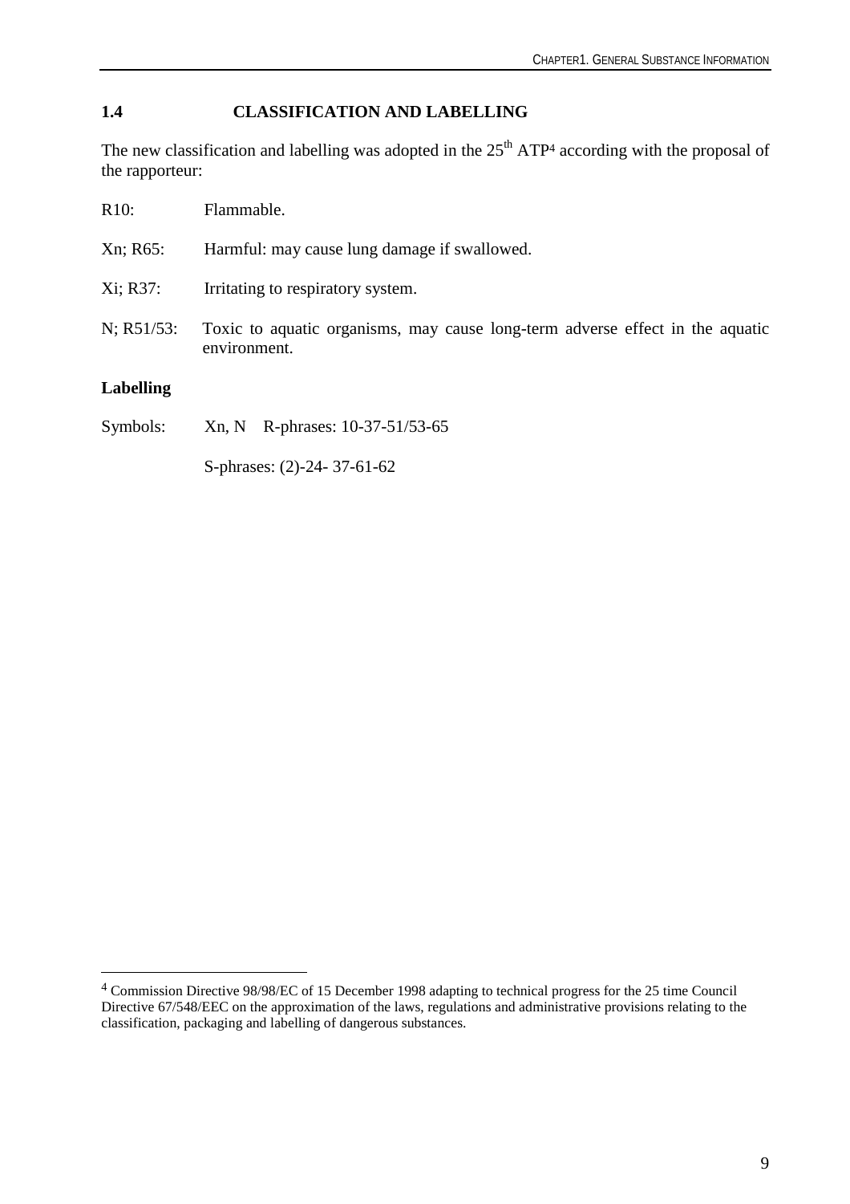## 1.4 CLASSIFICATION AND LABELLING

The new classification and labelling was adopted in the 25th ATP[4] according with the proposal of the rapporteur:

R10: Flammable.

Xn; R65: Harmful: may cause lung damage if swallowed.

Xi; R37: Irritating to respiratory system.

N; R51/53: Toxic to aquatic organisms, may cause long-term adverse effect in the aquatic environment.

**Labelling**

Symbols: Xn, N R-phrases: 10-37-51/53-65

S-phrases: (2)-24- 37-61-62

---

[4] Commission Directive 98/98/EC of 15 December 1998 adapting to technical progress for the 25 time Council Directive 67/548/EEC on the approximation of the laws, regulations and administrative provisions relating to the classification, packaging and labelling of dangerous substances.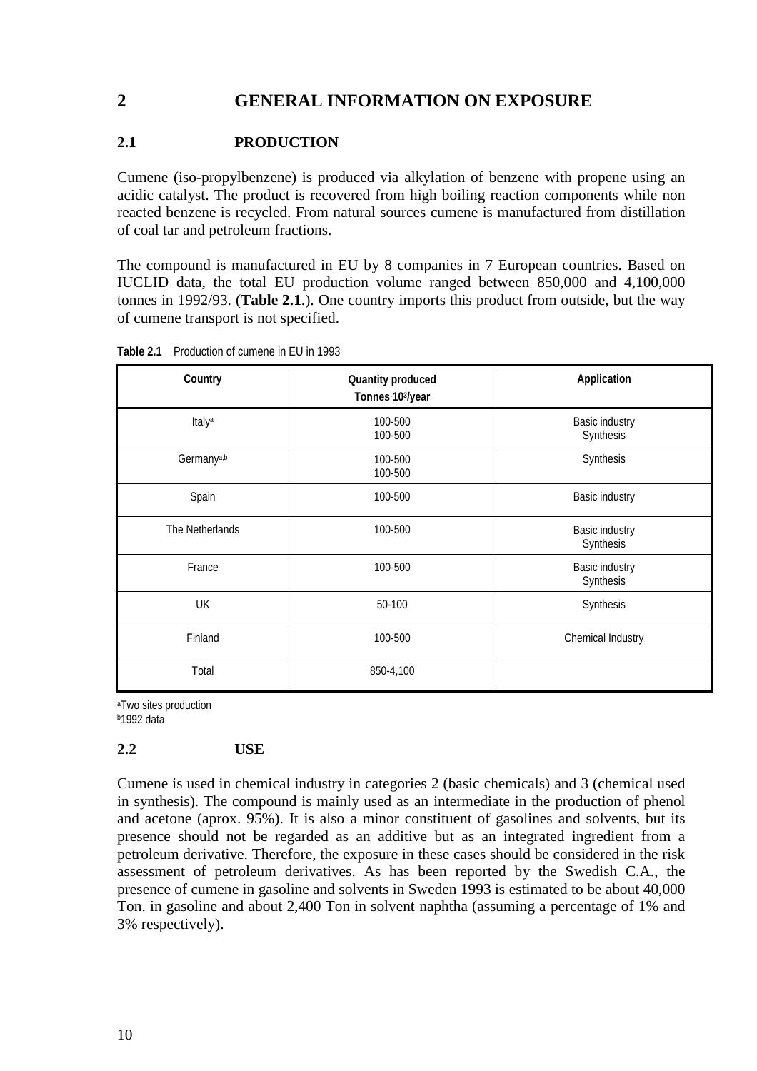# 2 GENERAL INFORMATION ON EXPOSURE

## 2.1 PRODUCTION

Cumene (iso-propylbenzene) is produced via alkylation of benzene with propene using an acidic catalyst. The product is recovered from high boiling reaction components while non reacted benzene is recycled. From natural sources cumene is manufactured from distillation of coal tar and petroleum fractions.

The compound is manufactured in EU by 8 companies in 7 European countries. Based on IUCLID data, the total EU production volume ranged between 850,000 and 4,100,000 tonnes in 1992/93. (**Table 2.1**.). One country imports this product from outside, but the way of cumene transport is not specified.

**Table 2.1** Production of cumene in EU in 1993

| Country | Quantity produced Tonnes·$10^3$/year | Application |
|---|---|---|
| Italy[a] | 100-500<br>100-500 | Basic industry<br>Synthesis |
| Germany[a,b] | 100-500<br>100-500 | Synthesis |
| Spain | 100-500 | Basic industry |
| The Netherlands | 100-500 | Basic industry<br>Synthesis |
| France | 100-500 | Basic industry<br>Synthesis |
| UK | 50-100 | Synthesis |
| Finland | 100-500 | Chemical Industry |
| Total | 850-4,100 | |

[a]Two sites production
[b]1992 data

## 2.2 USE

Cumene is used in chemical industry in categories 2 (basic chemicals) and 3 (chemical used in synthesis). The compound is mainly used as an intermediate in the production of phenol and acetone (aprox. 95%). It is also a minor constituent of gasolines and solvents, but its presence should not be regarded as an additive but as an integrated ingredient from a petroleum derivative. Therefore, the exposure in these cases should be considered in the risk assessment of petroleum derivatives. As has been reported by the Swedish C.A., the presence of cumene in gasoline and solvents in Sweden 1993 is estimated to be about 40,000 Ton. in gasoline and about 2,400 Ton in solvent naphtha (assuming a percentage of 1% and 3% respectively).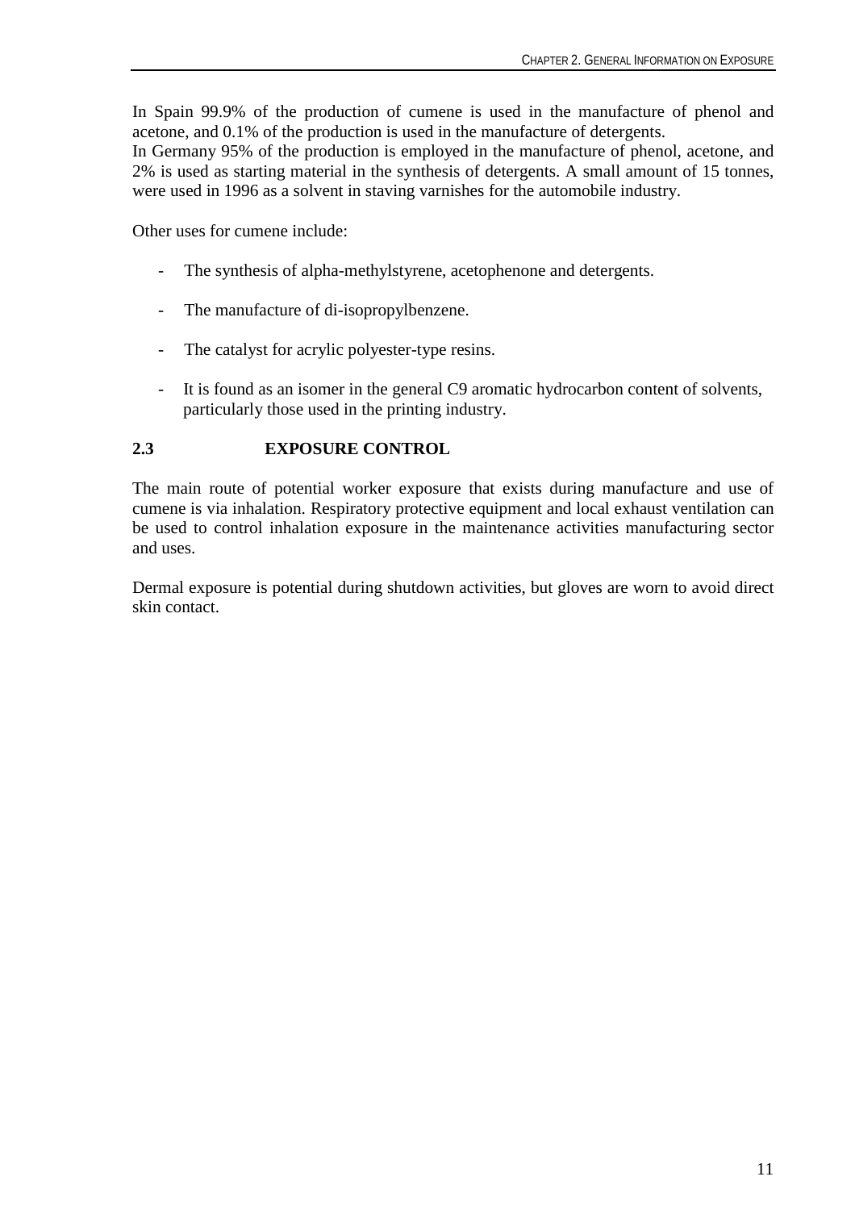In Spain 99.9% of the production of cumene is used in the manufacture of phenol and acetone, and 0.1% of the production is used in the manufacture of detergents.
In Germany 95% of the production is employed in the manufacture of phenol, acetone, and 2% is used as starting material in the synthesis of detergents. A small amount of 15 tonnes, were used in 1996 as a solvent in staving varnishes for the automobile industry.

Other uses for cumene include:

- The synthesis of alpha-methylstyrene, acetophenone and detergents.
- The manufacture of di-isopropylbenzene.
- The catalyst for acrylic polyester-type resins.
- It is found as an isomer in the general C9 aromatic hydrocarbon content of solvents, particularly those used in the printing industry.

## 2.3 EXPOSURE CONTROL

The main route of potential worker exposure that exists during manufacture and use of cumene is via inhalation. Respiratory protective equipment and local exhaust ventilation can be used to control inhalation exposure in the maintenance activities manufacturing sector and uses.

Dermal exposure is potential during shutdown activities, but gloves are worn to avoid direct skin contact.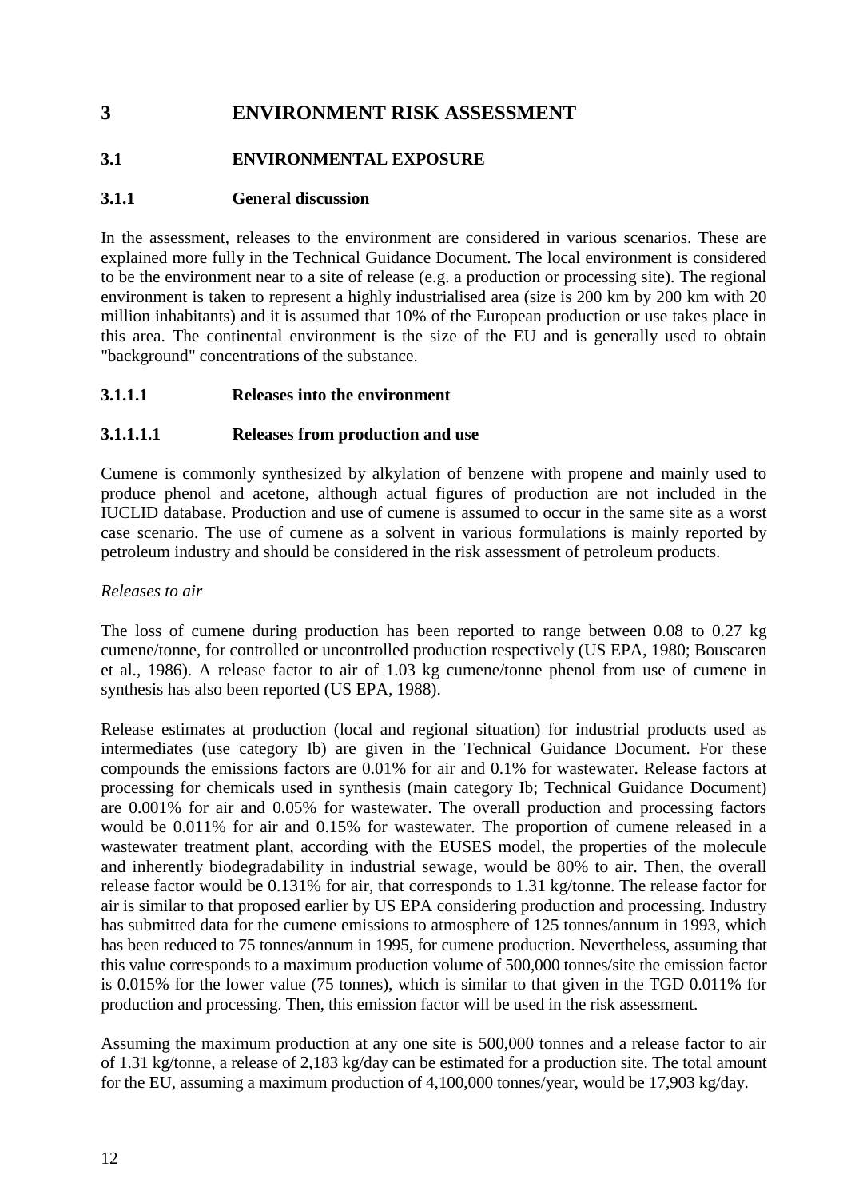# 3 ENVIRONMENT RISK ASSESSMENT

## 3.1 ENVIRONMENTAL EXPOSURE

### 3.1.1 General discussion

In the assessment, releases to the environment are considered in various scenarios. These are explained more fully in the Technical Guidance Document. The local environment is considered to be the environment near to a site of release (e.g. a production or processing site). The regional environment is taken to represent a highly industrialised area (size is 200 km by 200 km with 20 million inhabitants) and it is assumed that 10% of the European production or use takes place in this area. The continental environment is the size of the EU and is generally used to obtain "background" concentrations of the substance.

#### 3.1.1.1 Releases into the environment

##### 3.1.1.1.1 Releases from production and use

Cumene is commonly synthesized by alkylation of benzene with propene and mainly used to produce phenol and acetone, although actual figures of production are not included in the IUCLID database. Production and use of cumene is assumed to occur in the same site as a worst case scenario. The use of cumene as a solvent in various formulations is mainly reported by petroleum industry and should be considered in the risk assessment of petroleum products.

*Releases to air*

The loss of cumene during production has been reported to range between 0.08 to 0.27 kg cumene/tonne, for controlled or uncontrolled production respectively (US EPA, 1980; Bouscaren et al., 1986). A release factor to air of 1.03 kg cumene/tonne phenol from use of cumene in synthesis has also been reported (US EPA, 1988).

Release estimates at production (local and regional situation) for industrial products used as intermediates (use category Ib) are given in the Technical Guidance Document. For these compounds the emissions factors are 0.01% for air and 0.1% for wastewater. Release factors at processing for chemicals used in synthesis (main category Ib; Technical Guidance Document) are 0.001% for air and 0.05% for wastewater. The overall production and processing factors would be 0.011% for air and 0.15% for wastewater. The proportion of cumene released in a wastewater treatment plant, according with the EUSES model, the properties of the molecule and inherently biodegradability in industrial sewage, would be 80% to air. Then, the overall release factor would be 0.131% for air, that corresponds to 1.31 kg/tonne. The release factor for air is similar to that proposed earlier by US EPA considering production and processing. Industry has submitted data for the cumene emissions to atmosphere of 125 tonnes/annum in 1993, which has been reduced to 75 tonnes/annum in 1995, for cumene production. Nevertheless, assuming that this value corresponds to a maximum production volume of 500,000 tonnes/site the emission factor is 0.015% for the lower value (75 tonnes), which is similar to that given in the TGD 0.011% for production and processing. Then, this emission factor will be used in the risk assessment.

Assuming the maximum production at any one site is 500,000 tonnes and a release factor to air of 1.31 kg/tonne, a release of 2,183 kg/day can be estimated for a production site. The total amount for the EU, assuming a maximum production of 4,100,000 tonnes/year, would be 17,903 kg/day.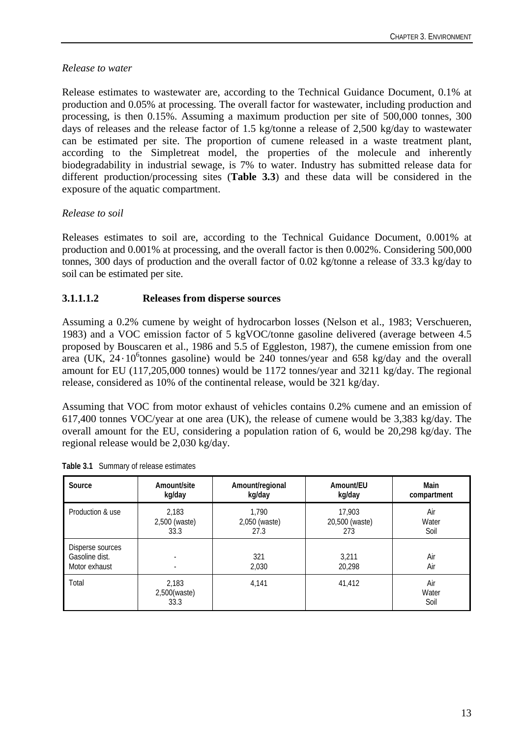*Release to water*

Release estimates to wastewater are, according to the Technical Guidance Document, 0.1% at production and 0.05% at processing. The overall factor for wastewater, including production and processing, is then 0.15%. Assuming a maximum production per site of 500,000 tonnes, 300 days of releases and the release factor of 1.5 kg/tonne a release of 2,500 kg/day to wastewater can be estimated per site. The proportion of cumene released in a waste treatment plant, according to the Simpletreat model, the properties of the molecule and inherently biodegradability in industrial sewage, is 7% to water. Industry has submitted release data for different production/processing sites (**Table 3.3**) and these data will be considered in the exposure of the aquatic compartment.

*Release to soil*

Releases estimates to soil are, according to the Technical Guidance Document, 0.001% at production and 0.001% at processing, and the overall factor is then 0.002%. Considering 500,000 tonnes, 300 days of production and the overall factor of 0.02 kg/tonne a release of 33.3 kg/day to soil can be estimated per site.

### 3.1.1.1.2 Releases from disperse sources

Assuming a 0.2% cumene by weight of hydrocarbon losses (Nelson et al., 1983; Verschueren, 1983) and a VOC emission factor of 5 kgVOC/tonne gasoline delivered (average between 4.5 proposed by Bouscaren et al., 1986 and 5.5 of Eggleston, 1987), the cumene emission from one area (UK, $24 \cdot 10^6$tonnes gasoline) would be 240 tonnes/year and 658 kg/day and the overall amount for EU (117,205,000 tonnes) would be 1172 tonnes/year and 3211 kg/day. The regional release, considered as 10% of the continental release, would be 321 kg/day.

Assuming that VOC from motor exhaust of vehicles contains 0.2% cumene and an emission of 617,400 tonnes VOC/year at one area (UK), the release of cumene would be 3,383 kg/day. The overall amount for the EU, considering a population ration of 6, would be 20,298 kg/day. The regional release would be 2,030 kg/day.

**Table 3.1** Summary of release estimates

| Source | Amount/site kg/day | Amount/regional kg/day | Amount/EU kg/day | Main compartment |
|---|---|---|---|---|
| Production & use | 2,183<br>2,500 (waste)<br>33.3 | 1,790<br>2,050 (waste)<br>27.3 | 17,903<br>20,500 (waste)<br>273 | Air<br>Water<br>Soil |
| Disperse sources<br>Gasoline dist.<br>Motor exhaust | -<br>- | 321<br>2,030 | 3,211<br>20,298 | Air<br>Air |
| Total | 2,183<br>2,500(waste)<br>33.3 | 4,141 | 41,412 | Air<br>Water<br>Soil |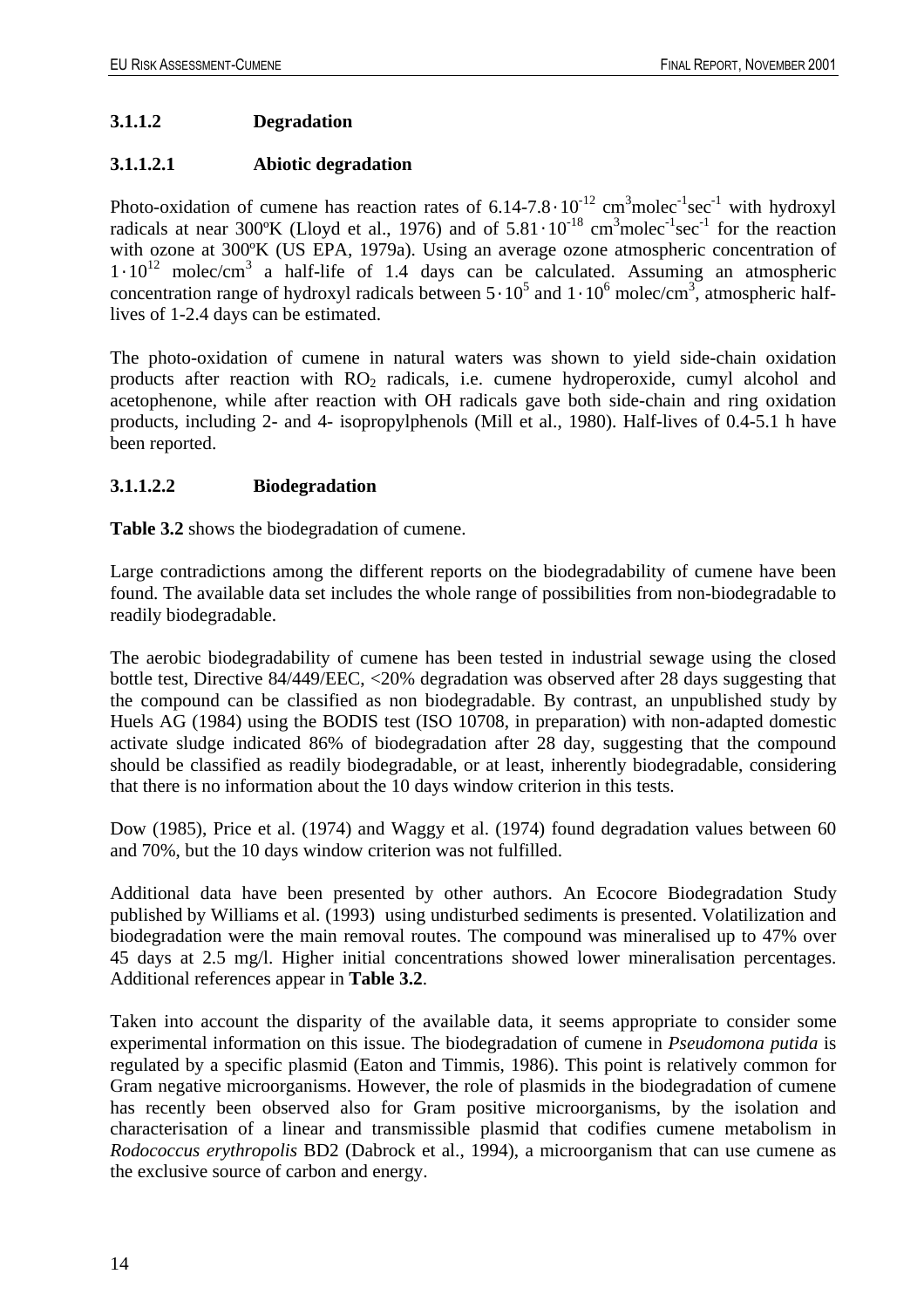#### 3.1.1.2 Degradation

##### 3.1.1.2.1 Abiotic degradation

Photo-oxidation of cumene has reaction rates of $6.14\text{-}7.8 \cdot 10^{-12}$ $cm^3molec^{-1}sec^{-1}$ with hydroxyl radicals at near 300ºK (Lloyd et al., 1976) and of $5.81 \cdot 10^{-18}$ $cm^3molec^{-1}sec^{-1}$ for the reaction with ozone at 300ºK (US EPA, 1979a). Using an average ozone atmospheric concentration of $1 \cdot 10^{12}$ $molec/cm^3$ a half-life of 1.4 days can be calculated. Assuming an atmospheric concentration range of hydroxyl radicals between $5 \cdot 10^5$ and $1 \cdot 10^6$ $molec/cm^3$, atmospheric half-lives of 1-2.4 days can be estimated.

The photo-oxidation of cumene in natural waters was shown to yield side-chain oxidation products after reaction with $RO_2$ radicals, i.e. cumene hydroperoxide, cumyl alcohol and acetophenone, while after reaction with OH radicals gave both side-chain and ring oxidation products, including 2- and 4- isopropylphenols (Mill et al., 1980). Half-lives of 0.4-5.1 h have been reported.

##### 3.1.1.2.2 Biodegradation

**Table 3.2** shows the biodegradation of cumene.

Large contradictions among the different reports on the biodegradability of cumene have been found. The available data set includes the whole range of possibilities from non-biodegradable to readily biodegradable.

The aerobic biodegradability of cumene has been tested in industrial sewage using the closed bottle test, Directive 84/449/EEC, <20% degradation was observed after 28 days suggesting that the compound can be classified as non biodegradable. By contrast, an unpublished study by Huels AG (1984) using the BODIS test (ISO 10708, in preparation) with non-adapted domestic activate sludge indicated 86% of biodegradation after 28 day, suggesting that the compound should be classified as readily biodegradable, or at least, inherently biodegradable, considering that there is no information about the 10 days window criterion in this tests.

Dow (1985), Price et al. (1974) and Waggy et al. (1974) found degradation values between 60 and 70%, but the 10 days window criterion was not fulfilled.

Additional data have been presented by other authors. An Ecocore Biodegradation Study published by Williams et al. (1993) using undisturbed sediments is presented. Volatilization and biodegradation were the main removal routes. The compound was mineralised up to 47% over 45 days at 2.5 mg/l. Higher initial concentrations showed lower mineralisation percentages. Additional references appear in **Table 3.2**.

Taken into account the disparity of the available data, it seems appropriate to consider some experimental information on this issue. The biodegradation of cumene in *Pseudomona putida* is regulated by a specific plasmid (Eaton and Timmis, 1986). This point is relatively common for Gram negative microorganisms. However, the role of plasmids in the biodegradation of cumene has recently been observed also for Gram positive microorganisms, by the isolation and characterisation of a linear and transmissible plasmid that codifies cumene metabolism in *Rodococcus erythropolis* BD2 (Dabrock et al., 1994), a microorganism that can use cumene as the exclusive source of carbon and energy.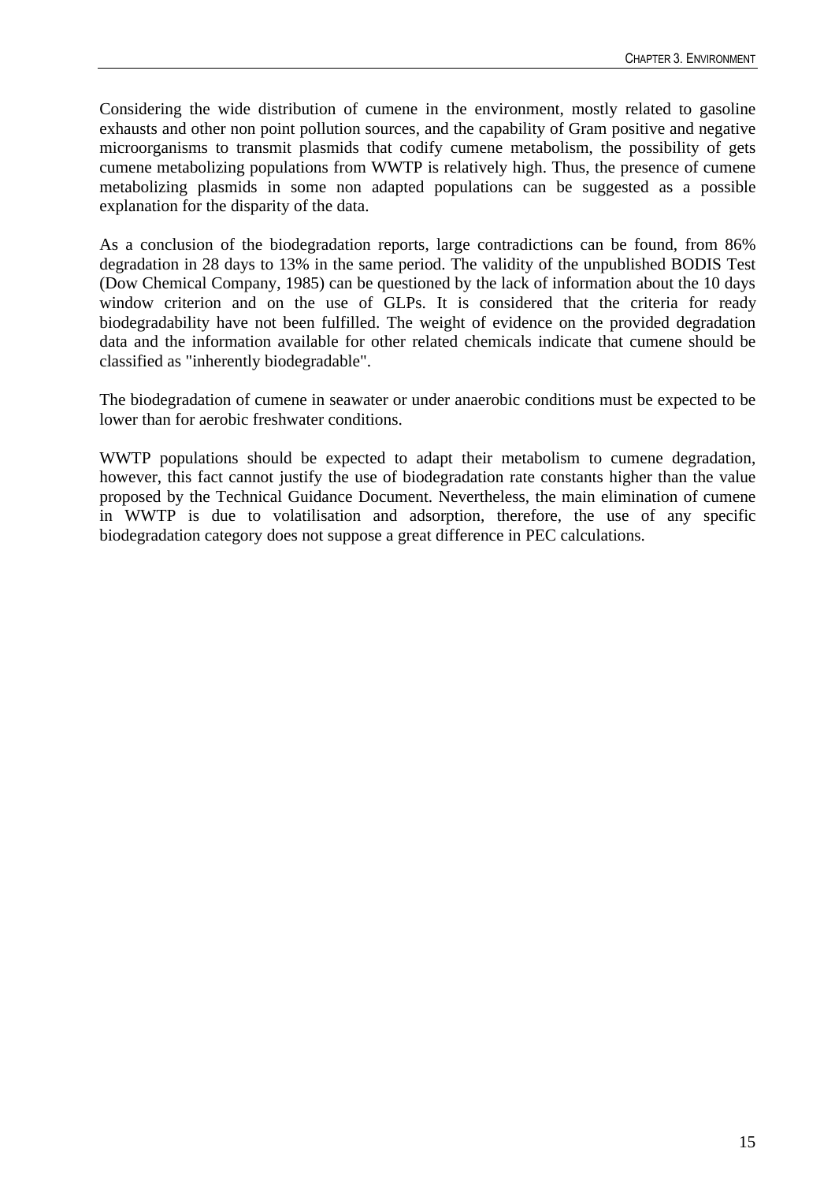Considering the wide distribution of cumene in the environment, mostly related to gasoline exhausts and other non point pollution sources, and the capability of Gram positive and negative microorganisms to transmit plasmids that codify cumene metabolism, the possibility of gets cumene metabolizing populations from WWTP is relatively high. Thus, the presence of cumene metabolizing plasmids in some non adapted populations can be suggested as a possible explanation for the disparity of the data.

As a conclusion of the biodegradation reports, large contradictions can be found, from 86% degradation in 28 days to 13% in the same period. The validity of the unpublished BODIS Test (Dow Chemical Company, 1985) can be questioned by the lack of information about the 10 days window criterion and on the use of GLPs. It is considered that the criteria for ready biodegradability have not been fulfilled. The weight of evidence on the provided degradation data and the information available for other related chemicals indicate that cumene should be classified as "inherently biodegradable".

The biodegradation of cumene in seawater or under anaerobic conditions must be expected to be lower than for aerobic freshwater conditions.

WWTP populations should be expected to adapt their metabolism to cumene degradation, however, this fact cannot justify the use of biodegradation rate constants higher than the value proposed by the Technical Guidance Document. Nevertheless, the main elimination of cumene in WWTP is due to volatilisation and adsorption, therefore, the use of any specific biodegradation category does not suppose a great difference in PEC calculations.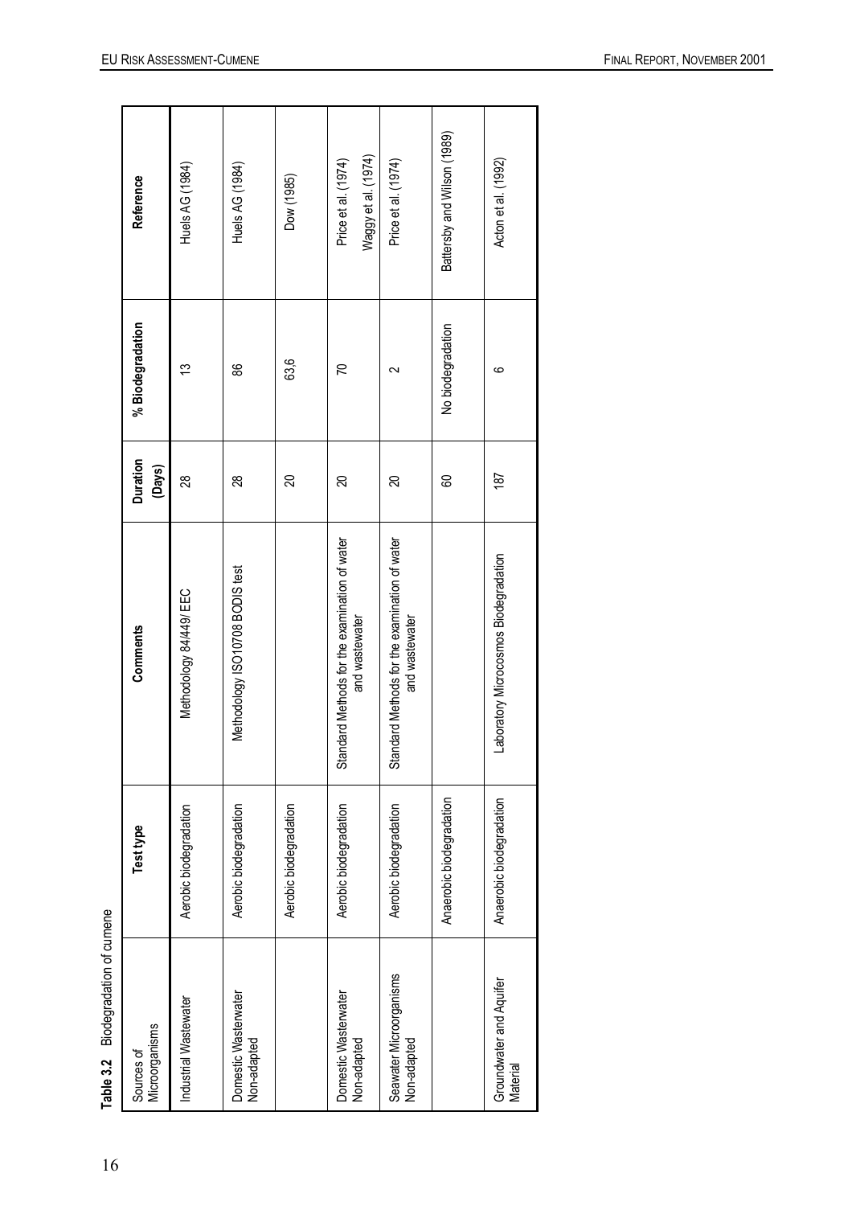**Table 3.2** Biodegradation of cumene

| Sources of Microorganisms | Test type | Comments | Duration (Days) | % Biodegradation | Reference |
|---|---|---|---|---|---|
| Industrial Wastewater | Aerobic biodegradation | Methodology 84/449/ EEC | 28 | 13 | Huels AG (1984) |
| Domestic Wastewater Non-adapted | Aerobic biodegradation | Methodology ISO10708 BODIS test | 28 | 86 | Huels AG (1984) |
| | Aerobic biodegradation | | 20 | 63,6 | Dow (1985) |
| Domestic Wastewater Non-adapted | Aerobic biodegradation | Standard Methods for the examination of water and wastewater | 20 | 70 | Price et al. (1974) Waggy et al. (1974) |
| Seawater Microorganisms Non-adapted | Aerobic biodegradation | Standard Methods for the examination of water and wastewater | 20 | 2 | Price et al. (1974) |
| | Anaerobic biodegradation | | 60 | No biodegradation | Battersby and Wilson (1989) |
| Groundwater and Aquifer Material | Anaerobic biodegradation | Laboratory Microcosmos Biodegradation | 187 | 6 | Acton et al. (1992) |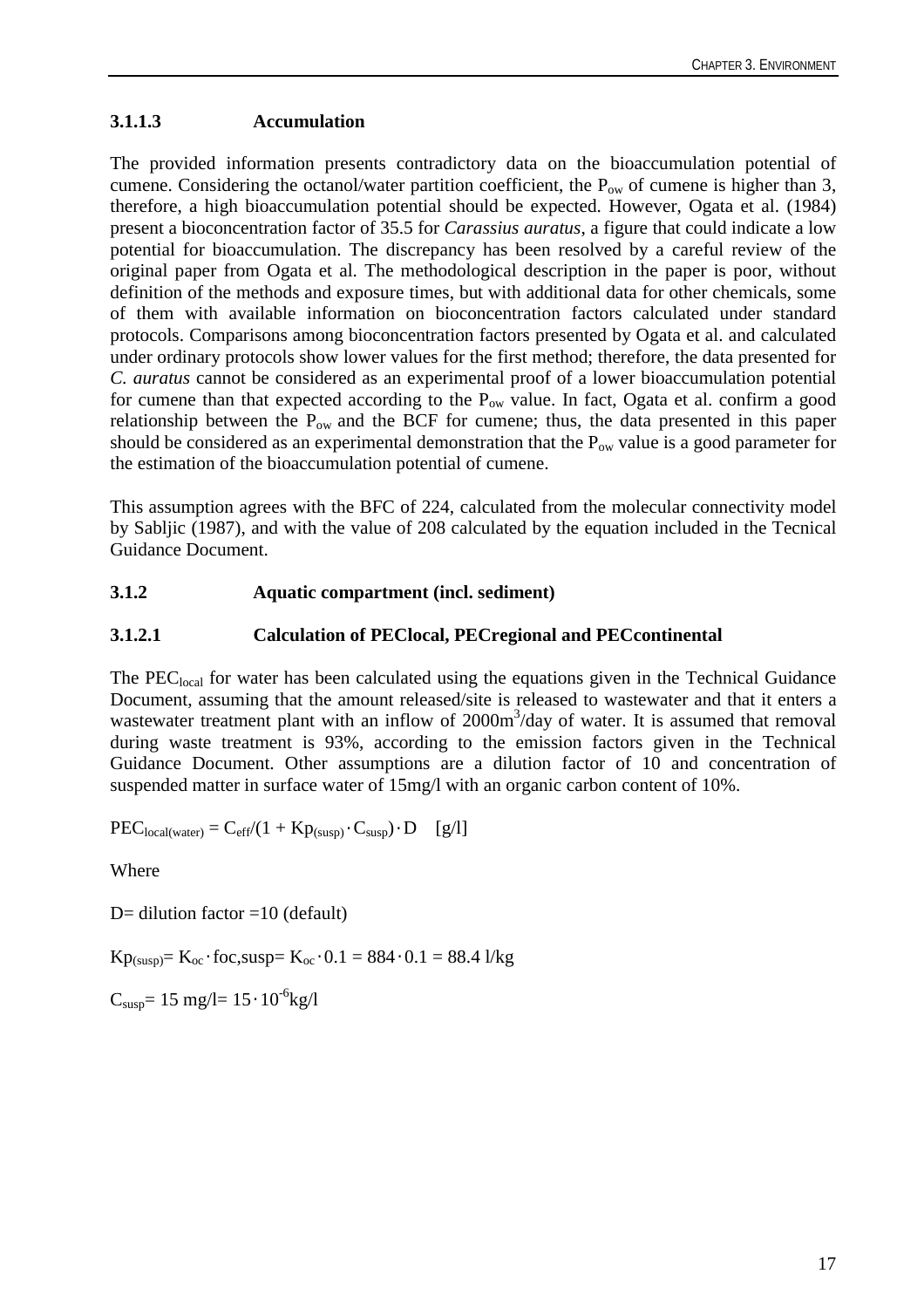### 3.1.1.3 Accumulation

The provided information presents contradictory data on the bioaccumulation potential of cumene. Considering the octanol/water partition coefficient, the $P_{ow}$ of cumene is higher than 3, therefore, a high bioaccumulation potential should be expected. However, Ogata et al. (1984) present a bioconcentration factor of 35.5 for *Carassius auratus*, a figure that could indicate a low potential for bioaccumulation. The discrepancy has been resolved by a careful review of the original paper from Ogata et al. The methodological description in the paper is poor, without definition of the methods and exposure times, but with additional data for other chemicals, some of them with available information on bioconcentration factors calculated under standard protocols. Comparisons among bioconcentration factors presented by Ogata et al. and calculated under ordinary protocols show lower values for the first method; therefore, the data presented for *C. auratus* cannot be considered as an experimental proof of a lower bioaccumulation potential for cumene than that expected according to the $P_{ow}$ value. In fact, Ogata et al. confirm a good relationship between the $P_{ow}$ and the BCF for cumene; thus, the data presented in this paper should be considered as an experimental demonstration that the $P_{ow}$ value is a good parameter for the estimation of the bioaccumulation potential of cumene.

This assumption agrees with the BFC of 224, calculated from the molecular connectivity model by Sabljic (1987), and with the value of 208 calculated by the equation included in the Tecnical Guidance Document.

### 3.1.2 Aquatic compartment (incl. sediment)

### 3.1.2.1 Calculation of PEClocal, PECregional and PECcontinental

The $PEC_{local}$ for water has been calculated using the equations given in the Technical Guidance Document, assuming that the amount released/site is released to wastewater and that it enters a wastewater treatment plant with an inflow of $2000 m^3$/day of water. It is assumed that removal during waste treatment is 93%, according to the emission factors given in the Technical Guidance Document. Other assumptions are a dilution factor of 10 and concentration of suspended matter in surface water of 15mg/l with an organic carbon content of 10%.

$PEC_{local(water)} = C_{eff}/(1 + Kp_{(susp)} \cdot C_{susp}) \cdot D \quad [g/l]$

Where

D= dilution factor =10 (default)

$Kp_{(susp)} = K_{oc} \cdot foc{,}susp = K_{oc} \cdot 0.1 = 884 \cdot 0.1 = 88.4$ l/kg

$C_{susp} = 15$ mg/l $= 15 \cdot 10^{-6}$kg/l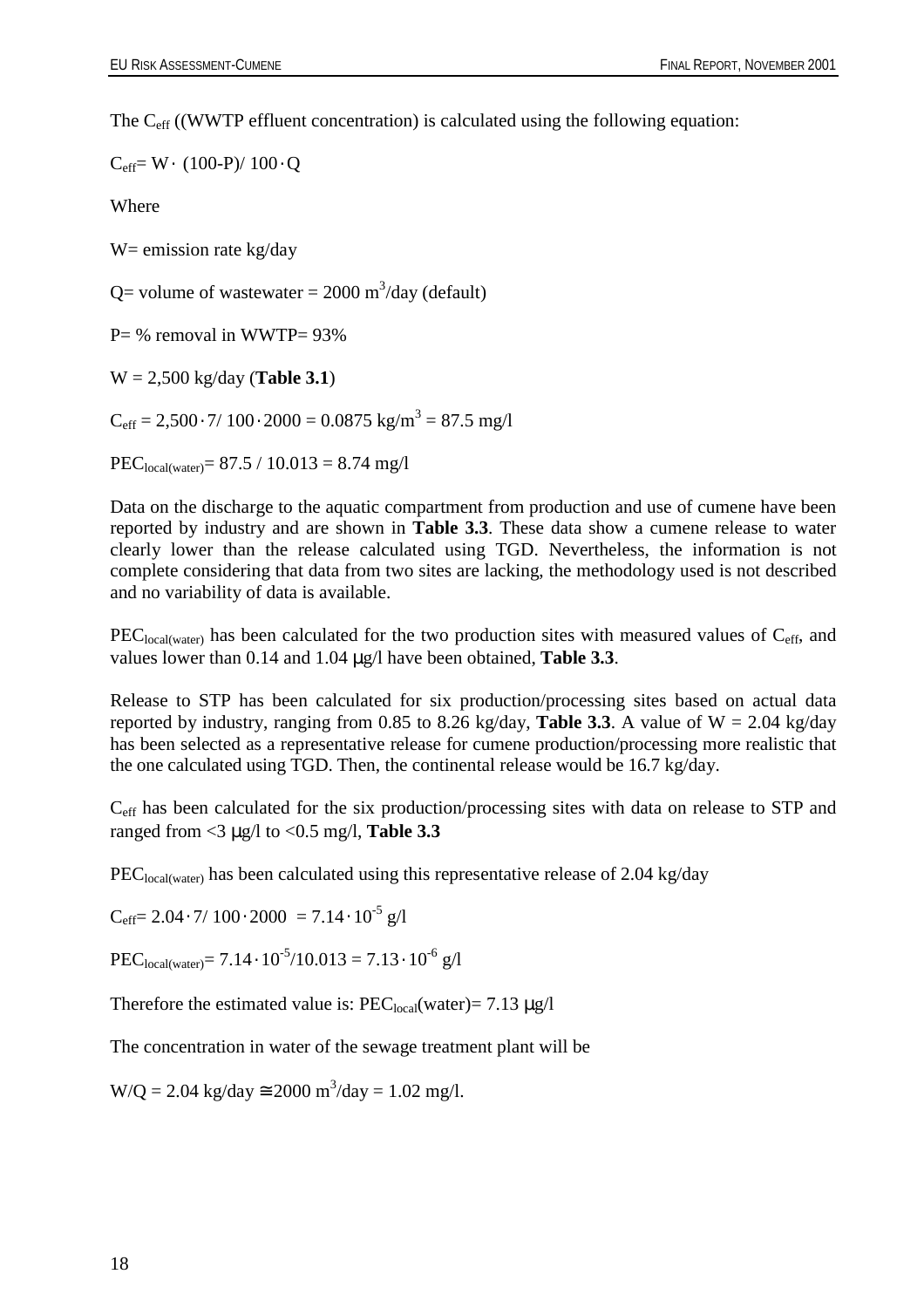The $C_{eff}$ ((WWTP effluent concentration) is calculated using the following equation:

$C_{eff} = W \cdot (100\text{-}P) / 100 \cdot Q$

Where

W= emission rate kg/day

Q= volume of wastewater = 2000 $m^3$/day (default)

P= % removal in WWTP= 93%

W = 2,500 kg/day (**Table 3.1**)

$C_{eff} = 2{,}500 \cdot 7 / 100 \cdot 2000 = 0.0875\ kg/m^3 = 87.5\ mg/l$

$PEC_{local(water)} = 87.5 / 10.013 = 8.74\ mg/l$

Data on the discharge to the aquatic compartment from production and use of cumene have been reported by industry and are shown in **Table 3.3**. These data show a cumene release to water clearly lower than the release calculated using TGD. Nevertheless, the information is not complete considering that data from two sites are lacking, the methodology used is not described and no variability of data is available.

$PEC_{local(water)}$ has been calculated for the two production sites with measured values of $C_{eff}$, and values lower than 0.14 and 1.04 μg/l have been obtained, **Table 3.3**.

Release to STP has been calculated for six production/processing sites based on actual data reported by industry, ranging from 0.85 to 8.26 kg/day, **Table 3.3**. A value of W = 2.04 kg/day has been selected as a representative release for cumene production/processing more realistic that the one calculated using TGD. Then, the continental release would be 16.7 kg/day.

$C_{eff}$ has been calculated for the six production/processing sites with data on release to STP and ranged from <3 μg/l to <0.5 mg/l, **Table 3.3**

$PEC_{local(water)}$ has been calculated using this representative release of 2.04 kg/day

$C_{eff} = 2.04 \cdot 7 / 100 \cdot 2000 = 7.14 \cdot 10^{-5}\ g/l$

$PEC_{local(water)} = 7.14 \cdot 10^{-5} / 10.013 = 7.13 \cdot 10^{-6}\ g/l$

Therefore the estimated value is: $PEC_{local}$(water)= 7.13 μg/l

The concentration in water of the sewage treatment plant will be

$W/Q = 2.04\ kg/day \cong 2000\ m^3/day = 1.02\ mg/l$.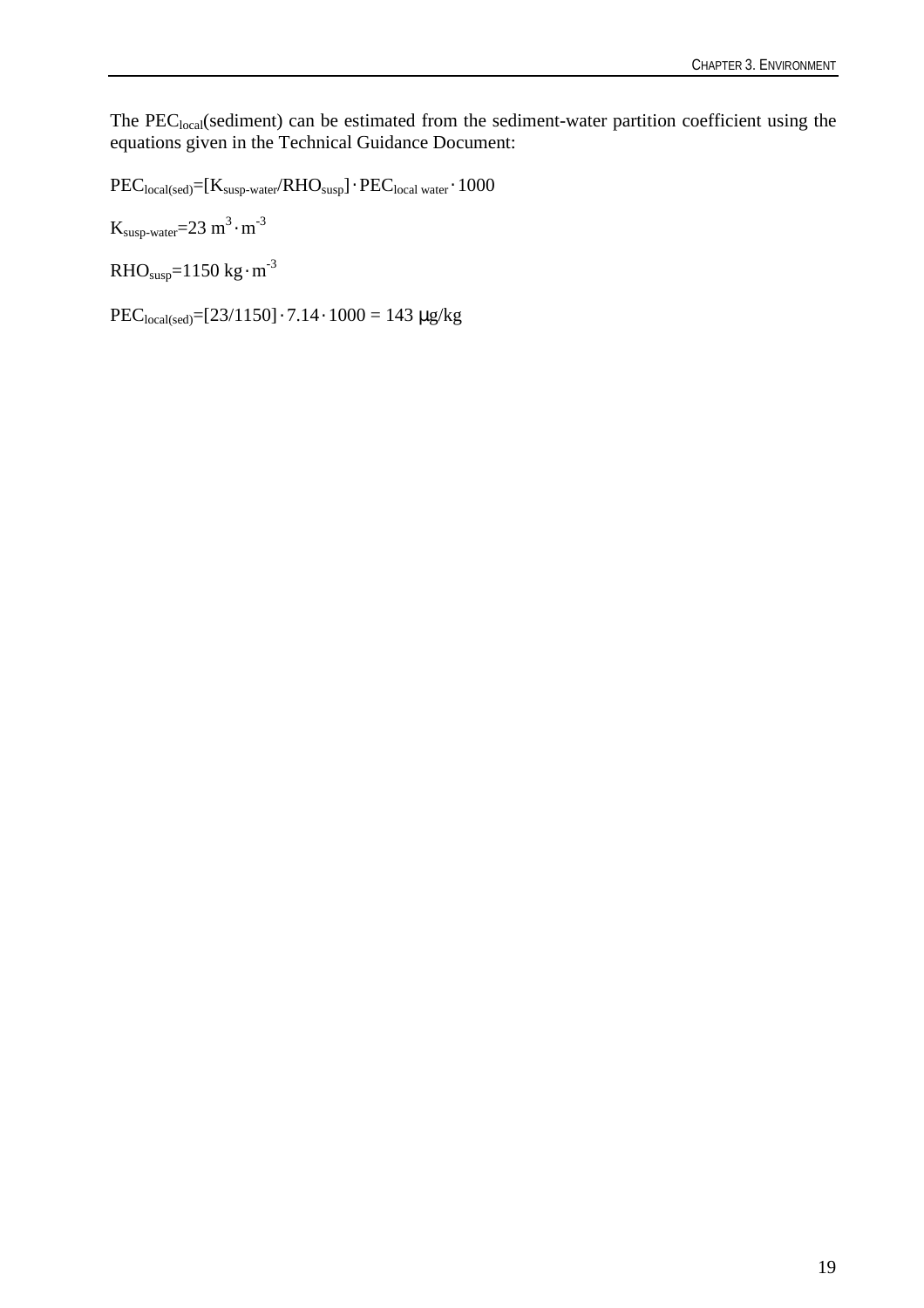The $PEC_{local}$(sediment) can be estimated from the sediment-water partition coefficient using the equations given in the Technical Guidance Document:

$PEC_{local(sed)}=[K_{susp\text{-}water}/RHO_{susp}] \cdot PEC_{local\ water} \cdot 1000$

$K_{susp\text{-}water}=23\ m^3 \cdot m^{-3}$

$RHO_{susp}=1150\ kg \cdot m^{-3}$

$PEC_{local(sed)}=[23/1150] \cdot 7.14 \cdot 1000 = 143\ \mu g/kg$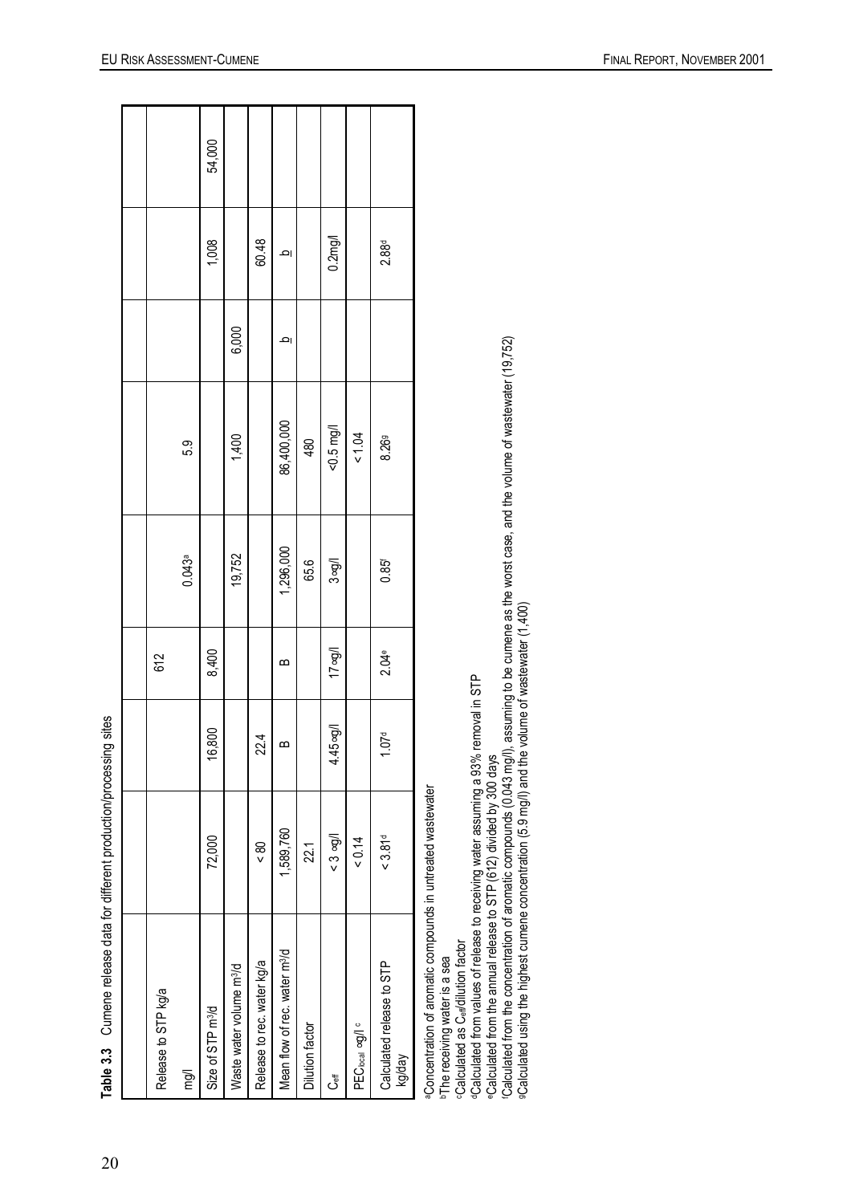**Table 3.3** Cumene release data for different production/processing sites

| | | | | | | | | |
|---|---|---|---|---|---|---|---|---|
| Release to STP kg/a | | | 612 | | | | | |
| mg/l | | | | 0.043[a] | 5.9 | | | |
| Size of STP m³/d | 72,000 | 16,800 | 8,400 | | | | 1,008 | 54,000 |
| Waste water volume m³/d | | | | 19,752 | 1,400 | 6,000 | | |
| Release to rec. water kg/a | < 80 | 22.4 | | | | | 60.48 | |
| Mean flow of rec. water m³/d | 1,589,760 | B | B | 1,296,000 | 86,400,000 | b | b | |
| Dilution factor | 22.1 | | | 65.6 | 480 | | | |
| $C_{eff}$ | < 3 µg/l | 4.45 µg/l | 17 µg/l | 3 µg/l | <0.5 mg/l | | 0.2mg/l | |
| $PEC_{local}$ µg/l [c] | < 0.14 | | | | < 1.04 | | | |
| Calculated release to STP kg/day | < 3.81[d] | 1.07[d] | 2.04[e] | 0.85[f] | 8.26[g] | | 2.88[d] | |

[a]Concentration of aromatic compounds in untreated wastewater
[b]The receiving water is a sea
[c]Calculated as $C_{eff}$/dilution factor
[d]Calculated from values of release to receiving water assuming a 93% removal in STP
[e]Calculated from the annual release to STP (612) divided by 300 days
[f]Calculated from the concentration of aromatic compounds (0.043 mg/l), assuming to be cumene as the worst case, and the volume of wastewater (19,752)
[g]Calculated using the highest cumene concentration (5.9 mg/l) and the volume of wastewater (1,400)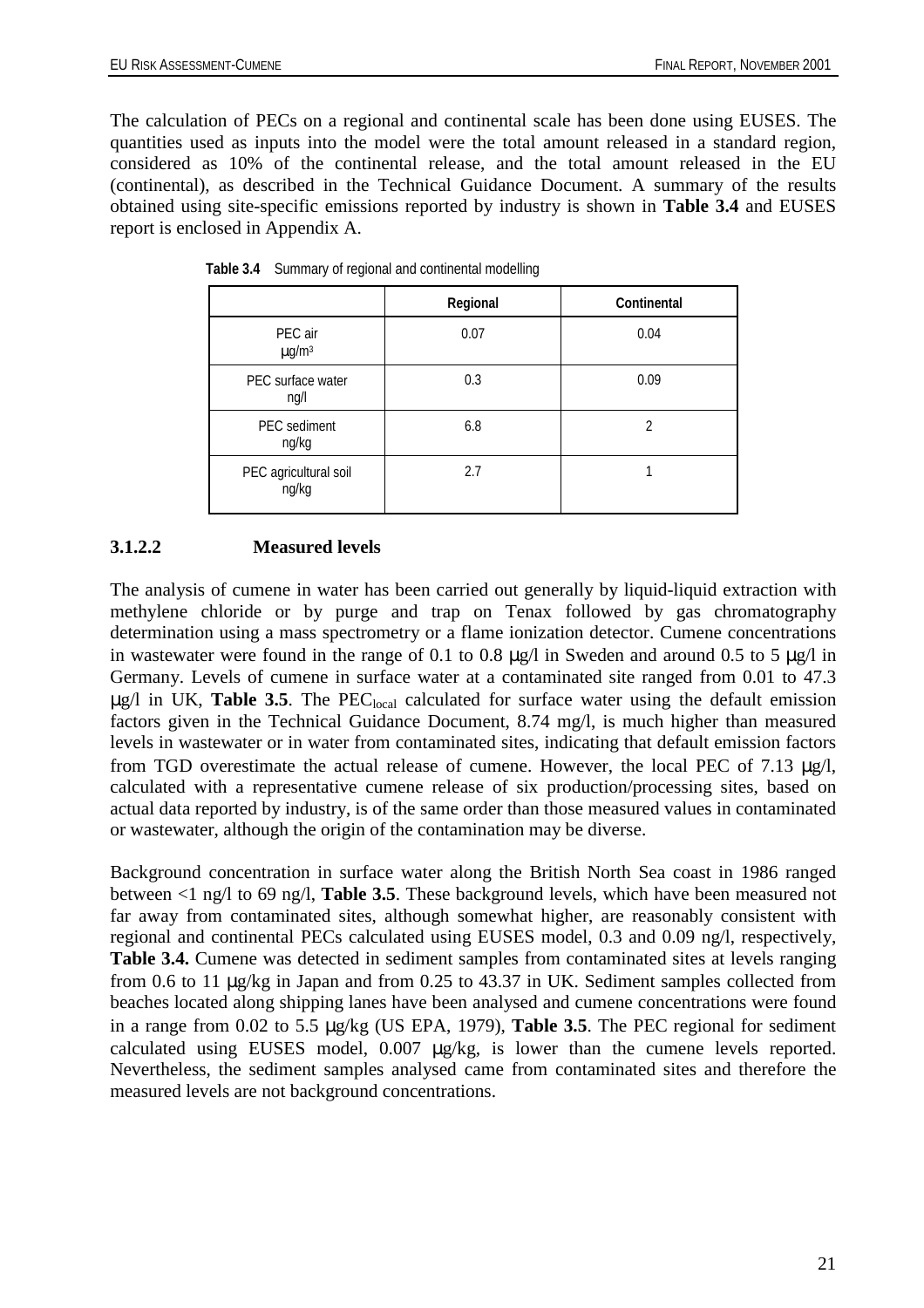The calculation of PECs on a regional and continental scale has been done using EUSES. The quantities used as inputs into the model were the total amount released in a standard region, considered as 10% of the continental release, and the total amount released in the EU (continental), as described in the Technical Guidance Document. A summary of the results obtained using site-specific emissions reported by industry is shown in **Table 3.4** and EUSES report is enclosed in Appendix A.

**Table 3.4** Summary of regional and continental modelling

| | Regional | Continental |
|---|---|---|
| PEC air μg/m³ | 0.07 | 0.04 |
| PEC surface water ng/l | 0.3 | 0.09 |
| PEC sediment ng/kg | 6.8 | 2 |
| PEC agricultural soil ng/kg | 2.7 | 1 |

### 3.1.2.2 Measured levels

The analysis of cumene in water has been carried out generally by liquid-liquid extraction with methylene chloride or by purge and trap on Tenax followed by gas chromatography determination using a mass spectrometry or a flame ionization detector. Cumene concentrations in wastewater were found in the range of 0.1 to 0.8 μg/l in Sweden and around 0.5 to 5 μg/l in Germany. Levels of cumene in surface water at a contaminated site ranged from 0.01 to 47.3 μg/l in UK, **Table 3.5**. The $PEC_{local}$ calculated for surface water using the default emission factors given in the Technical Guidance Document, 8.74 mg/l, is much higher than measured levels in wastewater or in water from contaminated sites, indicating that default emission factors from TGD overestimate the actual release of cumene. However, the local PEC of 7.13 μg/l, calculated with a representative cumene release of six production/processing sites, based on actual data reported by industry, is of the same order than those measured values in contaminated or wastewater, although the origin of the contamination may be diverse.

Background concentration in surface water along the British North Sea coast in 1986 ranged between <1 ng/l to 69 ng/l, **Table 3.5**. These background levels, which have been measured not far away from contaminated sites, although somewhat higher, are reasonably consistent with regional and continental PECs calculated using EUSES model, 0.3 and 0.09 ng/l, respectively, **Table 3.4.** Cumene was detected in sediment samples from contaminated sites at levels ranging from 0.6 to 11 μg/kg in Japan and from 0.25 to 43.37 in UK. Sediment samples collected from beaches located along shipping lanes have been analysed and cumene concentrations were found in a range from 0.02 to 5.5 μg/kg (US EPA, 1979), **Table 3.5**. The PEC regional for sediment calculated using EUSES model, 0.007 μg/kg, is lower than the cumene levels reported. Nevertheless, the sediment samples analysed came from contaminated sites and therefore the measured levels are not background concentrations.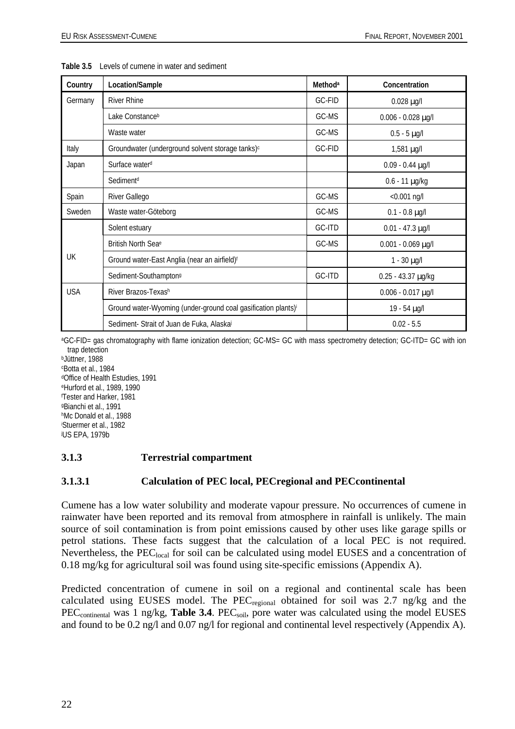**Table 3.5** Levels of cumene in water and sediment

| Country | Location/Sample | Method[a] | Concentration |
|---|---|---|---|
| Germany | River Rhine | GC-FID | 0.028 µg/l |
| | Lake Constance[b] | GC-MS | 0.006 - 0.028 µg/l |
| | Waste water | GC-MS | 0.5 - 5 µg/l |
| Italy | Groundwater (underground solvent storage tanks)[c] | GC-FID | 1,581 µg/l |
| Japan | Surface water[d] | | 0.09 - 0.44 µg/l |
| | Sediment[d] | | 0.6 - 11 µg/kg |
| Spain | River Gallego | GC-MS | <0.001 ng/l |
| Sweden | Waste water-Göteborg | GC-MS | 0.1 - 0.8 µg/l |
| UK | Solent estuary | GC-ITD | 0.01 - 47.3 µg/l |
| | British North Sea[e] | GC-MS | 0.001 - 0.069 µg/l |
| | Ground water-East Anglia (near an airfield)[f] | | 1 - 30 µg/l |
| | Sediment-Southampton[g] | GC-ITD | 0.25 - 43.37 µg/kg |
| USA | River Brazos-Texas[h] | | 0.006 - 0.017 µg/l |
| | Ground water-Wyoming (under-ground coal gasification plants)[i] | | 19 - 54 µg/l |
| | Sediment- Strait of Juan de Fuka, Alaska[j] | | 0.02 - 5.5 |

[a]GC-FID= gas chromatography with flame ionization detection; GC-MS= GC with mass spectrometry detection; GC-ITD= GC with ion trap detection
[b]Jüttner, 1988
[c]Botta et al., 1984
[d]Office of Health Estudies, 1991
[e]Hurford et al., 1989, 1990
[f]Tester and Harker, 1981
[g]Bianchi et al., 1991
[h]Mc Donald et al., 1988
[i]Stuermer et al., 1982
[j]US EPA, 1979b

### 3.1.3 Terrestrial compartment

#### 3.1.3.1 Calculation of PEC local, PECregional and PECcontinental

Cumene has a low water solubility and moderate vapour pressure. No occurrences of cumene in rainwater have been reported and its removal from atmosphere in rainfall is unlikely. The main source of soil contamination is from point emissions caused by other uses like garage spills or petrol stations. These facts suggest that the calculation of a local PEC is not required. Nevertheless, the $PEC_{local}$ for soil can be calculated using model EUSES and a concentration of 0.18 mg/kg for agricultural soil was found using site-specific emissions (Appendix A).

Predicted concentration of cumene in soil on a regional and continental scale has been calculated using EUSES model. The $PEC_{regional}$ obtained for soil was 2.7 ng/kg and the $PEC_{continental}$ was 1 ng/kg, **Table 3.4**. $PEC_{soil}$, pore water was calculated using the model EUSES and found to be 0.2 ng/l and 0.07 ng/l for regional and continental level respectively (Appendix A).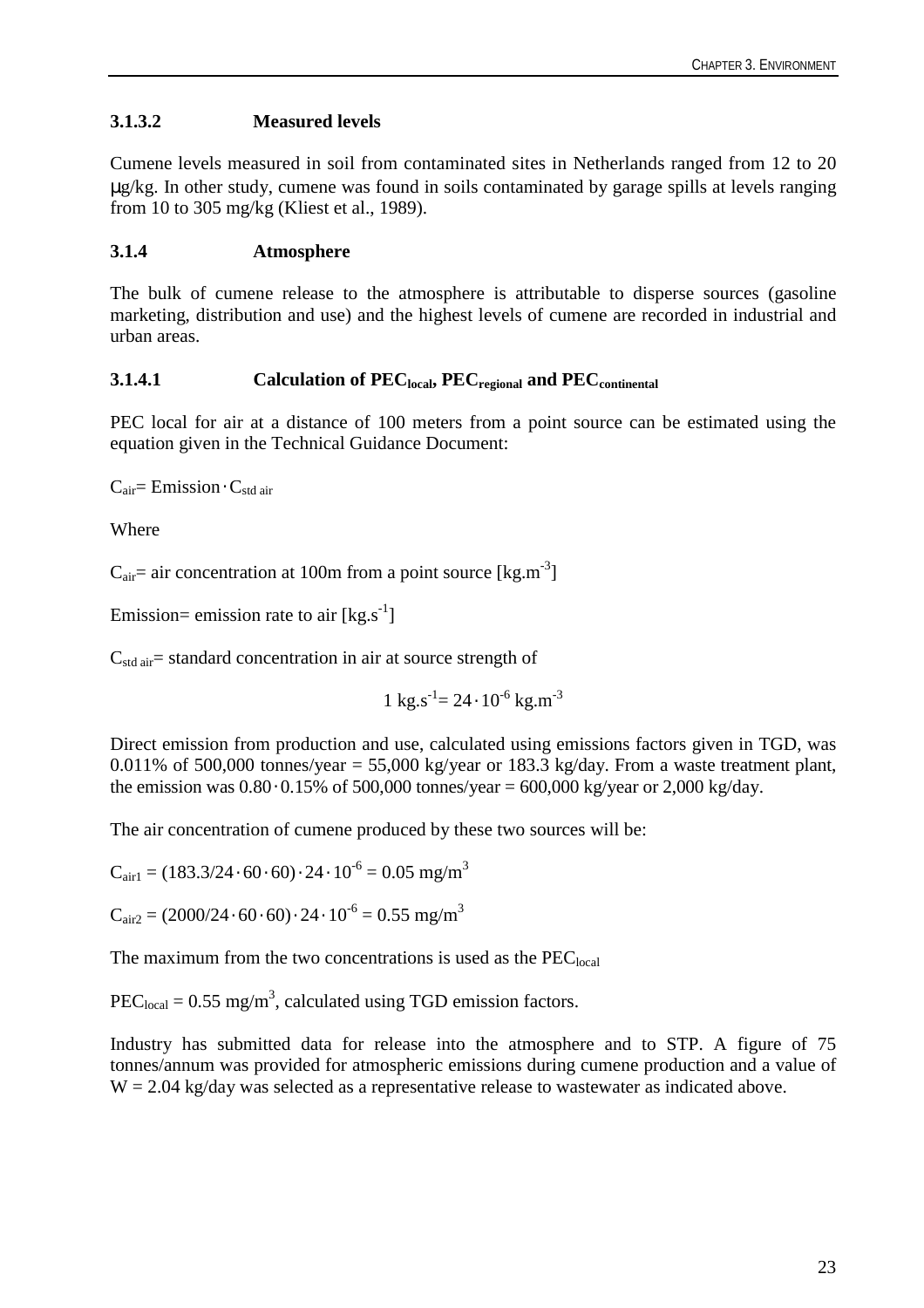### 3.1.3.2 Measured levels

Cumene levels measured in soil from contaminated sites in Netherlands ranged from 12 to 20 μg/kg. In other study, cumene was found in soils contaminated by garage spills at levels ranging from 10 to 305 mg/kg (Kliest et al., 1989).

### 3.1.4 Atmosphere

The bulk of cumene release to the atmosphere is attributable to disperse sources (gasoline marketing, distribution and use) and the highest levels of cumene are recorded in industrial and urban areas.

#### 3.1.4.1 Calculation of $PEC_{local}$, $PEC_{regional}$ and $PEC_{continental}$

PEC local for air at a distance of 100 meters from a point source can be estimated using the equation given in the Technical Guidance Document:

$C_{air} = Emission \cdot C_{std\ air}$

Where

$C_{air}$= air concentration at 100m from a point source [$kg.m^{-3}$]

Emission= emission rate to air [$kg.s^{-1}$]

$C_{std\ air}$= standard concentration in air at source strength of

$$1\ kg.s^{-1} = 24 \cdot 10^{-6}\ kg.m^{-3}$$

Direct emission from production and use, calculated using emissions factors given in TGD, was 0.011% of 500,000 tonnes/year = 55,000 kg/year or 183.3 kg/day. From a waste treatment plant, the emission was $0.80 \cdot 0.15\%$ of 500,000 tonnes/year = 600,000 kg/year or 2,000 kg/day.

The air concentration of cumene produced by these two sources will be:

$C_{air1} = (183.3/24 \cdot 60 \cdot 60) \cdot 24 \cdot 10^{-6} = 0.05\ mg/m^3$

$C_{air2} = (2000/24 \cdot 60 \cdot 60) \cdot 24 \cdot 10^{-6} = 0.55\ mg/m^3$

The maximum from the two concentrations is used as the $PEC_{local}$

$PEC_{local} = 0.55\ mg/m^3$, calculated using TGD emission factors.

Industry has submitted data for release into the atmosphere and to STP. A figure of 75 tonnes/annum was provided for atmospheric emissions during cumene production and a value of W = 2.04 kg/day was selected as a representative release to wastewater as indicated above.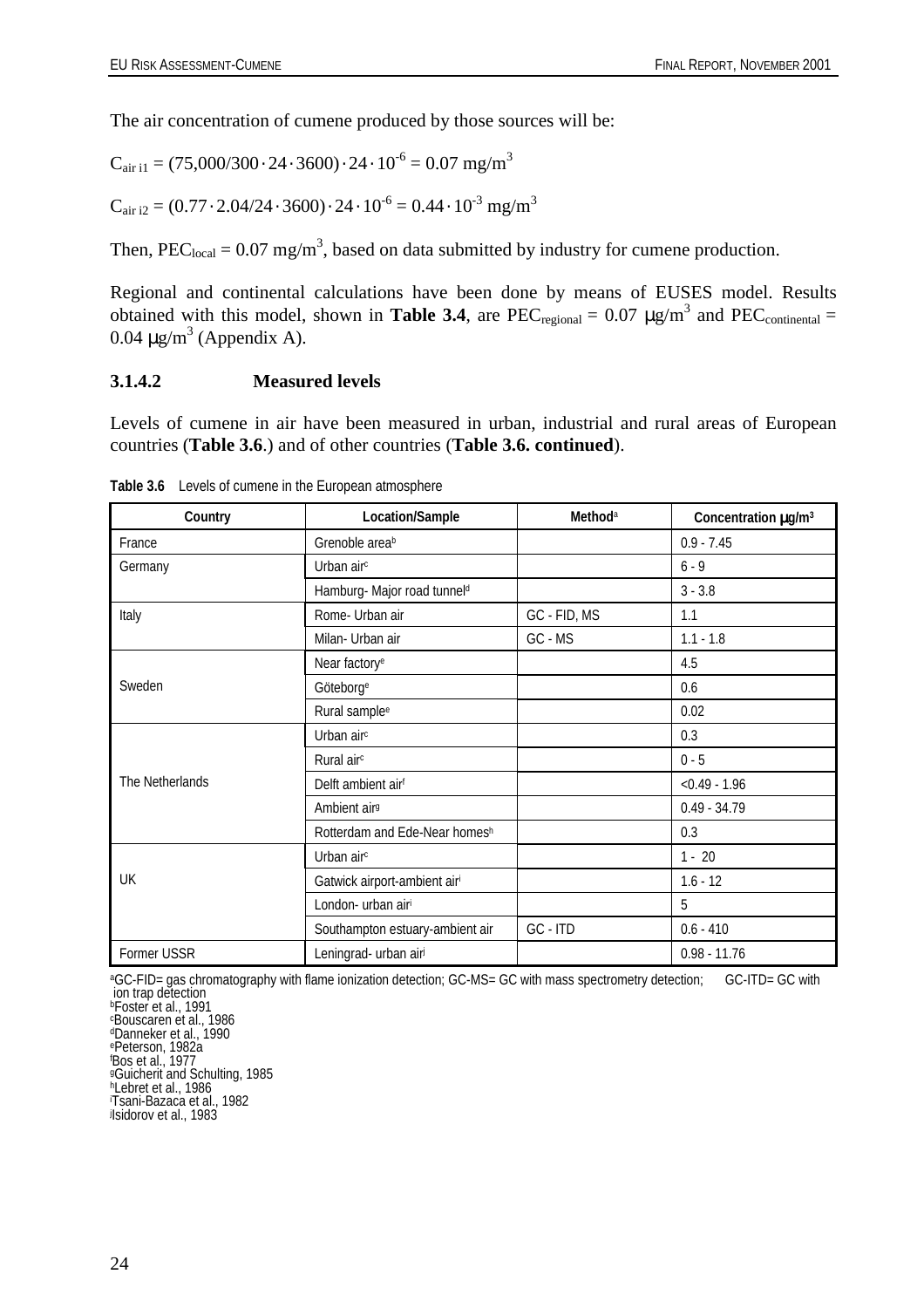The air concentration of cumene produced by those sources will be:

$C_{air\ i1} = (75{,}000/300 \cdot 24 \cdot 3600) \cdot 24 \cdot 10^{-6} = 0.07\ mg/m^3$

$C_{air\ i2} = (0.77 \cdot 2.04/24 \cdot 3600) \cdot 24 \cdot 10^{-6} = 0.44 \cdot 10^{-3}\ mg/m^3$

Then, $PEC_{local} = 0.07\ mg/m^3$, based on data submitted by industry for cumene production.

Regional and continental calculations have been done by means of EUSES model. Results obtained with this model, shown in **Table 3.4**, are $PEC_{regional} = 0.07\ \mu g/m^3$ and $PEC_{continental} = 0.04\ \mu g/m^3$ (Appendix A).

### 3.1.4.2 Measured levels

Levels of cumene in air have been measured in urban, industrial and rural areas of European countries (**Table 3.6**.) and of other countries (**Table 3.6. continued**).

**Table 3.6** Levels of cumene in the European atmosphere

| Country | Location/Sample | Method[a] | Concentration μg/m³ |
|---|---|---|---|
| France | Grenoble area[b] | | 0.9 - 7.45 |
| Germany | Urban air[c] | | 6 - 9 |
| | Hamburg- Major road tunnel[d] | | 3 - 3.8 |
| Italy | Rome- Urban air | GC - FID, MS | 1.1 |
| | Milan- Urban air | GC - MS | 1.1 - 1.8 |
| Sweden | Near factory[e] | | 4.5 |
| | Göteborg[e] | | 0.6 |
| | Rural sample[e] | | 0.02 |
| The Netherlands | Urban air[c] | | 0.3 |
| | Rural air[c] | | 0 - 5 |
| | Delft ambient air[f] | | <0.49 - 1.96 |
| | Ambient air[g] | | 0.49 - 34.79 |
| | Rotterdam and Ede-Near homes[h] | | 0.3 |
| UK | Urban air[c] | | 1 - 20 |
| | Gatwick airport-ambient air[i] | | 1.6 - 12 |
| | London- urban air[i] | | 5 |
| | Southampton estuary-ambient air | GC - ITD | 0.6 - 410 |
| Former USSR | Leningrad- urban air[j] | | 0.98 - 11.76 |

[a]GC-FID= gas chromatography with flame ionization detection; GC-MS= GC with mass spectrometry detection; GC-ITD= GC with ion trap detection
[b]Foster et al., 1991
[c]Bouscaren et al., 1986
[d]Danneker et al., 1990
[e]Peterson, 1982a
[f]Bos et al., 1977
[g]Guicherit and Schulting, 1985
[h]Lebret et al., 1986
[i]Tsani-Bazaca et al., 1982
[j]Isidorov et al., 1983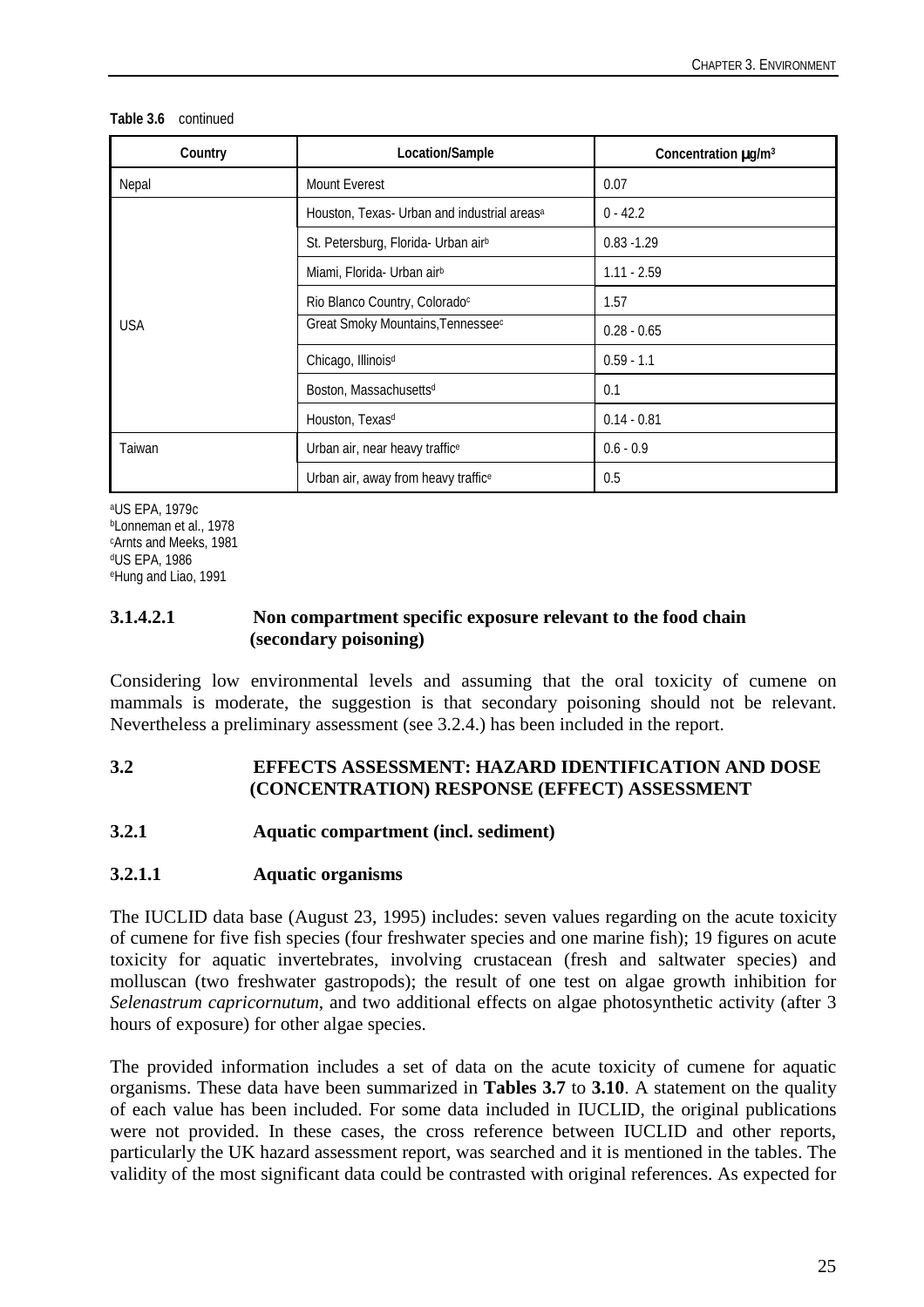**Table 3.6** continued

| Country | Location/Sample | Concentration µg/m³ |
|---|---|---|
| Nepal | Mount Everest | 0.07 |
| USA | Houston, Texas- Urban and industrial areas[a] | 0 - 42.2 |
| | St. Petersburg, Florida- Urban air[b] | 0.83 -1.29 |
| | Miami, Florida- Urban air[b] | 1.11 - 2.59 |
| | Rio Blanco Country, Colorado[c] | 1.57 |
| | Great Smoky Mountains,Tennessee[c] | 0.28 - 0.65 |
| | Chicago, Illinois[d] | 0.59 - 1.1 |
| | Boston, Massachusetts[d] | 0.1 |
| | Houston, Texas[d] | 0.14 - 0.81 |
| Taiwan | Urban air, near heavy traffic[e] | 0.6 - 0.9 |
| | Urban air, away from heavy traffic[e] | 0.5 |

[a]US EPA, 1979c
[b]Lonneman et al., 1978
[c]Arnts and Meeks, 1981
[d]US EPA, 1986
[e]Hung and Liao, 1991

#### 3.1.4.2.1 Non compartment specific exposure relevant to the food chain (secondary poisoning)

Considering low environmental levels and assuming that the oral toxicity of cumene on mammals is moderate, the suggestion is that secondary poisoning should not be relevant. Nevertheless a preliminary assessment (see 3.2.4.) has been included in the report.

## 3.2 EFFECTS ASSESSMENT: HAZARD IDENTIFICATION AND DOSE (CONCENTRATION) RESPONSE (EFFECT) ASSESSMENT

### 3.2.1 Aquatic compartment (incl. sediment)

#### 3.2.1.1 Aquatic organisms

The IUCLID data base (August 23, 1995) includes: seven values regarding on the acute toxicity of cumene for five fish species (four freshwater species and one marine fish); 19 figures on acute toxicity for aquatic invertebrates, involving crustacean (fresh and saltwater species) and molluscan (two freshwater gastropods); the result of one test on algae growth inhibition for *Selenastrum capricornutum*, and two additional effects on algae photosynthetic activity (after 3 hours of exposure) for other algae species.

The provided information includes a set of data on the acute toxicity of cumene for aquatic organisms. These data have been summarized in **Tables 3.7** to **3.10**. A statement on the quality of each value has been included. For some data included in IUCLID, the original publications were not provided. In these cases, the cross reference between IUCLID and other reports, particularly the UK hazard assessment report, was searched and it is mentioned in the tables. The validity of the most significant data could be contrasted with original references. As expected for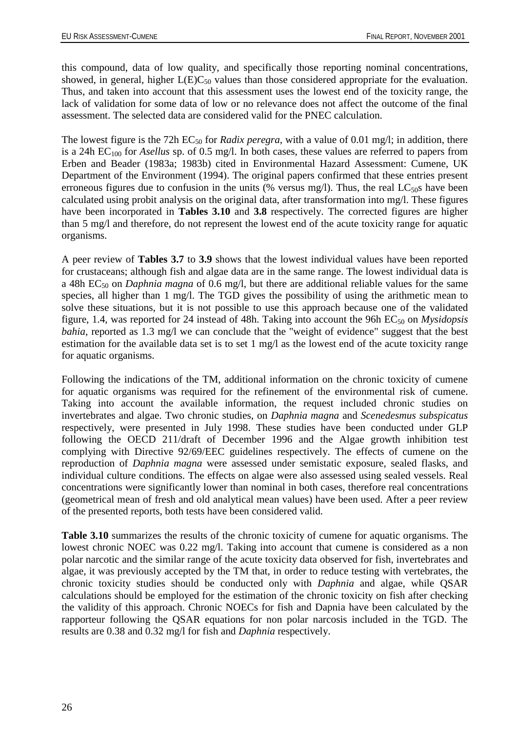this compound, data of low quality, and specifically those reporting nominal concentrations, showed, in general, higher $L(E)C_{50}$ values than those considered appropriate for the evaluation. Thus, and taken into account that this assessment uses the lowest end of the toxicity range, the lack of validation for some data of low or no relevance does not affect the outcome of the final assessment. The selected data are considered valid for the PNEC calculation.

The lowest figure is the 72h $EC_{50}$ for *Radix peregra*, with a value of 0.01 mg/l; in addition, there is a 24h $EC_{100}$ for *Asellus* sp. of 0.5 mg/l. In both cases, these values are referred to papers from Erben and Beader (1983a; 1983b) cited in Environmental Hazard Assessment: Cumene, UK Department of the Environment (1994). The original papers confirmed that these entries present erroneous figures due to confusion in the units (% versus mg/l). Thus, the real $LC_{50}$s have been calculated using probit analysis on the original data, after transformation into mg/l. These figures have been incorporated in **Tables 3.10** and **3.8** respectively. The corrected figures are higher than 5 mg/l and therefore, do not represent the lowest end of the acute toxicity range for aquatic organisms.

A peer review of **Tables 3.7** to **3.9** shows that the lowest individual values have been reported for crustaceans; although fish and algae data are in the same range. The lowest individual data is a 48h $EC_{50}$ on *Daphnia magna* of 0.6 mg/l, but there are additional reliable values for the same species, all higher than 1 mg/l. The TGD gives the possibility of using the arithmetic mean to solve these situations, but it is not possible to use this approach because one of the validated figure, 1.4, was reported for 24 instead of 48h. Taking into account the 96h $EC_{50}$ on *Mysidopsis bahia*, reported as 1.3 mg/l we can conclude that the "weight of evidence" suggest that the best estimation for the available data set is to set 1 mg/l as the lowest end of the acute toxicity range for aquatic organisms.

Following the indications of the TM, additional information on the chronic toxicity of cumene for aquatic organisms was required for the refinement of the environmental risk of cumene. Taking into account the available information, the request included chronic studies on invertebrates and algae. Two chronic studies, on *Daphnia magna* and *Scenedesmus subspicatus* respectively, were presented in July 1998. These studies have been conducted under GLP following the OECD 211/draft of December 1996 and the Algae growth inhibition test complying with Directive 92/69/EEC guidelines respectively. The effects of cumene on the reproduction of *Daphnia magna* were assessed under semistatic exposure, sealed flasks, and individual culture conditions. The effects on algae were also assessed using sealed vessels. Real concentrations were significantly lower than nominal in both cases, therefore real concentrations (geometrical mean of fresh and old analytical mean values) have been used. After a peer review of the presented reports, both tests have been considered valid.

**Table 3.10** summarizes the results of the chronic toxicity of cumene for aquatic organisms. The lowest chronic NOEC was 0.22 mg/l. Taking into account that cumene is considered as a non polar narcotic and the similar range of the acute toxicity data observed for fish, invertebrates and algae, it was previously accepted by the TM that, in order to reduce testing with vertebrates, the chronic toxicity studies should be conducted only with *Daphnia* and algae, while QSAR calculations should be employed for the estimation of the chronic toxicity on fish after checking the validity of this approach. Chronic NOECs for fish and Dapnia have been calculated by the rapporteur following the QSAR equations for non polar narcosis included in the TGD. The results are 0.38 and 0.32 mg/l for fish and *Daphnia* respectively.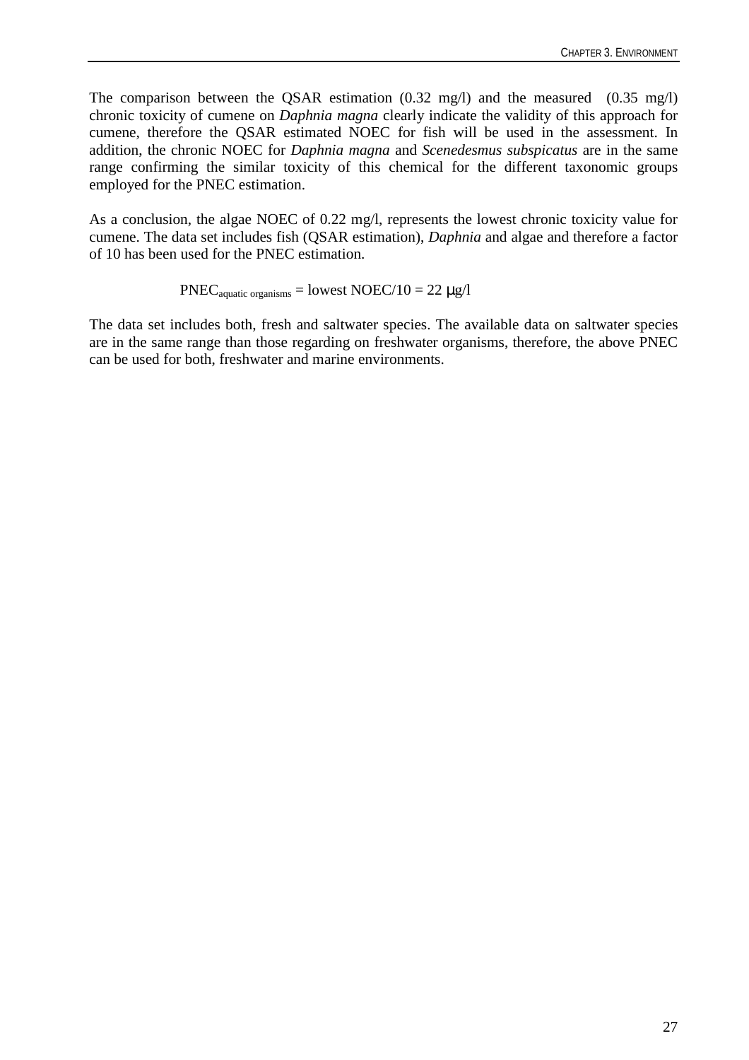The comparison between the QSAR estimation (0.32 mg/l) and the measured (0.35 mg/l) chronic toxicity of cumene on *Daphnia magna* clearly indicate the validity of this approach for cumene, therefore the QSAR estimated NOEC for fish will be used in the assessment. In addition, the chronic NOEC for *Daphnia magna* and *Scenedesmus subspicatus* are in the same range confirming the similar toxicity of this chemical for the different taxonomic groups employed for the PNEC estimation.

As a conclusion, the algae NOEC of 0.22 mg/l, represents the lowest chronic toxicity value for cumene. The data set includes fish (QSAR estimation), *Daphnia* and algae and therefore a factor of 10 has been used for the PNEC estimation.

$$PNEC_{\text{aquatic organisms}} = \text{lowest NOEC}/10 = 22\ \mu g/l$$

The data set includes both, fresh and saltwater species. The available data on saltwater species are in the same range than those regarding on freshwater organisms, therefore, the above PNEC can be used for both, freshwater and marine environments.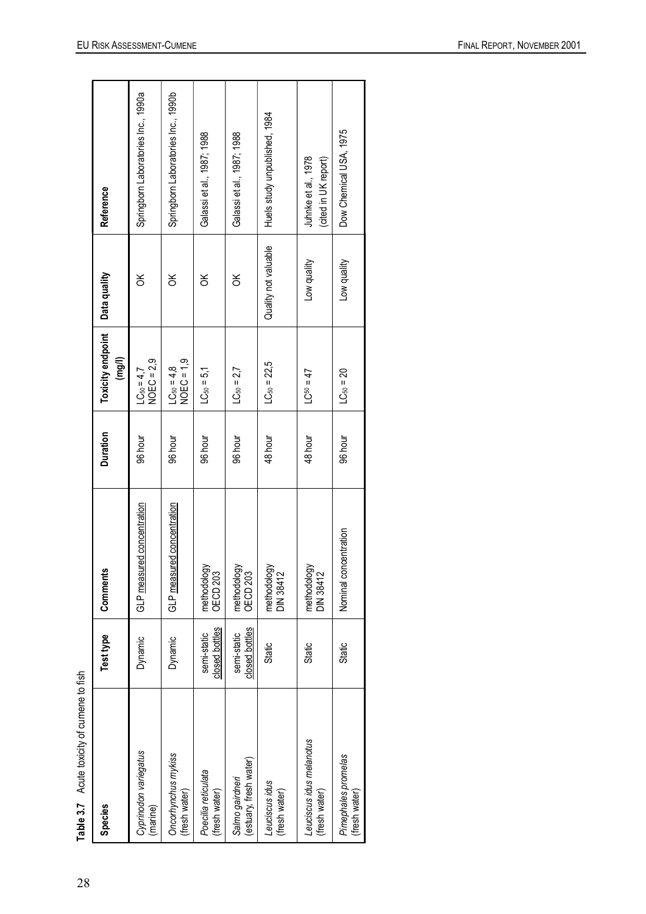**Table 3.7** Acute toxicity of cumene to fish

| Species | Test type | Comments | Duration | Toxicity endpoint (mg/l) | Data quality | Reference |
|---|---|---|---|---|---|---|
| *Cyprinodon variegatus* (marine) | Dynamic | GLP measured concentration | 96 hour | $LC_{50}$ = 4,7<br>NOEC = 2,9 | OK | Springborn Laboratories Inc., 1990a |
| *Oncorhynchus mykiss* (fresh water) | Dynamic | GLP measured concentration | 96 hour | $LC_{50}$ = 4,8<br>NOEC = 1,9 | OK | Springborn Laboratories Inc., 1990b |
| *Poecilia reticulata* (fresh water) | semi-static closed bottles | methodology OECD 203 | 96 hour | $LC_{50}$ = 5,1 | OK | Galassi et al., 1987; 1988 |
| *Salmo gairdneri* (estuary, fresh water) | semi-static closed bottles | methodology OECD 203 | 96 hour | $LC_{50}$ = 2,7 | OK | Galassi et al., 1987; 1988 |
| *Leuciscus idus* (fresh water) | Static | methodology DIN 38412 | 48 hour | $LC_{50}$ = 22,5 | Quality not valuable | Huels study unpublished, 1984 |
| *Leuciscus idus melanotus* (fresh water) | Static | methodology DIN 38412 | 48 hour | $LC^{50}$ = 47 | Low quality | Juhnke et al., 1978 (cited in UK report) |
| *Pimephales promelas* (fresh water) | Static | Nominal concentration | 96 hour | $LC_{50}$ = 20 | Low quality | Dow Chemical USA, 1975 |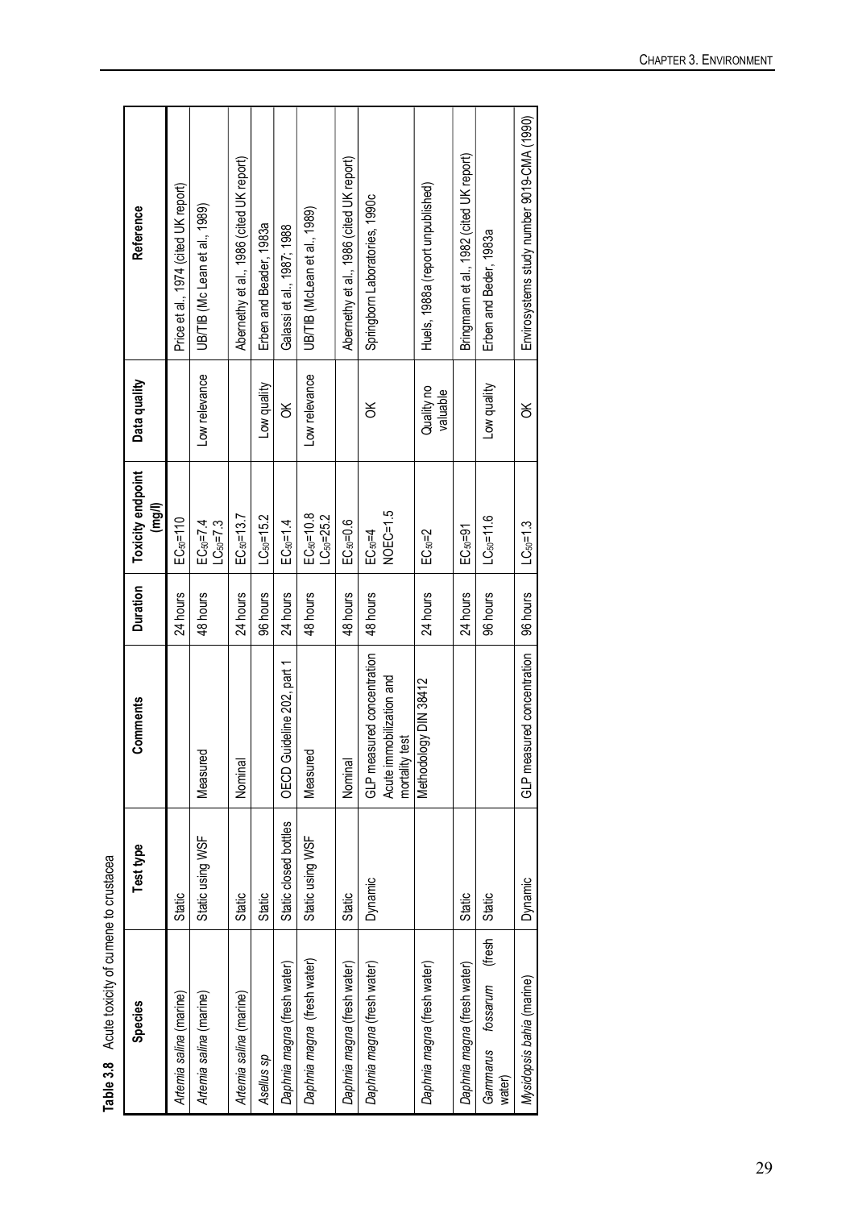**Table 3.8** Acute toxicity of cumene to crustacea

| Species | Test type | Comments | Duration | Toxicity endpoint (mg/l) | Data quality | Reference |
|---|---|---|---|---|---|---|
| *Artemia salina* (marine) | Static | | 24 hours | $EC_{50}$=110 | | Price et al., 1974 (cited UK report) |
| *Artemia salina* (marine) | Static using WSF | Measured | 48 hours | $EC_{50}$=7.4<br>$LC_{50}$=7.3 | Low relevance | UB/TIB (Mc Lean et al., 1989) |
| *Artemia salina* (marine) | Static | Nominal | 24 hours | $EC_{50}$=13.7 | | Abernethy et al., 1986 (cited UK report) |
| *Asellus sp* | Static | | 96 hours | $LC_{50}$=15.2 | Low quality | Erben and Beader, 1983a |
| *Daphnia magna* (fresh water) | Static closed bottles | OECD Guideline 202, part 1 | 24 hours | $EC_{50}$=1.4 | OK | Galassi et al., 1987; 1988 |
| *Daphnia magna* (fresh water) | Static using WSF | Measured | 48 hours | $EC_{50}$=10.8<br>$LC_{50}$=25.2 | Low relevance | UB/TIB (McLean et al., 1989) |
| *Daphnia magna* (fresh water) | Static | Nominal | 48 hours | $EC_{50}$=0.6 | | Abernethy et al., 1986 (cited UK report) |
| *Daphnia magna* (fresh water) | Dynamic | GLP measured concentration Acute immobilization and mortality test | 48 hours | $EC_{50}$=4<br>NOEC=1.5 | OK | Springborn Laboratories, 1990c |
| *Daphnia magna* (fresh water) | | Methodology DIN 38412 | 24 hours | $EC_{50}$=2 | Quality no valuable | Huels, 1988a (report unpublished) |
| *Daphnia magna* (fresh water) | Static | | 24 hours | $EC_{50}$=91 | | Bringmann et al., 1982 (cited UK report) |
| *Gammarus fossarum* (fresh water) | Static | | 96 hours | $LC_{50}$=11.6 | Low quality | Erben and Beder, 1983a |
| *Mysidopsis bahia* (marine) | Dynamic | GLP measured concentration | 96 hours | $LC_{50}$=1.3 | OK | Envirosystems study number 9019-CMA (1990) |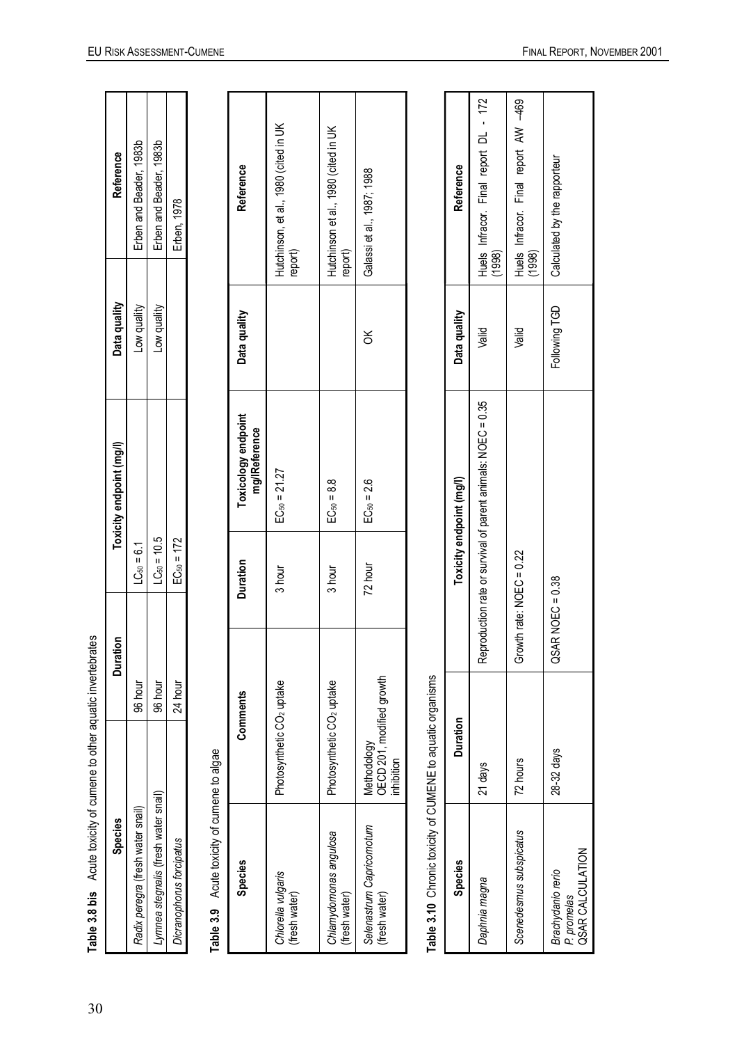**Table 3.8 bis** Acute toxicity of cumene to other aquatic invertebrates

| Species | Duration | Toxicity endpoint (mg/l) | Data quality | Reference |
|---|---|---|---|---|
| *Radix peregra* (fresh water snail) | 96 hour | $LC_{50}$ = 6.1 | Low quality | Erben and Beader, 1983b |
| *Lymnea stegnalis* (fresh water snail) | 96 hour | $LC_{50}$ = 10.5 | Low quality | Erben and Beader, 1983b |
| *Dicranophorus forcipatus* | 24 hour | $EC_{50}$ = 172 | | Erben, 1978 |

**Table 3.9** Acute toxicity of cumene to algae

| Species | Comments | Duration | Toxicology endpoint mg/lReference | Data quality | Reference |
|---|---|---|---|---|---|
| *Chlorella vulgaris* (fresh water) | Photosynthetic $CO_2$ uptake | 3 hour | $EC_{50}$ = 21.27 | | Hutchinson, et al., 1980 (cited in UK report) |
| *Chlamydomonas angulosa* (fresh water) | Photosynthetic $CO_2$ uptake | 3 hour | $EC_{50}$ = 8.8 | | Hutchinson et al., 1980 (cited in UK report) |
| *Selenastrum Capricornutum* (fresh water) | Methodology OECD 201, modified growth inhibition | 72 hour | $EC_{50}$ = 2.6 | OK | Galassi et al., 1987; 1988 |

**Table 3.10** Chronic toxicity of CUMENE to aquatic organisms

| Species | Duration | Toxicity endpoint (mg/l) | Data quality | Reference |
|---|---|---|---|---|
| *Daphnia magna* | 21 days | Reproduction rate or survival of parent animals: NOEC = 0.35 | Valid | Huels Infracor. Final report DL - 172 (1998) |
| *Scenedesmus subspicatus* | 72 hours | Growth rate: NOEC = 0.22 | Valid | Huels Infracor. Final report AW -469 (1998) |
| *Brachydanio rerio* *P. promelas* QSAR CALCULATION | 28-32 days | QSAR NOEC = 0.38 | Following TGD | Calculated by the rapporteur |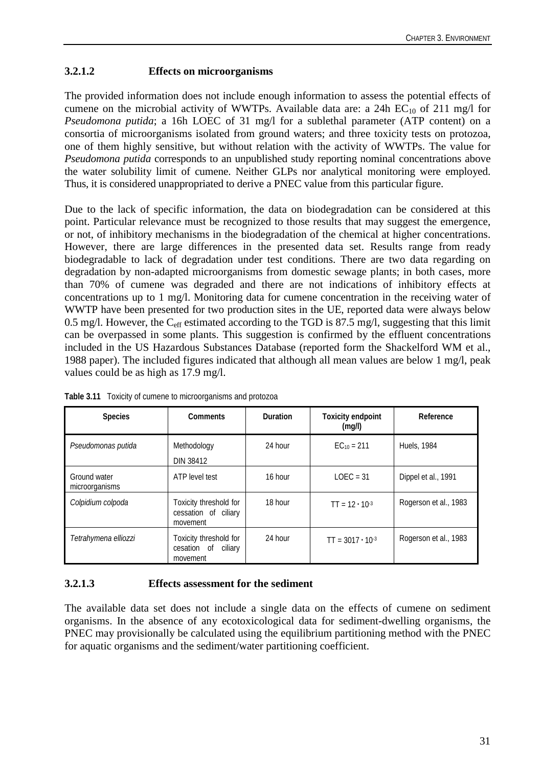### 3.2.1.2 Effects on microorganisms

The provided information does not include enough information to assess the potential effects of cumene on the microbial activity of WWTPs. Available data are: a 24h $EC_{10}$ of 211 mg/l for *Pseudomona putida*; a 16h LOEC of 31 mg/l for a sublethal parameter (ATP content) on a consortia of microorganisms isolated from ground waters; and three toxicity tests on protozoa, one of them highly sensitive, but without relation with the activity of WWTPs. The value for *Pseudomona putida* corresponds to an unpublished study reporting nominal concentrations above the water solubility limit of cumene. Neither GLPs nor analytical monitoring were employed. Thus, it is considered unappropriated to derive a PNEC value from this particular figure.

Due to the lack of specific information, the data on biodegradation can be considered at this point. Particular relevance must be recognized to those results that may suggest the emergence, or not, of inhibitory mechanisms in the biodegradation of the chemical at higher concentrations. However, there are large differences in the presented data set. Results range from ready biodegradable to lack of degradation under test conditions. There are two data regarding on degradation by non-adapted microorganisms from domestic sewage plants; in both cases, more than 70% of cumene was degraded and there are not indications of inhibitory effects at concentrations up to 1 mg/l. Monitoring data for cumene concentration in the receiving water of WWTP have been presented for two production sites in the UE, reported data were always below 0.5 mg/l. However, the $C_{eff}$ estimated according to the TGD is 87.5 mg/l, suggesting that this limit can be overpassed in some plants. This suggestion is confirmed by the effluent concentrations included in the US Hazardous Substances Database (reported form the Shackelford WM et al., 1988 paper). The included figures indicated that although all mean values are below 1 mg/l, peak values could be as high as 17.9 mg/l.

**Table 3.11** Toxicity of cumene to microorganisms and protozoa

| Species | Comments | Duration | Toxicity endpoint (mg/l) | Reference |
|---|---|---|---|---|
| *Pseudomonas putida* | Methodology DIN 38412 | 24 hour | $EC_{10} = 211$ | Huels, 1984 |
| Ground water microorganisms | ATP level test | 16 hour | LOEC = 31 | Dippel et al., 1991 |
| *Colpidium colpoda* | Toxicity threshold for cessation of ciliary movement | 18 hour | $TT = 12 \cdot 10^{-3}$ | Rogerson et al., 1983 |
| *Tetrahymena elliozzi* | Toxicity threshold for cesation of ciliary movement | 24 hour | $TT = 3017 \cdot 10^{-3}$ | Rogerson et al., 1983 |

### 3.2.1.3 Effects assessment for the sediment

The available data set does not include a single data on the effects of cumene on sediment organisms. In the absence of any ecotoxicological data for sediment-dwelling organisms, the PNEC may provisionally be calculated using the equilibrium partitioning method with the PNEC for aquatic organisms and the sediment/water partitioning coefficient.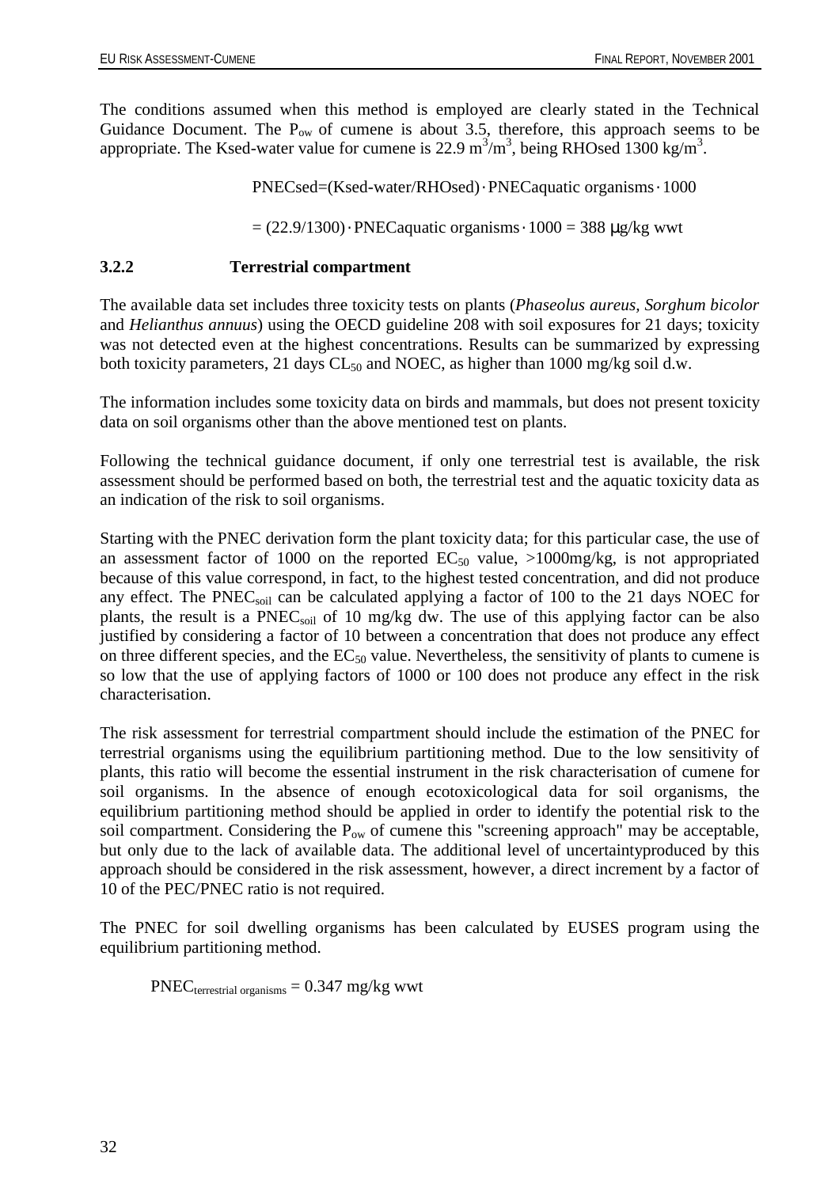The conditions assumed when this method is employed are clearly stated in the Technical Guidance Document. The $P_{ow}$ of cumene is about 3.5, therefore, this approach seems to be appropriate. The Ksed-water value for cumene is 22.9 $m^3/m^3$, being RHOsed 1300 $kg/m^3$.

$$PNECsed=(Ksed\text{-}water/RHOsed) \cdot PNECaquatic\ organisms \cdot 1000$$

$$= (22.9/1300) \cdot PNECaquatic\ organisms \cdot 1000 = 388\ \mu g/kg\ wwt$$

### 3.2.2 Terrestrial compartment

The available data set includes three toxicity tests on plants (*Phaseolus aureus, Sorghum bicolor* and *Helianthus annuus*) using the OECD guideline 208 with soil exposures for 21 days; toxicity was not detected even at the highest concentrations. Results can be summarized by expressing both toxicity parameters, 21 days $CL_{50}$ and NOEC, as higher than 1000 mg/kg soil d.w.

The information includes some toxicity data on birds and mammals, but does not present toxicity data on soil organisms other than the above mentioned test on plants.

Following the technical guidance document, if only one terrestrial test is available, the risk assessment should be performed based on both, the terrestrial test and the aquatic toxicity data as an indication of the risk to soil organisms.

Starting with the PNEC derivation form the plant toxicity data; for this particular case, the use of an assessment factor of 1000 on the reported $EC_{50}$ value, >1000mg/kg, is not appropriated because of this value correspond, in fact, to the highest tested concentration, and did not produce any effect. The $PNEC_{soil}$ can be calculated applying a factor of 100 to the 21 days NOEC for plants, the result is a $PNEC_{soil}$ of 10 mg/kg dw. The use of this applying factor can be also justified by considering a factor of 10 between a concentration that does not produce any effect on three different species, and the $EC_{50}$ value. Nevertheless, the sensitivity of plants to cumene is so low that the use of applying factors of 1000 or 100 does not produce any effect in the risk characterisation.

The risk assessment for terrestrial compartment should include the estimation of the PNEC for terrestrial organisms using the equilibrium partitioning method. Due to the low sensitivity of plants, this ratio will become the essential instrument in the risk characterisation of cumene for soil organisms. In the absence of enough ecotoxicological data for soil organisms, the equilibrium partitioning method should be applied in order to identify the potential risk to the soil compartment. Considering the $P_{ow}$ of cumene this "screening approach" may be acceptable, but only due to the lack of available data. The additional level of uncertaintyproduced by this approach should be considered in the risk assessment, however, a direct increment by a factor of 10 of the PEC/PNEC ratio is not required.

The PNEC for soil dwelling organisms has been calculated by EUSES program using the equilibrium partitioning method.

$$PNEC_{terrestrial\ organisms} = 0.347\ mg/kg\ wwt$$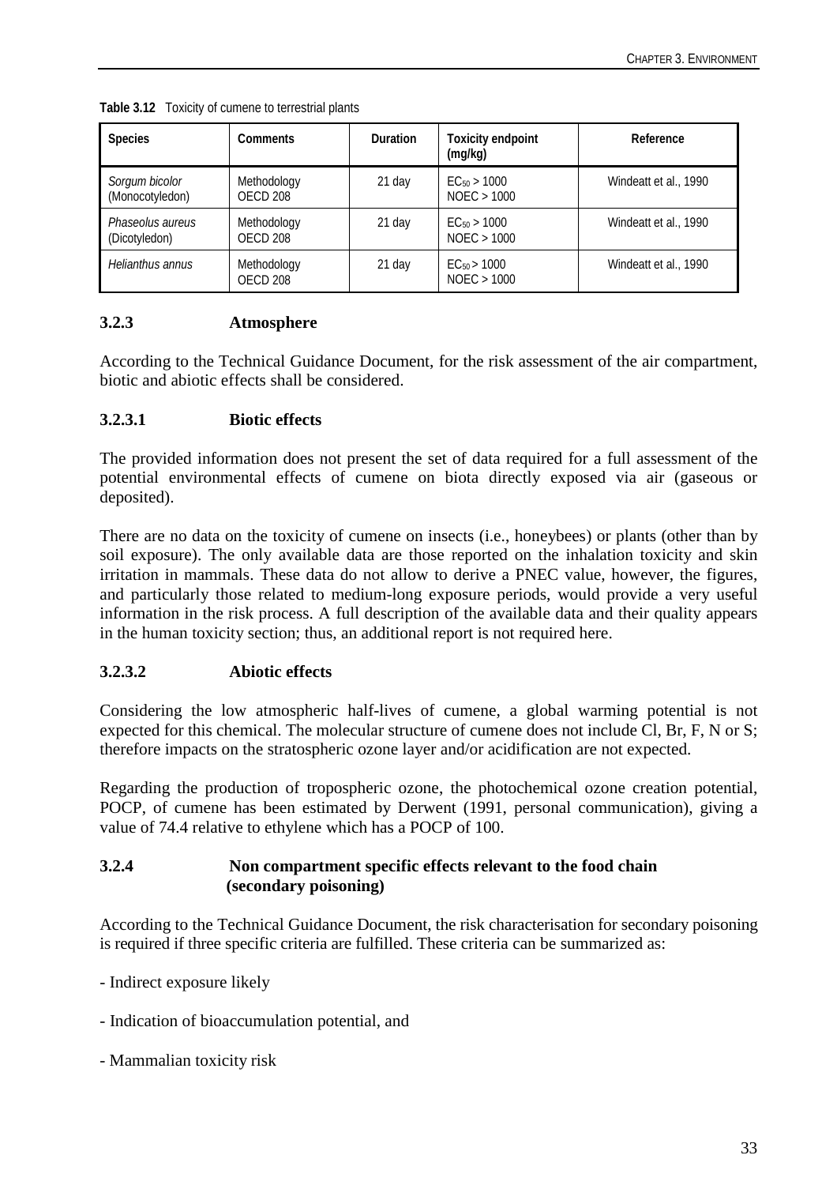**Table 3.12** Toxicity of cumene to terrestrial plants

| Species | Comments | Duration | Toxicity endpoint (mg/kg) | Reference |
|---|---|---|---|---|
| *Sorgum bicolor* (Monocotyledon) | Methodology OECD 208 | 21 day | $EC_{50}$ > 1000<br>NOEC > 1000 | Windeatt et al., 1990 |
| *Phaseolus aureus* (Dicotyledon) | Methodology OECD 208 | 21 day | $EC_{50}$ > 1000<br>NOEC > 1000 | Windeatt et al., 1990 |
| *Helianthus annus* | Methodology OECD 208 | 21 day | $EC_{50}$ > 1000<br>NOEC > 1000 | Windeatt et al., 1990 |

### 3.2.3 Atmosphere

According to the Technical Guidance Document, for the risk assessment of the air compartment, biotic and abiotic effects shall be considered.

#### 3.2.3.1 Biotic effects

The provided information does not present the set of data required for a full assessment of the potential environmental effects of cumene on biota directly exposed via air (gaseous or deposited).

There are no data on the toxicity of cumene on insects (i.e., honeybees) or plants (other than by soil exposure). The only available data are those reported on the inhalation toxicity and skin irritation in mammals. These data do not allow to derive a PNEC value, however, the figures, and particularly those related to medium-long exposure periods, would provide a very useful information in the risk process. A full description of the available data and their quality appears in the human toxicity section; thus, an additional report is not required here.

#### 3.2.3.2 Abiotic effects

Considering the low atmospheric half-lives of cumene, a global warming potential is not expected for this chemical. The molecular structure of cumene does not include Cl, Br, F, N or S; therefore impacts on the stratospheric ozone layer and/or acidification are not expected.

Regarding the production of tropospheric ozone, the photochemical ozone creation potential, POCP, of cumene has been estimated by Derwent (1991, personal communication), giving a value of 74.4 relative to ethylene which has a POCP of 100.

### 3.2.4 Non compartment specific effects relevant to the food chain (secondary poisoning)

According to the Technical Guidance Document, the risk characterisation for secondary poisoning is required if three specific criteria are fulfilled. These criteria can be summarized as:

- Indirect exposure likely

- Indication of bioaccumulation potential, and

- Mammalian toxicity risk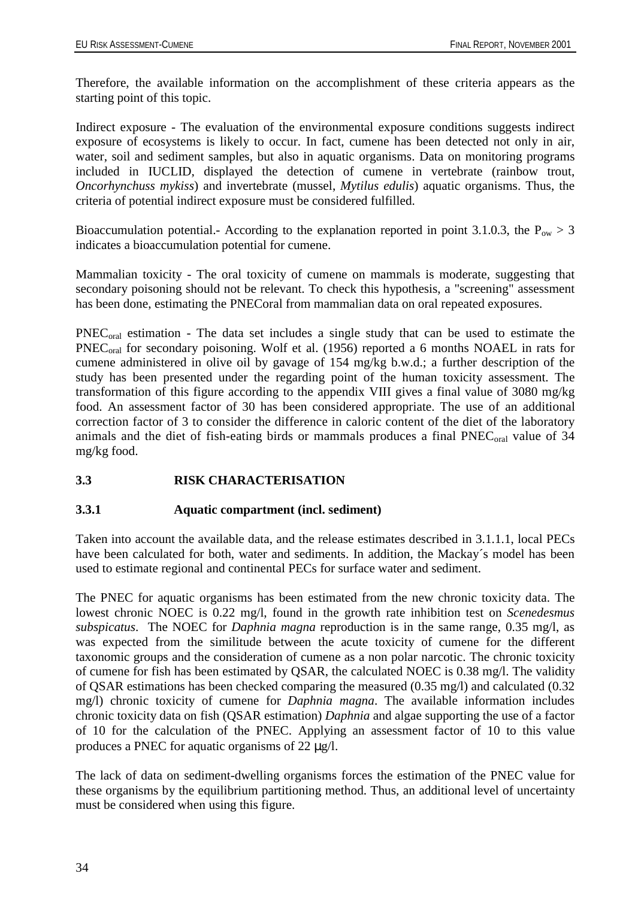Therefore, the available information on the accomplishment of these criteria appears as the starting point of this topic.

Indirect exposure - The evaluation of the environmental exposure conditions suggests indirect exposure of ecosystems is likely to occur. In fact, cumene has been detected not only in air, water, soil and sediment samples, but also in aquatic organisms. Data on monitoring programs included in IUCLID, displayed the detection of cumene in vertebrate (rainbow trout, *Oncorhynchuss mykiss*) and invertebrate (mussel, *Mytilus edulis*) aquatic organisms. Thus, the criteria of potential indirect exposure must be considered fulfilled.

Bioaccumulation potential.- According to the explanation reported in point 3.1.0.3, the $P_{ow} > 3$ indicates a bioaccumulation potential for cumene.

Mammalian toxicity - The oral toxicity of cumene on mammals is moderate, suggesting that secondary poisoning should not be relevant. To check this hypothesis, a "screening" assessment has been done, estimating the PNECoral from mammalian data on oral repeated exposures.

$PNEC_{oral}$ estimation - The data set includes a single study that can be used to estimate the $PNEC_{oral}$ for secondary poisoning. Wolf et al. (1956) reported a 6 months NOAEL in rats for cumene administered in olive oil by gavage of 154 mg/kg b.w.d.; a further description of the study has been presented under the regarding point of the human toxicity assessment. The transformation of this figure according to the appendix VIII gives a final value of 3080 mg/kg food. An assessment factor of 30 has been considered appropriate. The use of an additional correction factor of 3 to consider the difference in caloric content of the diet of the laboratory animals and the diet of fish-eating birds or mammals produces a final $PNEC_{oral}$ value of 34 mg/kg food.

## 3.3 RISK CHARACTERISATION

### 3.3.1 Aquatic compartment (incl. sediment)

Taken into account the available data, and the release estimates described in 3.1.1.1, local PECs have been calculated for both, water and sediments. In addition, the Mackay´s model has been used to estimate regional and continental PECs for surface water and sediment.

The PNEC for aquatic organisms has been estimated from the new chronic toxicity data. The lowest chronic NOEC is 0.22 mg/l, found in the growth rate inhibition test on *Scenedesmus subspicatus*. The NOEC for *Daphnia magna* reproduction is in the same range, 0.35 mg/l, as was expected from the similitude between the acute toxicity of cumene for the different taxonomic groups and the consideration of cumene as a non polar narcotic. The chronic toxicity of cumene for fish has been estimated by QSAR, the calculated NOEC is 0.38 mg/l. The validity of QSAR estimations has been checked comparing the measured (0.35 mg/l) and calculated (0.32 mg/l) chronic toxicity of cumene for *Daphnia magna*. The available information includes chronic toxicity data on fish (QSAR estimation) *Daphnia* and algae supporting the use of a factor of 10 for the calculation of the PNEC. Applying an assessment factor of 10 to this value produces a PNEC for aquatic organisms of 22 μg/l.

The lack of data on sediment-dwelling organisms forces the estimation of the PNEC value for these organisms by the equilibrium partitioning method. Thus, an additional level of uncertainty must be considered when using this figure.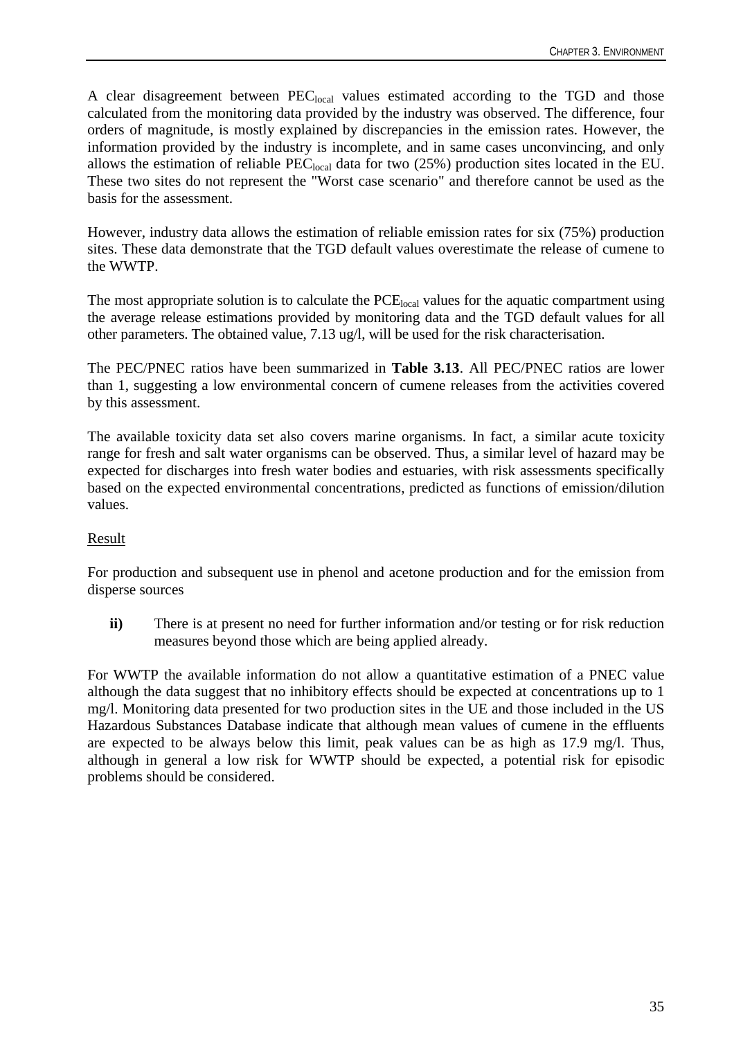A clear disagreement between $PEC_{local}$ values estimated according to the TGD and those calculated from the monitoring data provided by the industry was observed. The difference, four orders of magnitude, is mostly explained by discrepancies in the emission rates. However, the information provided by the industry is incomplete, and in same cases unconvincing, and only allows the estimation of reliable $PEC_{local}$ data for two (25%) production sites located in the EU. These two sites do not represent the "Worst case scenario" and therefore cannot be used as the basis for the assessment.

However, industry data allows the estimation of reliable emission rates for six (75%) production sites. These data demonstrate that the TGD default values overestimate the release of cumene to the WWTP.

The most appropriate solution is to calculate the $PCE_{local}$ values for the aquatic compartment using the average release estimations provided by monitoring data and the TGD default values for all other parameters. The obtained value, 7.13 ug/l, will be used for the risk characterisation.

The PEC/PNEC ratios have been summarized in **Table 3.13**. All PEC/PNEC ratios are lower than 1, suggesting a low environmental concern of cumene releases from the activities covered by this assessment.

The available toxicity data set also covers marine organisms. In fact, a similar acute toxicity range for fresh and salt water organisms can be observed. Thus, a similar level of hazard may be expected for discharges into fresh water bodies and estuaries, with risk assessments specifically based on the expected environmental concentrations, predicted as functions of emission/dilution values.

Result

For production and subsequent use in phenol and acetone production and for the emission from disperse sources

**ii)** There is at present no need for further information and/or testing or for risk reduction measures beyond those which are being applied already.

For WWTP the available information do not allow a quantitative estimation of a PNEC value although the data suggest that no inhibitory effects should be expected at concentrations up to 1 mg/l. Monitoring data presented for two production sites in the UE and those included in the US Hazardous Substances Database indicate that although mean values of cumene in the effluents are expected to be always below this limit, peak values can be as high as 17.9 mg/l. Thus, although in general a low risk for WWTP should be expected, a potential risk for episodic problems should be considered.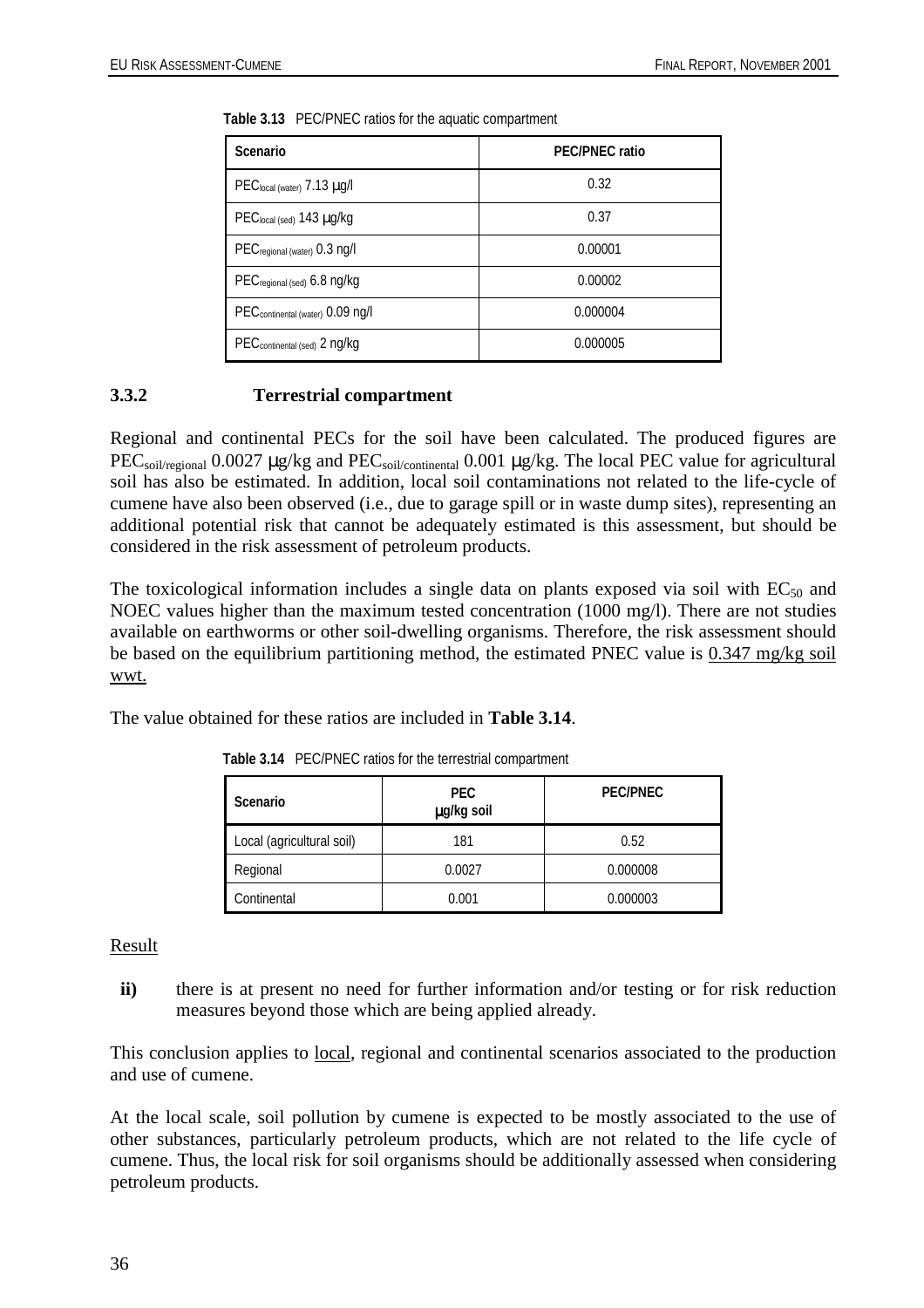**Table 3.13** PEC/PNEC ratios for the aquatic compartment

| Scenario | PEC/PNEC ratio |
|---|---|
| $PEC_{local\ (water)}$ 7.13 µg/l | 0.32 |
| $PEC_{local\ (sed)}$ 143 µg/kg | 0.37 |
| $PEC_{regional\ (water)}$ 0.3 ng/l | 0.00001 |
| $PEC_{regional\ (sed)}$ 6.8 ng/kg | 0.00002 |
| $PEC_{continental\ (water)}$ 0.09 ng/l | 0.000004 |
| $PEC_{continental\ (sed)}$ 2 ng/kg | 0.000005 |

### 3.3.2 Terrestrial compartment

Regional and continental PECs for the soil have been calculated. The produced figures are $PEC_{soil/regional}$ 0.0027 µg/kg and $PEC_{soil/continental}$ 0.001 µg/kg. The local PEC value for agricultural soil has also be estimated. In addition, local soil contaminations not related to the life-cycle of cumene have also been observed (i.e., due to garage spill or in waste dump sites), representing an additional potential risk that cannot be adequately estimated is this assessment, but should be considered in the risk assessment of petroleum products.

The toxicological information includes a single data on plants exposed via soil with $EC_{50}$ and NOEC values higher than the maximum tested concentration (1000 mg/l). There are not studies available on earthworms or other soil-dwelling organisms. Therefore, the risk assessment should be based on the equilibrium partitioning method, the estimated PNEC value is 0.347 mg/kg soil wwt.

The value obtained for these ratios are included in **Table 3.14**.

**Table 3.14** PEC/PNEC ratios for the terrestrial compartment

| Scenario | PEC µg/kg soil | PEC/PNEC |
|---|---|---|
| Local (agricultural soil) | 181 | 0.52 |
| Regional | 0.0027 | 0.000008 |
| Continental | 0.001 | 0.000003 |

Result

**ii)** there is at present no need for further information and/or testing or for risk reduction measures beyond those which are being applied already.

This conclusion applies to local, regional and continental scenarios associated to the production and use of cumene.

At the local scale, soil pollution by cumene is expected to be mostly associated to the use of other substances, particularly petroleum products, which are not related to the life cycle of cumene. Thus, the local risk for soil organisms should be additionally assessed when considering petroleum products.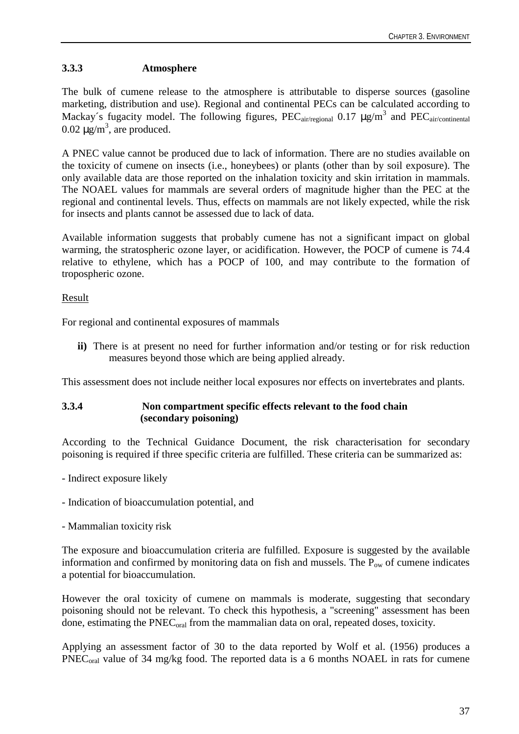### 3.3.3 Atmosphere

The bulk of cumene release to the atmosphere is attributable to disperse sources (gasoline marketing, distribution and use). Regional and continental PECs can be calculated according to Mackay´s fugacity model. The following figures, $PEC_{air/regional}$ 0.17 $\mu g/m^3$ and $PEC_{air/continental}$ 0.02 $\mu g/m^3$, are produced.

A PNEC value cannot be produced due to lack of information. There are no studies available on the toxicity of cumene on insects (i.e., honeybees) or plants (other than by soil exposure). The only available data are those reported on the inhalation toxicity and skin irritation in mammals. The NOAEL values for mammals are several orders of magnitude higher than the PEC at the regional and continental levels. Thus, effects on mammals are not likely expected, while the risk for insects and plants cannot be assessed due to lack of data.

Available information suggests that probably cumene has not a significant impact on global warming, the stratospheric ozone layer, or acidification. However, the POCP of cumene is 74.4 relative to ethylene, which has a POCP of 100, and may contribute to the formation of tropospheric ozone.

Result

For regional and continental exposures of mammals

**ii)** There is at present no need for further information and/or testing or for risk reduction measures beyond those which are being applied already.

This assessment does not include neither local exposures nor effects on invertebrates and plants.

### 3.3.4 Non compartment specific effects relevant to the food chain (secondary poisoning)

According to the Technical Guidance Document, the risk characterisation for secondary poisoning is required if three specific criteria are fulfilled. These criteria can be summarized as:

- Indirect exposure likely

- Indication of bioaccumulation potential, and

- Mammalian toxicity risk

The exposure and bioaccumulation criteria are fulfilled. Exposure is suggested by the available information and confirmed by monitoring data on fish and mussels. The $P_{ow}$ of cumene indicates a potential for bioaccumulation.

However the oral toxicity of cumene on mammals is moderate, suggesting that secondary poisoning should not be relevant. To check this hypothesis, a "screening" assessment has been done, estimating the $PNEC_{oral}$ from the mammalian data on oral, repeated doses, toxicity.

Applying an assessment factor of 30 to the data reported by Wolf et al. (1956) produces a $PNEC_{oral}$ value of 34 mg/kg food. The reported data is a 6 months NOAEL in rats for cumene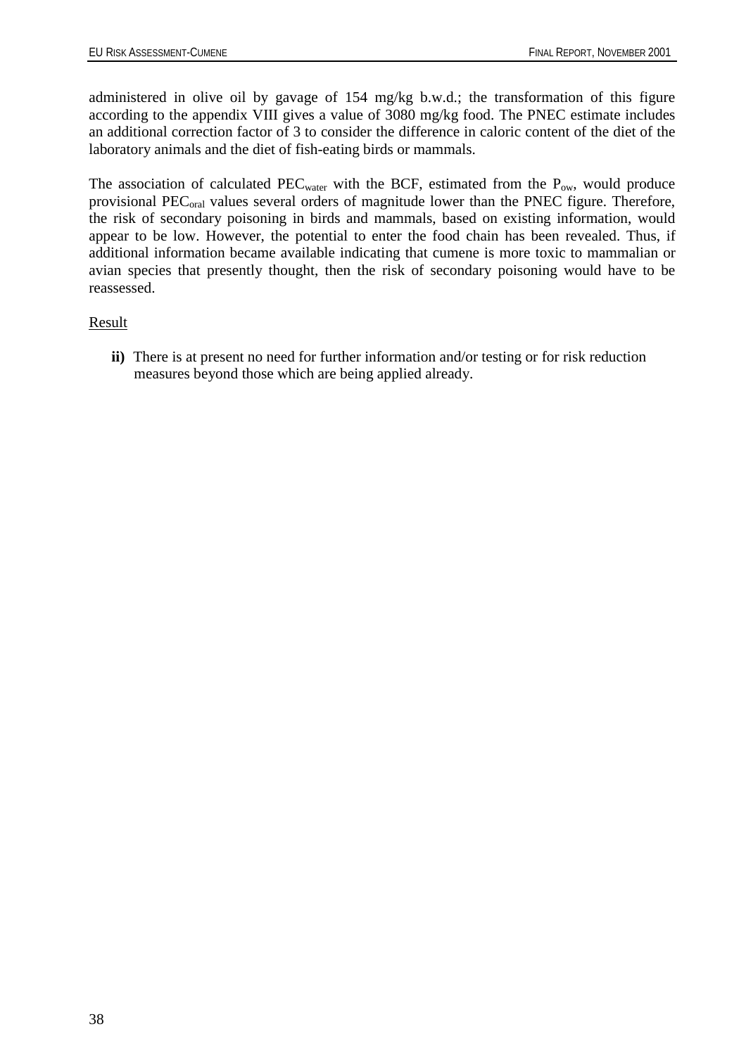administered in olive oil by gavage of 154 mg/kg b.w.d.; the transformation of this figure according to the appendix VIII gives a value of 3080 mg/kg food. The PNEC estimate includes an additional correction factor of 3 to consider the difference in caloric content of the diet of the laboratory animals and the diet of fish-eating birds or mammals.

The association of calculated $PEC_{water}$ with the BCF, estimated from the $P_{ow}$, would produce provisional $PEC_{oral}$ values several orders of magnitude lower than the PNEC figure. Therefore, the risk of secondary poisoning in birds and mammals, based on existing information, would appear to be low. However, the potential to enter the food chain has been revealed. Thus, if additional information became available indicating that cumene is more toxic to mammalian or avian species that presently thought, then the risk of secondary poisoning would have to be reassessed.

Result

**ii)** There is at present no need for further information and/or testing or for risk reduction measures beyond those which are being applied already.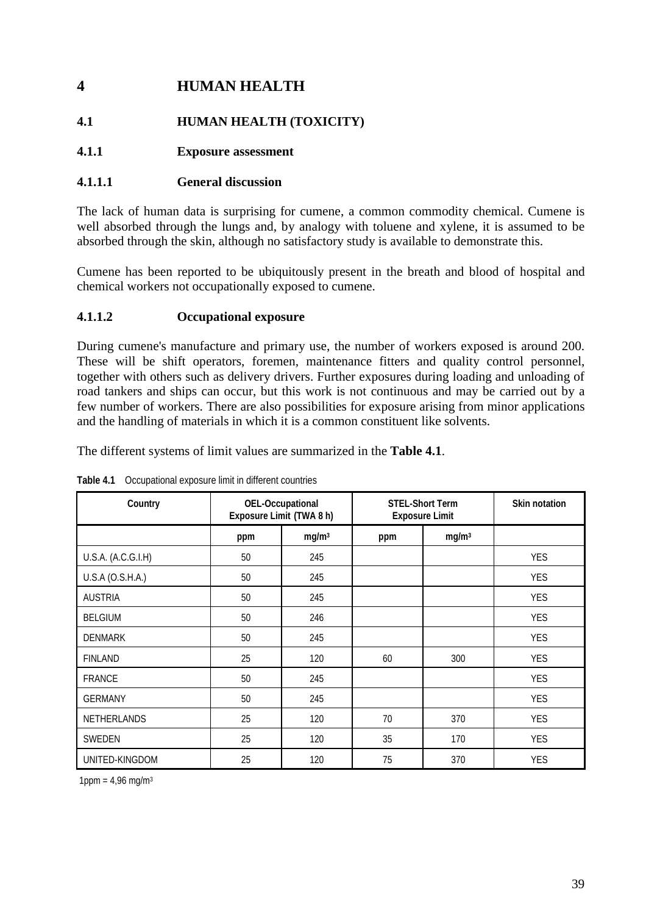# 4 HUMAN HEALTH

## 4.1 HUMAN HEALTH (TOXICITY)

### 4.1.1 Exposure assessment

#### 4.1.1.1 General discussion

The lack of human data is surprising for cumene, a common commodity chemical. Cumene is well absorbed through the lungs and, by analogy with toluene and xylene, it is assumed to be absorbed through the skin, although no satisfactory study is available to demonstrate this.

Cumene has been reported to be ubiquitously present in the breath and blood of hospital and chemical workers not occupationally exposed to cumene.

#### 4.1.1.2 Occupational exposure

During cumene's manufacture and primary use, the number of workers exposed is around 200. These will be shift operators, foremen, maintenance fitters and quality control personnel, together with others such as delivery drivers. Further exposures during loading and unloading of road tankers and ships can occur, but this work is not continuous and may be carried out by a few number of workers. There are also possibilities for exposure arising from minor applications and the handling of materials in which it is a common constituent like solvents.

The different systems of limit values are summarized in the **Table 4.1**.

**Table 4.1** Occupational exposure limit in different countries

| Country | OEL-Occupational Exposure Limit (TWA 8 h) | | STEL-Short Term Exposure Limit | | Skin notation |
|---|---|---|---|---|---|
| | ppm | mg/m$^3$ | ppm | mg/m$^3$ | |
| U.S.A. (A.C.G.I.H) | 50 | 245 | | | YES |
| U.S.A (O.S.H.A.) | 50 | 245 | | | YES |
| AUSTRIA | 50 | 245 | | | YES |
| BELGIUM | 50 | 246 | | | YES |
| DENMARK | 50 | 245 | | | YES |
| FINLAND | 25 | 120 | 60 | 300 | YES |
| FRANCE | 50 | 245 | | | YES |
| GERMANY | 50 | 245 | | | YES |
| NETHERLANDS | 25 | 120 | 70 | 370 | YES |
| SWEDEN | 25 | 120 | 35 | 170 | YES |
| UNITED-KINGDOM | 25 | 120 | 75 | 370 | YES |

1ppm = 4,96 mg/m$^3$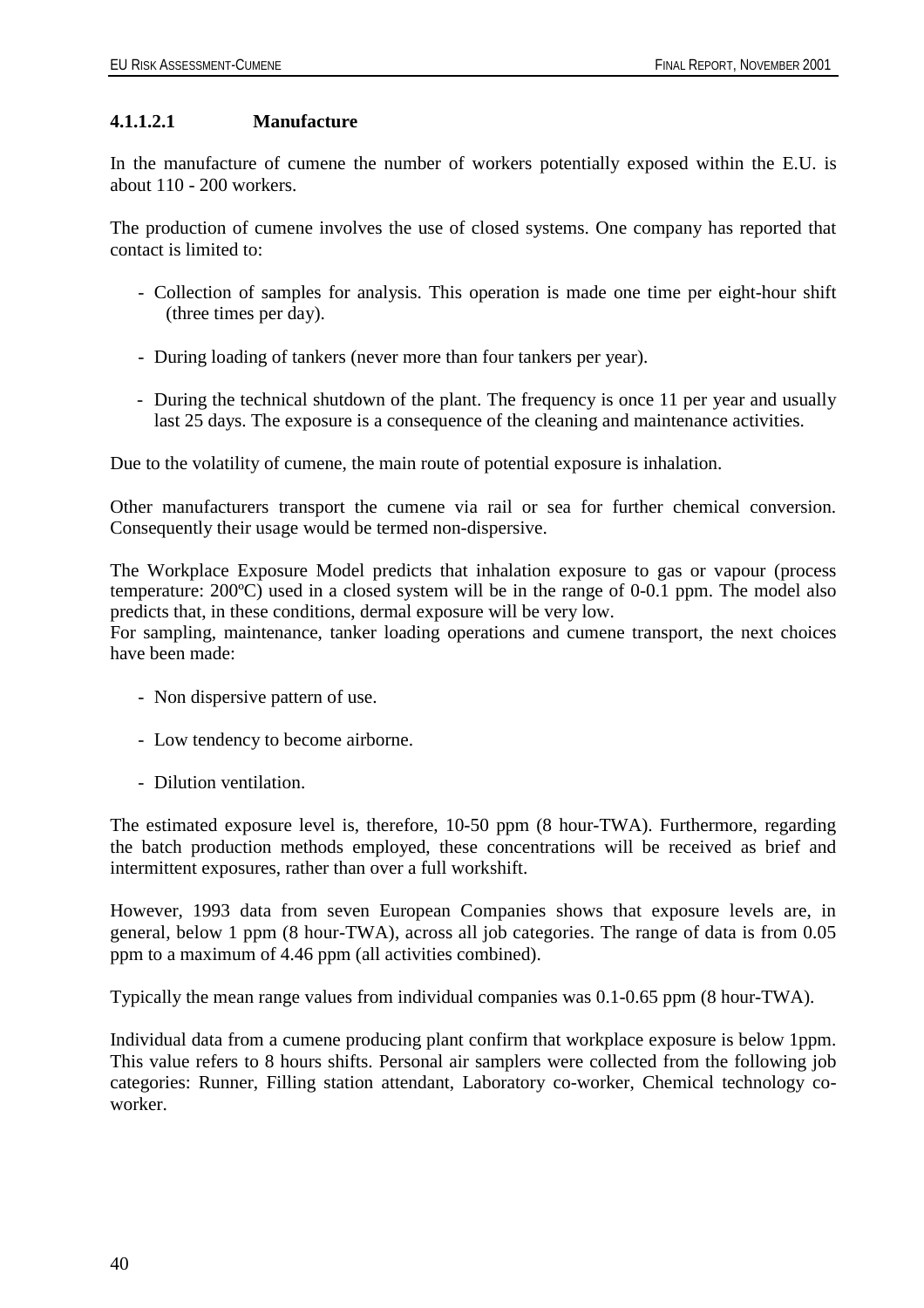#### 4.1.1.2.1 Manufacture

In the manufacture of cumene the number of workers potentially exposed within the E.U. is about 110 - 200 workers.

The production of cumene involves the use of closed systems. One company has reported that contact is limited to:

- Collection of samples for analysis. This operation is made one time per eight-hour shift (three times per day).
- During loading of tankers (never more than four tankers per year).
- During the technical shutdown of the plant. The frequency is once 11 per year and usually last 25 days. The exposure is a consequence of the cleaning and maintenance activities.

Due to the volatility of cumene, the main route of potential exposure is inhalation.

Other manufacturers transport the cumene via rail or sea for further chemical conversion. Consequently their usage would be termed non-dispersive.

The Workplace Exposure Model predicts that inhalation exposure to gas or vapour (process temperature: 200ºC) used in a closed system will be in the range of 0-0.1 ppm. The model also predicts that, in these conditions, dermal exposure will be very low.
For sampling, maintenance, tanker loading operations and cumene transport, the next choices have been made:

- Non dispersive pattern of use.
- Low tendency to become airborne.
- Dilution ventilation.

The estimated exposure level is, therefore, 10-50 ppm (8 hour-TWA). Furthermore, regarding the batch production methods employed, these concentrations will be received as brief and intermittent exposures, rather than over a full workshift.

However, 1993 data from seven European Companies shows that exposure levels are, in general, below 1 ppm (8 hour-TWA), across all job categories. The range of data is from 0.05 ppm to a maximum of 4.46 ppm (all activities combined).

Typically the mean range values from individual companies was 0.1-0.65 ppm (8 hour-TWA).

Individual data from a cumene producing plant confirm that workplace exposure is below 1ppm. This value refers to 8 hours shifts. Personal air samplers were collected from the following job categories: Runner, Filling station attendant, Laboratory co-worker, Chemical technology co-worker.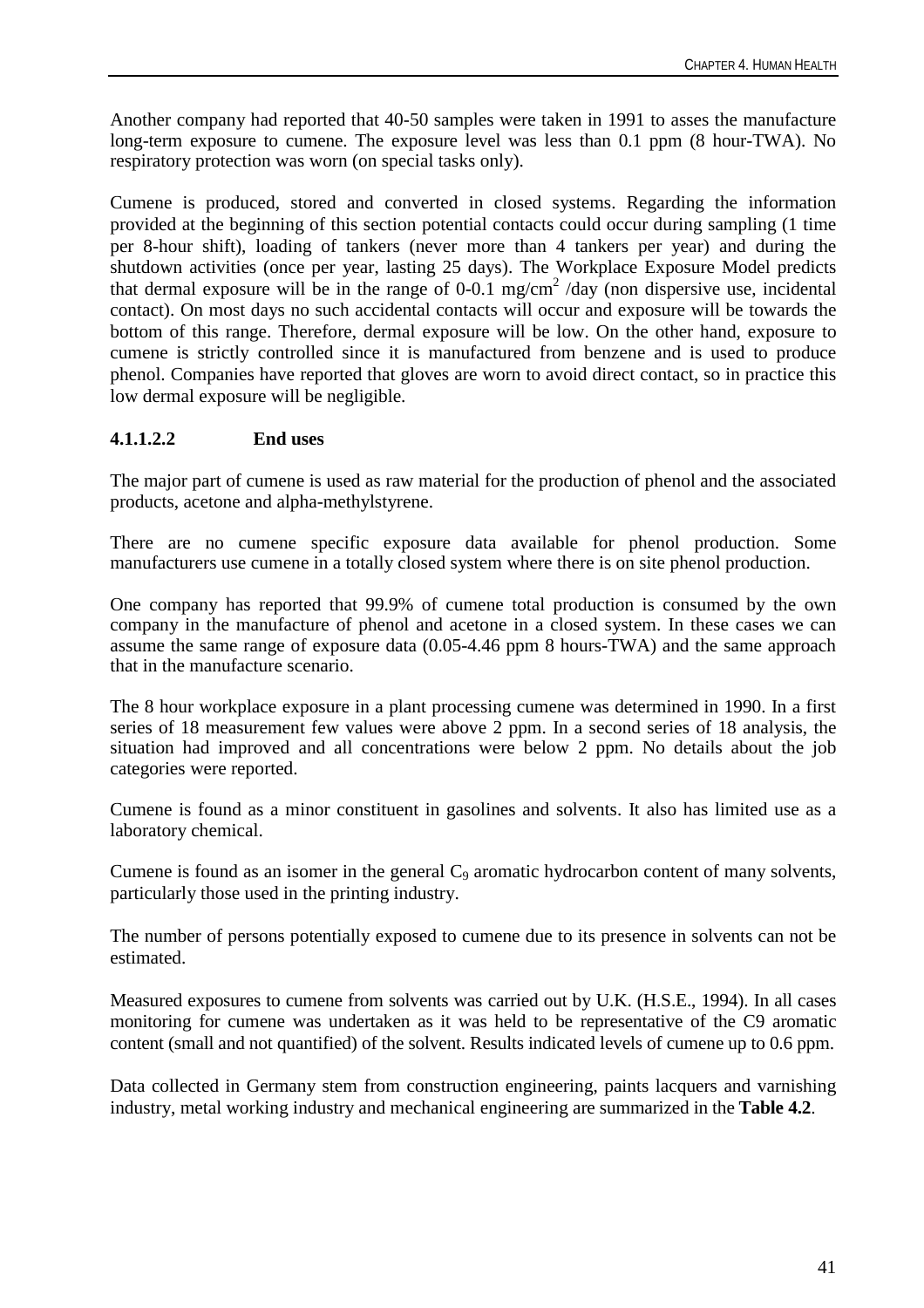Another company had reported that 40-50 samples were taken in 1991 to asses the manufacture long-term exposure to cumene. The exposure level was less than 0.1 ppm (8 hour-TWA). No respiratory protection was worn (on special tasks only).

Cumene is produced, stored and converted in closed systems. Regarding the information provided at the beginning of this section potential contacts could occur during sampling (1 time per 8-hour shift), loading of tankers (never more than 4 tankers per year) and during the shutdown activities (once per year, lasting 25 days). The Workplace Exposure Model predicts that dermal exposure will be in the range of 0-0.1 mg/cm$^2$ /day (non dispersive use, incidental contact). On most days no such accidental contacts will occur and exposure will be towards the bottom of this range. Therefore, dermal exposure will be low. On the other hand, exposure to cumene is strictly controlled since it is manufactured from benzene and is used to produce phenol. Companies have reported that gloves are worn to avoid direct contact, so in practice this low dermal exposure will be negligible.

#### 4.1.1.2.2 End uses

The major part of cumene is used as raw material for the production of phenol and the associated products, acetone and alpha-methylstyrene.

There are no cumene specific exposure data available for phenol production. Some manufacturers use cumene in a totally closed system where there is on site phenol production.

One company has reported that 99.9% of cumene total production is consumed by the own company in the manufacture of phenol and acetone in a closed system. In these cases we can assume the same range of exposure data (0.05-4.46 ppm 8 hours-TWA) and the same approach that in the manufacture scenario.

The 8 hour workplace exposure in a plant processing cumene was determined in 1990. In a first series of 18 measurement few values were above 2 ppm. In a second series of 18 analysis, the situation had improved and all concentrations were below 2 ppm. No details about the job categories were reported.

Cumene is found as a minor constituent in gasolines and solvents. It also has limited use as a laboratory chemical.

Cumene is found as an isomer in the general $C_9$ aromatic hydrocarbon content of many solvents, particularly those used in the printing industry.

The number of persons potentially exposed to cumene due to its presence in solvents can not be estimated.

Measured exposures to cumene from solvents was carried out by U.K. (H.S.E., 1994). In all cases monitoring for cumene was undertaken as it was held to be representative of the C9 aromatic content (small and not quantified) of the solvent. Results indicated levels of cumene up to 0.6 ppm.

Data collected in Germany stem from construction engineering, paints lacquers and varnishing industry, metal working industry and mechanical engineering are summarized in the **Table 4.2**.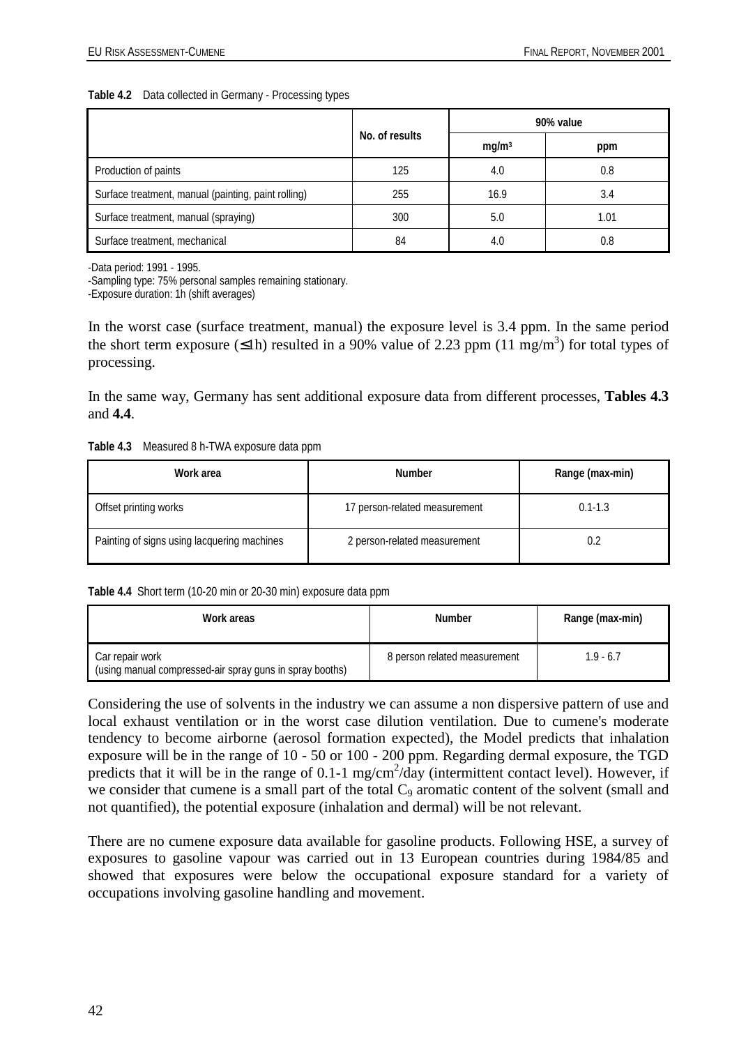**Table 4.2** Data collected in Germany - Processing types

| | No. of results | 90% value | |
|---|---|---|---|
| | | mg/m³ | ppm |
| Production of paints | 125 | 4.0 | 0.8 |
| Surface treatment, manual (painting, paint rolling) | 255 | 16.9 | 3.4 |
| Surface treatment, manual (spraying) | 300 | 5.0 | 1.01 |
| Surface treatment, mechanical | 84 | 4.0 | 0.8 |

-Data period: 1991 - 1995.
-Sampling type: 75% personal samples remaining stationary.
-Exposure duration: 1h (shift averages)

In the worst case (surface treatment, manual) the exposure level is 3.4 ppm. In the same period the short term exposure (≤1h) resulted in a 90% value of 2.23 ppm (11 mg/m³) for total types of processing.

In the same way, Germany has sent additional exposure data from different processes, **Tables 4.3** and **4.4**.

**Table 4.3** Measured 8 h-TWA exposure data ppm

| Work area | Number | Range (max-min) |
|---|---|---|
| Offset printing works | 17 person-related measurement | 0.1-1.3 |
| Painting of signs using lacquering machines | 2 person-related measurement | 0.2 |

**Table 4.4** Short term (10-20 min or 20-30 min) exposure data ppm

| Work areas | Number | Range (max-min) |
|---|---|---|
| Car repair work (using manual compressed-air spray guns in spray booths) | 8 person related measurement | 1.9 - 6.7 |

Considering the use of solvents in the industry we can assume a non dispersive pattern of use and local exhaust ventilation or in the worst case dilution ventilation. Due to cumene's moderate tendency to become airborne (aerosol formation expected), the Model predicts that inhalation exposure will be in the range of 10 - 50 or 100 - 200 ppm. Regarding dermal exposure, the TGD predicts that it will be in the range of 0.1-1 mg/cm²/day (intermittent contact level). However, if we consider that cumene is a small part of the total $C_9$ aromatic content of the solvent (small and not quantified), the potential exposure (inhalation and dermal) will be not relevant.

There are no cumene exposure data available for gasoline products. Following HSE, a survey of exposures to gasoline vapour was carried out in 13 European countries during 1984/85 and showed that exposures were below the occupational exposure standard for a variety of occupations involving gasoline handling and movement.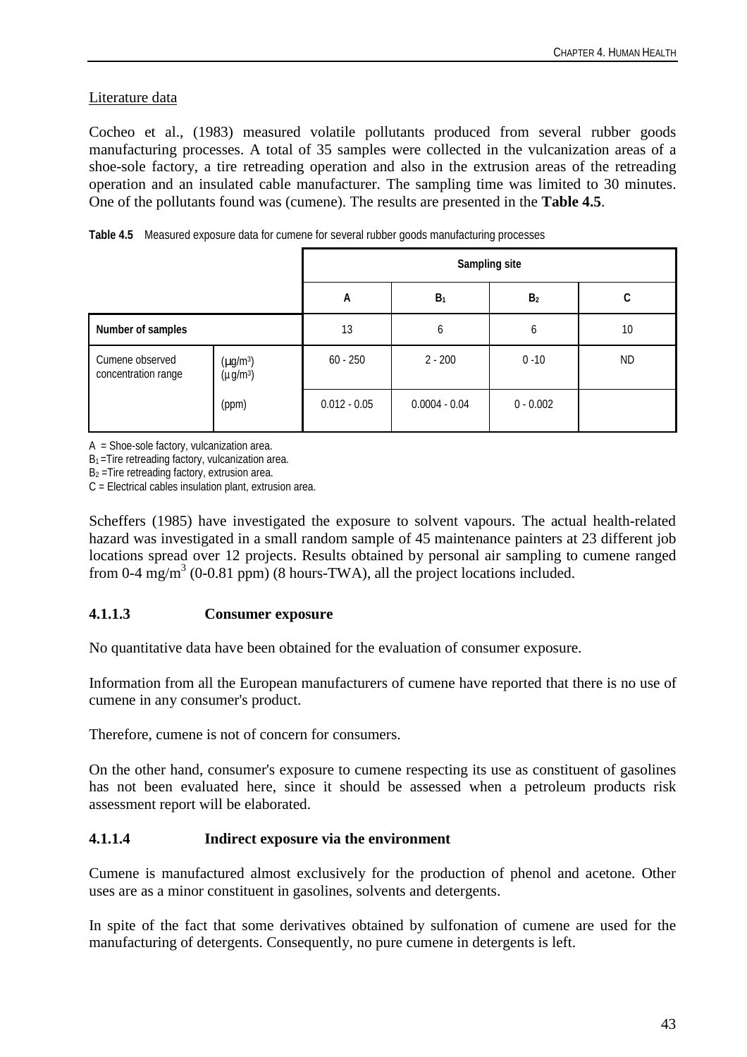Literature data

Cocheo et al., (1983) measured volatile pollutants produced from several rubber goods manufacturing processes. A total of 35 samples were collected in the vulcanization areas of a shoe-sole factory, a tire retreading operation and also in the extrusion areas of the retreading operation and an insulated cable manufacturer. The sampling time was limited to 30 minutes. One of the pollutants found was (cumene). The results are presented in the **Table 4.5**.

**Table 4.5** Measured exposure data for cumene for several rubber goods manufacturing processes

| | | Sampling site | | | |
|---|---|---|---|---|---|
| | | A | $B_1$ | $B_2$ | C |
| **Number of samples** | | 13 | 6 | 6 | 10 |
| Cumene observed concentration range | (µg/m³) (µg/m³) | 60 - 250 | 2 - 200 | 0 -10 | ND |
| | (ppm) | 0.012 - 0.05 | 0.0004 - 0.04 | 0 - 0.002 | |

A = Shoe-sole factory, vulcanization area.
$B_1$ =Tire retreading factory, vulcanization area.
$B_2$ =Tire retreading factory, extrusion area.
C = Electrical cables insulation plant, extrusion area.

Scheffers (1985) have investigated the exposure to solvent vapours. The actual health-related hazard was investigated in a small random sample of 45 maintenance painters at 23 different job locations spread over 12 projects. Results obtained by personal air sampling to cumene ranged from 0-4 mg/m³ (0-0.81 ppm) (8 hours-TWA), all the project locations included.

### 4.1.1.3 Consumer exposure

No quantitative data have been obtained for the evaluation of consumer exposure.

Information from all the European manufacturers of cumene have reported that there is no use of cumene in any consumer's product.

Therefore, cumene is not of concern for consumers.

On the other hand, consumer's exposure to cumene respecting its use as constituent of gasolines has not been evaluated here, since it should be assessed when a petroleum products risk assessment report will be elaborated.

### 4.1.1.4 Indirect exposure via the environment

Cumene is manufactured almost exclusively for the production of phenol and acetone. Other uses are as a minor constituent in gasolines, solvents and detergents.

In spite of the fact that some derivatives obtained by sulfonation of cumene are used for the manufacturing of detergents. Consequently, no pure cumene in detergents is left.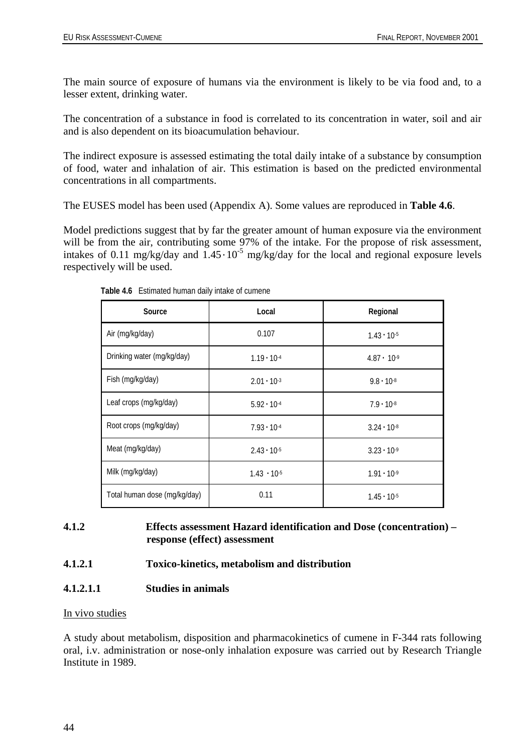The main source of exposure of humans via the environment is likely to be via food and, to a lesser extent, drinking water.

The concentration of a substance in food is correlated to its concentration in water, soil and air and is also dependent on its bioacumulation behaviour.

The indirect exposure is assessed estimating the total daily intake of a substance by consumption of food, water and inhalation of air. This estimation is based on the predicted environmental concentrations in all compartments.

The EUSES model has been used (Appendix A). Some values are reproduced in **Table 4.6**.

Model predictions suggest that by far the greater amount of human exposure via the environment will be from the air, contributing some 97% of the intake. For the propose of risk assessment, intakes of 0.11 mg/kg/day and $1.45 \cdot 10^{-5}$ mg/kg/day for the local and regional exposure levels respectively will be used.

**Table 4.6** Estimated human daily intake of cumene

| Source | Local | Regional |
|---|---|---|
| Air (mg/kg/day) | 0.107 | $1.43 \cdot 10^{-5}$ |
| Drinking water (mg/kg/day) | $1.19 \cdot 10^{-4}$ | $4.87 \cdot 10^{-9}$ |
| Fish (mg/kg/day) | $2.01 \cdot 10^{-3}$ | $9.8 \cdot 10^{-8}$ |
| Leaf crops (mg/kg/day) | $5.92 \cdot 10^{-4}$ | $7.9 \cdot 10^{-8}$ |
| Root crops (mg/kg/day) | $7.93 \cdot 10^{-4}$ | $3.24 \cdot 10^{-8}$ |
| Meat (mg/kg/day) | $2.43 \cdot 10^{-5}$ | $3.23 \cdot 10^{-9}$ |
| Milk (mg/kg/day) | $1.43 \cdot 10^{-5}$ | $1.91 \cdot 10^{-9}$ |
| Total human dose (mg/kg/day) | 0.11 | $1.45 \cdot 10^{-5}$ |

### 4.1.2 Effects assessment Hazard identification and Dose (concentration) – response (effect) assessment

#### 4.1.2.1 Toxico-kinetics, metabolism and distribution

##### 4.1.2.1.1 Studies in animals

In vivo studies

A study about metabolism, disposition and pharmacokinetics of cumene in F-344 rats following oral, i.v. administration or nose-only inhalation exposure was carried out by Research Triangle Institute in 1989.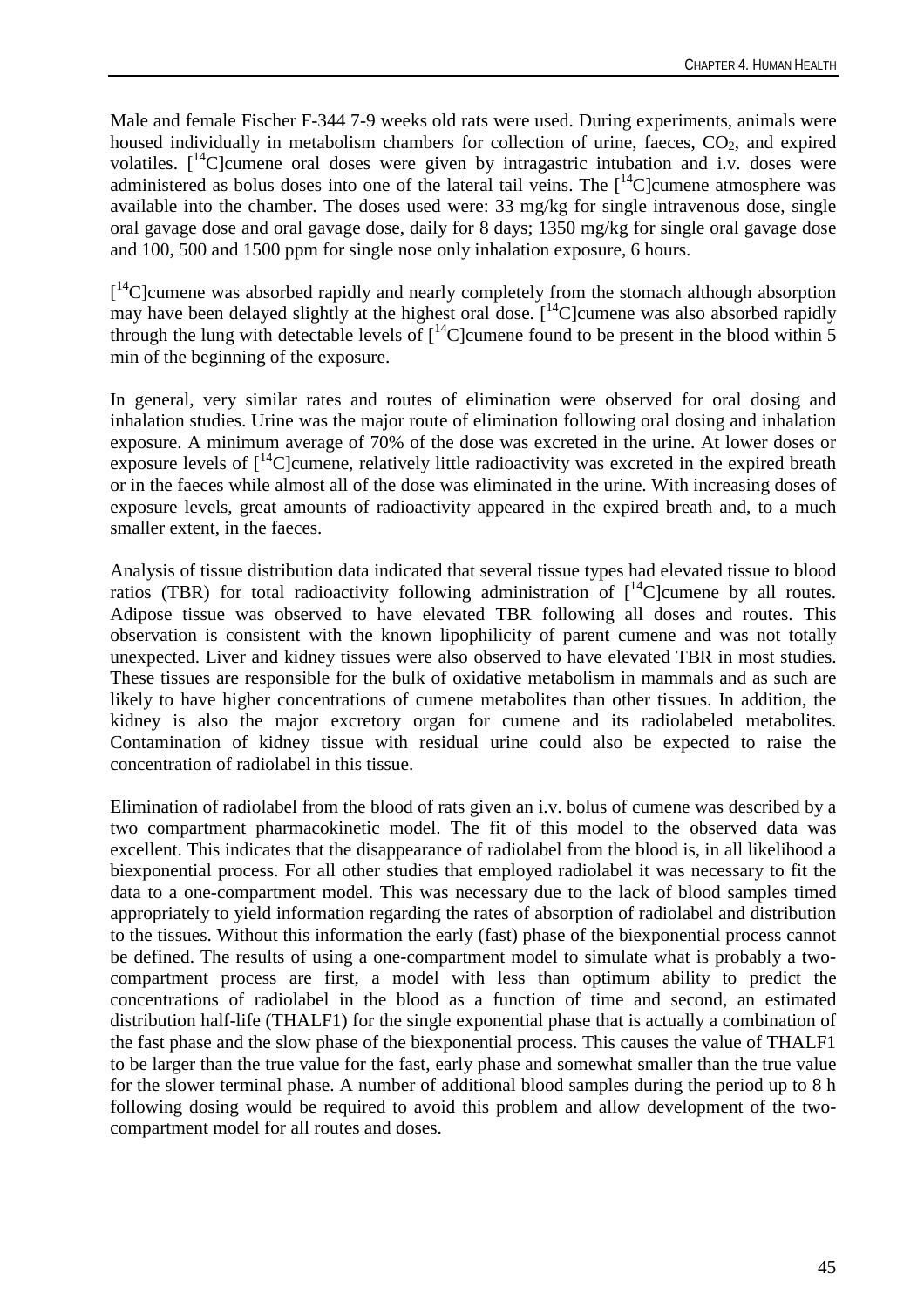Male and female Fischer F-344 7-9 weeks old rats were used. During experiments, animals were housed individually in metabolism chambers for collection of urine, faeces, $CO_2$, and expired volatiles. [$^{14}$C]cumene oral doses were given by intragastric intubation and i.v. doses were administered as bolus doses into one of the lateral tail veins. The [$^{14}$C]cumene atmosphere was available into the chamber. The doses used were: 33 mg/kg for single intravenous dose, single oral gavage dose and oral gavage dose, daily for 8 days; 1350 mg/kg for single oral gavage dose and 100, 500 and 1500 ppm for single nose only inhalation exposure, 6 hours.

[$^{14}$C]cumene was absorbed rapidly and nearly completely from the stomach although absorption may have been delayed slightly at the highest oral dose. [$^{14}$C]cumene was also absorbed rapidly through the lung with detectable levels of [$^{14}$C]cumene found to be present in the blood within 5 min of the beginning of the exposure.

In general, very similar rates and routes of elimination were observed for oral dosing and inhalation studies. Urine was the major route of elimination following oral dosing and inhalation exposure. A minimum average of 70% of the dose was excreted in the urine. At lower doses or exposure levels of [$^{14}$C]cumene, relatively little radioactivity was excreted in the expired breath or in the faeces while almost all of the dose was eliminated in the urine. With increasing doses of exposure levels, great amounts of radioactivity appeared in the expired breath and, to a much smaller extent, in the faeces.

Analysis of tissue distribution data indicated that several tissue types had elevated tissue to blood ratios (TBR) for total radioactivity following administration of [$^{14}$C]cumene by all routes. Adipose tissue was observed to have elevated TBR following all doses and routes. This observation is consistent with the known lipophilicity of parent cumene and was not totally unexpected. Liver and kidney tissues were also observed to have elevated TBR in most studies. These tissues are responsible for the bulk of oxidative metabolism in mammals and as such are likely to have higher concentrations of cumene metabolites than other tissues. In addition, the kidney is also the major excretory organ for cumene and its radiolabeled metabolites. Contamination of kidney tissue with residual urine could also be expected to raise the concentration of radiolabel in this tissue.

Elimination of radiolabel from the blood of rats given an i.v. bolus of cumene was described by a two compartment pharmacokinetic model. The fit of this model to the observed data was excellent. This indicates that the disappearance of radiolabel from the blood is, in all likelihood a biexponential process. For all other studies that employed radiolabel it was necessary to fit the data to a one-compartment model. This was necessary due to the lack of blood samples timed appropriately to yield information regarding the rates of absorption of radiolabel and distribution to the tissues. Without this information the early (fast) phase of the biexponential process cannot be defined. The results of using a one-compartment model to simulate what is probably a two-compartment process are first, a model with less than optimum ability to predict the concentrations of radiolabel in the blood as a function of time and second, an estimated distribution half-life (THALF1) for the single exponential phase that is actually a combination of the fast phase and the slow phase of the biexponential process. This causes the value of THALF1 to be larger than the true value for the fast, early phase and somewhat smaller than the true value for the slower terminal phase. A number of additional blood samples during the period up to 8 h following dosing would be required to avoid this problem and allow development of the two-compartment model for all routes and doses.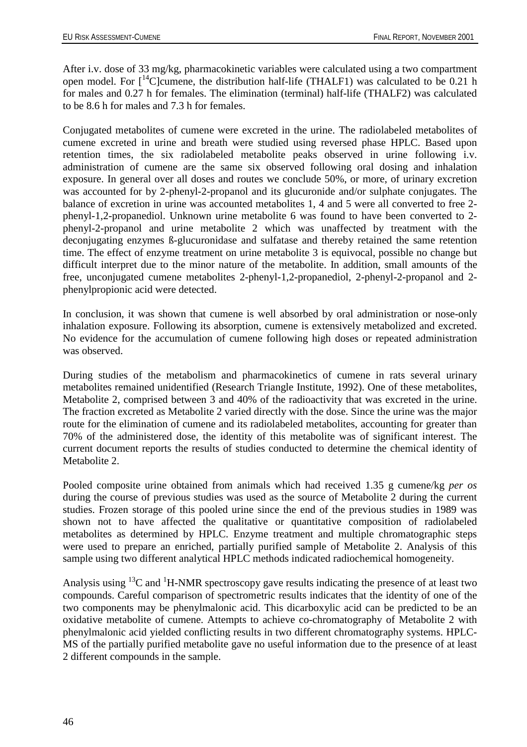After i.v. dose of 33 mg/kg, pharmacokinetic variables were calculated using a two compartment open model. For [$^{14}$C]cumene, the distribution half-life (THALF1) was calculated to be 0.21 h for males and 0.27 h for females. The elimination (terminal) half-life (THALF2) was calculated to be 8.6 h for males and 7.3 h for females.

Conjugated metabolites of cumene were excreted in the urine. The radiolabeled metabolites of cumene excreted in urine and breath were studied using reversed phase HPLC. Based upon retention times, the six radiolabeled metabolite peaks observed in urine following i.v. administration of cumene are the same six observed following oral dosing and inhalation exposure. In general over all doses and routes we conclude 50%, or more, of urinary excretion was accounted for by 2-phenyl-2-propanol and its glucuronide and/or sulphate conjugates. The balance of excretion in urine was accounted metabolites 1, 4 and 5 were all converted to free 2-phenyl-1,2-propanediol. Unknown urine metabolite 6 was found to have been converted to 2-phenyl-2-propanol and urine metabolite 2 which was unaffected by treatment with the deconjugating enzymes ß-glucuronidase and sulfatase and thereby retained the same retention time. The effect of enzyme treatment on urine metabolite 3 is equivocal, possible no change but difficult interpret due to the minor nature of the metabolite. In addition, small amounts of the free, unconjugated cumene metabolites 2-phenyl-1,2-propanediol, 2-phenyl-2-propanol and 2-phenylpropionic acid were detected.

In conclusion, it was shown that cumene is well absorbed by oral administration or nose-only inhalation exposure. Following its absorption, cumene is extensively metabolized and excreted. No evidence for the accumulation of cumene following high doses or repeated administration was observed.

During studies of the metabolism and pharmacokinetics of cumene in rats several urinary metabolites remained unidentified (Research Triangle Institute, 1992). One of these metabolites, Metabolite 2, comprised between 3 and 40% of the radioactivity that was excreted in the urine. The fraction excreted as Metabolite 2 varied directly with the dose. Since the urine was the major route for the elimination of cumene and its radiolabeled metabolites, accounting for greater than 70% of the administered dose, the identity of this metabolite was of significant interest. The current document reports the results of studies conducted to determine the chemical identity of Metabolite 2.

Pooled composite urine obtained from animals which had received 1.35 g cumene/kg *per os* during the course of previous studies was used as the source of Metabolite 2 during the current studies. Frozen storage of this pooled urine since the end of the previous studies in 1989 was shown not to have affected the qualitative or quantitative composition of radiolabeled metabolites as determined by HPLC. Enzyme treatment and multiple chromatographic steps were used to prepare an enriched, partially purified sample of Metabolite 2. Analysis of this sample using two different analytical HPLC methods indicated radiochemical homogeneity.

Analysis using $^{13}$C and $^{1}$H-NMR spectroscopy gave results indicating the presence of at least two compounds. Careful comparison of spectrometric results indicates that the identity of one of the two components may be phenylmalonic acid. This dicarboxylic acid can be predicted to be an oxidative metabolite of cumene. Attempts to achieve co-chromatography of Metabolite 2 with phenylmalonic acid yielded conflicting results in two different chromatography systems. HPLC-MS of the partially purified metabolite gave no useful information due to the presence of at least 2 different compounds in the sample.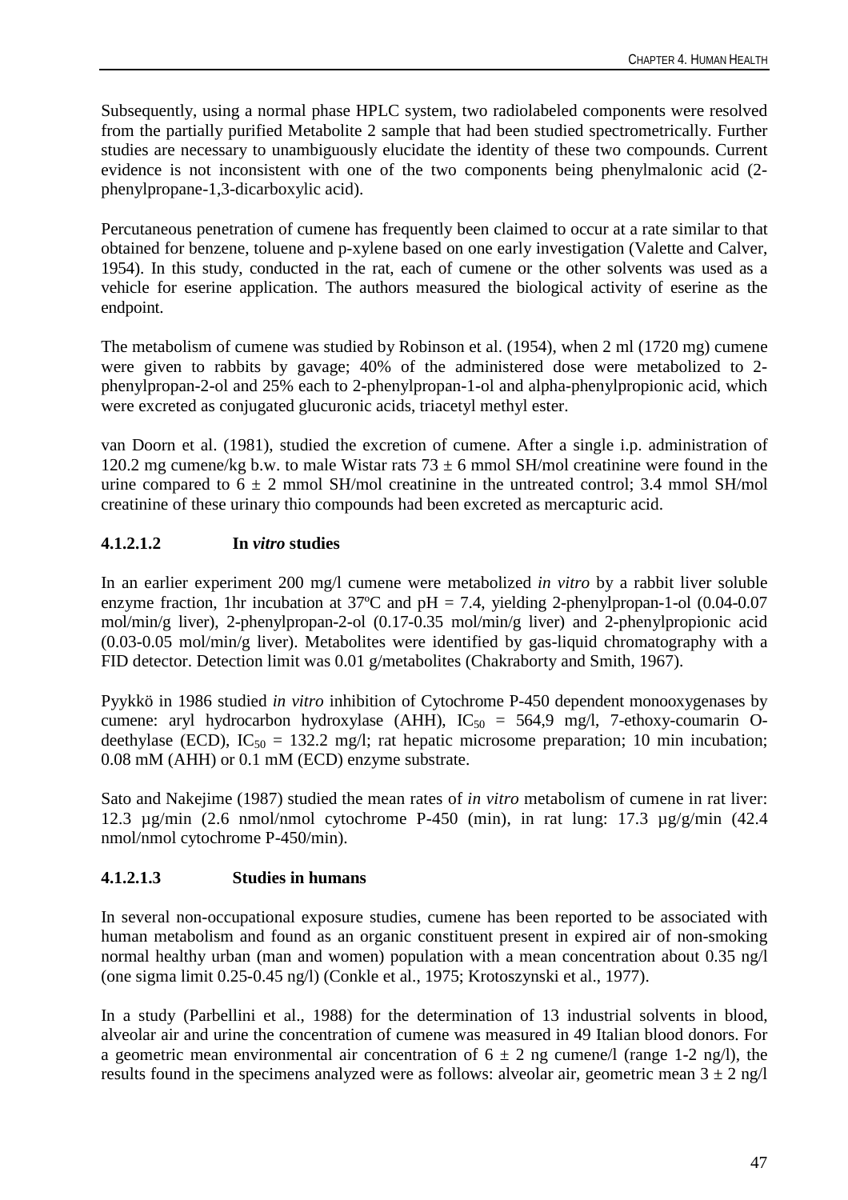Subsequently, using a normal phase HPLC system, two radiolabeled components were resolved from the partially purified Metabolite 2 sample that had been studied spectrometrically. Further studies are necessary to unambiguously elucidate the identity of these two compounds. Current evidence is not inconsistent with one of the two components being phenylmalonic acid (2-phenylpropane-1,3-dicarboxylic acid).

Percutaneous penetration of cumene has frequently been claimed to occur at a rate similar to that obtained for benzene, toluene and p-xylene based on one early investigation (Valette and Calver, 1954). In this study, conducted in the rat, each of cumene or the other solvents was used as a vehicle for eserine application. The authors measured the biological activity of eserine as the endpoint.

The metabolism of cumene was studied by Robinson et al. (1954), when 2 ml (1720 mg) cumene were given to rabbits by gavage; 40% of the administered dose were metabolized to 2-phenylpropan-2-ol and 25% each to 2-phenylpropan-1-ol and alpha-phenylpropionic acid, which were excreted as conjugated glucuronic acids, triacetyl methyl ester.

van Doorn et al. (1981), studied the excretion of cumene. After a single i.p. administration of 120.2 mg cumene/kg b.w. to male Wistar rats $73 \pm 6$ mmol SH/mol creatinine were found in the urine compared to $6 \pm 2$ mmol SH/mol creatinine in the untreated control; 3.4 mmol SH/mol creatinine of these urinary thio compounds had been excreted as mercapturic acid.

#### 4.1.2.1.2 In *vitro* studies

In an earlier experiment 200 mg/l cumene were metabolized *in vitro* by a rabbit liver soluble enzyme fraction, 1hr incubation at 37ºC and pH = 7.4, yielding 2-phenylpropan-1-ol (0.04-0.07 mol/min/g liver), 2-phenylpropan-2-ol (0.17-0.35 mol/min/g liver) and 2-phenylpropionic acid (0.03-0.05 mol/min/g liver). Metabolites were identified by gas-liquid chromatography with a FID detector. Detection limit was 0.01 g/metabolites (Chakraborty and Smith, 1967).

Pyykkö in 1986 studied *in vitro* inhibition of Cytochrome P-450 dependent monooxygenases by cumene: aryl hydrocarbon hydroxylase (AHH), $IC_{50}$ = 564,9 mg/l, 7-ethoxy-coumarin O-deethylase (ECD), $IC_{50}$ = 132.2 mg/l; rat hepatic microsome preparation; 10 min incubation; 0.08 mM (AHH) or 0.1 mM (ECD) enzyme substrate.

Sato and Nakejime (1987) studied the mean rates of *in vitro* metabolism of cumene in rat liver: 12.3 µg/min (2.6 nmol/nmol cytochrome P-450 (min), in rat lung: 17.3 µg/g/min (42.4 nmol/nmol cytochrome P-450/min).

#### 4.1.2.1.3 Studies in humans

In several non-occupational exposure studies, cumene has been reported to be associated with human metabolism and found as an organic constituent present in expired air of non-smoking normal healthy urban (man and women) population with a mean concentration about 0.35 ng/l (one sigma limit 0.25-0.45 ng/l) (Conkle et al., 1975; Krotoszynski et al., 1977).

In a study (Parbellini et al., 1988) for the determination of 13 industrial solvents in blood, alveolar air and urine the concentration of cumene was measured in 49 Italian blood donors. For a geometric mean environmental air concentration of $6 \pm 2$ ng cumene/l (range 1-2 ng/l), the results found in the specimens analyzed were as follows: alveolar air, geometric mean $3 \pm 2$ ng/l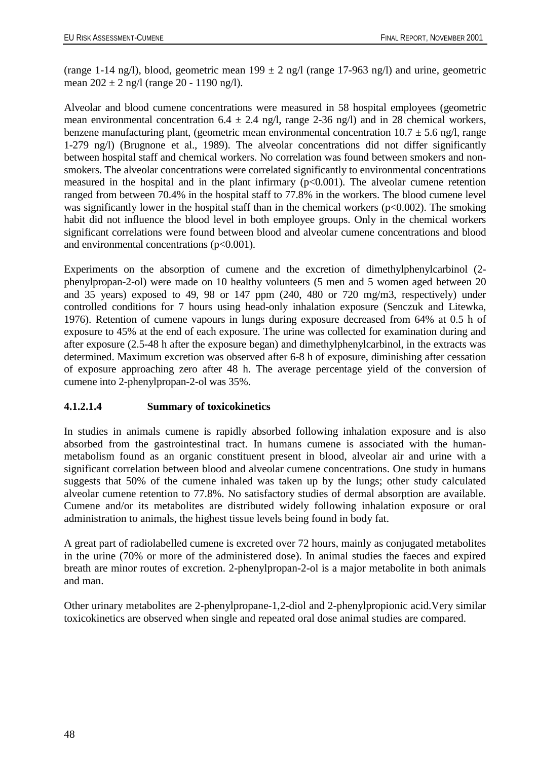(range 1-14 ng/l), blood, geometric mean 199 ± 2 ng/l (range 17-963 ng/l) and urine, geometric mean 202 ± 2 ng/l (range 20 - 1190 ng/l).

Alveolar and blood cumene concentrations were measured in 58 hospital employees (geometric mean environmental concentration 6.4 ± 2.4 ng/l, range 2-36 ng/l) and in 28 chemical workers, benzene manufacturing plant, (geometric mean environmental concentration 10.7 ± 5.6 ng/l, range 1-279 ng/l) (Brugnone et al., 1989). The alveolar concentrations did not differ significantly between hospital staff and chemical workers. No correlation was found between smokers and non-smokers. The alveolar concentrations were correlated significantly to environmental concentrations measured in the hospital and in the plant infirmary ($p<0.001$). The alveolar cumene retention ranged from between 70.4% in the hospital staff to 77.8% in the workers. The blood cumene level was significantly lower in the hospital staff than in the chemical workers ($p<0.002$). The smoking habit did not influence the blood level in both employee groups. Only in the chemical workers significant correlations were found between blood and alveolar cumene concentrations and blood and environmental concentrations ($p<0.001$).

Experiments on the absorption of cumene and the excretion of dimethylphenylcarbinol (2-phenylpropan-2-ol) were made on 10 healthy volunteers (5 men and 5 women aged between 20 and 35 years) exposed to 49, 98 or 147 ppm (240, 480 or 720 mg/m3, respectively) under controlled conditions for 7 hours using head-only inhalation exposure (Senczuk and Litewka, 1976). Retention of cumene vapours in lungs during exposure decreased from 64% at 0.5 h of exposure to 45% at the end of each exposure. The urine was collected for examination during and after exposure (2.5-48 h after the exposure began) and dimethylphenylcarbinol, in the extracts was determined. Maximum excretion was observed after 6-8 h of exposure, diminishing after cessation of exposure approaching zero after 48 h. The average percentage yield of the conversion of cumene into 2-phenylpropan-2-ol was 35%.

#### 4.1.2.1.4 Summary of toxicokinetics

In studies in animals cumene is rapidly absorbed following inhalation exposure and is also absorbed from the gastrointestinal tract. In humans cumene is associated with the human-metabolism found as an organic constituent present in blood, alveolar air and urine with a significant correlation between blood and alveolar cumene concentrations. One study in humans suggests that 50% of the cumene inhaled was taken up by the lungs; other study calculated alveolar cumene retention to 77.8%. No satisfactory studies of dermal absorption are available. Cumene and/or its metabolites are distributed widely following inhalation exposure or oral administration to animals, the highest tissue levels being found in body fat.

A great part of radiolabelled cumene is excreted over 72 hours, mainly as conjugated metabolites in the urine (70% or more of the administered dose). In animal studies the faeces and expired breath are minor routes of excretion. 2-phenylpropan-2-ol is a major metabolite in both animals and man.

Other urinary metabolites are 2-phenylpropane-1,2-diol and 2-phenylpropionic acid.Very similar toxicokinetics are observed when single and repeated oral dose animal studies are compared.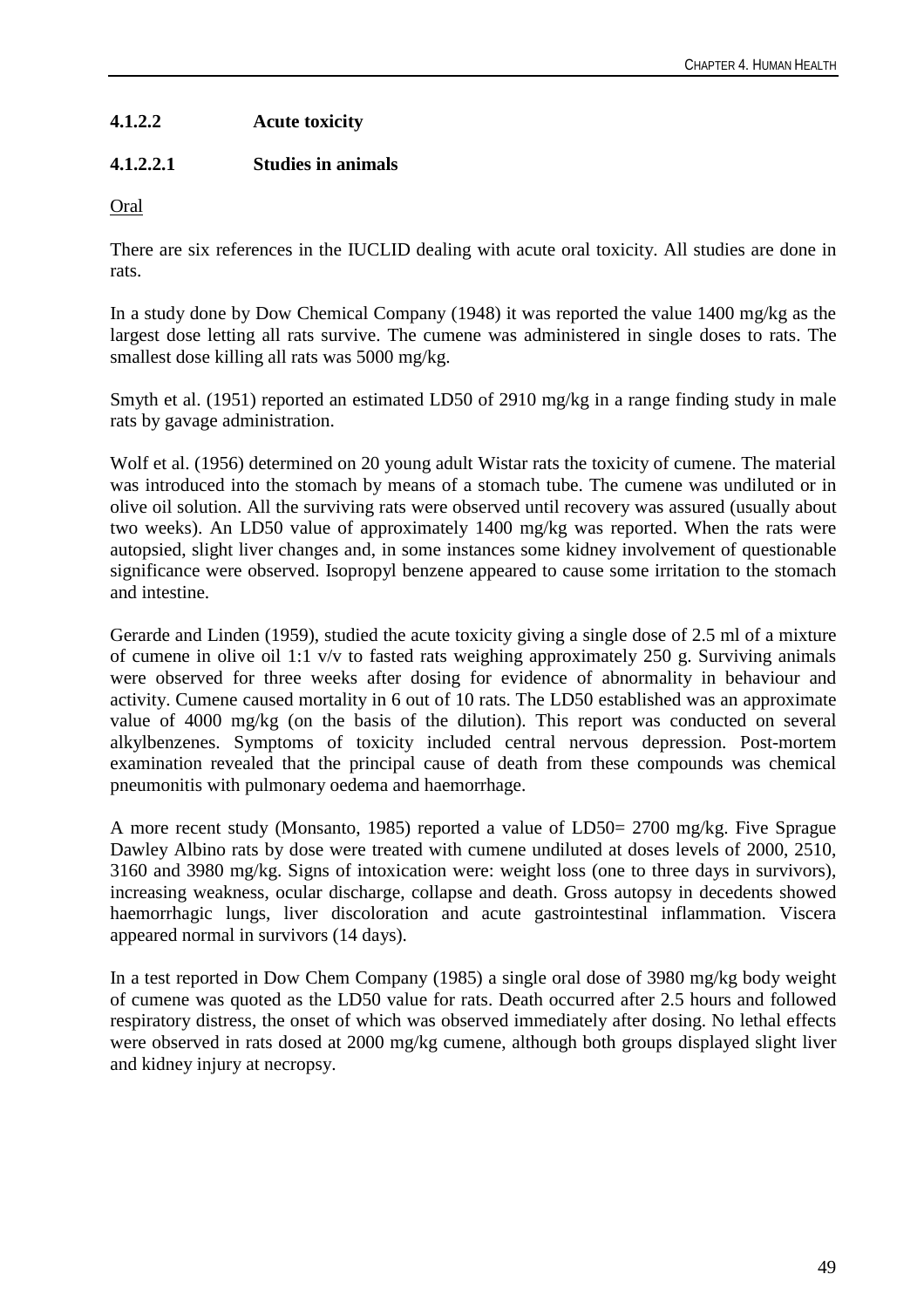#### 4.1.2.2 Acute toxicity

##### 4.1.2.2.1 Studies in animals

Oral

There are six references in the IUCLID dealing with acute oral toxicity. All studies are done in rats.

In a study done by Dow Chemical Company (1948) it was reported the value 1400 mg/kg as the largest dose letting all rats survive. The cumene was administered in single doses to rats. The smallest dose killing all rats was 5000 mg/kg.

Smyth et al. (1951) reported an estimated LD50 of 2910 mg/kg in a range finding study in male rats by gavage administration.

Wolf et al. (1956) determined on 20 young adult Wistar rats the toxicity of cumene. The material was introduced into the stomach by means of a stomach tube. The cumene was undiluted or in olive oil solution. All the surviving rats were observed until recovery was assured (usually about two weeks). An LD50 value of approximately 1400 mg/kg was reported. When the rats were autopsied, slight liver changes and, in some instances some kidney involvement of questionable significance were observed. Isopropyl benzene appeared to cause some irritation to the stomach and intestine.

Gerarde and Linden (1959), studied the acute toxicity giving a single dose of 2.5 ml of a mixture of cumene in olive oil 1:1 v/v to fasted rats weighing approximately 250 g. Surviving animals were observed for three weeks after dosing for evidence of abnormality in behaviour and activity. Cumene caused mortality in 6 out of 10 rats. The LD50 established was an approximate value of 4000 mg/kg (on the basis of the dilution). This report was conducted on several alkylbenzenes. Symptoms of toxicity included central nervous depression. Post-mortem examination revealed that the principal cause of death from these compounds was chemical pneumonitis with pulmonary oedema and haemorrhage.

A more recent study (Monsanto, 1985) reported a value of LD50= 2700 mg/kg. Five Sprague Dawley Albino rats by dose were treated with cumene undiluted at doses levels of 2000, 2510, 3160 and 3980 mg/kg. Signs of intoxication were: weight loss (one to three days in survivors), increasing weakness, ocular discharge, collapse and death. Gross autopsy in decedents showed haemorrhagic lungs, liver discoloration and acute gastrointestinal inflammation. Viscera appeared normal in survivors (14 days).

In a test reported in Dow Chem Company (1985) a single oral dose of 3980 mg/kg body weight of cumene was quoted as the LD50 value for rats. Death occurred after 2.5 hours and followed respiratory distress, the onset of which was observed immediately after dosing. No lethal effects were observed in rats dosed at 2000 mg/kg cumene, although both groups displayed slight liver and kidney injury at necropsy.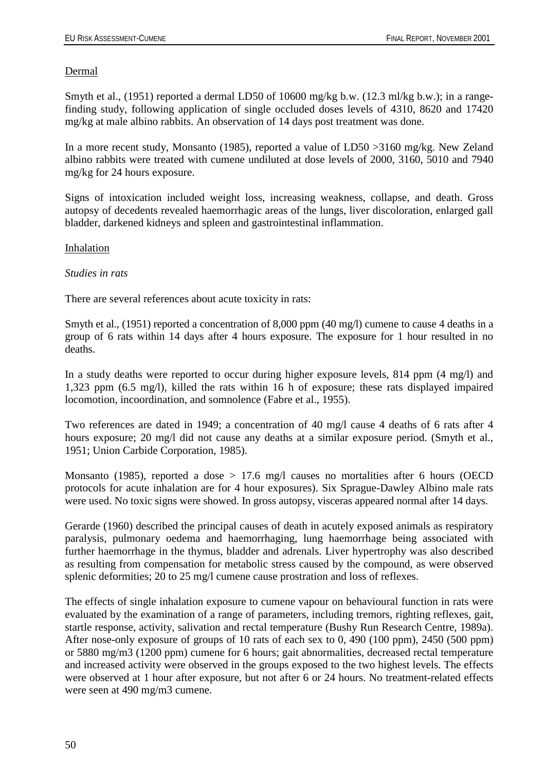Dermal

Smyth et al., (1951) reported a dermal LD50 of 10600 mg/kg b.w. (12.3 ml/kg b.w.); in a range-finding study, following application of single occluded doses levels of 4310, 8620 and 17420 mg/kg at male albino rabbits. An observation of 14 days post treatment was done.

In a more recent study, Monsanto (1985), reported a value of LD50 >3160 mg/kg. New Zeland albino rabbits were treated with cumene undiluted at dose levels of 2000, 3160, 5010 and 7940 mg/kg for 24 hours exposure.

Signs of intoxication included weight loss, increasing weakness, collapse, and death. Gross autopsy of decedents revealed haemorrhagic areas of the lungs, liver discoloration, enlarged gall bladder, darkened kidneys and spleen and gastrointestinal inflammation.

Inhalation

*Studies in rats*

There are several references about acute toxicity in rats:

Smyth et al., (1951) reported a concentration of 8,000 ppm (40 mg/l) cumene to cause 4 deaths in a group of 6 rats within 14 days after 4 hours exposure. The exposure for 1 hour resulted in no deaths.

In a study deaths were reported to occur during higher exposure levels, 814 ppm (4 mg/l) and 1,323 ppm (6.5 mg/l), killed the rats within 16 h of exposure; these rats displayed impaired locomotion, incoordination, and somnolence (Fabre et al., 1955).

Two references are dated in 1949; a concentration of 40 mg/l cause 4 deaths of 6 rats after 4 hours exposure; 20 mg/l did not cause any deaths at a similar exposure period. (Smyth et al., 1951; Union Carbide Corporation, 1985).

Monsanto (1985), reported a dose > 17.6 mg/l causes no mortalities after 6 hours (OECD protocols for acute inhalation are for 4 hour exposures). Six Sprague-Dawley Albino male rats were used. No toxic signs were showed. In gross autopsy, visceras appeared normal after 14 days.

Gerarde (1960) described the principal causes of death in acutely exposed animals as respiratory paralysis, pulmonary oedema and haemorrhaging, lung haemorrhage being associated with further haemorrhage in the thymus, bladder and adrenals. Liver hypertrophy was also described as resulting from compensation for metabolic stress caused by the compound, as were observed splenic deformities; 20 to 25 mg/l cumene cause prostration and loss of reflexes.

The effects of single inhalation exposure to cumene vapour on behavioural function in rats were evaluated by the examination of a range of parameters, including tremors, righting reflexes, gait, startle response, activity, salivation and rectal temperature (Bushy Run Research Centre, 1989a). After nose-only exposure of groups of 10 rats of each sex to 0, 490 (100 ppm), 2450 (500 ppm) or 5880 mg/m3 (1200 ppm) cumene for 6 hours; gait abnormalities, decreased rectal temperature and increased activity were observed in the groups exposed to the two highest levels. The effects were observed at 1 hour after exposure, but not after 6 or 24 hours. No treatment-related effects were seen at 490 mg/m3 cumene.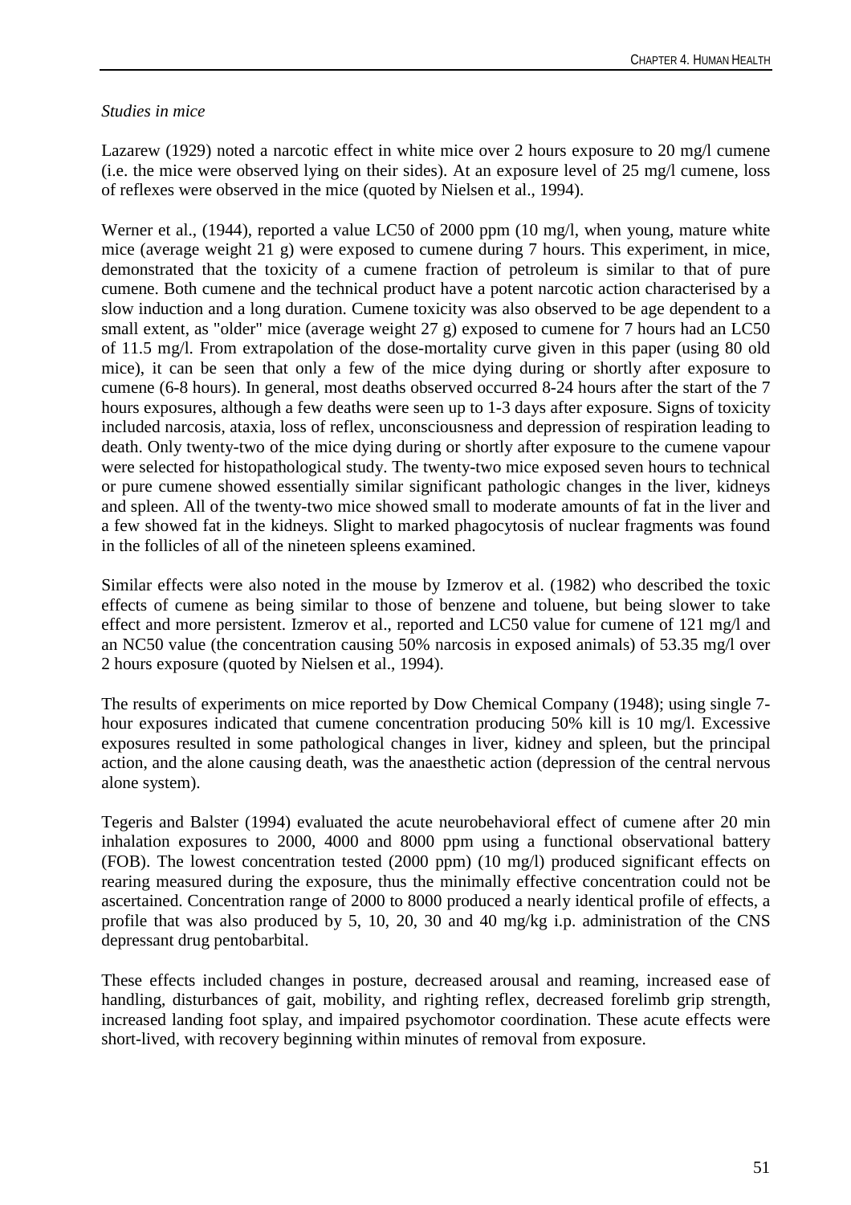*Studies in mice*

Lazarew (1929) noted a narcotic effect in white mice over 2 hours exposure to 20 mg/l cumene (i.e. the mice were observed lying on their sides). At an exposure level of 25 mg/l cumene, loss of reflexes were observed in the mice (quoted by Nielsen et al., 1994).

Werner et al., (1944), reported a value LC50 of 2000 ppm (10 mg/l, when young, mature white mice (average weight 21 g) were exposed to cumene during 7 hours. This experiment, in mice, demonstrated that the toxicity of a cumene fraction of petroleum is similar to that of pure cumene. Both cumene and the technical product have a potent narcotic action characterised by a slow induction and a long duration. Cumene toxicity was also observed to be age dependent to a small extent, as "older" mice (average weight 27 g) exposed to cumene for 7 hours had an LC50 of 11.5 mg/l. From extrapolation of the dose-mortality curve given in this paper (using 80 old mice), it can be seen that only a few of the mice dying during or shortly after exposure to cumene (6-8 hours). In general, most deaths observed occurred 8-24 hours after the start of the 7 hours exposures, although a few deaths were seen up to 1-3 days after exposure. Signs of toxicity included narcosis, ataxia, loss of reflex, unconsciousness and depression of respiration leading to death. Only twenty-two of the mice dying during or shortly after exposure to the cumene vapour were selected for histopathological study. The twenty-two mice exposed seven hours to technical or pure cumene showed essentially similar significant pathologic changes in the liver, kidneys and spleen. All of the twenty-two mice showed small to moderate amounts of fat in the liver and a few showed fat in the kidneys. Slight to marked phagocytosis of nuclear fragments was found in the follicles of all of the nineteen spleens examined.

Similar effects were also noted in the mouse by Izmerov et al. (1982) who described the toxic effects of cumene as being similar to those of benzene and toluene, but being slower to take effect and more persistent. Izmerov et al., reported and LC50 value for cumene of 121 mg/l and an NC50 value (the concentration causing 50% narcosis in exposed animals) of 53.35 mg/l over 2 hours exposure (quoted by Nielsen et al., 1994).

The results of experiments on mice reported by Dow Chemical Company (1948); using single 7-hour exposures indicated that cumene concentration producing 50% kill is 10 mg/l. Excessive exposures resulted in some pathological changes in liver, kidney and spleen, but the principal action, and the alone causing death, was the anaesthetic action (depression of the central nervous alone system).

Tegeris and Balster (1994) evaluated the acute neurobehavioral effect of cumene after 20 min inhalation exposures to 2000, 4000 and 8000 ppm using a functional observational battery (FOB). The lowest concentration tested (2000 ppm) (10 mg/l) produced significant effects on rearing measured during the exposure, thus the minimally effective concentration could not be ascertained. Concentration range of 2000 to 8000 produced a nearly identical profile of effects, a profile that was also produced by 5, 10, 20, 30 and 40 mg/kg i.p. administration of the CNS depressant drug pentobarbital.

These effects included changes in posture, decreased arousal and reaming, increased ease of handling, disturbances of gait, mobility, and righting reflex, decreased forelimb grip strength, increased landing foot splay, and impaired psychomotor coordination. These acute effects were short-lived, with recovery beginning within minutes of removal from exposure.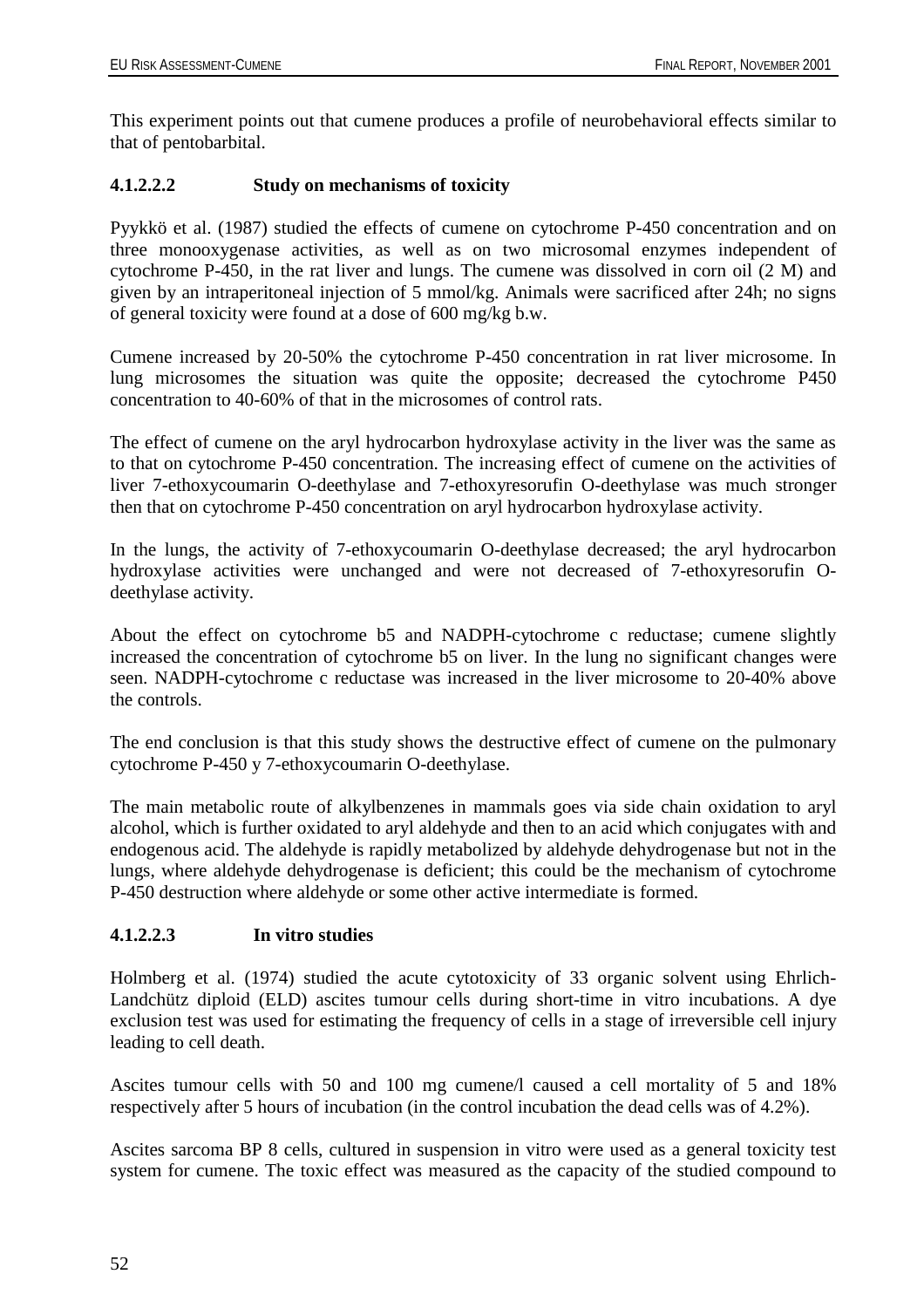This experiment points out that cumene produces a profile of neurobehavioral effects similar to that of pentobarbital.

#### 4.1.2.2.2 Study on mechanisms of toxicity

Pyykkö et al. (1987) studied the effects of cumene on cytochrome P-450 concentration and on three monooxygenase activities, as well as on two microsomal enzymes independent of cytochrome P-450, in the rat liver and lungs. The cumene was dissolved in corn oil (2 M) and given by an intraperitoneal injection of 5 mmol/kg. Animals were sacrificed after 24h; no signs of general toxicity were found at a dose of 600 mg/kg b.w.

Cumene increased by 20-50% the cytochrome P-450 concentration in rat liver microsome. In lung microsomes the situation was quite the opposite; decreased the cytochrome P450 concentration to 40-60% of that in the microsomes of control rats.

The effect of cumene on the aryl hydrocarbon hydroxylase activity in the liver was the same as to that on cytochrome P-450 concentration. The increasing effect of cumene on the activities of liver 7-ethoxycoumarin O-deethylase and 7-ethoxyresorufin O-deethylase was much stronger then that on cytochrome P-450 concentration on aryl hydrocarbon hydroxylase activity.

In the lungs, the activity of 7-ethoxycoumarin O-deethylase decreased; the aryl hydrocarbon hydroxylase activities were unchanged and were not decreased of 7-ethoxyresorufin O-deethylase activity.

About the effect on cytochrome b5 and NADPH-cytochrome c reductase; cumene slightly increased the concentration of cytochrome b5 on liver. In the lung no significant changes were seen. NADPH-cytochrome c reductase was increased in the liver microsome to 20-40% above the controls.

The end conclusion is that this study shows the destructive effect of cumene on the pulmonary cytochrome P-450 y 7-ethoxycoumarin O-deethylase.

The main metabolic route of alkylbenzenes in mammals goes via side chain oxidation to aryl alcohol, which is further oxidated to aryl aldehyde and then to an acid which conjugates with and endogenous acid. The aldehyde is rapidly metabolized by aldehyde dehydrogenase but not in the lungs, where aldehyde dehydrogenase is deficient; this could be the mechanism of cytochrome P-450 destruction where aldehyde or some other active intermediate is formed.

#### 4.1.2.2.3 In vitro studies

Holmberg et al. (1974) studied the acute cytotoxicity of 33 organic solvent using Ehrlich-Landchütz diploid (ELD) ascites tumour cells during short-time in vitro incubations. A dye exclusion test was used for estimating the frequency of cells in a stage of irreversible cell injury leading to cell death.

Ascites tumour cells with 50 and 100 mg cumene/l caused a cell mortality of 5 and 18% respectively after 5 hours of incubation (in the control incubation the dead cells was of 4.2%).

Ascites sarcoma BP 8 cells, cultured in suspension in vitro were used as a general toxicity test system for cumene. The toxic effect was measured as the capacity of the studied compound to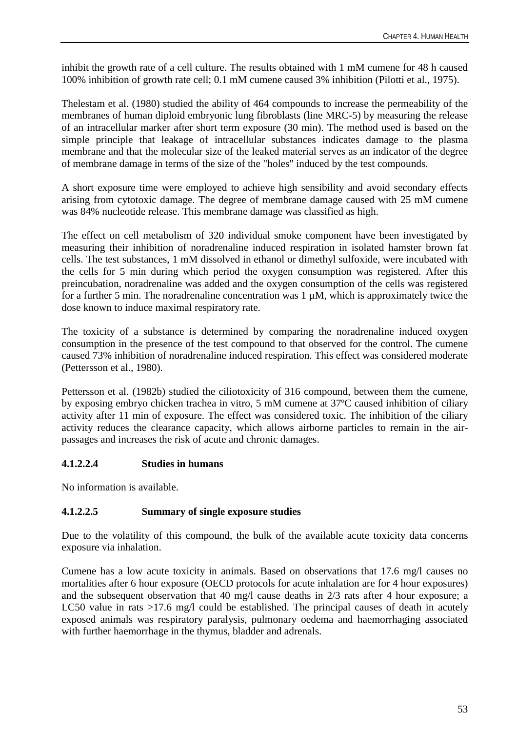inhibit the growth rate of a cell culture. The results obtained with 1 mM cumene for 48 h caused 100% inhibition of growth rate cell; 0.1 mM cumene caused 3% inhibition (Pilotti et al., 1975).

Thelestam et al. (1980) studied the ability of 464 compounds to increase the permeability of the membranes of human diploid embryonic lung fibroblasts (line MRC-5) by measuring the release of an intracellular marker after short term exposure (30 min). The method used is based on the simple principle that leakage of intracellular substances indicates damage to the plasma membrane and that the molecular size of the leaked material serves as an indicator of the degree of membrane damage in terms of the size of the "holes" induced by the test compounds.

A short exposure time were employed to achieve high sensibility and avoid secondary effects arising from cytotoxic damage. The degree of membrane damage caused with 25 mM cumene was 84% nucleotide release. This membrane damage was classified as high.

The effect on cell metabolism of 320 individual smoke component have been investigated by measuring their inhibition of noradrenaline induced respiration in isolated hamster brown fat cells. The test substances, 1 mM dissolved in ethanol or dimethyl sulfoxide, were incubated with the cells for 5 min during which period the oxygen consumption was registered. After this preincubation, noradrenaline was added and the oxygen consumption of the cells was registered for a further 5 min. The noradrenaline concentration was 1 µM, which is approximately twice the dose known to induce maximal respiratory rate.

The toxicity of a substance is determined by comparing the noradrenaline induced oxygen consumption in the presence of the test compound to that observed for the control. The cumene caused 73% inhibition of noradrenaline induced respiration. This effect was considered moderate (Pettersson et al., 1980).

Pettersson et al. (1982b) studied the ciliotoxicity of 316 compound, between them the cumene, by exposing embryo chicken trachea in vitro, 5 mM cumene at 37ºC caused inhibition of ciliary activity after 11 min of exposure. The effect was considered toxic. The inhibition of the ciliary activity reduces the clearance capacity, which allows airborne particles to remain in the air-passages and increases the risk of acute and chronic damages.

#### 4.1.2.2.4 Studies in humans

No information is available.

#### 4.1.2.2.5 Summary of single exposure studies

Due to the volatility of this compound, the bulk of the available acute toxicity data concerns exposure via inhalation.

Cumene has a low acute toxicity in animals. Based on observations that 17.6 mg/l causes no mortalities after 6 hour exposure (OECD protocols for acute inhalation are for 4 hour exposures) and the subsequent observation that 40 mg/l cause deaths in 2/3 rats after 4 hour exposure; a LC50 value in rats >17.6 mg/l could be established. The principal causes of death in acutely exposed animals was respiratory paralysis, pulmonary oedema and haemorrhaging associated with further haemorrhage in the thymus, bladder and adrenals.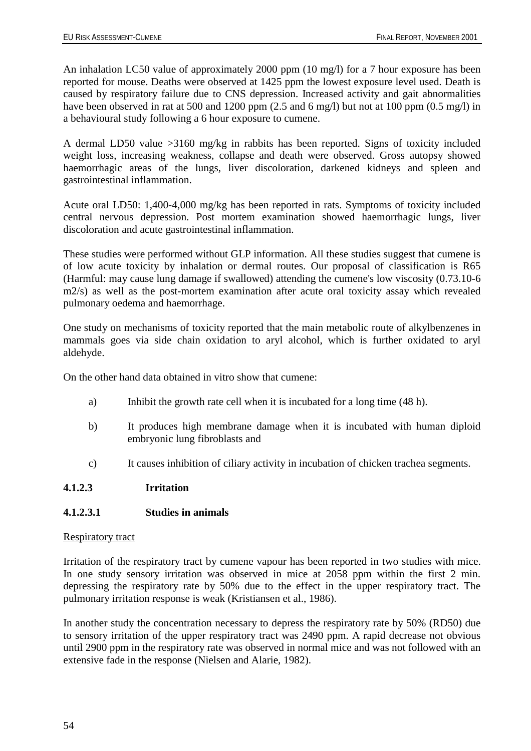An inhalation LC50 value of approximately 2000 ppm (10 mg/l) for a 7 hour exposure has been reported for mouse. Deaths were observed at 1425 ppm the lowest exposure level used. Death is caused by respiratory failure due to CNS depression. Increased activity and gait abnormalities have been observed in rat at 500 and 1200 ppm (2.5 and 6 mg/l) but not at 100 ppm (0.5 mg/l) in a behavioural study following a 6 hour exposure to cumene.

A dermal LD50 value >3160 mg/kg in rabbits has been reported. Signs of toxicity included weight loss, increasing weakness, collapse and death were observed. Gross autopsy showed haemorrhagic areas of the lungs, liver discoloration, darkened kidneys and spleen and gastrointestinal inflammation.

Acute oral LD50: 1,400-4,000 mg/kg has been reported in rats. Symptoms of toxicity included central nervous depression. Post mortem examination showed haemorrhagic lungs, liver discoloration and acute gastrointestinal inflammation.

These studies were performed without GLP information. All these studies suggest that cumene is of low acute toxicity by inhalation or dermal routes. Our proposal of classification is R65 (Harmful: may cause lung damage if swallowed) attending the cumene's low viscosity (0.73.10-6 m2/s) as well as the post-mortem examination after acute oral toxicity assay which revealed pulmonary oedema and haemorrhage.

One study on mechanisms of toxicity reported that the main metabolic route of alkylbenzenes in mammals goes via side chain oxidation to aryl alcohol, which is further oxidated to aryl aldehyde.

On the other hand data obtained in vitro show that cumene:

a) Inhibit the growth rate cell when it is incubated for a long time (48 h).

b) It produces high membrane damage when it is incubated with human diploid embryonic lung fibroblasts and

c) It causes inhibition of ciliary activity in incubation of chicken trachea segments.

#### 4.1.2.3 Irritation

##### 4.1.2.3.1 Studies in animals

Respiratory tract

Irritation of the respiratory tract by cumene vapour has been reported in two studies with mice. In one study sensory irritation was observed in mice at 2058 ppm within the first 2 min. depressing the respiratory rate by 50% due to the effect in the upper respiratory tract. The pulmonary irritation response is weak (Kristiansen et al., 1986).

In another study the concentration necessary to depress the respiratory rate by 50% (RD50) due to sensory irritation of the upper respiratory tract was 2490 ppm. A rapid decrease not obvious until 2900 ppm in the respiratory rate was observed in normal mice and was not followed with an extensive fade in the response (Nielsen and Alarie, 1982).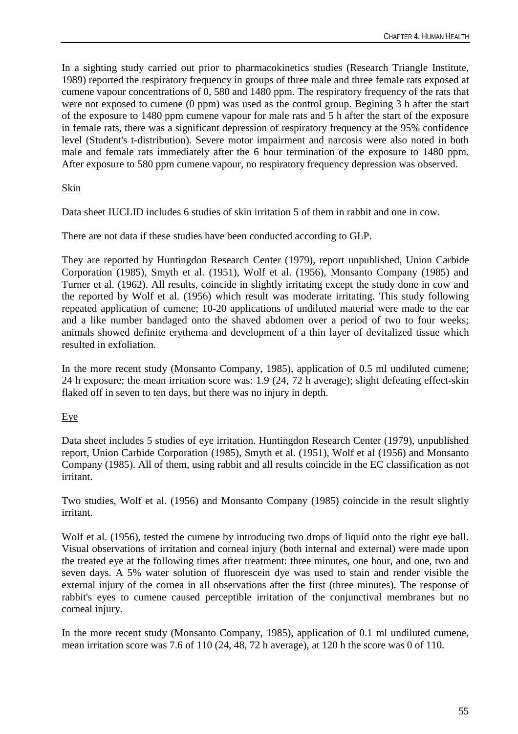In a sighting study carried out prior to pharmacokinetics studies (Research Triangle Institute, 1989) reported the respiratory frequency in groups of three male and three female rats exposed at cumene vapour concentrations of 0, 580 and 1480 ppm. The respiratory frequency of the rats that were not exposed to cumene (0 ppm) was used as the control group. Begining 3 h after the start of the exposure to 1480 ppm cumene vapour for male rats and 5 h after the start of the exposure in female rats, there was a significant depression of respiratory frequency at the 95% confidence level (Student's t-distribution). Severe motor impairment and narcosis were also noted in both male and female rats immediately after the 6 hour termination of the exposure to 1480 ppm. After exposure to 580 ppm cumene vapour, no respiratory frequency depression was observed.

Skin

Data sheet IUCLID includes 6 studies of skin irritation 5 of them in rabbit and one in cow.

There are not data if these studies have been conducted according to GLP.

They are reported by Huntingdon Research Center (1979), report unpublished, Union Carbide Corporation (1985), Smyth et al. (1951), Wolf et al. (1956), Monsanto Company (1985) and Turner et al. (1962). All results, coincide in slightly irritating except the study done in cow and the reported by Wolf et al. (1956) which result was moderate irritating. This study following repeated application of cumene; 10-20 applications of undiluted material were made to the ear and a like number bandaged onto the shaved abdomen over a period of two to four weeks; animals showed definite erythema and development of a thin layer of devitalized tissue which resulted in exfoliation.

In the more recent study (Monsanto Company, 1985), application of 0.5 ml undiluted cumene; 24 h exposure; the mean irritation score was: 1.9 (24, 72 h average); slight defeating effect-skin flaked off in seven to ten days, but there was no injury in depth.

Eye

Data sheet includes 5 studies of eye irritation. Huntingdon Research Center (1979), unpublished report, Union Carbide Corporation (1985), Smyth et al. (1951), Wolf et al (1956) and Monsanto Company (1985). All of them, using rabbit and all results coincide in the EC classification as not irritant.

Two studies, Wolf et al. (1956) and Monsanto Company (1985) coincide in the result slightly irritant.

Wolf et al. (1956), tested the cumene by introducing two drops of liquid onto the right eye ball. Visual observations of irritation and corneal injury (both internal and external) were made upon the treated eye at the following times after treatment: three minutes, one hour, and one, two and seven days. A 5% water solution of fluorescein dye was used to stain and render visible the external injury of the cornea in all observations after the first (three minutes). The response of rabbit's eyes to cumene caused perceptible irritation of the conjunctival membranes but no corneal injury.

In the more recent study (Monsanto Company, 1985), application of 0.1 ml undiluted cumene, mean irritation score was 7.6 of 110 (24, 48, 72 h average), at 120 h the score was 0 of 110.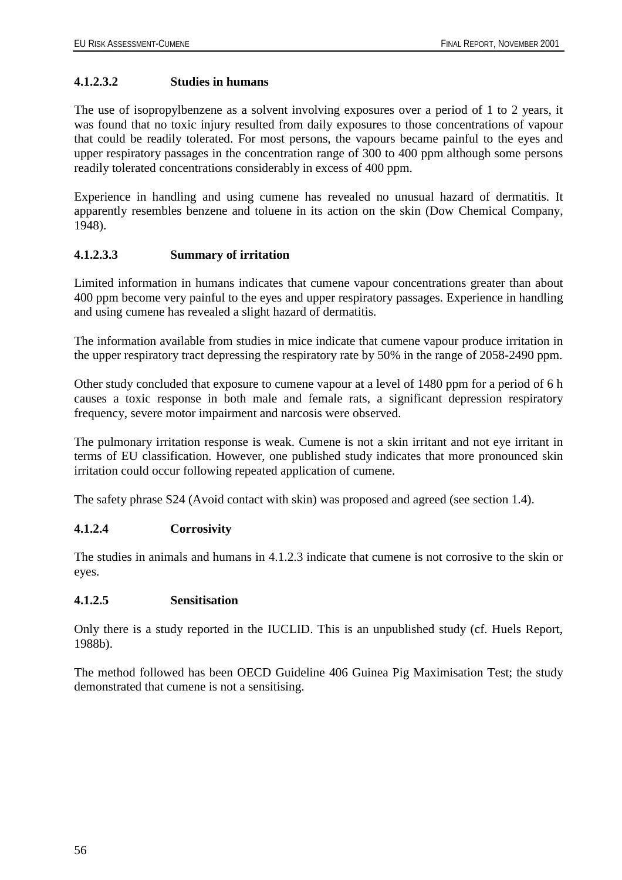#### 4.1.2.3.2 Studies in humans

The use of isopropylbenzene as a solvent involving exposures over a period of 1 to 2 years, it was found that no toxic injury resulted from daily exposures to those concentrations of vapour that could be readily tolerated. For most persons, the vapours became painful to the eyes and upper respiratory passages in the concentration range of 300 to 400 ppm although some persons readily tolerated concentrations considerably in excess of 400 ppm.

Experience in handling and using cumene has revealed no unusual hazard of dermatitis. It apparently resembles benzene and toluene in its action on the skin (Dow Chemical Company, 1948).

#### 4.1.2.3.3 Summary of irritation

Limited information in humans indicates that cumene vapour concentrations greater than about 400 ppm become very painful to the eyes and upper respiratory passages. Experience in handling and using cumene has revealed a slight hazard of dermatitis.

The information available from studies in mice indicate that cumene vapour produce irritation in the upper respiratory tract depressing the respiratory rate by 50% in the range of 2058-2490 ppm.

Other study concluded that exposure to cumene vapour at a level of 1480 ppm for a period of 6 h causes a toxic response in both male and female rats, a significant depression respiratory frequency, severe motor impairment and narcosis were observed.

The pulmonary irritation response is weak. Cumene is not a skin irritant and not eye irritant in terms of EU classification. However, one published study indicates that more pronounced skin irritation could occur following repeated application of cumene.

The safety phrase S24 (Avoid contact with skin) was proposed and agreed (see section 1.4).

### 4.1.2.4 Corrosivity

The studies in animals and humans in 4.1.2.3 indicate that cumene is not corrosive to the skin or eyes.

### 4.1.2.5 Sensitisation

Only there is a study reported in the IUCLID. This is an unpublished study (cf. Huels Report, 1988b).

The method followed has been OECD Guideline 406 Guinea Pig Maximisation Test; the study demonstrated that cumene is not a sensitising.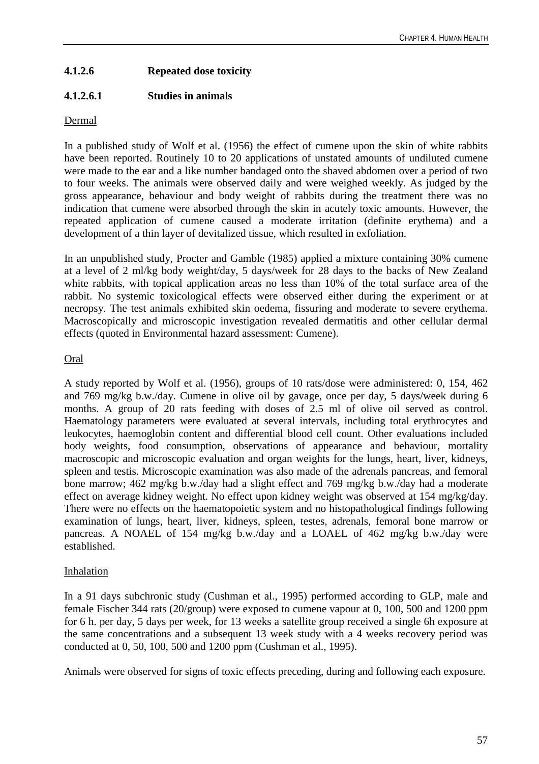#### 4.1.2.6 Repeated dose toxicity

##### 4.1.2.6.1 Studies in animals

Dermal

In a published study of Wolf et al. (1956) the effect of cumene upon the skin of white rabbits have been reported. Routinely 10 to 20 applications of unstated amounts of undiluted cumene were made to the ear and a like number bandaged onto the shaved abdomen over a period of two to four weeks. The animals were observed daily and were weighed weekly. As judged by the gross appearance, behaviour and body weight of rabbits during the treatment there was no indication that cumene were absorbed through the skin in acutely toxic amounts. However, the repeated application of cumene caused a moderate irritation (definite erythema) and a development of a thin layer of devitalized tissue, which resulted in exfoliation.

In an unpublished study, Procter and Gamble (1985) applied a mixture containing 30% cumene at a level of 2 ml/kg body weight/day, 5 days/week for 28 days to the backs of New Zealand white rabbits, with topical application areas no less than 10% of the total surface area of the rabbit. No systemic toxicological effects were observed either during the experiment or at necropsy. The test animals exhibited skin oedema, fissuring and moderate to severe erythema. Macroscopically and microscopic investigation revealed dermatitis and other cellular dermal effects (quoted in Environmental hazard assessment: Cumene).

Oral

A study reported by Wolf et al. (1956), groups of 10 rats/dose were administered: 0, 154, 462 and 769 mg/kg b.w./day. Cumene in olive oil by gavage, once per day, 5 days/week during 6 months. A group of 20 rats feeding with doses of 2.5 ml of olive oil served as control. Haematology parameters were evaluated at several intervals, including total erythrocytes and leukocytes, haemoglobin content and differential blood cell count. Other evaluations included body weights, food consumption, observations of appearance and behaviour, mortality macroscopic and microscopic evaluation and organ weights for the lungs, heart, liver, kidneys, spleen and testis. Microscopic examination was also made of the adrenals pancreas, and femoral bone marrow; 462 mg/kg b.w./day had a slight effect and 769 mg/kg b.w./day had a moderate effect on average kidney weight. No effect upon kidney weight was observed at 154 mg/kg/day. There were no effects on the haematopoietic system and no histopathological findings following examination of lungs, heart, liver, kidneys, spleen, testes, adrenals, femoral bone marrow or pancreas. A NOAEL of 154 mg/kg b.w./day and a LOAEL of 462 mg/kg b.w./day were established.

Inhalation

In a 91 days subchronic study (Cushman et al., 1995) performed according to GLP, male and female Fischer 344 rats (20/group) were exposed to cumene vapour at 0, 100, 500 and 1200 ppm for 6 h. per day, 5 days per week, for 13 weeks a satellite group received a single 6h exposure at the same concentrations and a subsequent 13 week study with a 4 weeks recovery period was conducted at 0, 50, 100, 500 and 1200 ppm (Cushman et al., 1995).

Animals were observed for signs of toxic effects preceding, during and following each exposure.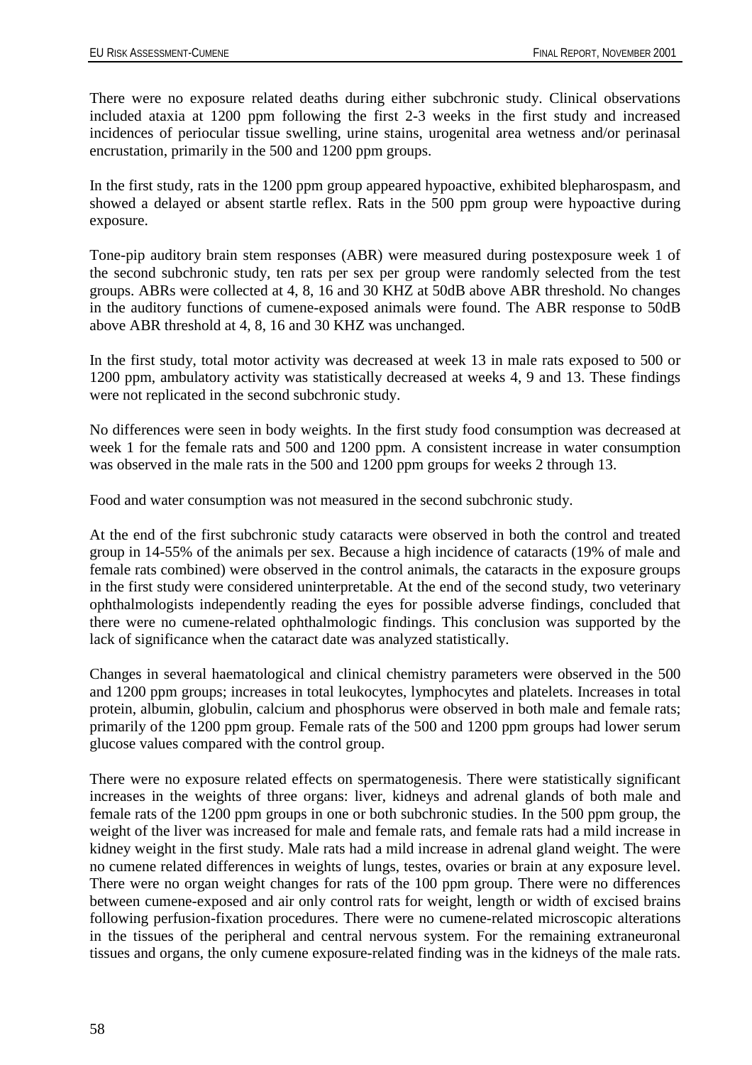There were no exposure related deaths during either subchronic study. Clinical observations included ataxia at 1200 ppm following the first 2-3 weeks in the first study and increased incidences of periocular tissue swelling, urine stains, urogenital area wetness and/or perinasal encrustation, primarily in the 500 and 1200 ppm groups.

In the first study, rats in the 1200 ppm group appeared hypoactive, exhibited blepharospasm, and showed a delayed or absent startle reflex. Rats in the 500 ppm group were hypoactive during exposure.

Tone-pip auditory brain stem responses (ABR) were measured during postexposure week 1 of the second subchronic study, ten rats per sex per group were randomly selected from the test groups. ABRs were collected at 4, 8, 16 and 30 KHZ at 50dB above ABR threshold. No changes in the auditory functions of cumene-exposed animals were found. The ABR response to 50dB above ABR threshold at 4, 8, 16 and 30 KHZ was unchanged.

In the first study, total motor activity was decreased at week 13 in male rats exposed to 500 or 1200 ppm, ambulatory activity was statistically decreased at weeks 4, 9 and 13. These findings were not replicated in the second subchronic study.

No differences were seen in body weights. In the first study food consumption was decreased at week 1 for the female rats and 500 and 1200 ppm. A consistent increase in water consumption was observed in the male rats in the 500 and 1200 ppm groups for weeks 2 through 13.

Food and water consumption was not measured in the second subchronic study.

At the end of the first subchronic study cataracts were observed in both the control and treated group in 14-55% of the animals per sex. Because a high incidence of cataracts (19% of male and female rats combined) were observed in the control animals, the cataracts in the exposure groups in the first study were considered uninterpretable. At the end of the second study, two veterinary ophthalmologists independently reading the eyes for possible adverse findings, concluded that there were no cumene-related ophthalmologic findings. This conclusion was supported by the lack of significance when the cataract date was analyzed statistically.

Changes in several haematological and clinical chemistry parameters were observed in the 500 and 1200 ppm groups; increases in total leukocytes, lymphocytes and platelets. Increases in total protein, albumin, globulin, calcium and phosphorus were observed in both male and female rats; primarily of the 1200 ppm group. Female rats of the 500 and 1200 ppm groups had lower serum glucose values compared with the control group.

There were no exposure related effects on spermatogenesis. There were statistically significant increases in the weights of three organs: liver, kidneys and adrenal glands of both male and female rats of the 1200 ppm groups in one or both subchronic studies. In the 500 ppm group, the weight of the liver was increased for male and female rats, and female rats had a mild increase in kidney weight in the first study. Male rats had a mild increase in adrenal gland weight. The were no cumene related differences in weights of lungs, testes, ovaries or brain at any exposure level. There were no organ weight changes for rats of the 100 ppm group. There were no differences between cumene-exposed and air only control rats for weight, length or width of excised brains following perfusion-fixation procedures. There were no cumene-related microscopic alterations in the tissues of the peripheral and central nervous system. For the remaining extraneuronal tissues and organs, the only cumene exposure-related finding was in the kidneys of the male rats.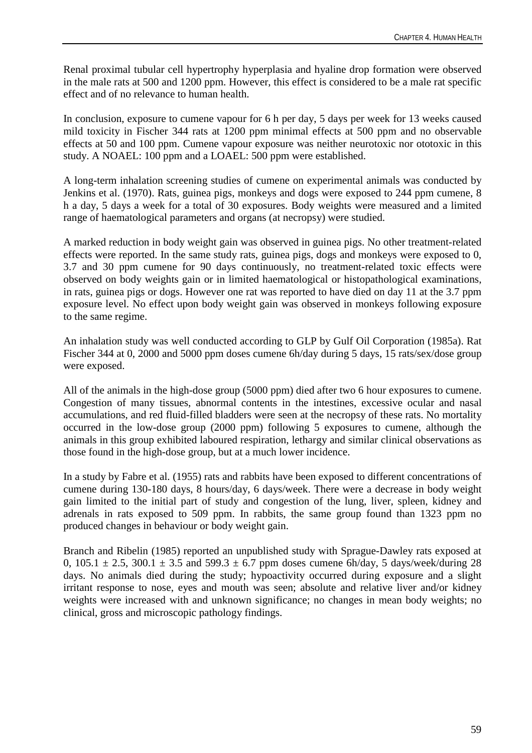Renal proximal tubular cell hypertrophy hyperplasia and hyaline drop formation were observed in the male rats at 500 and 1200 ppm. However, this effect is considered to be a male rat specific effect and of no relevance to human health.

In conclusion, exposure to cumene vapour for 6 h per day, 5 days per week for 13 weeks caused mild toxicity in Fischer 344 rats at 1200 ppm minimal effects at 500 ppm and no observable effects at 50 and 100 ppm. Cumene vapour exposure was neither neurotoxic nor ototoxic in this study. A NOAEL: 100 ppm and a LOAEL: 500 ppm were established.

A long-term inhalation screening studies of cumene on experimental animals was conducted by Jenkins et al. (1970). Rats, guinea pigs, monkeys and dogs were exposed to 244 ppm cumene, 8 h a day, 5 days a week for a total of 30 exposures. Body weights were measured and a limited range of haematological parameters and organs (at necropsy) were studied.

A marked reduction in body weight gain was observed in guinea pigs. No other treatment-related effects were reported. In the same study rats, guinea pigs, dogs and monkeys were exposed to 0, 3.7 and 30 ppm cumene for 90 days continuously, no treatment-related toxic effects were observed on body weights gain or in limited haematological or histopathological examinations, in rats, guinea pigs or dogs. However one rat was reported to have died on day 11 at the 3.7 ppm exposure level. No effect upon body weight gain was observed in monkeys following exposure to the same regime.

An inhalation study was well conducted according to GLP by Gulf Oil Corporation (1985a). Rat Fischer 344 at 0, 2000 and 5000 ppm doses cumene 6h/day during 5 days, 15 rats/sex/dose group were exposed.

All of the animals in the high-dose group (5000 ppm) died after two 6 hour exposures to cumene. Congestion of many tissues, abnormal contents in the intestines, excessive ocular and nasal accumulations, and red fluid-filled bladders were seen at the necropsy of these rats. No mortality occurred in the low-dose group (2000 ppm) following 5 exposures to cumene, although the animals in this group exhibited laboured respiration, lethargy and similar clinical observations as those found in the high-dose group, but at a much lower incidence.

In a study by Fabre et al. (1955) rats and rabbits have been exposed to different concentrations of cumene during 130-180 days, 8 hours/day, 6 days/week. There were a decrease in body weight gain limited to the initial part of study and congestion of the lung, liver, spleen, kidney and adrenals in rats exposed to 509 ppm. In rabbits, the same group found than 1323 ppm no produced changes in behaviour or body weight gain.

Branch and Ribelin (1985) reported an unpublished study with Sprague-Dawley rats exposed at 0, $105.1 \pm 2.5$, $300.1 \pm 3.5$ and $599.3 \pm 6.7$ ppm doses cumene 6h/day, 5 days/week/during 28 days. No animals died during the study; hypoactivity occurred during exposure and a slight irritant response to nose, eyes and mouth was seen; absolute and relative liver and/or kidney weights were increased with and unknown significance; no changes in mean body weights; no clinical, gross and microscopic pathology findings.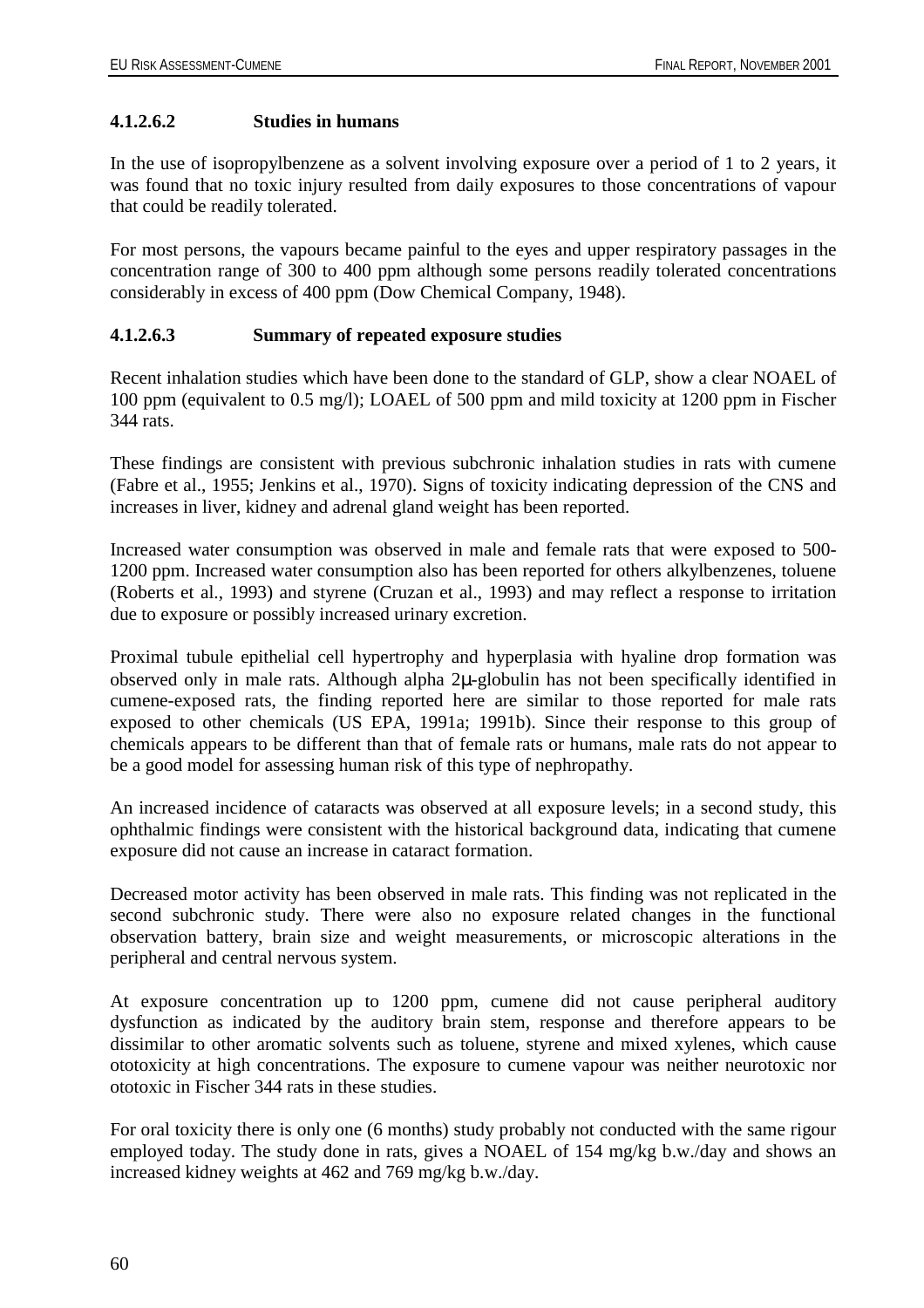#### 4.1.2.6.2 Studies in humans

In the use of isopropylbenzene as a solvent involving exposure over a period of 1 to 2 years, it was found that no toxic injury resulted from daily exposures to those concentrations of vapour that could be readily tolerated.

For most persons, the vapours became painful to the eyes and upper respiratory passages in the concentration range of 300 to 400 ppm although some persons readily tolerated concentrations considerably in excess of 400 ppm (Dow Chemical Company, 1948).

#### 4.1.2.6.3 Summary of repeated exposure studies

Recent inhalation studies which have been done to the standard of GLP, show a clear NOAEL of 100 ppm (equivalent to 0.5 mg/l); LOAEL of 500 ppm and mild toxicity at 1200 ppm in Fischer 344 rats.

These findings are consistent with previous subchronic inhalation studies in rats with cumene (Fabre et al., 1955; Jenkins et al., 1970). Signs of toxicity indicating depression of the CNS and increases in liver, kidney and adrenal gland weight has been reported.

Increased water consumption was observed in male and female rats that were exposed to 500-1200 ppm. Increased water consumption also has been reported for others alkylbenzenes, toluene (Roberts et al., 1993) and styrene (Cruzan et al., 1993) and may reflect a response to irritation due to exposure or possibly increased urinary excretion.

Proximal tubule epithelial cell hypertrophy and hyperplasia with hyaline drop formation was observed only in male rats. Although alpha 2μ-globulin has not been specifically identified in cumene-exposed rats, the finding reported here are similar to those reported for male rats exposed to other chemicals (US EPA, 1991a; 1991b). Since their response to this group of chemicals appears to be different than that of female rats or humans, male rats do not appear to be a good model for assessing human risk of this type of nephropathy.

An increased incidence of cataracts was observed at all exposure levels; in a second study, this ophthalmic findings were consistent with the historical background data, indicating that cumene exposure did not cause an increase in cataract formation.

Decreased motor activity has been observed in male rats. This finding was not replicated in the second subchronic study. There were also no exposure related changes in the functional observation battery, brain size and weight measurements, or microscopic alterations in the peripheral and central nervous system.

At exposure concentration up to 1200 ppm, cumene did not cause peripheral auditory dysfunction as indicated by the auditory brain stem, response and therefore appears to be dissimilar to other aromatic solvents such as toluene, styrene and mixed xylenes, which cause ototoxicity at high concentrations. The exposure to cumene vapour was neither neurotoxic nor ototoxic in Fischer 344 rats in these studies.

For oral toxicity there is only one (6 months) study probably not conducted with the same rigour employed today. The study done in rats, gives a NOAEL of 154 mg/kg b.w./day and shows an increased kidney weights at 462 and 769 mg/kg b.w./day.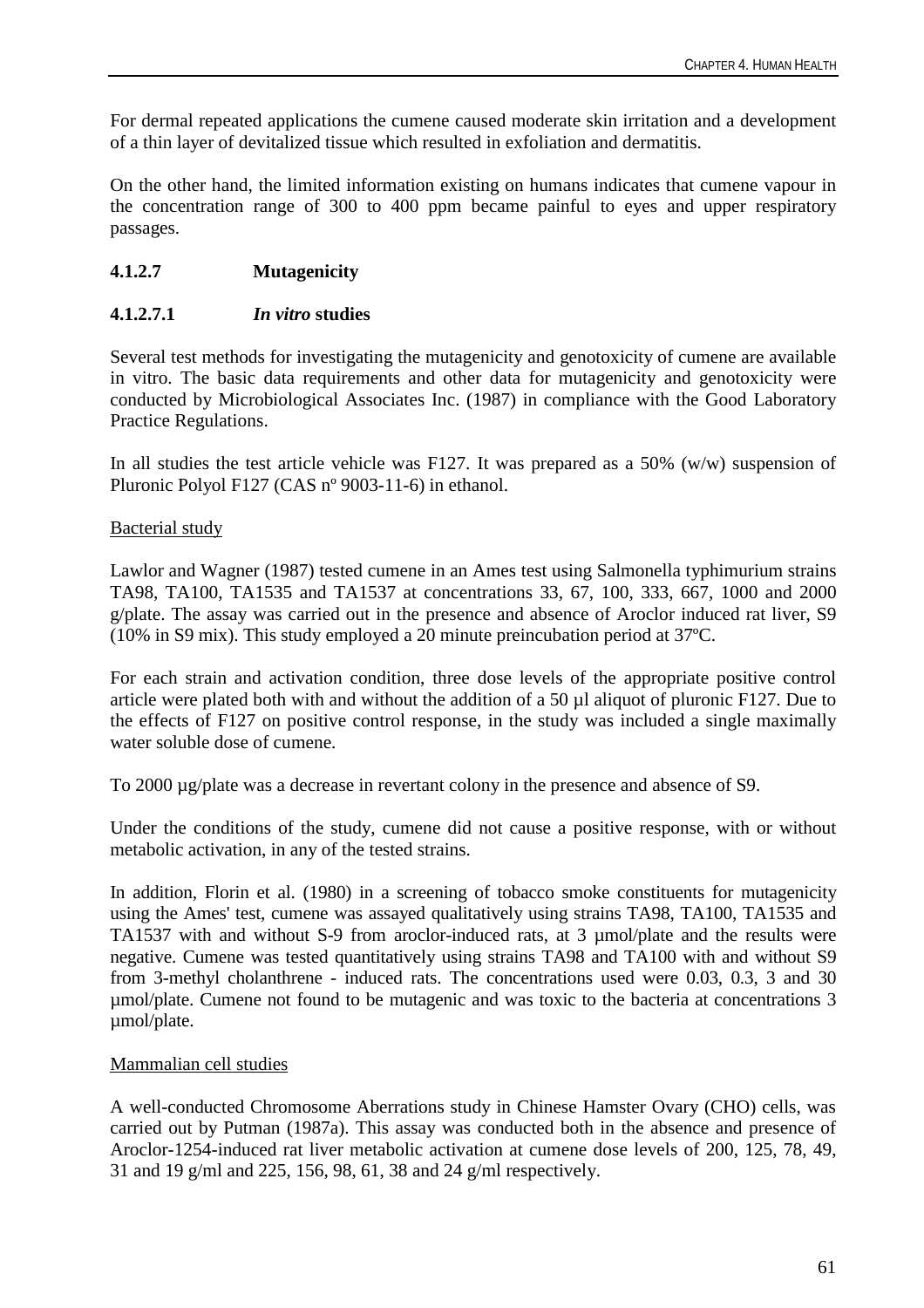For dermal repeated applications the cumene caused moderate skin irritation and a development of a thin layer of devitalized tissue which resulted in exfoliation and dermatitis.

On the other hand, the limited information existing on humans indicates that cumene vapour in the concentration range of 300 to 400 ppm became painful to eyes and upper respiratory passages.

#### 4.1.2.7 Mutagenicity

##### 4.1.2.7.1 *In vitro* studies

Several test methods for investigating the mutagenicity and genotoxicity of cumene are available in vitro. The basic data requirements and other data for mutagenicity and genotoxicity were conducted by Microbiological Associates Inc. (1987) in compliance with the Good Laboratory Practice Regulations.

In all studies the test article vehicle was F127. It was prepared as a 50% (w/w) suspension of Pluronic Polyol F127 (CAS nº 9003-11-6) in ethanol.

<u>Bacterial study</u>

Lawlor and Wagner (1987) tested cumene in an Ames test using Salmonella typhimurium strains TA98, TA100, TA1535 and TA1537 at concentrations 33, 67, 100, 333, 667, 1000 and 2000 g/plate. The assay was carried out in the presence and absence of Aroclor induced rat liver, S9 (10% in S9 mix). This study employed a 20 minute preincubation period at 37ºC.

For each strain and activation condition, three dose levels of the appropriate positive control article were plated both with and without the addition of a 50 µl aliquot of pluronic F127. Due to the effects of F127 on positive control response, in the study was included a single maximally water soluble dose of cumene.

To 2000 µg/plate was a decrease in revertant colony in the presence and absence of S9.

Under the conditions of the study, cumene did not cause a positive response, with or without metabolic activation, in any of the tested strains.

In addition, Florin et al. (1980) in a screening of tobacco smoke constituents for mutagenicity using the Ames' test, cumene was assayed qualitatively using strains TA98, TA100, TA1535 and TA1537 with and without S-9 from aroclor-induced rats, at 3 µmol/plate and the results were negative. Cumene was tested quantitatively using strains TA98 and TA100 with and without S9 from 3-methyl cholanthrene - induced rats. The concentrations used were 0.03, 0.3, 3 and 30 µmol/plate. Cumene not found to be mutagenic and was toxic to the bacteria at concentrations 3 µmol/plate.

<u>Mammalian cell studies</u>

A well-conducted Chromosome Aberrations study in Chinese Hamster Ovary (CHO) cells, was carried out by Putman (1987a). This assay was conducted both in the absence and presence of Aroclor-1254-induced rat liver metabolic activation at cumene dose levels of 200, 125, 78, 49, 31 and 19 g/ml and 225, 156, 98, 61, 38 and 24 g/ml respectively.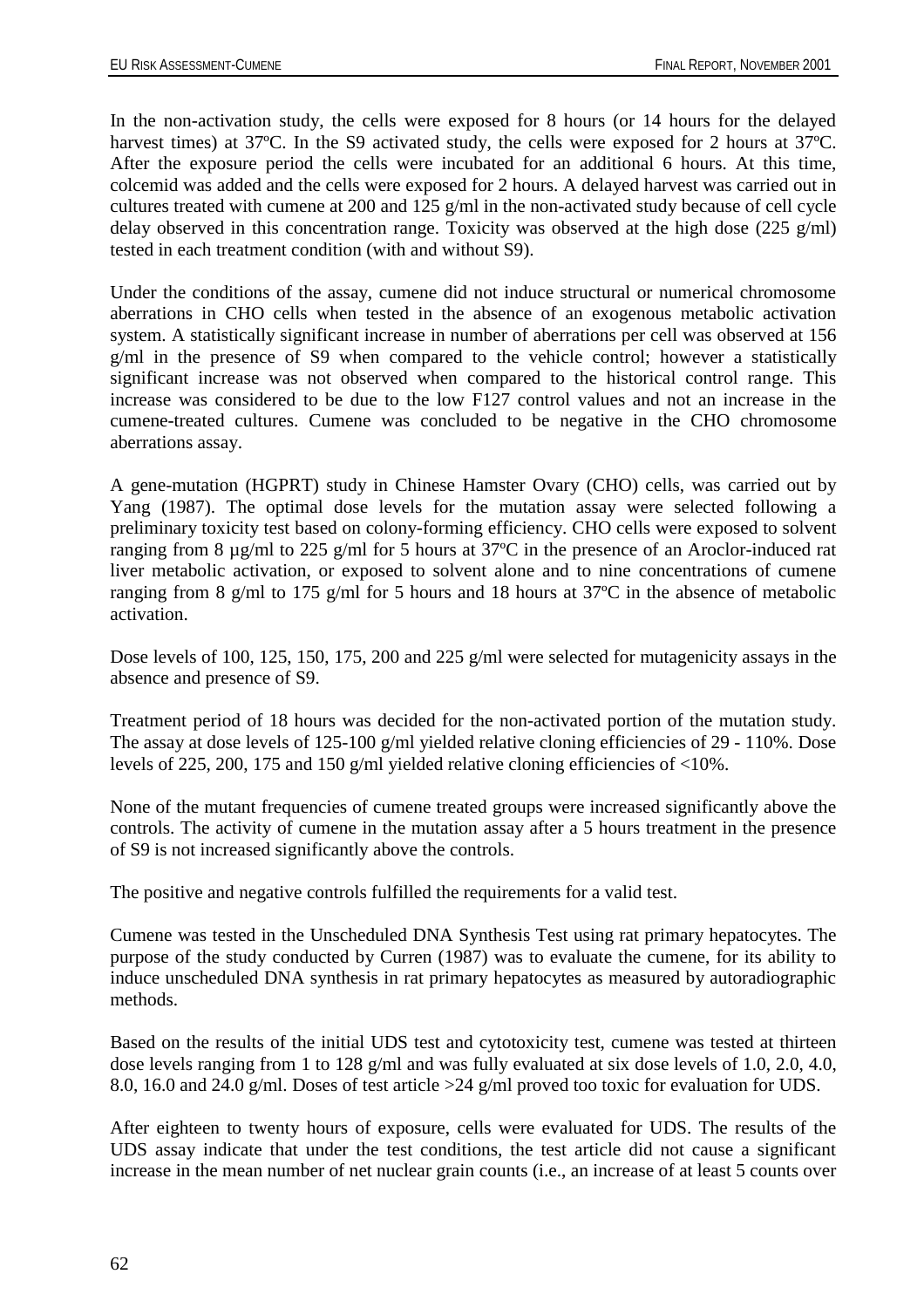In the non-activation study, the cells were exposed for 8 hours (or 14 hours for the delayed harvest times) at 37ºC. In the S9 activated study, the cells were exposed for 2 hours at 37ºC. After the exposure period the cells were incubated for an additional 6 hours. At this time, colcemid was added and the cells were exposed for 2 hours. A delayed harvest was carried out in cultures treated with cumene at 200 and 125 g/ml in the non-activated study because of cell cycle delay observed in this concentration range. Toxicity was observed at the high dose (225 g/ml) tested in each treatment condition (with and without S9).

Under the conditions of the assay, cumene did not induce structural or numerical chromosome aberrations in CHO cells when tested in the absence of an exogenous metabolic activation system. A statistically significant increase in number of aberrations per cell was observed at 156 g/ml in the presence of S9 when compared to the vehicle control; however a statistically significant increase was not observed when compared to the historical control range. This increase was considered to be due to the low F127 control values and not an increase in the cumene-treated cultures. Cumene was concluded to be negative in the CHO chromosome aberrations assay.

A gene-mutation (HGPRT) study in Chinese Hamster Ovary (CHO) cells, was carried out by Yang (1987). The optimal dose levels for the mutation assay were selected following a preliminary toxicity test based on colony-forming efficiency. CHO cells were exposed to solvent ranging from 8 µg/ml to 225 g/ml for 5 hours at 37ºC in the presence of an Aroclor-induced rat liver metabolic activation, or exposed to solvent alone and to nine concentrations of cumene ranging from 8 g/ml to 175 g/ml for 5 hours and 18 hours at 37ºC in the absence of metabolic activation.

Dose levels of 100, 125, 150, 175, 200 and 225 g/ml were selected for mutagenicity assays in the absence and presence of S9.

Treatment period of 18 hours was decided for the non-activated portion of the mutation study. The assay at dose levels of 125-100 g/ml yielded relative cloning efficiencies of 29 - 110%. Dose levels of 225, 200, 175 and 150 g/ml yielded relative cloning efficiencies of <10%.

None of the mutant frequencies of cumene treated groups were increased significantly above the controls. The activity of cumene in the mutation assay after a 5 hours treatment in the presence of S9 is not increased significantly above the controls.

The positive and negative controls fulfilled the requirements for a valid test.

Cumene was tested in the Unscheduled DNA Synthesis Test using rat primary hepatocytes. The purpose of the study conducted by Curren (1987) was to evaluate the cumene, for its ability to induce unscheduled DNA synthesis in rat primary hepatocytes as measured by autoradiographic methods.

Based on the results of the initial UDS test and cytotoxicity test, cumene was tested at thirteen dose levels ranging from 1 to 128 g/ml and was fully evaluated at six dose levels of 1.0, 2.0, 4.0, 8.0, 16.0 and 24.0 g/ml. Doses of test article >24 g/ml proved too toxic for evaluation for UDS.

After eighteen to twenty hours of exposure, cells were evaluated for UDS. The results of the UDS assay indicate that under the test conditions, the test article did not cause a significant increase in the mean number of net nuclear grain counts (i.e., an increase of at least 5 counts over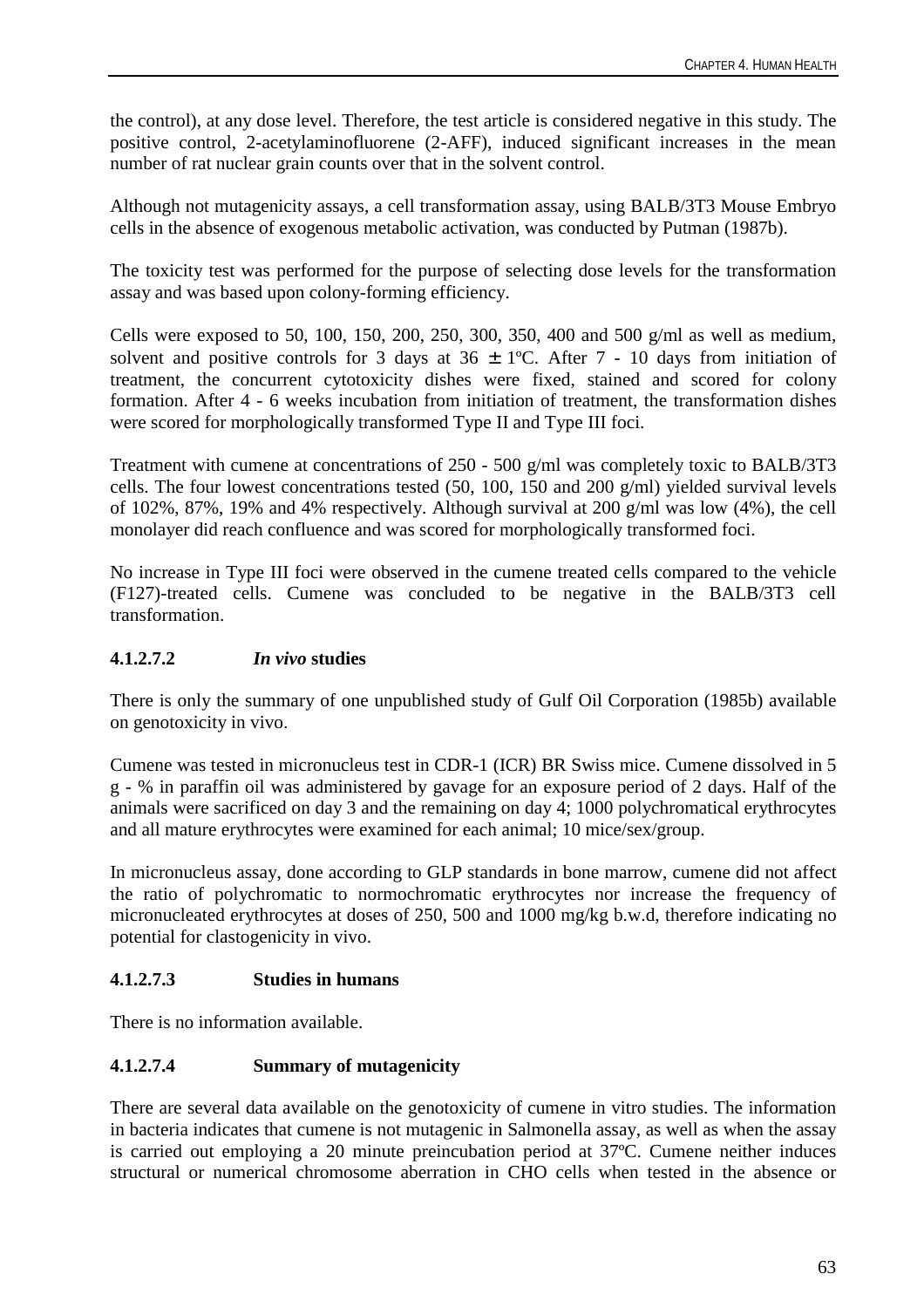the control), at any dose level. Therefore, the test article is considered negative in this study. The positive control, 2-acetylaminofluorene (2-AFF), induced significant increases in the mean number of rat nuclear grain counts over that in the solvent control.

Although not mutagenicity assays, a cell transformation assay, using BALB/3T3 Mouse Embryo cells in the absence of exogenous metabolic activation, was conducted by Putman (1987b).

The toxicity test was performed for the purpose of selecting dose levels for the transformation assay and was based upon colony-forming efficiency.

Cells were exposed to 50, 100, 150, 200, 250, 300, 350, 400 and 500 g/ml as well as medium, solvent and positive controls for 3 days at 36 ± 1ºC. After 7 - 10 days from initiation of treatment, the concurrent cytotoxicity dishes were fixed, stained and scored for colony formation. After 4 - 6 weeks incubation from initiation of treatment, the transformation dishes were scored for morphologically transformed Type II and Type III foci.

Treatment with cumene at concentrations of 250 - 500 g/ml was completely toxic to BALB/3T3 cells. The four lowest concentrations tested (50, 100, 150 and 200 g/ml) yielded survival levels of 102%, 87%, 19% and 4% respectively. Although survival at 200 g/ml was low (4%), the cell monolayer did reach confluence and was scored for morphologically transformed foci.

No increase in Type III foci were observed in the cumene treated cells compared to the vehicle (F127)-treated cells. Cumene was concluded to be negative in the BALB/3T3 cell transformation.

#### 4.1.2.7.2 *In vivo* studies

There is only the summary of one unpublished study of Gulf Oil Corporation (1985b) available on genotoxicity in vivo.

Cumene was tested in micronucleus test in CDR-1 (ICR) BR Swiss mice. Cumene dissolved in 5 g - % in paraffin oil was administered by gavage for an exposure period of 2 days. Half of the animals were sacrificed on day 3 and the remaining on day 4; 1000 polychromatical erythrocytes and all mature erythrocytes were examined for each animal; 10 mice/sex/group.

In micronucleus assay, done according to GLP standards in bone marrow, cumene did not affect the ratio of polychromatic to normochromatic erythrocytes nor increase the frequency of micronucleated erythrocytes at doses of 250, 500 and 1000 mg/kg b.w.d, therefore indicating no potential for clastogenicity in vivo.

#### 4.1.2.7.3 Studies in humans

There is no information available.

#### 4.1.2.7.4 Summary of mutagenicity

There are several data available on the genotoxicity of cumene in vitro studies. The information in bacteria indicates that cumene is not mutagenic in Salmonella assay, as well as when the assay is carried out employing a 20 minute preincubation period at 37ºC. Cumene neither induces structural or numerical chromosome aberration in CHO cells when tested in the absence or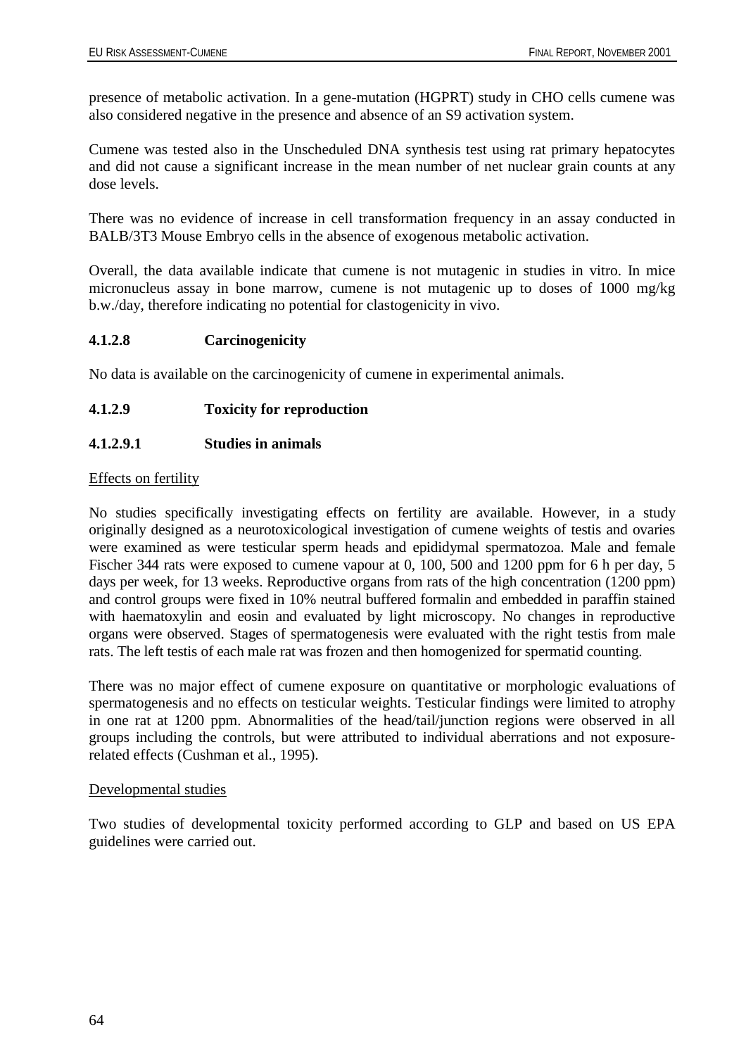presence of metabolic activation. In a gene-mutation (HGPRT) study in CHO cells cumene was also considered negative in the presence and absence of an S9 activation system.

Cumene was tested also in the Unscheduled DNA synthesis test using rat primary hepatocytes and did not cause a significant increase in the mean number of net nuclear grain counts at any dose levels.

There was no evidence of increase in cell transformation frequency in an assay conducted in BALB/3T3 Mouse Embryo cells in the absence of exogenous metabolic activation.

Overall, the data available indicate that cumene is not mutagenic in studies in vitro. In mice micronucleus assay in bone marrow, cumene is not mutagenic up to doses of 1000 mg/kg b.w./day, therefore indicating no potential for clastogenicity in vivo.

### 4.1.2.8 Carcinogenicity

No data is available on the carcinogenicity of cumene in experimental animals.

### 4.1.2.9 Toxicity for reproduction

#### 4.1.2.9.1 Studies in animals

Effects on fertility

No studies specifically investigating effects on fertility are available. However, in a study originally designed as a neurotoxicological investigation of cumene weights of testis and ovaries were examined as were testicular sperm heads and epididymal spermatozoa. Male and female Fischer 344 rats were exposed to cumene vapour at 0, 100, 500 and 1200 ppm for 6 h per day, 5 days per week, for 13 weeks. Reproductive organs from rats of the high concentration (1200 ppm) and control groups were fixed in 10% neutral buffered formalin and embedded in paraffin stained with haematoxylin and eosin and evaluated by light microscopy. No changes in reproductive organs were observed. Stages of spermatogenesis were evaluated with the right testis from male rats. The left testis of each male rat was frozen and then homogenized for spermatid counting.

There was no major effect of cumene exposure on quantitative or morphologic evaluations of spermatogenesis and no effects on testicular weights. Testicular findings were limited to atrophy in one rat at 1200 ppm. Abnormalities of the head/tail/junction regions were observed in all groups including the controls, but were attributed to individual aberrations and not exposure-related effects (Cushman et al., 1995).

Developmental studies

Two studies of developmental toxicity performed according to GLP and based on US EPA guidelines were carried out.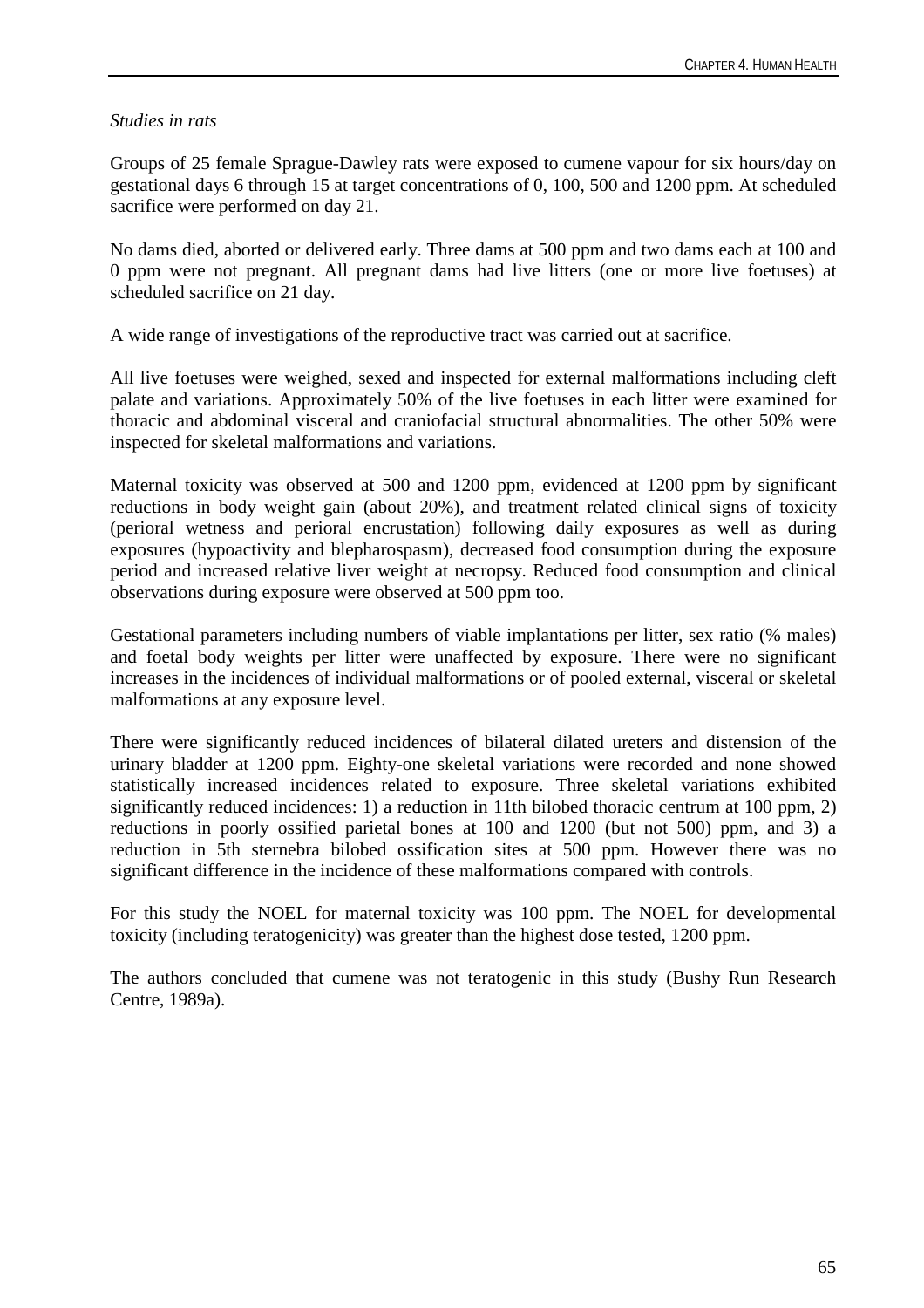*Studies in rats*

Groups of 25 female Sprague-Dawley rats were exposed to cumene vapour for six hours/day on gestational days 6 through 15 at target concentrations of 0, 100, 500 and 1200 ppm. At scheduled sacrifice were performed on day 21.

No dams died, aborted or delivered early. Three dams at 500 ppm and two dams each at 100 and 0 ppm were not pregnant. All pregnant dams had live litters (one or more live foetuses) at scheduled sacrifice on 21 day.

A wide range of investigations of the reproductive tract was carried out at sacrifice.

All live foetuses were weighed, sexed and inspected for external malformations including cleft palate and variations. Approximately 50% of the live foetuses in each litter were examined for thoracic and abdominal visceral and craniofacial structural abnormalities. The other 50% were inspected for skeletal malformations and variations.

Maternal toxicity was observed at 500 and 1200 ppm, evidenced at 1200 ppm by significant reductions in body weight gain (about 20%), and treatment related clinical signs of toxicity (perioral wetness and perioral encrustation) following daily exposures as well as during exposures (hypoactivity and blepharospasm), decreased food consumption during the exposure period and increased relative liver weight at necropsy. Reduced food consumption and clinical observations during exposure were observed at 500 ppm too.

Gestational parameters including numbers of viable implantations per litter, sex ratio (% males) and foetal body weights per litter were unaffected by exposure. There were no significant increases in the incidences of individual malformations or of pooled external, visceral or skeletal malformations at any exposure level.

There were significantly reduced incidences of bilateral dilated ureters and distension of the urinary bladder at 1200 ppm. Eighty-one skeletal variations were recorded and none showed statistically increased incidences related to exposure. Three skeletal variations exhibited significantly reduced incidences: 1) a reduction in 11th bilobed thoracic centrum at 100 ppm, 2) reductions in poorly ossified parietal bones at 100 and 1200 (but not 500) ppm, and 3) a reduction in 5th sternebra bilobed ossification sites at 500 ppm. However there was no significant difference in the incidence of these malformations compared with controls.

For this study the NOEL for maternal toxicity was 100 ppm. The NOEL for developmental toxicity (including teratogenicity) was greater than the highest dose tested, 1200 ppm.

The authors concluded that cumene was not teratogenic in this study (Bushy Run Research Centre, 1989a).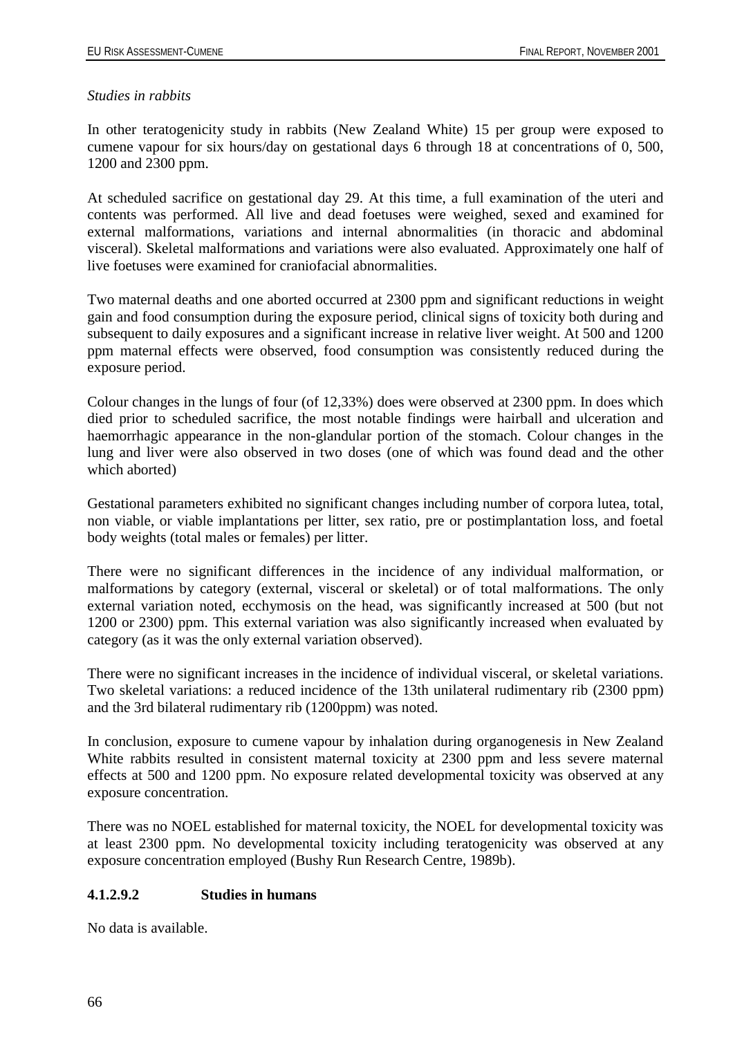*Studies in rabbits*

In other teratogenicity study in rabbits (New Zealand White) 15 per group were exposed to cumene vapour for six hours/day on gestational days 6 through 18 at concentrations of 0, 500, 1200 and 2300 ppm.

At scheduled sacrifice on gestational day 29. At this time, a full examination of the uteri and contents was performed. All live and dead foetuses were weighed, sexed and examined for external malformations, variations and internal abnormalities (in thoracic and abdominal visceral). Skeletal malformations and variations were also evaluated. Approximately one half of live foetuses were examined for craniofacial abnormalities.

Two maternal deaths and one aborted occurred at 2300 ppm and significant reductions in weight gain and food consumption during the exposure period, clinical signs of toxicity both during and subsequent to daily exposures and a significant increase in relative liver weight. At 500 and 1200 ppm maternal effects were observed, food consumption was consistently reduced during the exposure period.

Colour changes in the lungs of four (of 12,33%) does were observed at 2300 ppm. In does which died prior to scheduled sacrifice, the most notable findings were hairball and ulceration and haemorrhagic appearance in the non-glandular portion of the stomach. Colour changes in the lung and liver were also observed in two doses (one of which was found dead and the other which aborted)

Gestational parameters exhibited no significant changes including number of corpora lutea, total, non viable, or viable implantations per litter, sex ratio, pre or postimplantation loss, and foetal body weights (total males or females) per litter.

There were no significant differences in the incidence of any individual malformation, or malformations by category (external, visceral or skeletal) or of total malformations. The only external variation noted, ecchymosis on the head, was significantly increased at 500 (but not 1200 or 2300) ppm. This external variation was also significantly increased when evaluated by category (as it was the only external variation observed).

There were no significant increases in the incidence of individual visceral, or skeletal variations. Two skeletal variations: a reduced incidence of the 13th unilateral rudimentary rib (2300 ppm) and the 3rd bilateral rudimentary rib (1200ppm) was noted.

In conclusion, exposure to cumene vapour by inhalation during organogenesis in New Zealand White rabbits resulted in consistent maternal toxicity at 2300 ppm and less severe maternal effects at 500 and 1200 ppm. No exposure related developmental toxicity was observed at any exposure concentration.

There was no NOEL established for maternal toxicity, the NOEL for developmental toxicity was at least 2300 ppm. No developmental toxicity including teratogenicity was observed at any exposure concentration employed (Bushy Run Research Centre, 1989b).

#### 4.1.2.9.2 Studies in humans

No data is available.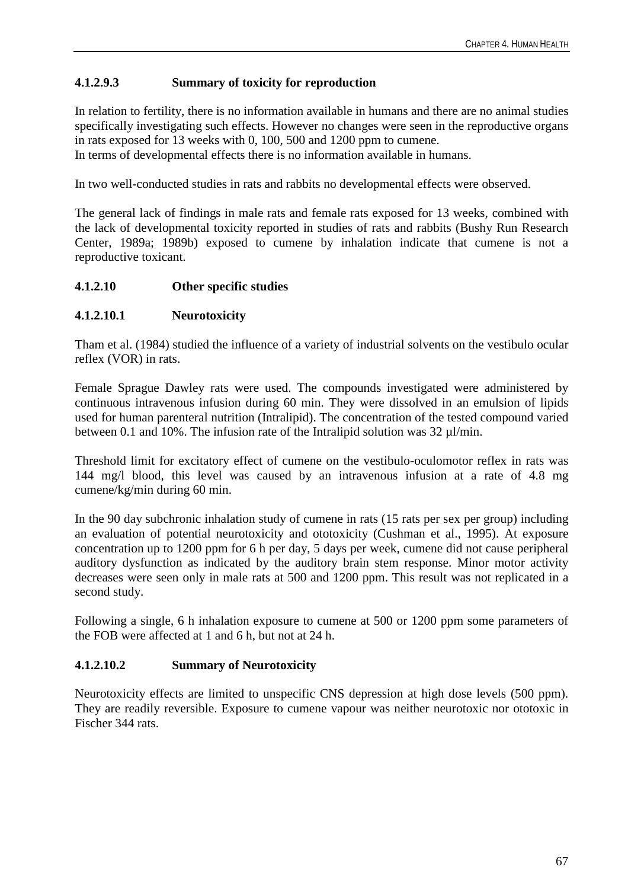#### 4.1.2.9.3 Summary of toxicity for reproduction

In relation to fertility, there is no information available in humans and there are no animal studies specifically investigating such effects. However no changes were seen in the reproductive organs in rats exposed for 13 weeks with 0, 100, 500 and 1200 ppm to cumene.
In terms of developmental effects there is no information available in humans.

In two well-conducted studies in rats and rabbits no developmental effects were observed.

The general lack of findings in male rats and female rats exposed for 13 weeks, combined with the lack of developmental toxicity reported in studies of rats and rabbits (Bushy Run Research Center, 1989a; 1989b) exposed to cumene by inhalation indicate that cumene is not a reproductive toxicant.

### 4.1.2.10 Other specific studies

#### 4.1.2.10.1 Neurotoxicity

Tham et al. (1984) studied the influence of a variety of industrial solvents on the vestibulo ocular reflex (VOR) in rats.

Female Sprague Dawley rats were used. The compounds investigated were administered by continuous intravenous infusion during 60 min. They were dissolved in an emulsion of lipids used for human parenteral nutrition (Intralipid). The concentration of the tested compound varied between 0.1 and 10%. The infusion rate of the Intralipid solution was 32 µl/min.

Threshold limit for excitatory effect of cumene on the vestibulo-oculomotor reflex in rats was 144 mg/l blood, this level was caused by an intravenous infusion at a rate of 4.8 mg cumene/kg/min during 60 min.

In the 90 day subchronic inhalation study of cumene in rats (15 rats per sex per group) including an evaluation of potential neurotoxicity and ototoxicity (Cushman et al., 1995). At exposure concentration up to 1200 ppm for 6 h per day, 5 days per week, cumene did not cause peripheral auditory dysfunction as indicated by the auditory brain stem response. Minor motor activity decreases were seen only in male rats at 500 and 1200 ppm. This result was not replicated in a second study.

Following a single, 6 h inhalation exposure to cumene at 500 or 1200 ppm some parameters of the FOB were affected at 1 and 6 h, but not at 24 h.

#### 4.1.2.10.2 Summary of Neurotoxicity

Neurotoxicity effects are limited to unspecific CNS depression at high dose levels (500 ppm). They are readily reversible. Exposure to cumene vapour was neither neurotoxic nor ototoxic in Fischer 344 rats.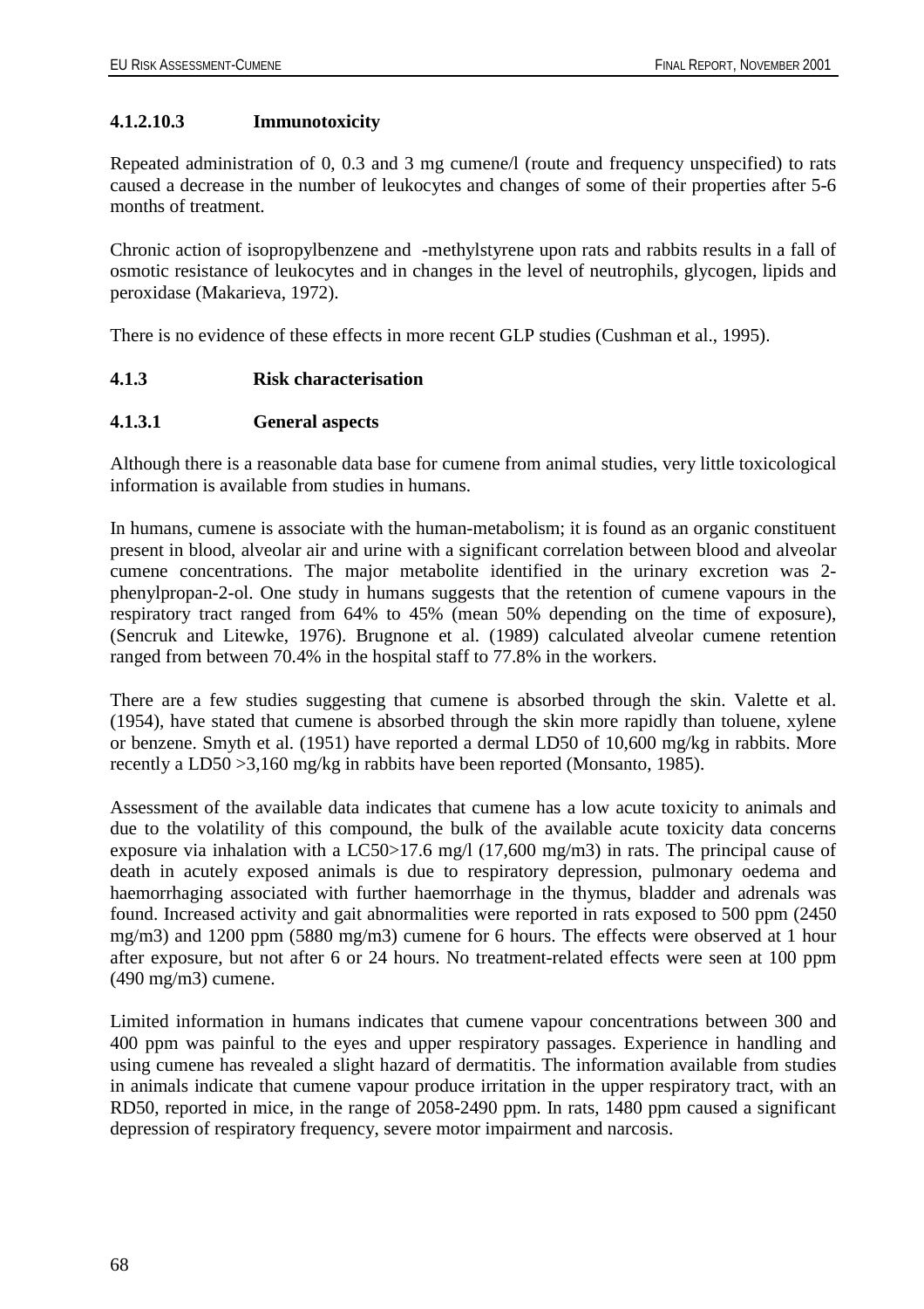#### 4.1.2.10.3 Immunotoxicity

Repeated administration of 0, 0.3 and 3 mg cumene/l (route and frequency unspecified) to rats caused a decrease in the number of leukocytes and changes of some of their properties after 5-6 months of treatment.

Chronic action of isopropylbenzene and -methylstyrene upon rats and rabbits results in a fall of osmotic resistance of leukocytes and in changes in the level of neutrophils, glycogen, lipids and peroxidase (Makarieva, 1972).

There is no evidence of these effects in more recent GLP studies (Cushman et al., 1995).

### 4.1.3 Risk characterisation

#### 4.1.3.1 General aspects

Although there is a reasonable data base for cumene from animal studies, very little toxicological information is available from studies in humans.

In humans, cumene is associate with the human-metabolism; it is found as an organic constituent present in blood, alveolar air and urine with a significant correlation between blood and alveolar cumene concentrations. The major metabolite identified in the urinary excretion was 2-phenylpropan-2-ol. One study in humans suggests that the retention of cumene vapours in the respiratory tract ranged from 64% to 45% (mean 50% depending on the time of exposure), (Sencruk and Litewke, 1976). Brugnone et al. (1989) calculated alveolar cumene retention ranged from between 70.4% in the hospital staff to 77.8% in the workers.

There are a few studies suggesting that cumene is absorbed through the skin. Valette et al. (1954), have stated that cumene is absorbed through the skin more rapidly than toluene, xylene or benzene. Smyth et al. (1951) have reported a dermal LD50 of 10,600 mg/kg in rabbits. More recently a LD50 >3,160 mg/kg in rabbits have been reported (Monsanto, 1985).

Assessment of the available data indicates that cumene has a low acute toxicity to animals and due to the volatility of this compound, the bulk of the available acute toxicity data concerns exposure via inhalation with a LC50>17.6 mg/l (17,600 mg/m3) in rats. The principal cause of death in acutely exposed animals is due to respiratory depression, pulmonary oedema and haemorrhaging associated with further haemorrhage in the thymus, bladder and adrenals was found. Increased activity and gait abnormalities were reported in rats exposed to 500 ppm (2450 mg/m3) and 1200 ppm (5880 mg/m3) cumene for 6 hours. The effects were observed at 1 hour after exposure, but not after 6 or 24 hours. No treatment-related effects were seen at 100 ppm (490 mg/m3) cumene.

Limited information in humans indicates that cumene vapour concentrations between 300 and 400 ppm was painful to the eyes and upper respiratory passages. Experience in handling and using cumene has revealed a slight hazard of dermatitis. The information available from studies in animals indicate that cumene vapour produce irritation in the upper respiratory tract, with an RD50, reported in mice, in the range of 2058-2490 ppm. In rats, 1480 ppm caused a significant depression of respiratory frequency, severe motor impairment and narcosis.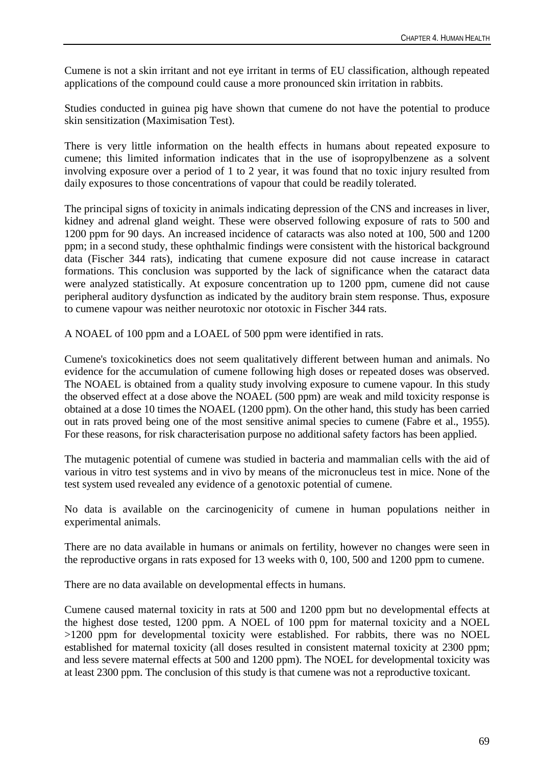Cumene is not a skin irritant and not eye irritant in terms of EU classification, although repeated applications of the compound could cause a more pronounced skin irritation in rabbits.

Studies conducted in guinea pig have shown that cumene do not have the potential to produce skin sensitization (Maximisation Test).

There is very little information on the health effects in humans about repeated exposure to cumene; this limited information indicates that in the use of isopropylbenzene as a solvent involving exposure over a period of 1 to 2 year, it was found that no toxic injury resulted from daily exposures to those concentrations of vapour that could be readily tolerated.

The principal signs of toxicity in animals indicating depression of the CNS and increases in liver, kidney and adrenal gland weight. These were observed following exposure of rats to 500 and 1200 ppm for 90 days. An increased incidence of cataracts was also noted at 100, 500 and 1200 ppm; in a second study, these ophthalmic findings were consistent with the historical background data (Fischer 344 rats), indicating that cumene exposure did not cause increase in cataract formations. This conclusion was supported by the lack of significance when the cataract data were analyzed statistically. At exposure concentration up to 1200 ppm, cumene did not cause peripheral auditory dysfunction as indicated by the auditory brain stem response. Thus, exposure to cumene vapour was neither neurotoxic nor ototoxic in Fischer 344 rats.

A NOAEL of 100 ppm and a LOAEL of 500 ppm were identified in rats.

Cumene's toxicokinetics does not seem qualitatively different between human and animals. No evidence for the accumulation of cumene following high doses or repeated doses was observed. The NOAEL is obtained from a quality study involving exposure to cumene vapour. In this study the observed effect at a dose above the NOAEL (500 ppm) are weak and mild toxicity response is obtained at a dose 10 times the NOAEL (1200 ppm). On the other hand, this study has been carried out in rats proved being one of the most sensitive animal species to cumene (Fabre et al., 1955). For these reasons, for risk characterisation purpose no additional safety factors has been applied.

The mutagenic potential of cumene was studied in bacteria and mammalian cells with the aid of various in vitro test systems and in vivo by means of the micronucleus test in mice. None of the test system used revealed any evidence of a genotoxic potential of cumene.

No data is available on the carcinogenicity of cumene in human populations neither in experimental animals.

There are no data available in humans or animals on fertility, however no changes were seen in the reproductive organs in rats exposed for 13 weeks with 0, 100, 500 and 1200 ppm to cumene.

There are no data available on developmental effects in humans.

Cumene caused maternal toxicity in rats at 500 and 1200 ppm but no developmental effects at the highest dose tested, 1200 ppm. A NOEL of 100 ppm for maternal toxicity and a NOEL >1200 ppm for developmental toxicity were established. For rabbits, there was no NOEL established for maternal toxicity (all doses resulted in consistent maternal toxicity at 2300 ppm; and less severe maternal effects at 500 and 1200 ppm). The NOEL for developmental toxicity was at least 2300 ppm. The conclusion of this study is that cumene was not a reproductive toxicant.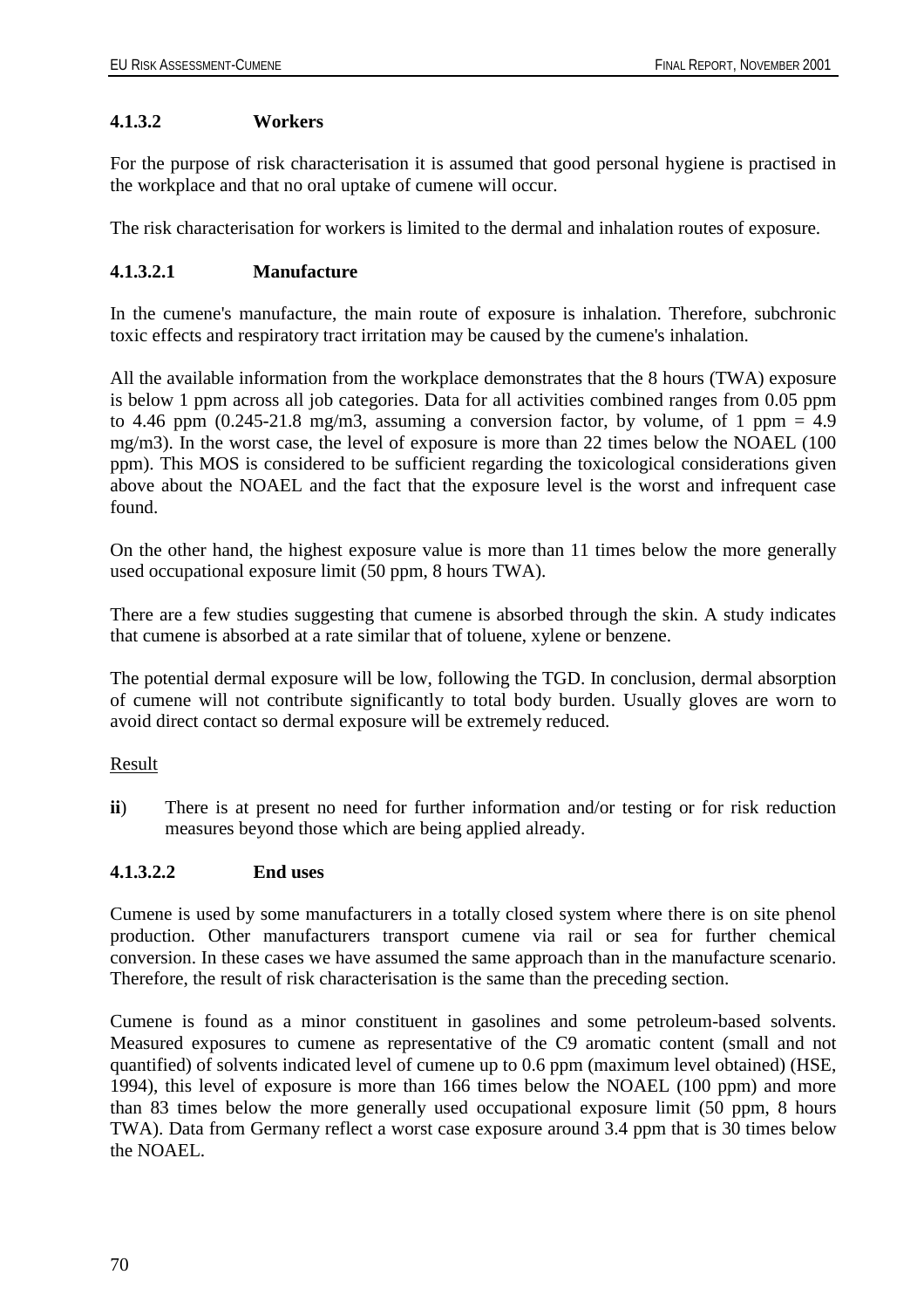#### 4.1.3.2 Workers

For the purpose of risk characterisation it is assumed that good personal hygiene is practised in the workplace and that no oral uptake of cumene will occur.

The risk characterisation for workers is limited to the dermal and inhalation routes of exposure.

##### 4.1.3.2.1 Manufacture

In the cumene's manufacture, the main route of exposure is inhalation. Therefore, subchronic toxic effects and respiratory tract irritation may be caused by the cumene's inhalation.

All the available information from the workplace demonstrates that the 8 hours (TWA) exposure is below 1 ppm across all job categories. Data for all activities combined ranges from 0.05 ppm to 4.46 ppm (0.245-21.8 mg/m3, assuming a conversion factor, by volume, of 1 ppm = 4.9 mg/m3). In the worst case, the level of exposure is more than 22 times below the NOAEL (100 ppm). This MOS is considered to be sufficient regarding the toxicological considerations given above about the NOAEL and the fact that the exposure level is the worst and infrequent case found.

On the other hand, the highest exposure value is more than 11 times below the more generally used occupational exposure limit (50 ppm, 8 hours TWA).

There are a few studies suggesting that cumene is absorbed through the skin. A study indicates that cumene is absorbed at a rate similar that of toluene, xylene or benzene.

The potential dermal exposure will be low, following the TGD. In conclusion, dermal absorption of cumene will not contribute significantly to total body burden. Usually gloves are worn to avoid direct contact so dermal exposure will be extremely reduced.

<u>Result</u>

**ii**) There is at present no need for further information and/or testing or for risk reduction measures beyond those which are being applied already.

##### 4.1.3.2.2 End uses

Cumene is used by some manufacturers in a totally closed system where there is on site phenol production. Other manufacturers transport cumene via rail or sea for further chemical conversion. In these cases we have assumed the same approach than in the manufacture scenario. Therefore, the result of risk characterisation is the same than the preceding section.

Cumene is found as a minor constituent in gasolines and some petroleum-based solvents. Measured exposures to cumene as representative of the C9 aromatic content (small and not quantified) of solvents indicated level of cumene up to 0.6 ppm (maximum level obtained) (HSE, 1994), this level of exposure is more than 166 times below the NOAEL (100 ppm) and more than 83 times below the more generally used occupational exposure limit (50 ppm, 8 hours TWA). Data from Germany reflect a worst case exposure around 3.4 ppm that is 30 times below the NOAEL.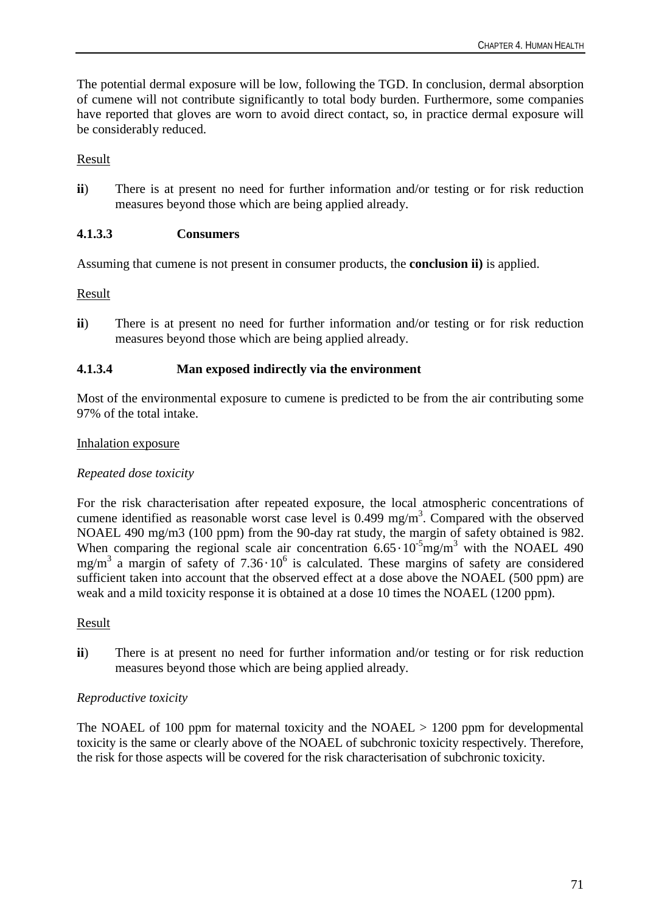The potential dermal exposure will be low, following the TGD. In conclusion, dermal absorption of cumene will not contribute significantly to total body burden. Furthermore, some companies have reported that gloves are worn to avoid direct contact, so, in practice dermal exposure will be considerably reduced.

Result

**ii**) There is at present no need for further information and/or testing or for risk reduction measures beyond those which are being applied already.

#### 4.1.3.3 Consumers

Assuming that cumene is not present in consumer products, the **conclusion ii)** is applied.

Result

**ii**) There is at present no need for further information and/or testing or for risk reduction measures beyond those which are being applied already.

#### 4.1.3.4 Man exposed indirectly via the environment

Most of the environmental exposure to cumene is predicted to be from the air contributing some 97% of the total intake.

Inhalation exposure

*Repeated dose toxicity*

For the risk characterisation after repeated exposure, the local atmospheric concentrations of cumene identified as reasonable worst case level is 0.499 $mg/m^3$. Compared with the observed NOAEL 490 mg/m3 (100 ppm) from the 90-day rat study, the margin of safety obtained is 982. When comparing the regional scale air concentration $6.65 \cdot 10^{-5} mg/m^3$ with the NOAEL 490 $mg/m^3$ a margin of safety of $7.36 \cdot 10^6$ is calculated. These margins of safety are considered sufficient taken into account that the observed effect at a dose above the NOAEL (500 ppm) are weak and a mild toxicity response it is obtained at a dose 10 times the NOAEL (1200 ppm).

Result

**ii**) There is at present no need for further information and/or testing or for risk reduction measures beyond those which are being applied already.

*Reproductive toxicity*

The NOAEL of 100 ppm for maternal toxicity and the NOAEL > 1200 ppm for developmental toxicity is the same or clearly above of the NOAEL of subchronic toxicity respectively. Therefore, the risk for those aspects will be covered for the risk characterisation of subchronic toxicity.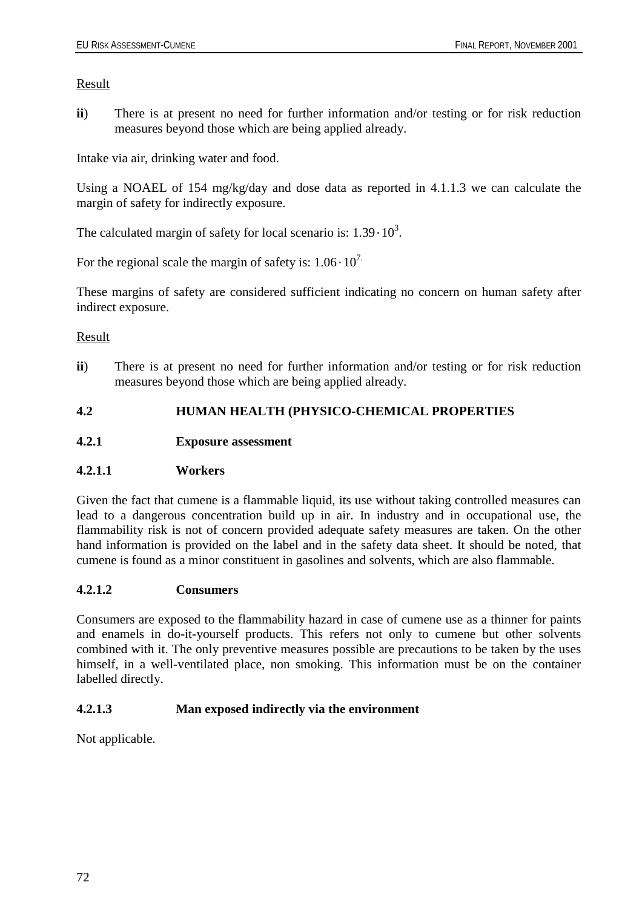Result

**ii**) There is at present no need for further information and/or testing or for risk reduction measures beyond those which are being applied already.

Intake via air, drinking water and food.

Using a NOAEL of 154 mg/kg/day and dose data as reported in 4.1.1.3 we can calculate the margin of safety for indirectly exposure.

The calculated margin of safety for local scenario is: $1.39 \cdot 10^3$.

For the regional scale the margin of safety is: $1.06 \cdot 10^{7.}$

These margins of safety are considered sufficient indicating no concern on human safety after indirect exposure.

Result

**ii**) There is at present no need for further information and/or testing or for risk reduction measures beyond those which are being applied already.

## 4.2 HUMAN HEALTH (PHYSICO-CHEMICAL PROPERTIES

### 4.2.1 Exposure assessment

#### 4.2.1.1 Workers

Given the fact that cumene is a flammable liquid, its use without taking controlled measures can lead to a dangerous concentration build up in air. In industry and in occupational use, the flammability risk is not of concern provided adequate safety measures are taken. On the other hand information is provided on the label and in the safety data sheet. It should be noted, that cumene is found as a minor constituent in gasolines and solvents, which are also flammable.

#### 4.2.1.2 Consumers

Consumers are exposed to the flammability hazard in case of cumene use as a thinner for paints and enamels in do-it-yourself products. This refers not only to cumene but other solvents combined with it. The only preventive measures possible are precautions to be taken by the uses himself, in a well-ventilated place, non smoking. This information must be on the container labelled directly.

#### 4.2.1.3 Man exposed indirectly via the environment

Not applicable.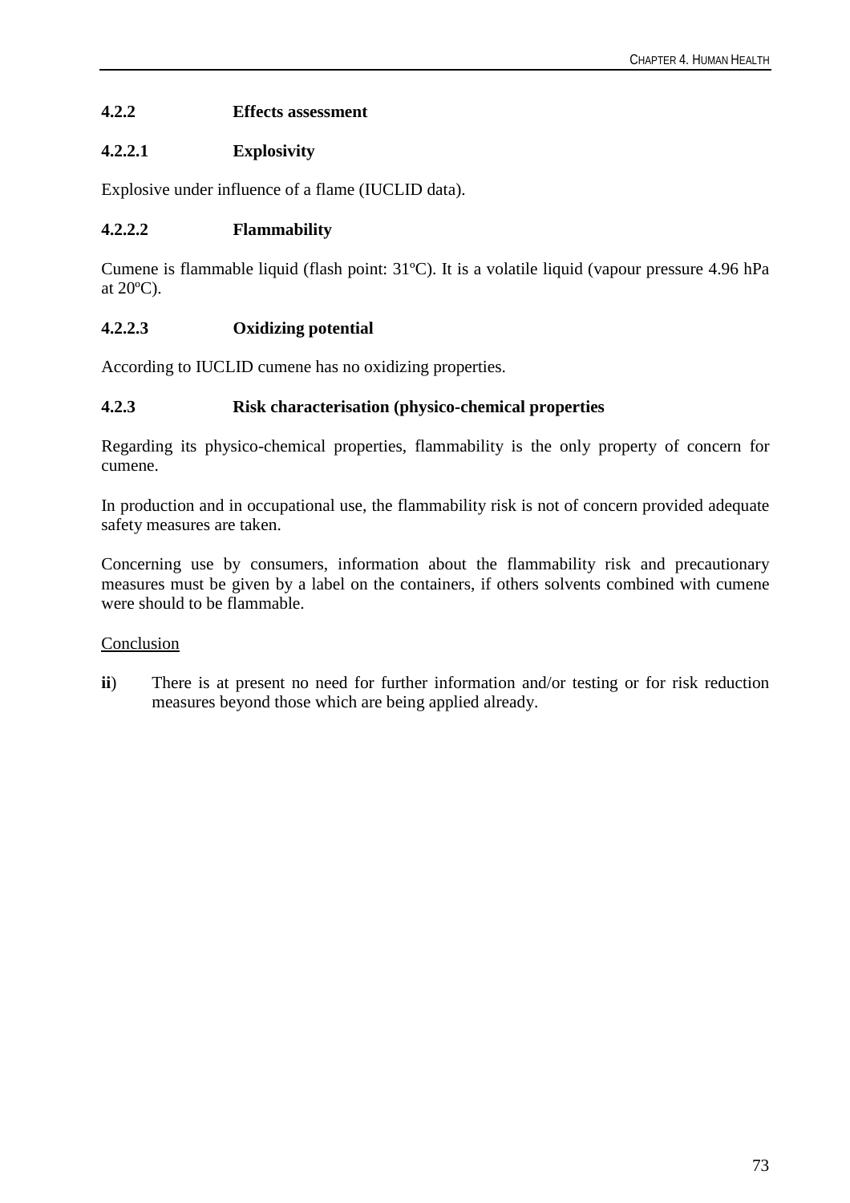### 4.2.2 Effects assessment

#### 4.2.2.1 Explosivity

Explosive under influence of a flame (IUCLID data).

#### 4.2.2.2 Flammability

Cumene is flammable liquid (flash point: 31ºC). It is a volatile liquid (vapour pressure 4.96 hPa at 20ºC).

#### 4.2.2.3 Oxidizing potential

According to IUCLID cumene has no oxidizing properties.

### 4.2.3 Risk characterisation (physico-chemical properties

Regarding its physico-chemical properties, flammability is the only property of concern for cumene.

In production and in occupational use, the flammability risk is not of concern provided adequate safety measures are taken.

Concerning use by consumers, information about the flammability risk and precautionary measures must be given by a label on the containers, if others solvents combined with cumene were should to be flammable.

<u>Conclusion</u>

**ii**) There is at present no need for further information and/or testing or for risk reduction measures beyond those which are being applied already.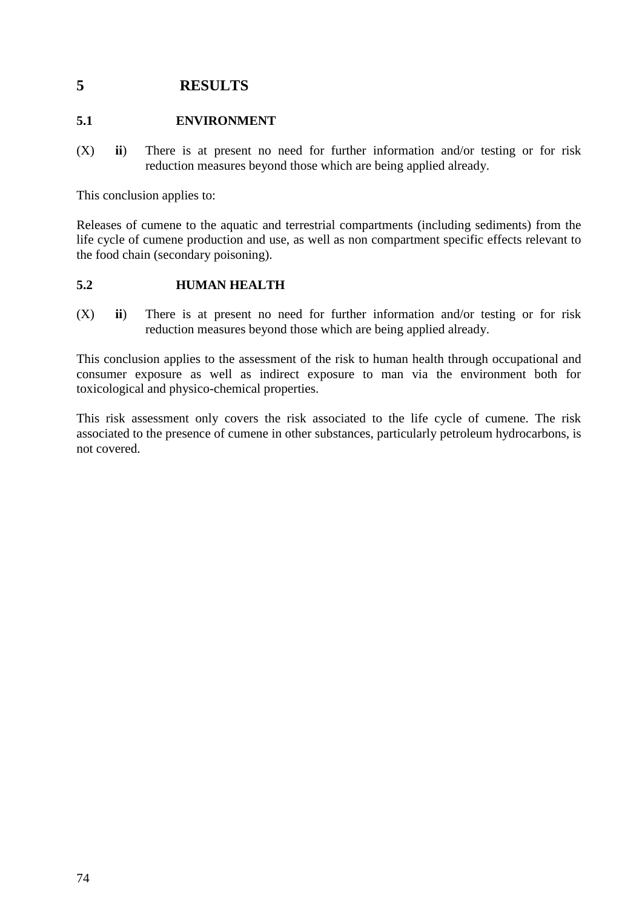# 5 RESULTS

## 5.1 ENVIRONMENT

(X) **ii**) There is at present no need for further information and/or testing or for risk reduction measures beyond those which are being applied already.

This conclusion applies to:

Releases of cumene to the aquatic and terrestrial compartments (including sediments) from the life cycle of cumene production and use, as well as non compartment specific effects relevant to the food chain (secondary poisoning).

## 5.2 HUMAN HEALTH

(X) **ii**) There is at present no need for further information and/or testing or for risk reduction measures beyond those which are being applied already.

This conclusion applies to the assessment of the risk to human health through occupational and consumer exposure as well as indirect exposure to man via the environment both for toxicological and physico-chemical properties.

This risk assessment only covers the risk associated to the life cycle of cumene. The risk associated to the presence of cumene in other substances, particularly petroleum hydrocarbons, is not covered.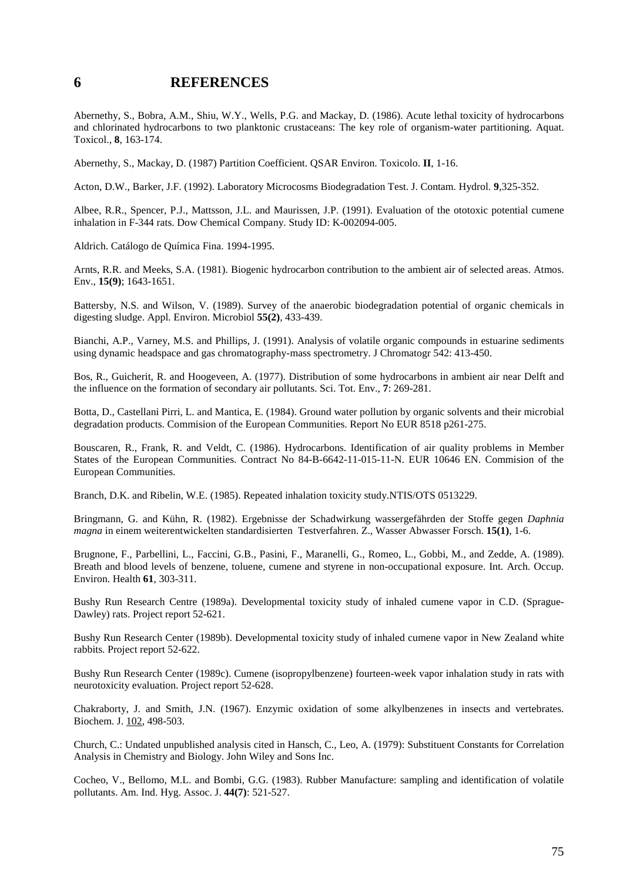# 6 REFERENCES

Abernethy, S., Bobra, A.M., Shiu, W.Y., Wells, P.G. and Mackay, D. (1986). Acute lethal toxicity of hydrocarbons and chlorinated hydrocarbons to two planktonic crustaceans: The key role of organism-water partitioning. Aquat. Toxicol., **8**, 163-174.

Abernethy, S., Mackay, D. (1987) Partition Coefficient. QSAR Environ. Toxicolo. **II**, 1-16.

Acton, D.W., Barker, J.F. (1992). Laboratory Microcosms Biodegradation Test. J. Contam. Hydrol. **9**,325-352.

Albee, R.R., Spencer, P.J., Mattsson, J.L. and Maurissen, J.P. (1991). Evaluation of the ototoxic potential cumene inhalation in F-344 rats. Dow Chemical Company. Study ID: K-002094-005.

Aldrich. Catálogo de Química Fina. 1994-1995.

Arnts, R.R. and Meeks, S.A. (1981). Biogenic hydrocarbon contribution to the ambient air of selected areas. Atmos. Env., **15(9)**; 1643-1651.

Battersby, N.S. and Wilson, V. (1989). Survey of the anaerobic biodegradation potential of organic chemicals in digesting sludge. Appl. Environ. Microbiol **55(2)**, 433-439.

Bianchi, A.P., Varney, M.S. and Phillips, J. (1991). Analysis of volatile organic compounds in estuarine sediments using dynamic headspace and gas chromatography-mass spectrometry. J Chromatogr 542: 413-450.

Bos, R., Guicherit, R. and Hoogeveen, A. (1977). Distribution of some hydrocarbons in ambient air near Delft and the influence on the formation of secondary air pollutants. Sci. Tot. Env., **7**: 269-281.

Botta, D., Castellani Pirri, L. and Mantica, E. (1984). Ground water pollution by organic solvents and their microbial degradation products. Commision of the European Communities. Report No EUR 8518 p261-275.

Bouscaren, R., Frank, R. and Veldt, C. (1986). Hydrocarbons. Identification of air quality problems in Member States of the European Communities. Contract No 84-B-6642-11-015-11-N. EUR 10646 EN. Commision of the European Communities.

Branch, D.K. and Ribelin, W.E. (1985). Repeated inhalation toxicity study.NTIS/OTS 0513229.

Bringmann, G. and Kühn, R. (1982). Ergebnisse der Schadwirkung wassergefährden der Stoffe gegen *Daphnia magna* in einem weiterentwickelten standardisierten Testverfahren. Z., Wasser Abwasser Forsch. **15(1)**, 1-6.

Brugnone, F., Parbellini, L., Faccini, G.B., Pasini, F., Maranelli, G., Romeo, L., Gobbi, M., and Zedde, A. (1989). Breath and blood levels of benzene, toluene, cumene and styrene in non-occupational exposure. Int. Arch. Occup. Environ. Health **61**, 303-311.

Bushy Run Research Centre (1989a). Developmental toxicity study of inhaled cumene vapor in C.D. (Sprague-Dawley) rats. Project report 52-621.

Bushy Run Research Center (1989b). Developmental toxicity study of inhaled cumene vapor in New Zealand white rabbits. Project report 52-622.

Bushy Run Research Center (1989c). Cumene (isopropylbenzene) fourteen-week vapor inhalation study in rats with neurotoxicity evaluation. Project report 52-628.

Chakraborty, J. and Smith, J.N. (1967). Enzymic oxidation of some alkylbenzenes in insects and vertebrates. Biochem. J. 102, 498-503.

Church, C.: Undated unpublished analysis cited in Hansch, C., Leo, A. (1979): Substituent Constants for Correlation Analysis in Chemistry and Biology. John Wiley and Sons Inc.

Cocheo, V., Bellomo, M.L. and Bombi, G.G. (1983). Rubber Manufacture: sampling and identification of volatile pollutants. Am. Ind. Hyg. Assoc. J. **44(7)**: 521-527.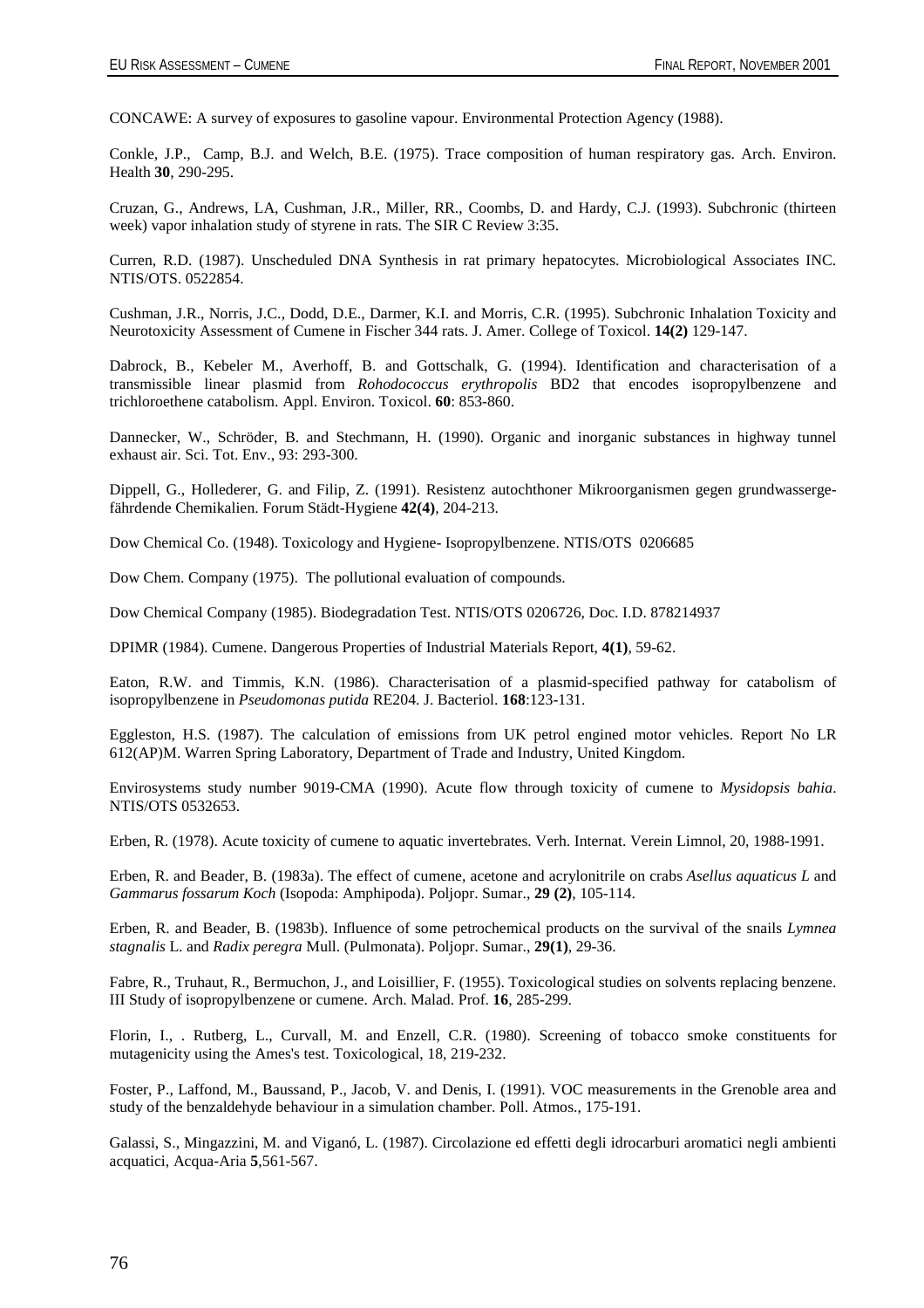CONCAWE: A survey of exposures to gasoline vapour. Environmental Protection Agency (1988).

Conkle, J.P., Camp, B.J. and Welch, B.E. (1975). Trace composition of human respiratory gas. Arch. Environ. Health **30**, 290-295.

Cruzan, G., Andrews, LA, Cushman, J.R., Miller, RR., Coombs, D. and Hardy, C.J. (1993). Subchronic (thirteen week) vapor inhalation study of styrene in rats. The SIR C Review 3:35.

Curren, R.D. (1987). Unscheduled DNA Synthesis in rat primary hepatocytes. Microbiological Associates INC. NTIS/OTS. 0522854.

Cushman, J.R., Norris, J.C., Dodd, D.E., Darmer, K.I. and Morris, C.R. (1995). Subchronic Inhalation Toxicity and Neurotoxicity Assessment of Cumene in Fischer 344 rats. J. Amer. College of Toxicol. **14(2)** 129-147.

Dabrock, B., Kebeler M., Averhoff, B. and Gottschalk, G. (1994). Identification and characterisation of a transmissible linear plasmid from *Rohodococcus erythropolis* BD2 that encodes isopropylbenzene and trichloroethene catabolism. Appl. Environ. Toxicol. **60**: 853-860.

Dannecker, W., Schröder, B. and Stechmann, H. (1990). Organic and inorganic substances in highway tunnel exhaust air. Sci. Tot. Env., 93: 293-300.

Dippell, G., Hollederer, G. and Filip, Z. (1991). Resistenz autochthoner Mikroorganismen gegen grundwassergefährdende Chemikalien. Forum Städt-Hygiene **42(4)**, 204-213.

Dow Chemical Co. (1948). Toxicology and Hygiene- Isopropylbenzene. NTIS/OTS 0206685

Dow Chem. Company (1975). The pollutional evaluation of compounds.

Dow Chemical Company (1985). Biodegradation Test. NTIS/OTS 0206726, Doc. I.D. 878214937

DPIMR (1984). Cumene. Dangerous Properties of Industrial Materials Report, **4(1)**, 59-62.

Eaton, R.W. and Timmis, K.N. (1986). Characterisation of a plasmid-specified pathway for catabolism of isopropylbenzene in *Pseudomonas putida* RE204. J. Bacteriol. **168**:123-131.

Eggleston, H.S. (1987). The calculation of emissions from UK petrol engined motor vehicles. Report No LR 612(AP)M. Warren Spring Laboratory, Department of Trade and Industry, United Kingdom.

Envirosystems study number 9019-CMA (1990). Acute flow through toxicity of cumene to *Mysidopsis bahia*. NTIS/OTS 0532653.

Erben, R. (1978). Acute toxicity of cumene to aquatic invertebrates. Verh. Internat. Verein Limnol, 20, 1988-1991.

Erben, R. and Beader, B. (1983a). The effect of cumene, acetone and acrylonitrile on crabs *Asellus aquaticus L* and *Gammarus fossarum Koch* (Isopoda: Amphipoda). Poljopr. Sumar., **29 (2)**, 105-114.

Erben, R. and Beader, B. (1983b). Influence of some petrochemical products on the survival of the snails *Lymnea stagnalis* L. and *Radix peregra* Mull. (Pulmonata). Poljopr. Sumar., **29(1)**, 29-36.

Fabre, R., Truhaut, R., Bermuchon, J., and Loisillier, F. (1955). Toxicological studies on solvents replacing benzene. III Study of isopropylbenzene or cumene. Arch. Malad. Prof. **16**, 285-299.

Florin, I., . Rutberg, L., Curvall, M. and Enzell, C.R. (1980). Screening of tobacco smoke constituents for mutagenicity using the Ames's test. Toxicological, 18, 219-232.

Foster, P., Laffond, M., Baussand, P., Jacob, V. and Denis, I. (1991). VOC measurements in the Grenoble area and study of the benzaldehyde behaviour in a simulation chamber. Poll. Atmos., 175-191.

Galassi, S., Mingazzini, M. and Viganó, L. (1987). Circolazione ed effetti degli idrocarburi aromatici negli ambienti acquatici, Acqua-Aria **5**,561-567.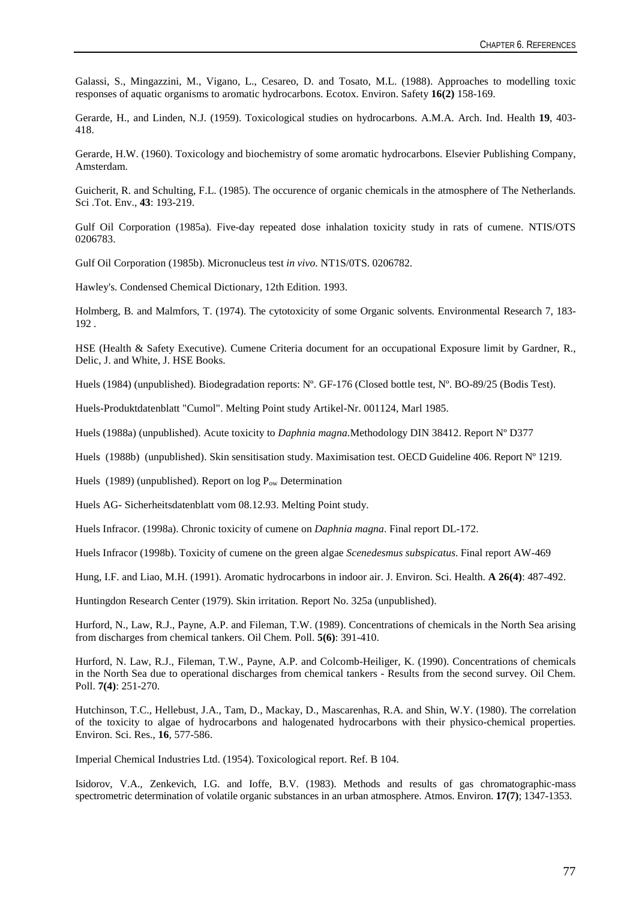Galassi, S., Mingazzini, M., Vigano, L., Cesareo, D. and Tosato, M.L. (1988). Approaches to modelling toxic responses of aquatic organisms to aromatic hydrocarbons. Ecotox. Environ. Safety **16(2)** 158-169.

Gerarde, H., and Linden, N.J. (1959). Toxicological studies on hydrocarbons. A.M.A. Arch. Ind. Health **19**, 403-418.

Gerarde, H.W. (1960). Toxicology and biochemistry of some aromatic hydrocarbons. Elsevier Publishing Company, Amsterdam.

Guicherit, R. and Schulting, F.L. (1985). The occurence of organic chemicals in the atmosphere of The Netherlands. Sci .Tot. Env., **43**: 193-219.

Gulf Oil Corporation (1985a). Five-day repeated dose inhalation toxicity study in rats of cumene. NTIS/OTS 0206783.

Gulf Oil Corporation (1985b). Micronucleus test *in vivo*. NT1S/0TS. 0206782.

Hawley's. Condensed Chemical Dictionary, 12th Edition. 1993.

Holmberg, B. and Malmfors, T. (1974). The cytotoxicity of some Organic solvents. Environmental Research 7, 183-192 .

HSE (Health & Safety Executive). Cumene Criteria document for an occupational Exposure limit by Gardner, R., Delic, J. and White, J. HSE Books.

Huels (1984) (unpublished). Biodegradation reports: Nº. GF-176 (Closed bottle test, Nº. BO-89/25 (Bodis Test).

Huels-Produktdatenblatt "Cumol". Melting Point study Artikel-Nr. 001124, Marl 1985.

Huels (1988a) (unpublished). Acute toxicity to *Daphnia magna*.Methodology DIN 38412. Report Nº D377

Huels (1988b) (unpublished). Skin sensitisation study. Maximisation test. OECD Guideline 406. Report Nº 1219.

Huels (1989) (unpublished). Report on log $P_{ow}$ Determination

Huels AG- Sicherheitsdatenblatt vom 08.12.93. Melting Point study.

Huels Infracor. (1998a). Chronic toxicity of cumene on *Daphnia magna*. Final report DL-172.

Huels Infracor (1998b). Toxicity of cumene on the green algae *Scenedesmus subspicatus*. Final report AW-469

Hung, I.F. and Liao, M.H. (1991). Aromatic hydrocarbons in indoor air. J. Environ. Sci. Health. **A 26(4)**: 487-492.

Huntingdon Research Center (1979). Skin irritation. Report No. 325a (unpublished).

Hurford, N., Law, R.J., Payne, A.P. and Fileman, T.W. (1989). Concentrations of chemicals in the North Sea arising from discharges from chemical tankers. Oil Chem. Poll. **5(6)**: 391-410.

Hurford, N. Law, R.J., Fileman, T.W., Payne, A.P. and Colcomb-Heiliger, K. (1990). Concentrations of chemicals in the North Sea due to operational discharges from chemical tankers - Results from the second survey. Oil Chem. Poll. **7(4)**: 251-270.

Hutchinson, T.C., Hellebust, J.A., Tam, D., Mackay, D., Mascarenhas, R.A. and Shin, W.Y. (1980). The correlation of the toxicity to algae of hydrocarbons and halogenated hydrocarbons with their physico-chemical properties. Environ. Sci. Res., **16**, 577-586.

Imperial Chemical Industries Ltd. (1954). Toxicological report. Ref. B 104.

Isidorov, V.A., Zenkevich, I.G. and Ioffe, B.V. (1983). Methods and results of gas chromatographic-mass spectrometric determination of volatile organic substances in an urban atmosphere. Atmos. Environ. **17(7)**; 1347-1353.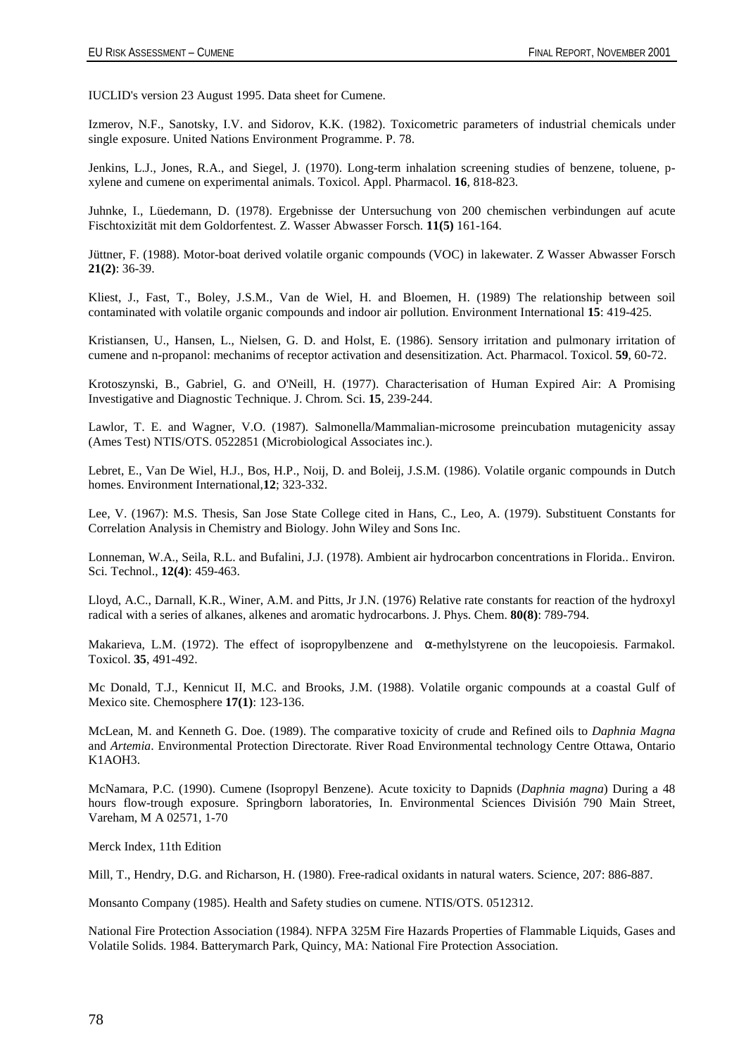IUCLID's version 23 August 1995. Data sheet for Cumene.

Izmerov, N.F., Sanotsky, I.V. and Sidorov, K.K. (1982). Toxicometric parameters of industrial chemicals under single exposure. United Nations Environment Programme. P. 78.

Jenkins, L.J., Jones, R.A., and Siegel, J. (1970). Long-term inhalation screening studies of benzene, toluene, p-xylene and cumene on experimental animals. Toxicol. Appl. Pharmacol. **16**, 818-823.

Juhnke, I., Lüedemann, D. (1978). Ergebnisse der Untersuchung von 200 chemischen verbindungen auf acute Fischtoxizität mit dem Goldorfentest. Z. Wasser Abwasser Forsch. **11(5)** 161-164.

Jüttner, F. (1988). Motor-boat derived volatile organic compounds (VOC) in lakewater. Z Wasser Abwasser Forsch **21(2)**: 36-39.

Kliest, J., Fast, T., Boley, J.S.M., Van de Wiel, H. and Bloemen, H. (1989) The relationship between soil contaminated with volatile organic compounds and indoor air pollution. Environment International **15**: 419-425.

Kristiansen, U., Hansen, L., Nielsen, G. D. and Holst, E. (1986). Sensory irritation and pulmonary irritation of cumene and n-propanol: mechanims of receptor activation and desensitization. Act. Pharmacol. Toxicol. **59**, 60-72.

Krotoszynski, B., Gabriel, G. and O'Neill, H. (1977). Characterisation of Human Expired Air: A Promising Investigative and Diagnostic Technique. J. Chrom. Sci. **15**, 239-244.

Lawlor, T. E. and Wagner, V.O. (1987). Salmonella/Mammalian-microsome preincubation mutagenicity assay (Ames Test) NTIS/OTS. 0522851 (Microbiological Associates inc.).

Lebret, E., Van De Wiel, H.J., Bos, H.P., Noij, D. and Boleij, J.S.M. (1986). Volatile organic compounds in Dutch homes. Environment International,**12**; 323-332.

Lee, V. (1967): M.S. Thesis, San Jose State College cited in Hans, C., Leo, A. (1979). Substituent Constants for Correlation Analysis in Chemistry and Biology. John Wiley and Sons Inc.

Lonneman, W.A., Seila, R.L. and Bufalini, J.J. (1978). Ambient air hydrocarbon concentrations in Florida.. Environ. Sci. Technol., **12(4)**: 459-463.

Lloyd, A.C., Darnall, K.R., Winer, A.M. and Pitts, Jr J.N. (1976) Relative rate constants for reaction of the hydroxyl radical with a series of alkanes, alkenes and aromatic hydrocarbons. J. Phys. Chem. **80(8)**: 789-794.

Makarieva, L.M. (1972). The effect of isopropylbenzene and $\alpha$-methylstyrene on the leucopoiesis. Farmakol. Toxicol. **35**, 491-492.

Mc Donald, T.J., Kennicut II, M.C. and Brooks, J.M. (1988). Volatile organic compounds at a coastal Gulf of Mexico site. Chemosphere **17(1)**: 123-136.

McLean, M. and Kenneth G. Doe. (1989). The comparative toxicity of crude and Refined oils to *Daphnia Magna* and *Artemia*. Environmental Protection Directorate. River Road Environmental technology Centre Ottawa, Ontario K1AOH3.

McNamara, P.C. (1990). Cumene (Isopropyl Benzene). Acute toxicity to Dapnids (*Daphnia magna*) During a 48 hours flow-trough exposure. Springborn laboratories, In. Environmental Sciences División 790 Main Street, Vareham, M A 02571, 1-70

Merck Index, 11th Edition

Mill, T., Hendry, D.G. and Richarson, H. (1980). Free-radical oxidants in natural waters. Science, 207: 886-887.

Monsanto Company (1985). Health and Safety studies on cumene. NTIS/OTS. 0512312.

National Fire Protection Association (1984). NFPA 325M Fire Hazards Properties of Flammable Liquids, Gases and Volatile Solids. 1984. Batterymarch Park, Quincy, MA: National Fire Protection Association.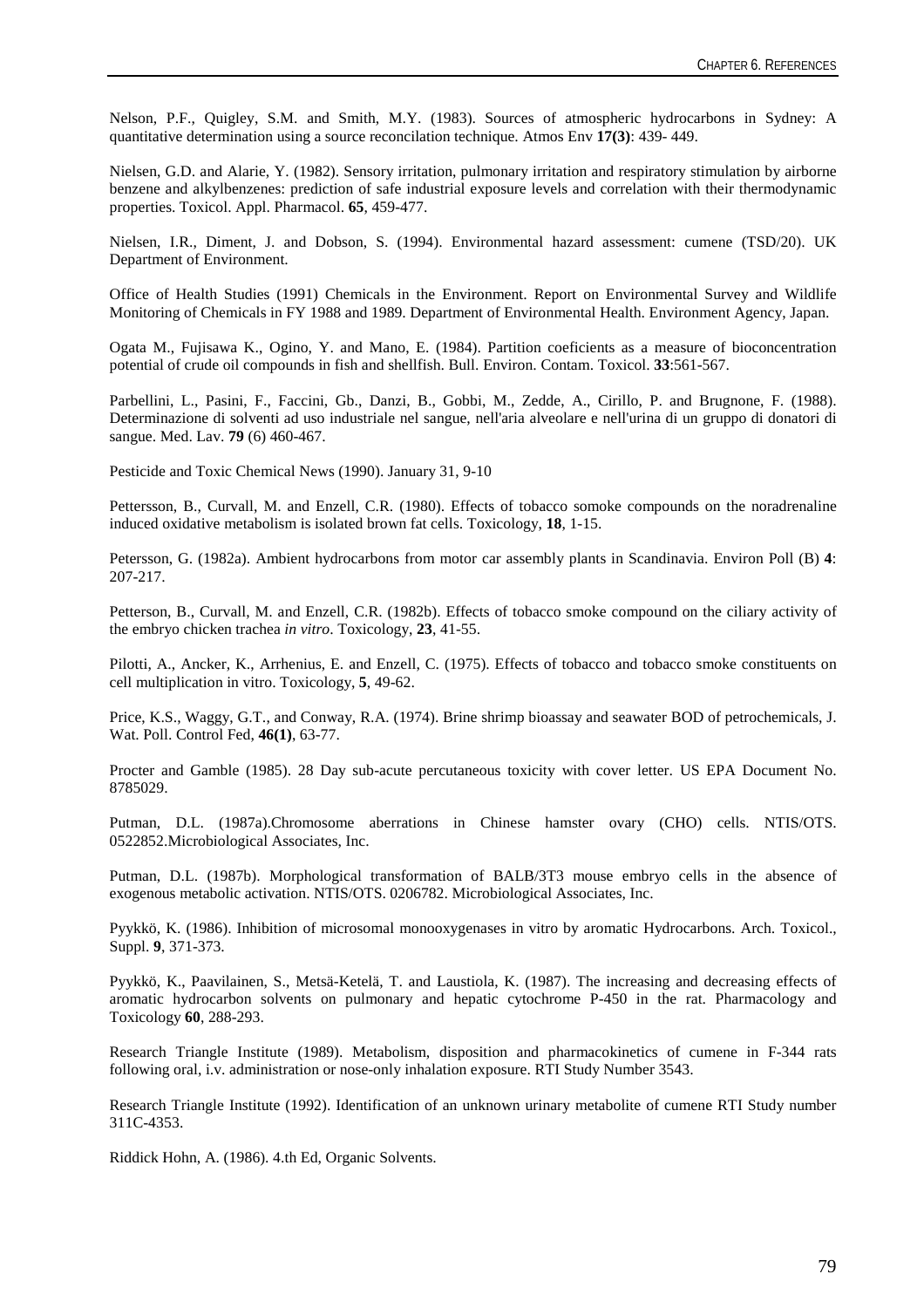Nelson, P.F., Quigley, S.M. and Smith, M.Y. (1983). Sources of atmospheric hydrocarbons in Sydney: A quantitative determination using a source reconcilation technique. Atmos Env **17(3)**: 439- 449.

Nielsen, G.D. and Alarie, Y. (1982). Sensory irritation, pulmonary irritation and respiratory stimulation by airborne benzene and alkylbenzenes: prediction of safe industrial exposure levels and correlation with their thermodynamic properties. Toxicol. Appl. Pharmacol. **65**, 459-477.

Nielsen, I.R., Diment, J. and Dobson, S. (1994). Environmental hazard assessment: cumene (TSD/20). UK Department of Environment.

Office of Health Studies (1991) Chemicals in the Environment. Report on Environmental Survey and Wildlife Monitoring of Chemicals in FY 1988 and 1989. Department of Environmental Health. Environment Agency, Japan.

Ogata M., Fujisawa K., Ogino, Y. and Mano, E. (1984). Partition coeficients as a measure of bioconcentration potential of crude oil compounds in fish and shellfish. Bull. Environ. Contam. Toxicol. **33**:561-567.

Parbellini, L., Pasini, F., Faccini, Gb., Danzi, B., Gobbi, M., Zedde, A., Cirillo, P. and Brugnone, F. (1988). Determinazione di solventi ad uso industriale nel sangue, nell'aria alveolare e nell'urina di un gruppo di donatori di sangue. Med. Lav. **79** (6) 460-467.

Pesticide and Toxic Chemical News (1990). January 31, 9-10

Pettersson, B., Curvall, M. and Enzell, C.R. (1980). Effects of tobacco somoke compounds on the noradrenaline induced oxidative metabolism is isolated brown fat cells. Toxicology, **18**, 1-15.

Petersson, G. (1982a). Ambient hydrocarbons from motor car assembly plants in Scandinavia. Environ Poll (B) **4**: 207-217.

Petterson, B., Curvall, M. and Enzell, C.R. (1982b). Effects of tobacco smoke compound on the ciliary activity of the embryo chicken trachea *in vitro*. Toxicology, **23**, 41-55.

Pilotti, A., Ancker, K., Arrhenius, E. and Enzell, C. (1975). Effects of tobacco and tobacco smoke constituents on cell multiplication in vitro. Toxicology, **5**, 49-62.

Price, K.S., Waggy, G.T., and Conway, R.A. (1974). Brine shrimp bioassay and seawater BOD of petrochemicals, J. Wat. Poll. Control Fed, **46(1)**, 63-77.

Procter and Gamble (1985). 28 Day sub-acute percutaneous toxicity with cover letter. US EPA Document No. 8785029.

Putman, D.L. (1987a).Chromosome aberrations in Chinese hamster ovary (CHO) cells. NTIS/OTS. 0522852.Microbiological Associates, Inc.

Putman, D.L. (1987b). Morphological transformation of BALB/3T3 mouse embryo cells in the absence of exogenous metabolic activation. NTIS/OTS. 0206782. Microbiological Associates, Inc.

Pyykkö, K. (1986). Inhibition of microsomal monooxygenases in vitro by aromatic Hydrocarbons. Arch. Toxicol., Suppl. **9**, 371-373.

Pyykkö, K., Paavilainen, S., Metsä-Ketelä, T. and Laustiola, K. (1987). The increasing and decreasing effects of aromatic hydrocarbon solvents on pulmonary and hepatic cytochrome P-450 in the rat. Pharmacology and Toxicology **60**, 288-293.

Research Triangle Institute (1989). Metabolism, disposition and pharmacokinetics of cumene in F-344 rats following oral, i.v. administration or nose-only inhalation exposure. RTI Study Number 3543.

Research Triangle Institute (1992). Identification of an unknown urinary metabolite of cumene RTI Study number 311C-4353.

Riddick Hohn, A. (1986). 4.th Ed, Organic Solvents.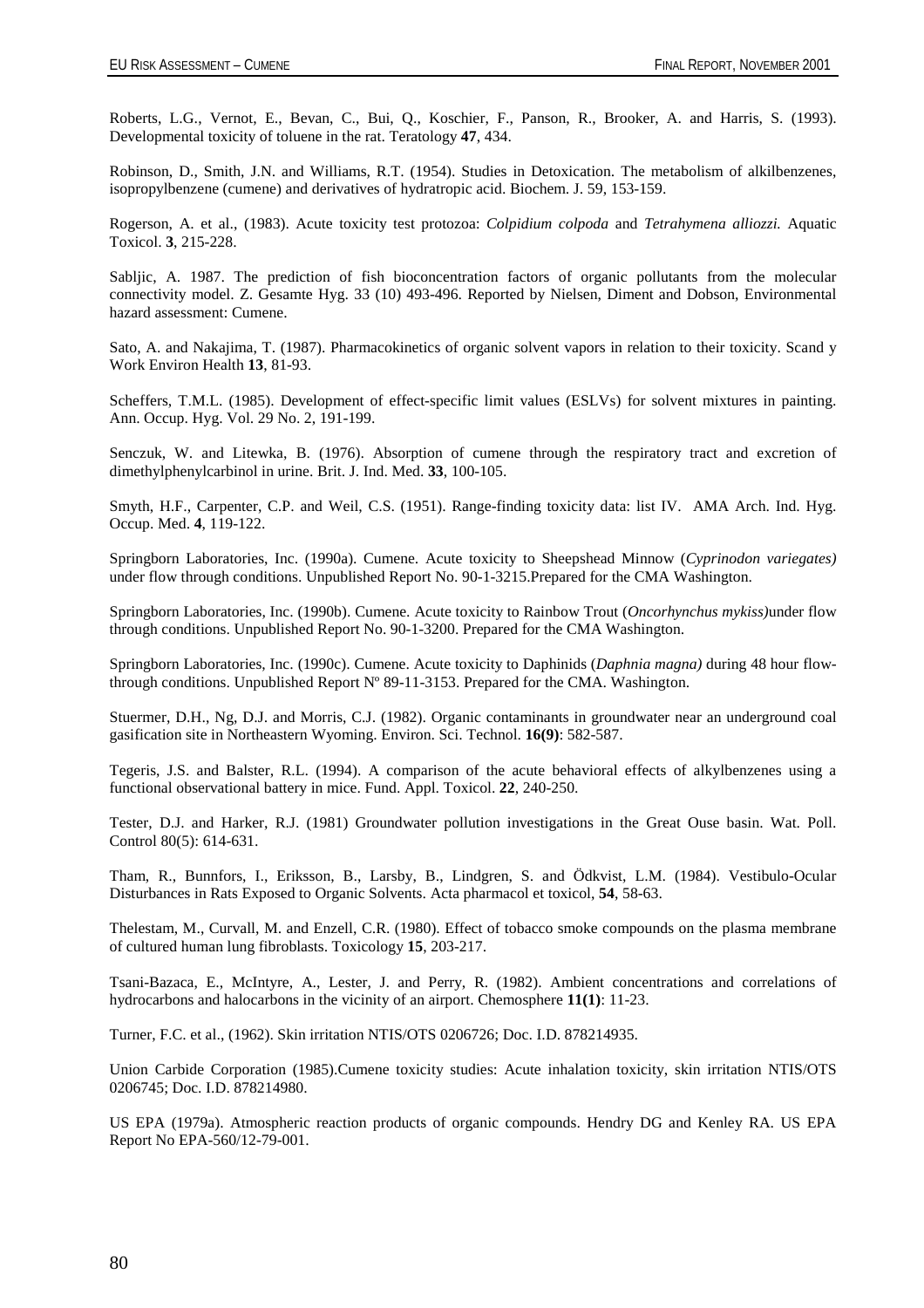Roberts, L.G., Vernot, E., Bevan, C., Bui, Q., Koschier, F., Panson, R., Brooker, A. and Harris, S. (1993). Developmental toxicity of toluene in the rat. Teratology **47**, 434.

Robinson, D., Smith, J.N. and Williams, R.T. (1954). Studies in Detoxication. The metabolism of alkilbenzenes, isopropylbenzene (cumene) and derivatives of hydratropic acid. Biochem. J. 59, 153-159.

Rogerson, A. et al., (1983). Acute toxicity test protozoa: *Colpidium colpoda* and *Tetrahymena alliozzi.* Aquatic Toxicol. **3**, 215-228.

Sabljic, A. 1987. The prediction of fish bioconcentration factors of organic pollutants from the molecular connectivity model. Z. Gesamte Hyg. 33 (10) 493-496. Reported by Nielsen, Diment and Dobson, Environmental hazard assessment: Cumene.

Sato, A. and Nakajima, T. (1987). Pharmacokinetics of organic solvent vapors in relation to their toxicity. Scand y Work Environ Health **13**, 81-93.

Scheffers, T.M.L. (1985). Development of effect-specific limit values (ESLVs) for solvent mixtures in painting. Ann. Occup. Hyg. Vol. 29 No. 2, 191-199.

Senczuk, W. and Litewka, B. (1976). Absorption of cumene through the respiratory tract and excretion of dimethylphenylcarbinol in urine. Brit. J. Ind. Med. **33**, 100-105.

Smyth, H.F., Carpenter, C.P. and Weil, C.S. (1951). Range-finding toxicity data: list IV. AMA Arch. Ind. Hyg. Occup. Med. **4**, 119-122.

Springborn Laboratories, Inc. (1990a). Cumene. Acute toxicity to Sheepshead Minnow (*Cyprinodon variegates)* under flow through conditions. Unpublished Report No. 90-1-3215.Prepared for the CMA Washington.

Springborn Laboratories, Inc. (1990b). Cumene. Acute toxicity to Rainbow Trout (*Oncorhynchus mykiss)*under flow through conditions. Unpublished Report No. 90-1-3200. Prepared for the CMA Washington.

Springborn Laboratories, Inc. (1990c). Cumene. Acute toxicity to Daphinids (*Daphnia magna)* during 48 hour flow-through conditions. Unpublished Report Nº 89-11-3153. Prepared for the CMA. Washington.

Stuermer, D.H., Ng, D.J. and Morris, C.J. (1982). Organic contaminants in groundwater near an underground coal gasification site in Northeastern Wyoming. Environ. Sci. Technol. **16(9)**: 582-587.

Tegeris, J.S. and Balster, R.L. (1994). A comparison of the acute behavioral effects of alkylbenzenes using a functional observational battery in mice. Fund. Appl. Toxicol. **22**, 240-250.

Tester, D.J. and Harker, R.J. (1981) Groundwater pollution investigations in the Great Ouse basin. Wat. Poll. Control 80(5): 614-631.

Tham, R., Bunnfors, I., Eriksson, B., Larsby, B., Lindgren, S. and Ödkvist, L.M. (1984). Vestibulo-Ocular Disturbances in Rats Exposed to Organic Solvents. Acta pharmacol et toxicol, **54**, 58-63.

Thelestam, M., Curvall, M. and Enzell, C.R. (1980). Effect of tobacco smoke compounds on the plasma membrane of cultured human lung fibroblasts. Toxicology **15**, 203-217.

Tsani-Bazaca, E., McIntyre, A., Lester, J. and Perry, R. (1982). Ambient concentrations and correlations of hydrocarbons and halocarbons in the vicinity of an airport. Chemosphere **11(1)**: 11-23.

Turner, F.C. et al., (1962). Skin irritation NTIS/OTS 0206726; Doc. I.D. 878214935.

Union Carbide Corporation (1985).Cumene toxicity studies: Acute inhalation toxicity, skin irritation NTIS/OTS 0206745; Doc. I.D. 878214980.

US EPA (1979a). Atmospheric reaction products of organic compounds. Hendry DG and Kenley RA. US EPA Report No EPA-560/12-79-001.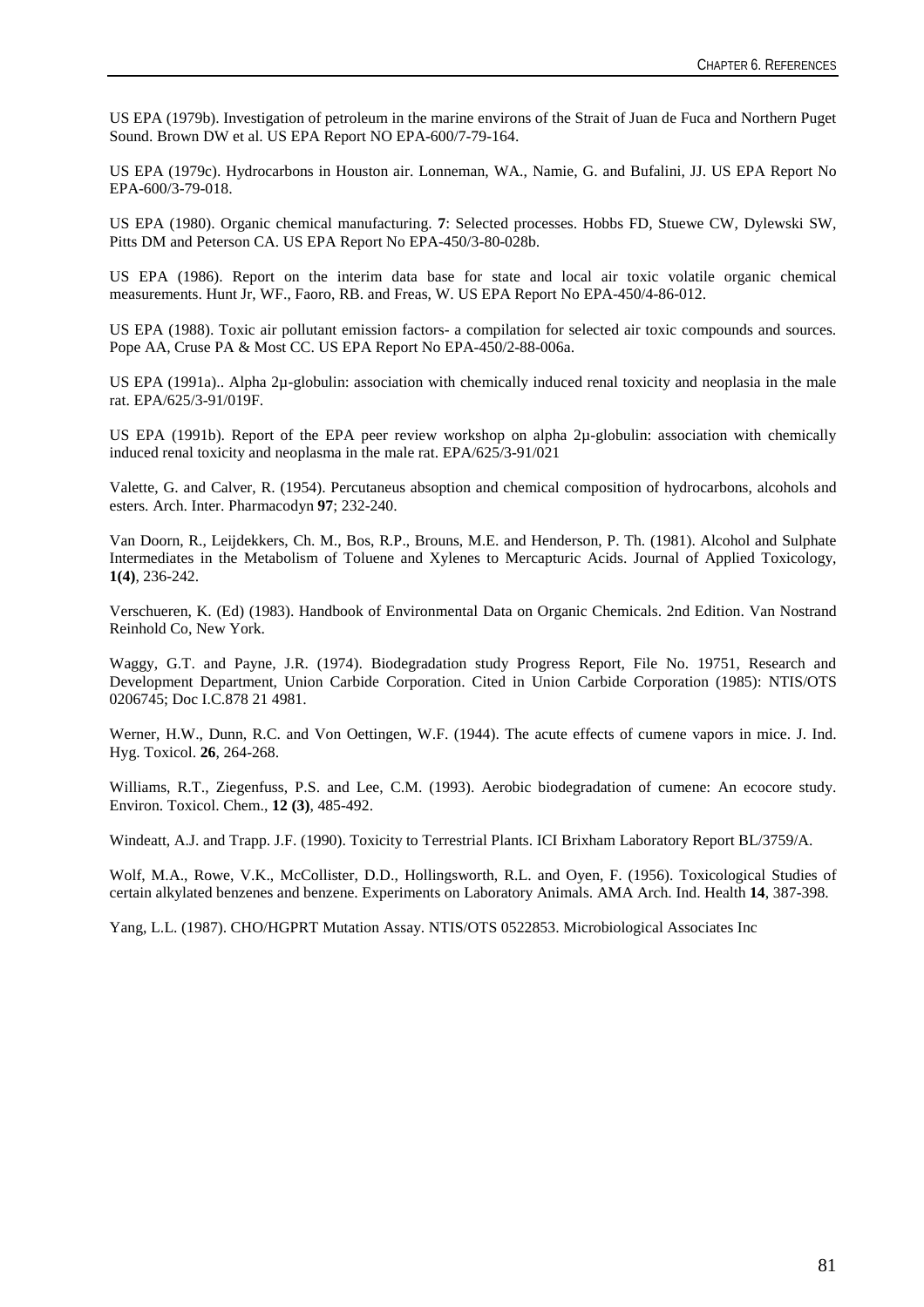US EPA (1979b). Investigation of petroleum in the marine environs of the Strait of Juan de Fuca and Northern Puget Sound. Brown DW et al. US EPA Report NO EPA-600/7-79-164.

US EPA (1979c). Hydrocarbons in Houston air. Lonneman, WA., Namie, G. and Bufalini, JJ. US EPA Report No EPA-600/3-79-018.

US EPA (1980). Organic chemical manufacturing. **7**: Selected processes. Hobbs FD, Stuewe CW, Dylewski SW, Pitts DM and Peterson CA. US EPA Report No EPA-450/3-80-028b.

US EPA (1986). Report on the interim data base for state and local air toxic volatile organic chemical measurements. Hunt Jr, WF., Faoro, RB. and Freas, W. US EPA Report No EPA-450/4-86-012.

US EPA (1988). Toxic air pollutant emission factors- a compilation for selected air toxic compounds and sources. Pope AA, Cruse PA & Most CC. US EPA Report No EPA-450/2-88-006a.

US EPA (1991a).. Alpha 2µ-globulin: association with chemically induced renal toxicity and neoplasia in the male rat. EPA/625/3-91/019F.

US EPA (1991b). Report of the EPA peer review workshop on alpha 2µ-globulin: association with chemically induced renal toxicity and neoplasma in the male rat. EPA/625/3-91/021

Valette, G. and Calver, R. (1954). Percutaneus absoption and chemical composition of hydrocarbons, alcohols and esters. Arch. Inter. Pharmacodyn **97**; 232-240.

Van Doorn, R., Leijdekkers, Ch. M., Bos, R.P., Brouns, M.E. and Henderson, P. Th. (1981). Alcohol and Sulphate Intermediates in the Metabolism of Toluene and Xylenes to Mercapturic Acids. Journal of Applied Toxicology, **1(4)**, 236-242.

Verschueren, K. (Ed) (1983). Handbook of Environmental Data on Organic Chemicals. 2nd Edition. Van Nostrand Reinhold Co, New York.

Waggy, G.T. and Payne, J.R. (1974). Biodegradation study Progress Report, File No. 19751, Research and Development Department, Union Carbide Corporation. Cited in Union Carbide Corporation (1985): NTIS/OTS 0206745; Doc I.C.878 21 4981.

Werner, H.W., Dunn, R.C. and Von Oettingen, W.F. (1944). The acute effects of cumene vapors in mice. J. Ind. Hyg. Toxicol. **26**, 264-268.

Williams, R.T., Ziegenfuss, P.S. and Lee, C.M. (1993). Aerobic biodegradation of cumene: An ecocore study. Environ. Toxicol. Chem., **12 (3)**, 485-492.

Windeatt, A.J. and Trapp. J.F. (1990). Toxicity to Terrestrial Plants. ICI Brixham Laboratory Report BL/3759/A.

Wolf, M.A., Rowe, V.K., McCollister, D.D., Hollingsworth, R.L. and Oyen, F. (1956). Toxicological Studies of certain alkylated benzenes and benzene. Experiments on Laboratory Animals. AMA Arch. Ind. Health **14**, 387-398.

Yang, L.L. (1987). CHO/HGPRT Mutation Assay. NTIS/OTS 0522853. Microbiological Associates Inc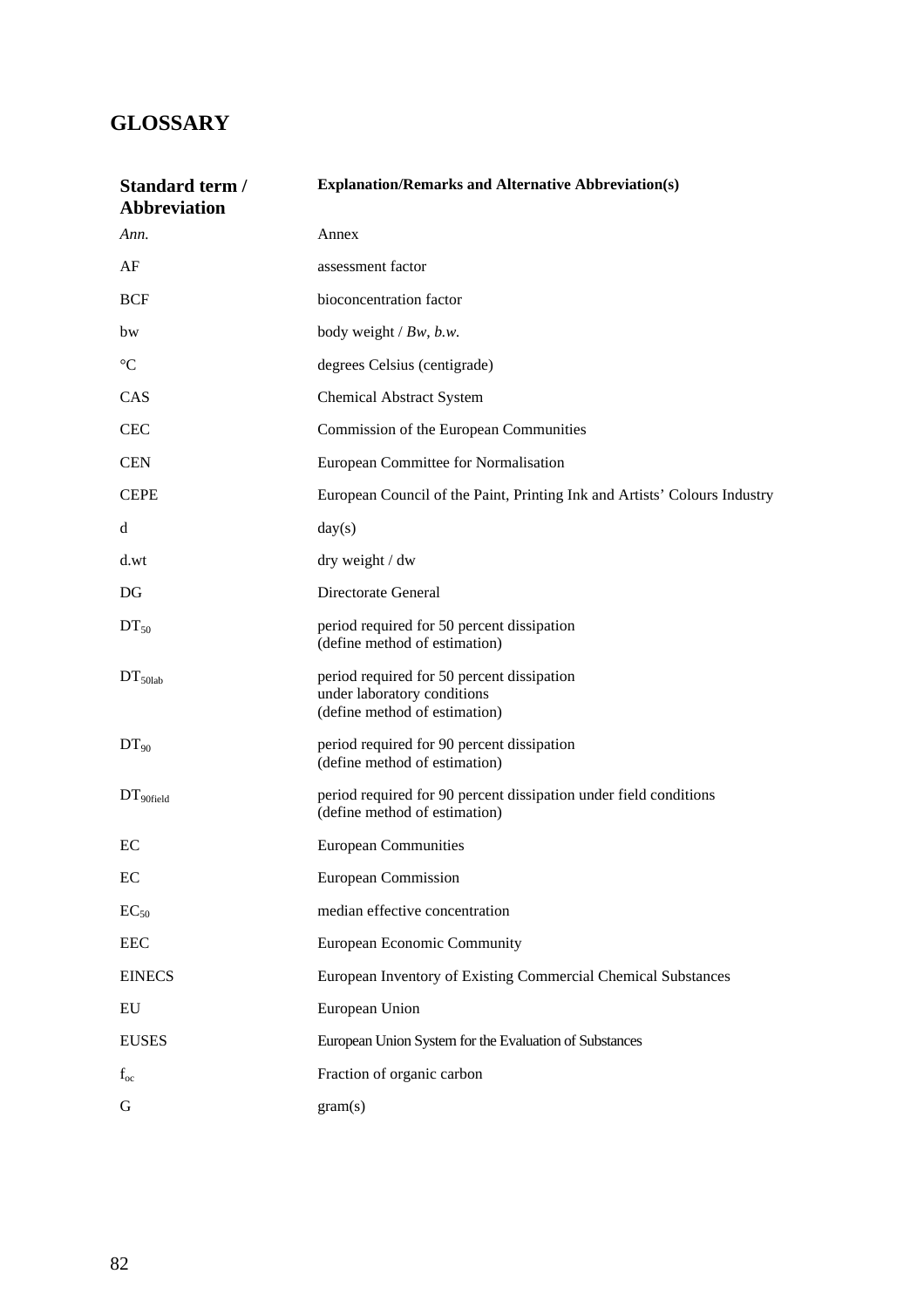## GLOSSARY

| Standard term / Abbreviation | Explanation/Remarks and Alternative Abbreviation(s) |
|---|---|
| *Ann.* | Annex |
| AF | assessment factor |
| BCF | bioconcentration factor |
| bw | body weight / *Bw, b.w.* |
| °C | degrees Celsius (centigrade) |
| CAS | Chemical Abstract System |
| CEC | Commission of the European Communities |
| CEN | European Committee for Normalisation |
| CEPE | European Council of the Paint, Printing Ink and Artists' Colours Industry |
| d | day(s) |
| d.wt | dry weight / dw |
| DG | Directorate General |
| $DT_{50}$ | period required for 50 percent dissipation (define method of estimation) |
| $DT_{50lab}$ | period required for 50 percent dissipation under laboratory conditions (define method of estimation) |
| $DT_{90}$ | period required for 90 percent dissipation (define method of estimation) |
| $DT_{90field}$ | period required for 90 percent dissipation under field conditions (define method of estimation) |
| EC | European Communities |
| EC | European Commission |
| $EC_{50}$ | median effective concentration |
| EEC | European Economic Community |
| EINECS | European Inventory of Existing Commercial Chemical Substances |
| EU | European Union |
| EUSES | European Union System for the Evaluation of Substances |
| $f_{oc}$ | Fraction of organic carbon |
| G | gram(s) |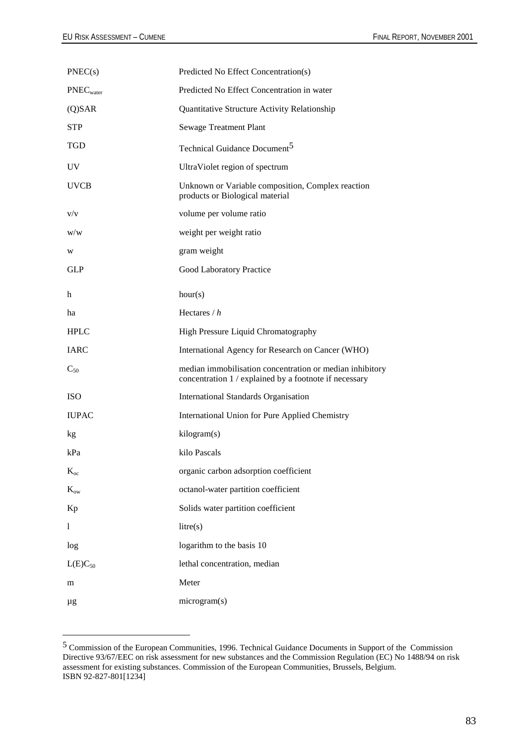| | |
|---|---|
| PNEC(s) | Predicted No Effect Concentration(s) |
| $PNEC_{water}$ | Predicted No Effect Concentration in water |
| (Q)SAR | Quantitative Structure Activity Relationship |
| STP | Sewage Treatment Plant |
| TGD | Technical Guidance Document[5] |
| UV | UltraViolet region of spectrum |
| UVCB | Unknown or Variable composition, Complex reaction products or Biological material |
| v/v | volume per volume ratio |
| w/w | weight per weight ratio |
| w | gram weight |
| GLP | Good Laboratory Practice |
| h | hour(s) |
| ha | Hectares / *h* |
| HPLC | High Pressure Liquid Chromatography |
| IARC | International Agency for Research on Cancer (WHO) |
| $C_{50}$ | median immobilisation concentration or median inhibitory concentration 1 / explained by a footnote if necessary |
| ISO | International Standards Organisation |
| IUPAC | International Union for Pure Applied Chemistry |
| kg | kilogram(s) |
| kPa | kilo Pascals |
| $K_{oc}$ | organic carbon adsorption coefficient |
| $K_{ow}$ | octanol-water partition coefficient |
| Kp | Solids water partition coefficient |
| l | litre(s) |
| log | logarithm to the basis 10 |
| $L(E)C_{50}$ | lethal concentration, median |
| m | Meter |
| μg | microgram(s) |

[5] Commission of the European Communities, 1996. Technical Guidance Documents in Support of the Commission Directive 93/67/EEC on risk assessment for new substances and the Commission Regulation (EC) No 1488/94 on risk assessment for existing substances. Commission of the European Communities, Brussels, Belgium. ISBN 92-827-801[1234]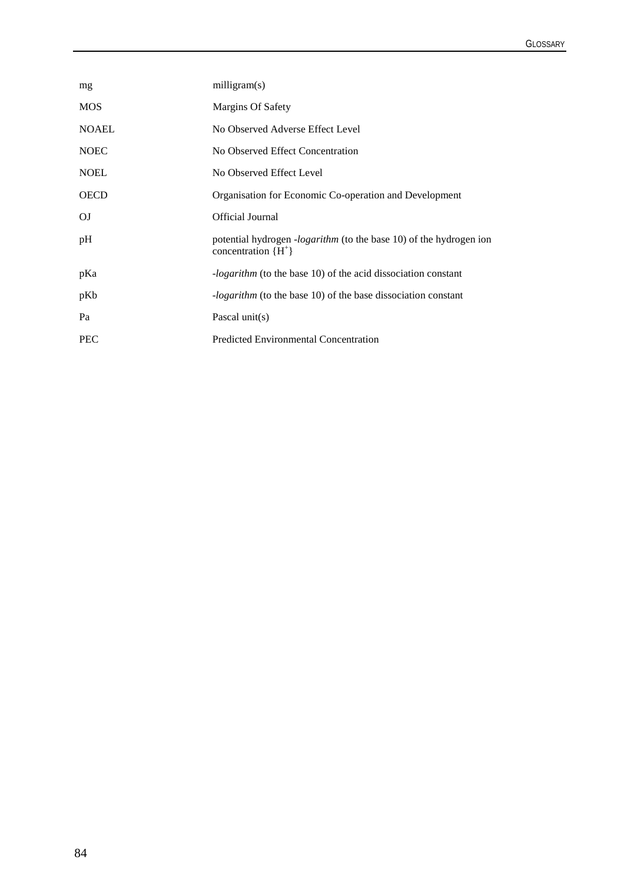| | |
|---|---|
| mg | milligram(s) |
| MOS | Margins Of Safety |
| NOAEL | No Observed Adverse Effect Level |
| NOEC | No Observed Effect Concentration |
| NOEL | No Observed Effect Level |
| OECD | Organisation for Economic Co-operation and Development |
| OJ | Official Journal |
| pH | potential hydrogen -*logarithm* (to the base 10) of the hydrogen ion concentration $\{H^+\}$ |
| pKa | -*logarithm* (to the base 10) of the acid dissociation constant |
| pKb | -*logarithm* (to the base 10) of the base dissociation constant |
| Pa | Pascal unit(s) |
| PEC | Predicted Environmental Concentration |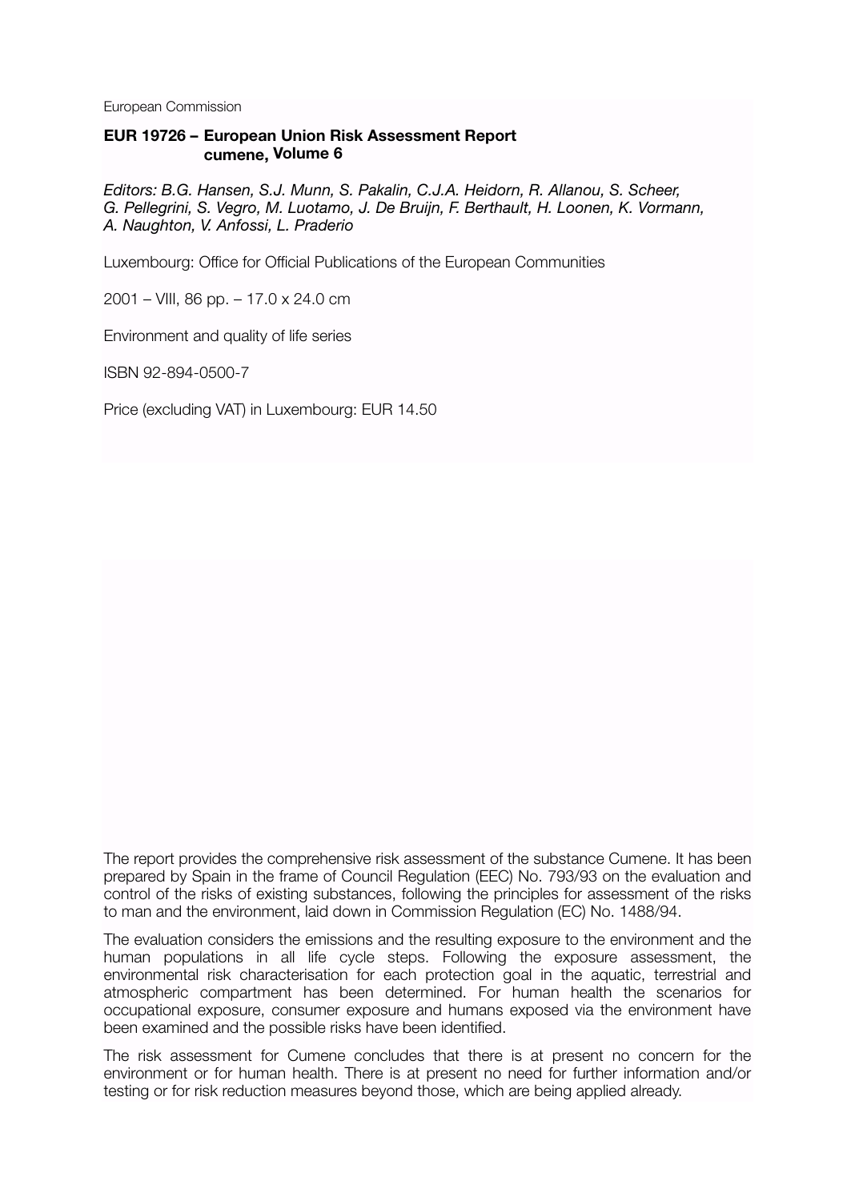European Commission

**EUR 19726 – European Union Risk Assessment Report cumene, Volume 6**

*Editors: B.G. Hansen, S.J. Munn, S. Pakalin, C.J.A. Heidorn, R. Allanou, S. Scheer, G. Pellegrini, S. Vegro, M. Luotamo, J. De Bruijn, F. Berthault, H. Loonen, K. Vormann, A. Naughton, V. Anfossi, L. Praderio*

Luxembourg: Office for Official Publications of the European Communities

2001 – VIII, 86 pp. – 17.0 x 24.0 cm

Environment and quality of life series

ISBN 92-894-0500-7

Price (excluding VAT) in Luxembourg: EUR 14.50

The report provides the comprehensive risk assessment of the substance Cumene. It has been prepared by Spain in the frame of Council Regulation (EEC) No. 793/93 on the evaluation and control of the risks of existing substances, following the principles for assessment of the risks to man and the environment, laid down in Commission Regulation (EC) No. 1488/94.

The evaluation considers the emissions and the resulting exposure to the environment and the human populations in all life cycle steps. Following the exposure assessment, the environmental risk characterisation for each protection goal in the aquatic, terrestrial and atmospheric compartment has been determined. For human health the scenarios for occupational exposure, consumer exposure and humans exposed via the environment have been examined and the possible risks have been identified.

The risk assessment for Cumene concludes that there is at present no concern for the environment or for human health. There is at present no need for further information and/or testing or for risk reduction measures beyond those, which are being applied already.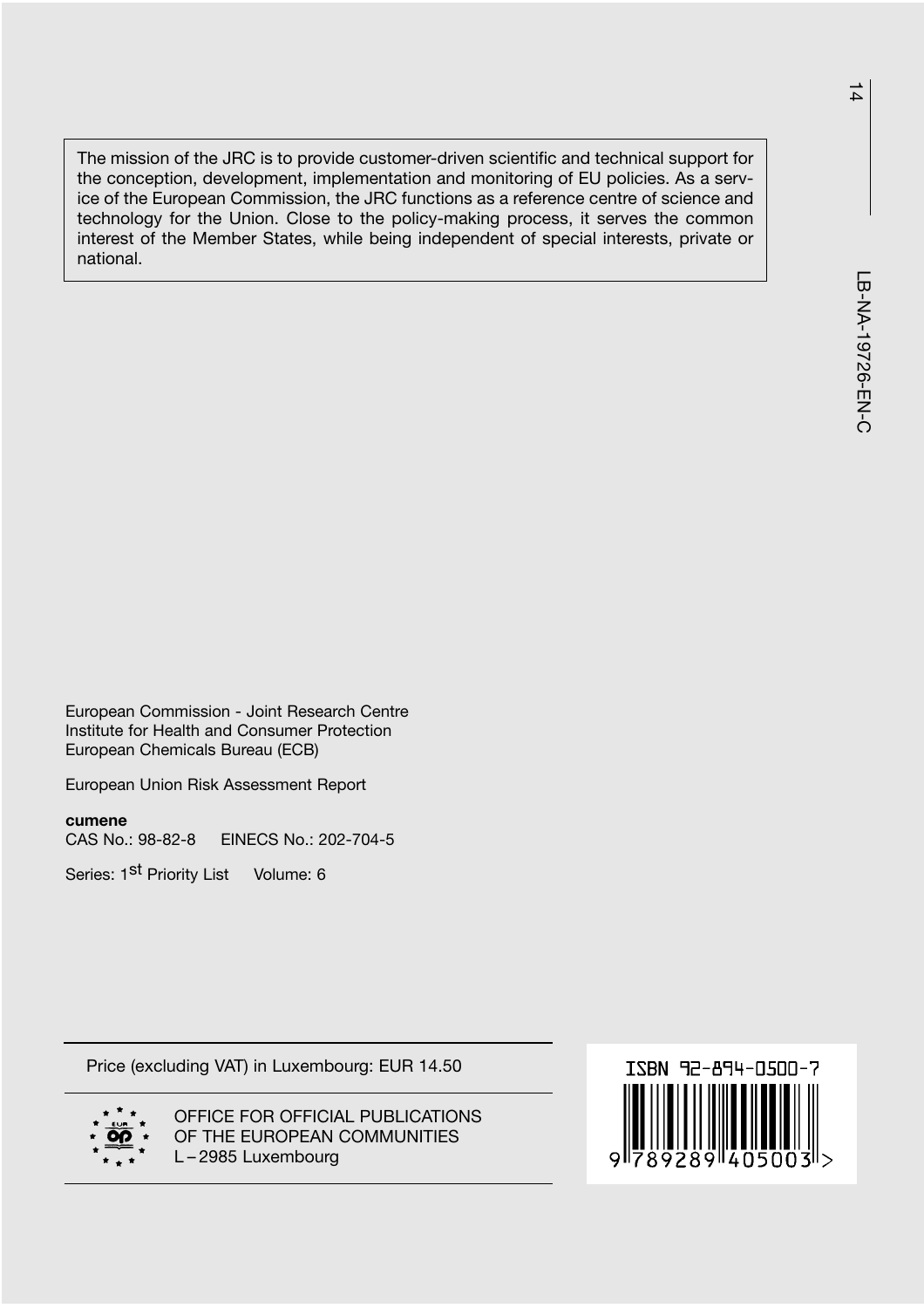The mission of the JRC is to provide customer-driven scientific and technical support for the conception, development, implementation and monitoring of EU policies. As a service of the European Commission, the JRC functions as a reference centre of science and technology for the Union. Close to the policy-making process, it serves the common interest of the Member States, while being independent of special interests, private or national.

LB-NA-19726-EN-C

European Commission - Joint Research Centre
Institute for Health and Consumer Protection
European Chemicals Bureau (ECB)

European Union Risk Assessment Report

**cumene**
CAS No.: 98-82-8 EINECS No.: 202-704-5

Series: 1st Priority List Volume: 6

Price (excluding VAT) in Luxembourg: EUR 14.50

OFFICE FOR OFFICIAL PUBLICATIONS
OF THE EUROPEAN COMMUNITIES
L – 2985 Luxembourg

ISBN 92-894-0500-7